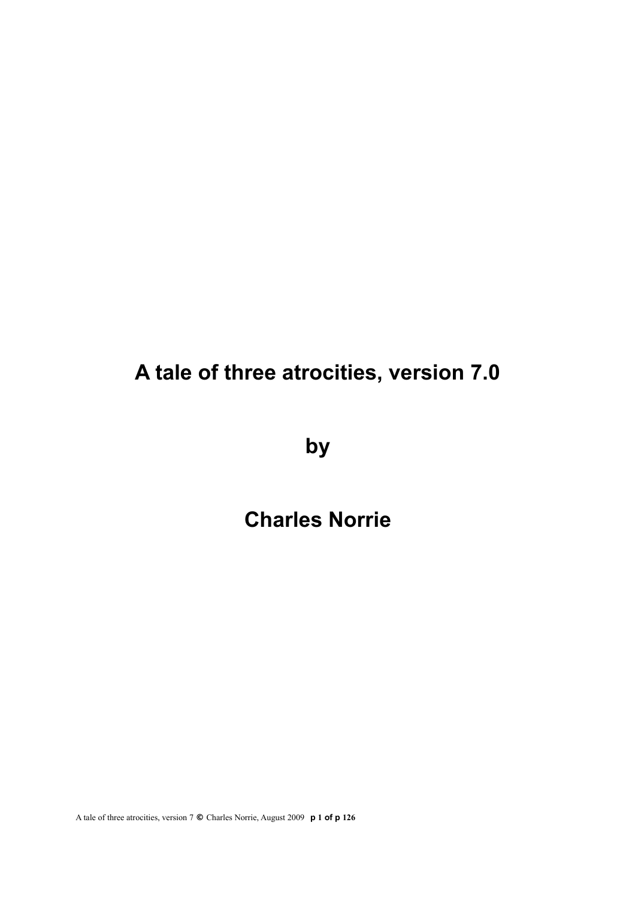# A tale of three atrocities, version 7.0

**by**

**Charles Norrie**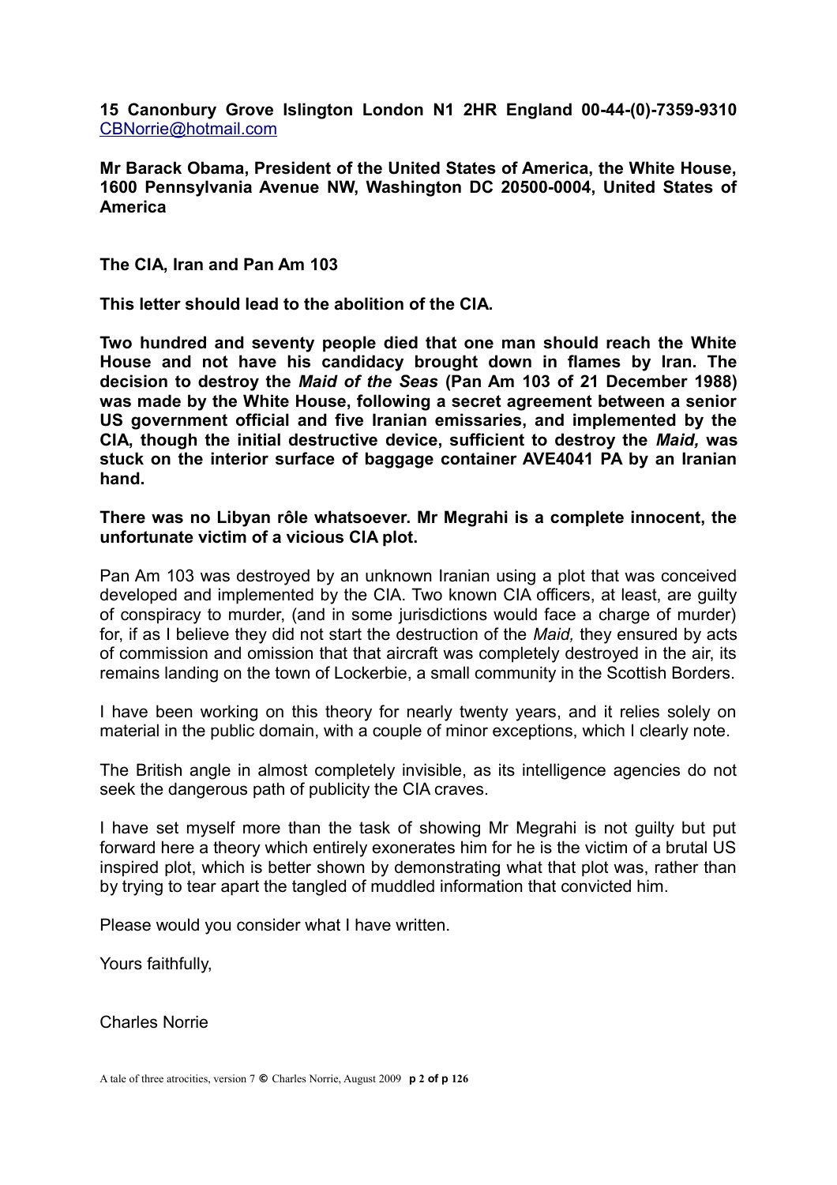**15 Canonbury Grove Islington London N1 2HR England 00-44-(0)-7359-9310** CBNorrie@hotmail.com

**Mr Barack Obama, President of the United States of America, the White House, 1600 Pennsylvania Avenue NW, Washington DC 20500-0004, United States of America**

**The CIA, Iran and Pan Am 103**

**This letter should lead to the abolition of the CIA.**

**Two hundred and seventy people died that one man should reach the White House and not have his candidacy brought down in flames by Iran. The decision to destroy the *Maid of the Seas* (Pan Am 103 of 21 December 1988) was made by the White House, following a secret agreement between a senior US government official and five Iranian emissaries, and implemented by the CIA, though the initial destructive device, sufficient to destroy the *Maid,* was stuck on the interior surface of baggage container AVE4041 PA by an Iranian hand.**

**There was no Libyan rôle whatsoever. Mr Megrahi is a complete innocent, the unfortunate victim of a vicious CIA plot.**

Pan Am 103 was destroyed by an unknown Iranian using a plot that was conceived developed and implemented by the CIA. Two known CIA officers, at least, are guilty of conspiracy to murder, (and in some jurisdictions would face a charge of murder) for, if as I believe they did not start the destruction of the *Maid,* they ensured by acts of commission and omission that that aircraft was completely destroyed in the air, its remains landing on the town of Lockerbie, a small community in the Scottish Borders.

I have been working on this theory for nearly twenty years, and it relies solely on material in the public domain, with a couple of minor exceptions, which I clearly note.

The British angle in almost completely invisible, as its intelligence agencies do not seek the dangerous path of publicity the CIA craves.

I have set myself more than the task of showing Mr Megrahi is not guilty but put forward here a theory which entirely exonerates him for he is the victim of a brutal US inspired plot, which is better shown by demonstrating what that plot was, rather than by trying to tear apart the tangled of muddled information that convicted him.

Please would you consider what I have written.

Yours faithfully,

Charles Norrie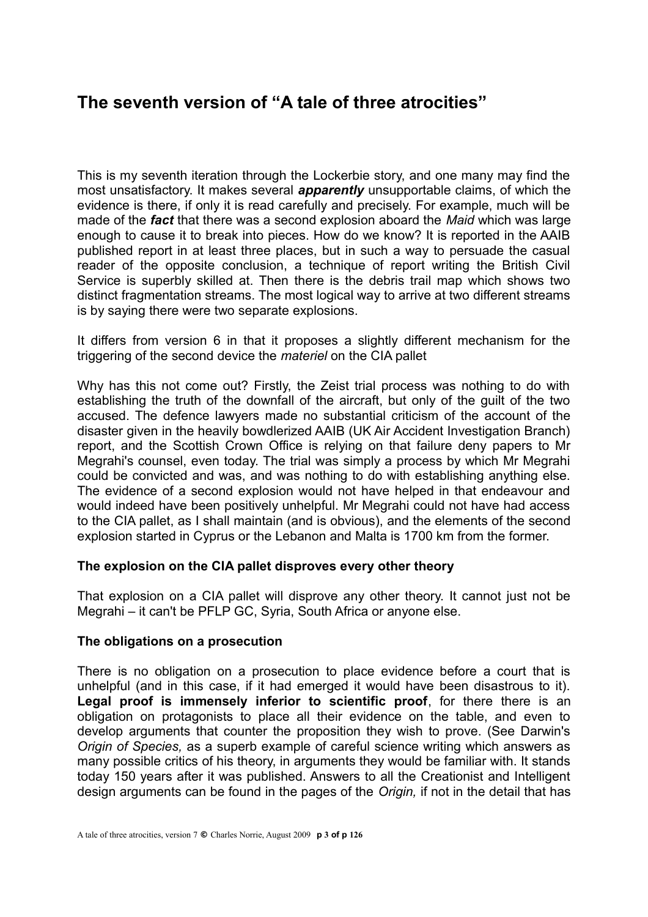# The seventh version of "A tale of three atrocities"

This is my seventh iteration through the Lockerbie story, and one many may find the most unsatisfactory. It makes several ***apparently*** unsupportable claims, of which the evidence is there, if only it is read carefully and precisely. For example, much will be made of the ***fact*** that there was a second explosion aboard the *Maid* which was large enough to cause it to break into pieces. How do we know? It is reported in the AAIB published report in at least three places, but in such a way to persuade the casual reader of the opposite conclusion, a technique of report writing the British Civil Service is superbly skilled at. Then there is the debris trail map which shows two distinct fragmentation streams. The most logical way to arrive at two different streams is by saying there were two separate explosions.

It differs from version 6 in that it proposes a slightly different mechanism for the triggering of the second device the *materiel* on the CIA pallet

Why has this not come out? Firstly, the Zeist trial process was nothing to do with establishing the truth of the downfall of the aircraft, but only of the guilt of the two accused. The defence lawyers made no substantial criticism of the account of the disaster given in the heavily bowdlerized AAIB (UK Air Accident Investigation Branch) report, and the Scottish Crown Office is relying on that failure deny papers to Mr Megrahi's counsel, even today. The trial was simply a process by which Mr Megrahi could be convicted and was, and was nothing to do with establishing anything else. The evidence of a second explosion would not have helped in that endeavour and would indeed have been positively unhelpful. Mr Megrahi could not have had access to the CIA pallet, as I shall maintain (and is obvious), and the elements of the second explosion started in Cyprus or the Lebanon and Malta is 1700 km from the former.

### The explosion on the CIA pallet disproves every other theory

That explosion on a CIA pallet will disprove any other theory. It cannot just not be Megrahi – it can't be PFLP GC, Syria, South Africa or anyone else.

### The obligations on a prosecution

There is no obligation on a prosecution to place evidence before a court that is unhelpful (and in this case, if it had emerged it would have been disastrous to it). **Legal proof is immensely inferior to scientific proof**, for there there is an obligation on protagonists to place all their evidence on the table, and even to develop arguments that counter the proposition they wish to prove. (See Darwin's *Origin of Species,* as a superb example of careful science writing which answers as many possible critics of his theory, in arguments they would be familiar with. It stands today 150 years after it was published. Answers to all the Creationist and Intelligent design arguments can be found in the pages of the *Origin,* if not in the detail that has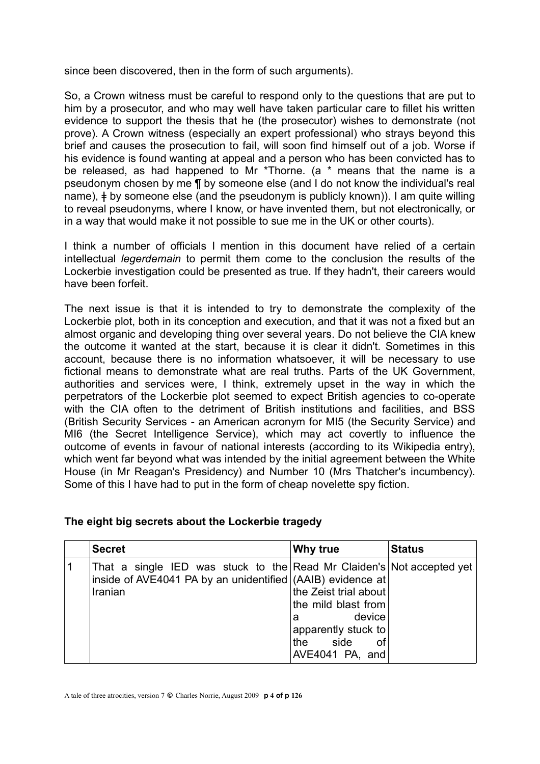since been discovered, then in the form of such arguments).

So, a Crown witness must be careful to respond only to the questions that are put to him by a prosecutor, and who may well have taken particular care to fillet his written evidence to support the thesis that he (the prosecutor) wishes to demonstrate (not prove). A Crown witness (especially an expert professional) who strays beyond this brief and causes the prosecution to fail, will soon find himself out of a job. Worse if his evidence is found wanting at appeal and a person who has been convicted has to be released, as had happened to Mr *Thorne. (a * means that the name is a pseudonym chosen by me ¶ by someone else (and I do not know the individual's real name), ǂ by someone else (and the pseudonym is publicly known)). I am quite willing to reveal pseudonyms, where I know, or have invented them, but not electronically, or in a way that would make it not possible to sue me in the UK or other courts).

I think a number of officials I mention in this document have relied of a certain intellectual *legerdemain* to permit them come to the conclusion the results of the Lockerbie investigation could be presented as true. If they hadn't, their careers would have been forfeit.

The next issue is that it is intended to try to demonstrate the complexity of the Lockerbie plot, both in its conception and execution, and that it was not a fixed but an almost organic and developing thing over several years. Do not believe the CIA knew the outcome it wanted at the start, because it is clear it didn't. Sometimes in this account, because there is no information whatsoever, it will be necessary to use fictional means to demonstrate what are real truths. Parts of the UK Government, authorities and services were, I think, extremely upset in the way in which the perpetrators of the Lockerbie plot seemed to expect British agencies to co-operate with the CIA often to the detriment of British institutions and facilities, and BSS (British Security Services - an American acronym for MI5 (the Security Service) and MI6 (the Secret Intelligence Service), which may act covertly to influence the outcome of events in favour of national interests (according to its Wikipedia entry), which went far beyond what was intended by the initial agreement between the White House (in Mr Reagan's Presidency) and Number 10 (Mrs Thatcher's incumbency). Some of this I have had to put in the form of cheap novelette spy fiction.

**The eight big secrets about the Lockerbie tragedy**

| | **Secret** | **Why true** | **Status** |
|---|---|---|---|
| 1 | That a single IED was stuck to the inside of AVE4041 PA by an unidentified Iranian | Read Mr Claiden's (AAIB) evidence at the Zeist trial about the mild blast from a device apparently stuck to the side of AVE4041 PA, and | Not accepted yet |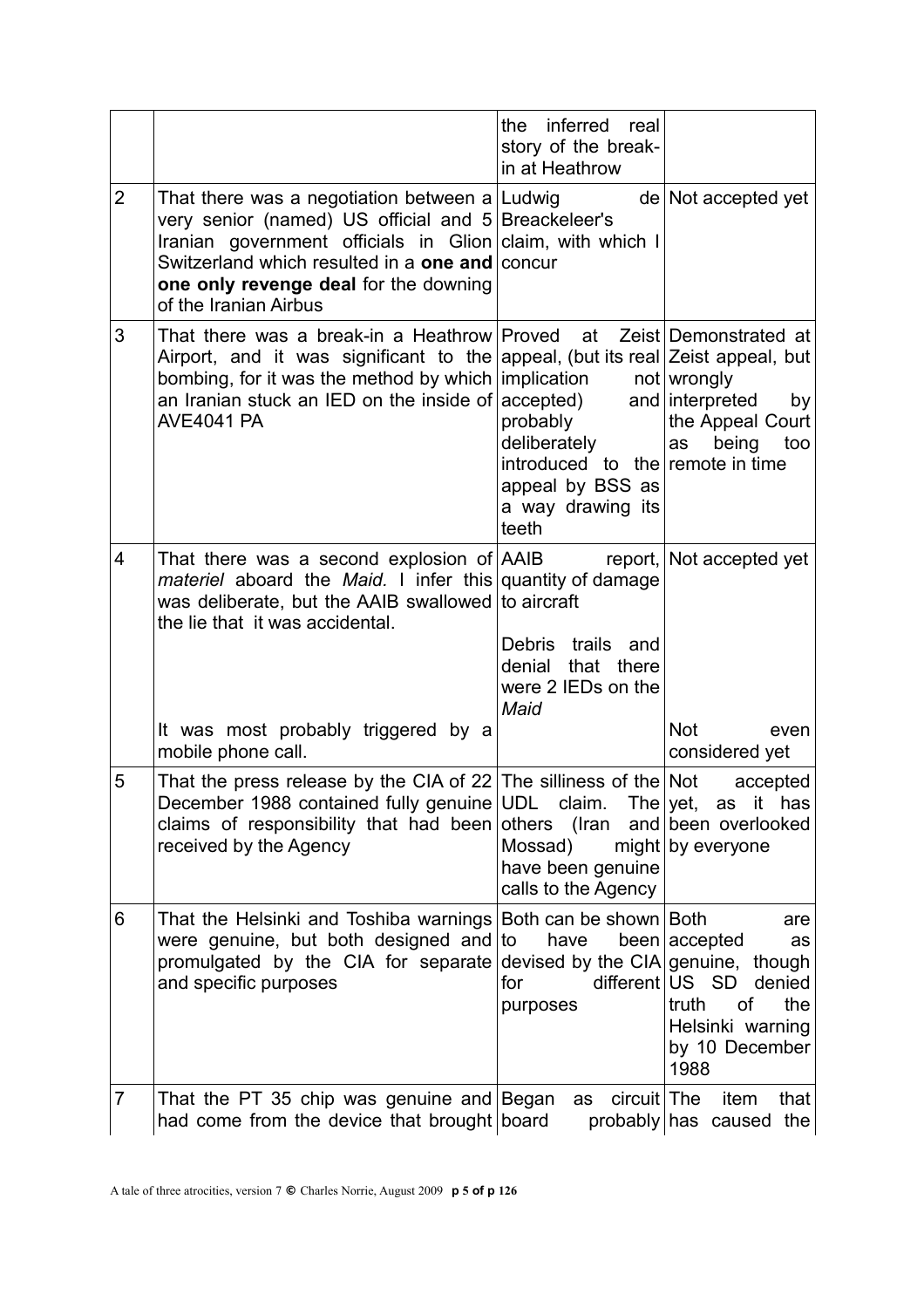| | | | |
|---|---|---|---|
| | | the inferred real story of the break-in at Heathrow | |
| 2 | That there was a negotiation between a very senior (named) US official and 5 Iranian government officials in Glion Switzerland which resulted in a **one and one only revenge deal** for the downing of the Iranian Airbus | Ludwig de Breackeleer's claim, with which I concur | Not accepted yet |
| 3 | That there was a break-in a Heathrow Airport, and it was significant to the bombing, for it was the method by which an Iranian stuck an IED on the inside of AVE4041 PA | Proved at Zeist appeal, (but its real implication not accepted) and probably deliberately introduced to the appeal by BSS as a way drawing its teeth | Demonstrated at Zeist appeal, but wrongly interpreted by the Appeal Court as being too remote in time |
| 4 | That there was a second explosion of *materiel* aboard the *Maid.* I infer this was deliberate, but the AAIB swallowed the lie that it was accidental.<br><br>It was most probably triggered by a mobile phone call. | AAIB report, quantity of damage to aircraft<br><br>Debris trails and denial that there were 2 IEDs on the *Maid* | Not accepted yet<br><br>Not even considered yet |
| 5 | That the press release by the CIA of 22 December 1988 contained fully genuine claims of responsibility that had been received by the Agency | The silliness of the UDL claim. The others (Iran and Mossad) might have been genuine calls to the Agency | Not accepted yet, as it has been overlooked by everyone |
| 6 | That the Helsinki and Toshiba warnings were genuine, but both designed and promulgated by the CIA for separate and specific purposes | Both can be shown to have been devised by the CIA for different purposes | Both are accepted as genuine, though US SD denied truth of the Helsinki warning by 10 December 1988 |
| 7 | That the PT 35 chip was genuine and had come from the device that brought | Began as circuit board probably | The item that has caused the |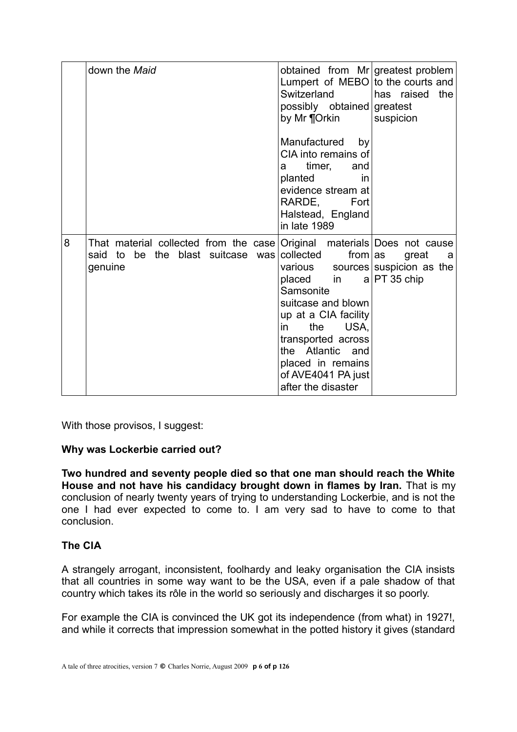| | | | |
|---|---|---|---|
| | down the *Maid* | obtained from Mr Lumpert of MEBO Switzerland possibly obtained by Mr ¶Orkin<br><br>Manufactured by CIA into remains of a timer, and planted in evidence stream at RARDE, Fort Halstead, England in late 1989 | greatest problem to the courts and has raised the greatest suspicion |
| 8 | That material collected from the case said to be the blast suitcase was genuine | Original materials collected from various sources placed in a Samsonite suitcase and blown up at a CIA facility in the USA, transported across the Atlantic and placed in remains of AVE4041 PA just after the disaster | Does not cause as great a suspicion as the PT 35 chip |

With those provisos, I suggest:

**Why was Lockerbie carried out?**

**Two hundred and seventy people died so that one man should reach the White House and not have his candidacy brought down in flames by Iran.** That is my conclusion of nearly twenty years of trying to understanding Lockerbie, and is not the one I had ever expected to come to. I am very sad to have to come to that conclusion.

**The CIA**

A strangely arrogant, inconsistent, foolhardy and leaky organisation the CIA insists that all countries in some way want to be the USA, even if a pale shadow of that country which takes its rôle in the world so seriously and discharges it so poorly.

For example the CIA is convinced the UK got its independence (from what) in 1927!, and while it corrects that impression somewhat in the potted history it gives (standard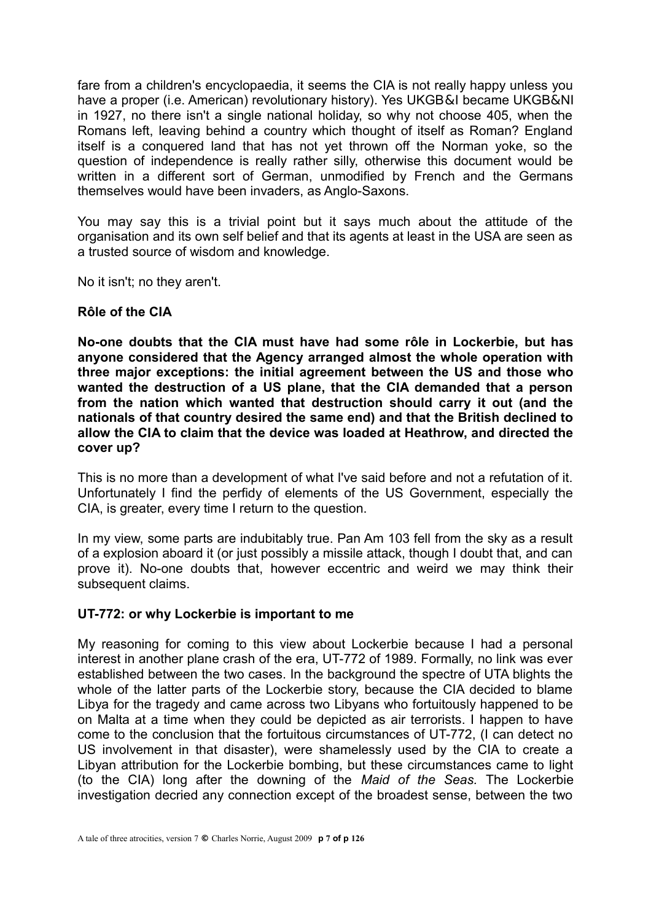fare from a children's encyclopaedia, it seems the CIA is not really happy unless you have a proper (i.e. American) revolutionary history). Yes UKGB&I became UKGB&NI in 1927, no there isn't a single national holiday, so why not choose 405, when the Romans left, leaving behind a country which thought of itself as Roman? England itself is a conquered land that has not yet thrown off the Norman yoke, so the question of independence is really rather silly, otherwise this document would be written in a different sort of German, unmodified by French and the Germans themselves would have been invaders, as Anglo-Saxons.

You may say this is a trivial point but it says much about the attitude of the organisation and its own self belief and that its agents at least in the USA are seen as a trusted source of wisdom and knowledge.

No it isn't; no they aren't.

### Rôle of the CIA

**No-one doubts that the CIA must have had some rôle in Lockerbie, but has anyone considered that the Agency arranged almost the whole operation with three major exceptions: the initial agreement between the US and those who wanted the destruction of a US plane, that the CIA demanded that a person from the nation which wanted that destruction should carry it out (and the nationals of that country desired the same end) and that the British declined to allow the CIA to claim that the device was loaded at Heathrow, and directed the cover up?**

This is no more than a development of what I've said before and not a refutation of it. Unfortunately I find the perfidy of elements of the US Government, especially the CIA, is greater, every time I return to the question.

In my view, some parts are indubitably true. Pan Am 103 fell from the sky as a result of a explosion aboard it (or just possibly a missile attack, though I doubt that, and can prove it). No-one doubts that, however eccentric and weird we may think their subsequent claims.

### UT-772: or why Lockerbie is important to me

My reasoning for coming to this view about Lockerbie because I had a personal interest in another plane crash of the era, UT-772 of 1989. Formally, no link was ever established between the two cases. In the background the spectre of UTA blights the whole of the latter parts of the Lockerbie story, because the CIA decided to blame Libya for the tragedy and came across two Libyans who fortuitously happened to be on Malta at a time when they could be depicted as air terrorists. I happen to have come to the conclusion that the fortuitous circumstances of UT-772, (I can detect no US involvement in that disaster), were shamelessly used by the CIA to create a Libyan attribution for the Lockerbie bombing, but these circumstances came to light (to the CIA) long after the downing of the *Maid of the Seas.* The Lockerbie investigation decried any connection except of the broadest sense, between the two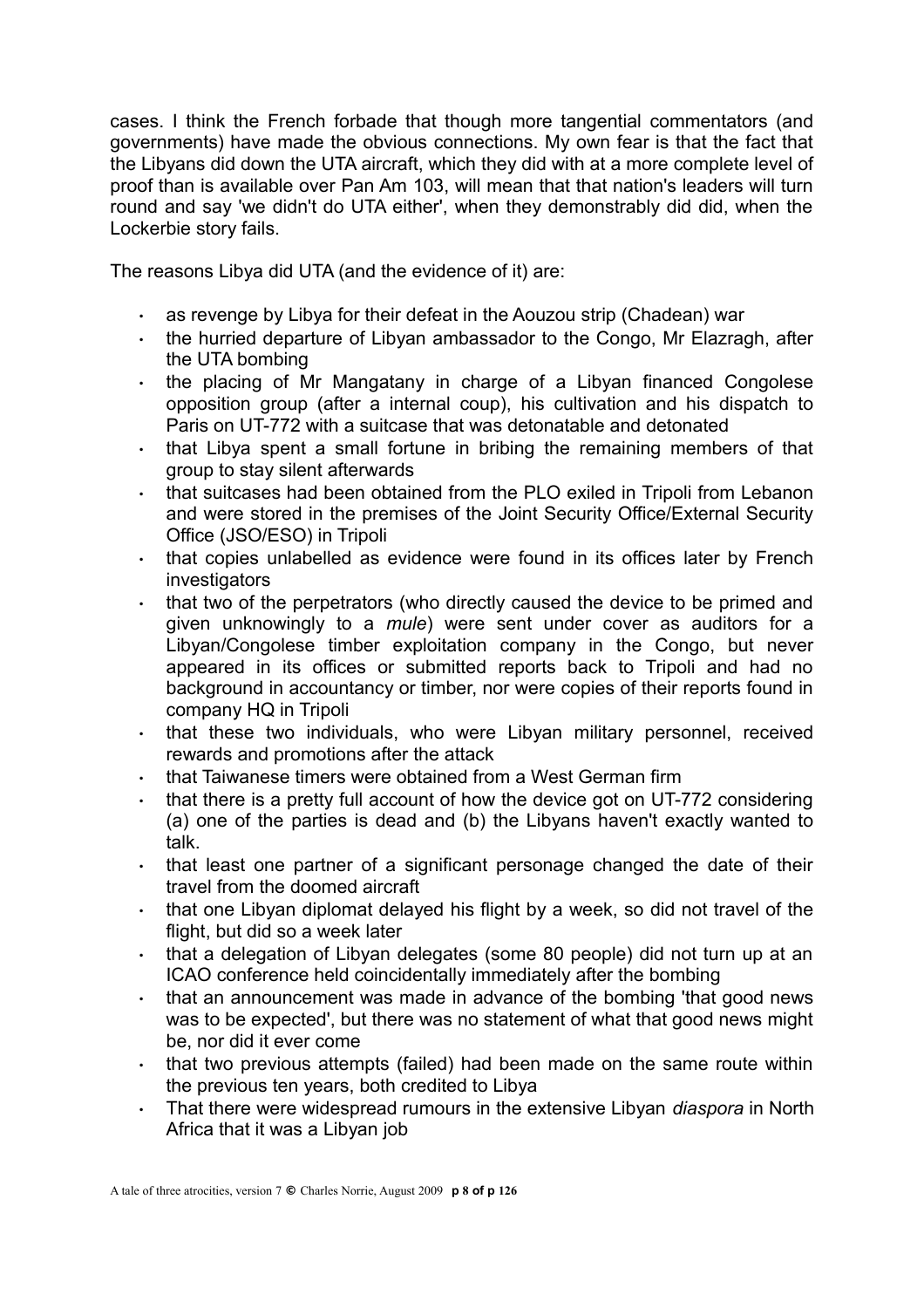cases. I think the French forbade that though more tangential commentators (and governments) have made the obvious connections. My own fear is that the fact that the Libyans did down the UTA aircraft, which they did with at a more complete level of proof than is available over Pan Am 103, will mean that that nation's leaders will turn round and say 'we didn't do UTA either', when they demonstrably did did, when the Lockerbie story fails.

The reasons Libya did UTA (and the evidence of it) are:

- as revenge by Libya for their defeat in the Aouzou strip (Chadean) war
- the hurried departure of Libyan ambassador to the Congo, Mr Elazragh, after the UTA bombing
- the placing of Mr Mangatany in charge of a Libyan financed Congolese opposition group (after a internal coup), his cultivation and his dispatch to Paris on UT-772 with a suitcase that was detonatable and detonated
- that Libya spent a small fortune in bribing the remaining members of that group to stay silent afterwards
- that suitcases had been obtained from the PLO exiled in Tripoli from Lebanon and were stored in the premises of the Joint Security Office/External Security Office (JSO/ESO) in Tripoli
- that copies unlabelled as evidence were found in its offices later by French investigators
- that two of the perpetrators (who directly caused the device to be primed and given unknowingly to a *mule*) were sent under cover as auditors for a Libyan/Congolese timber exploitation company in the Congo, but never appeared in its offices or submitted reports back to Tripoli and had no background in accountancy or timber, nor were copies of their reports found in company HQ in Tripoli
- that these two individuals, who were Libyan military personnel, received rewards and promotions after the attack
- that Taiwanese timers were obtained from a West German firm
- that there is a pretty full account of how the device got on UT-772 considering (a) one of the parties is dead and (b) the Libyans haven't exactly wanted to talk.
- that least one partner of a significant personage changed the date of their travel from the doomed aircraft
- that one Libyan diplomat delayed his flight by a week, so did not travel of the flight, but did so a week later
- that a delegation of Libyan delegates (some 80 people) did not turn up at an ICAO conference held coincidentally immediately after the bombing
- that an announcement was made in advance of the bombing 'that good news was to be expected', but there was no statement of what that good news might be, nor did it ever come
- that two previous attempts (failed) had been made on the same route within the previous ten years, both credited to Libya
- That there were widespread rumours in the extensive Libyan *diaspora* in North Africa that it was a Libyan job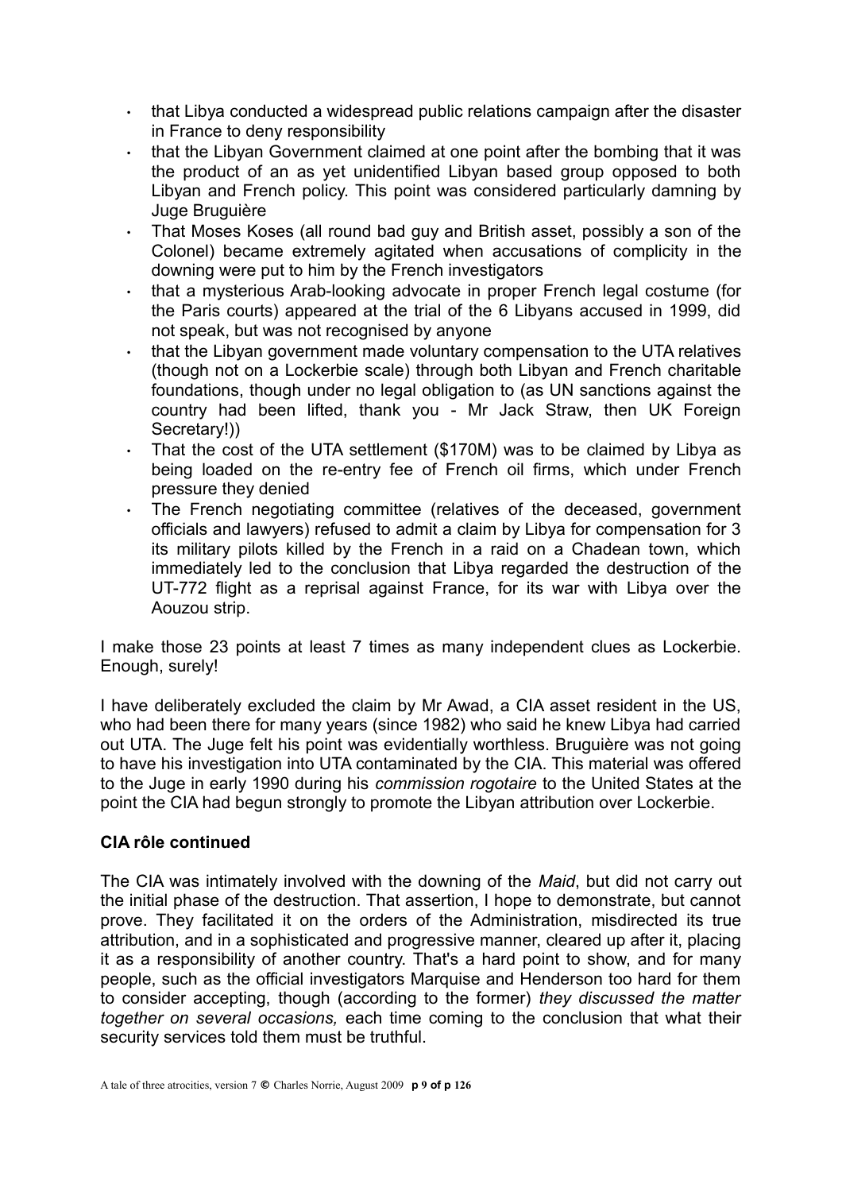- that Libya conducted a widespread public relations campaign after the disaster in France to deny responsibility
- that the Libyan Government claimed at one point after the bombing that it was the product of an as yet unidentified Libyan based group opposed to both Libyan and French policy. This point was considered particularly damning by Juge Bruguière
- That Moses Koses (all round bad guy and British asset, possibly a son of the Colonel) became extremely agitated when accusations of complicity in the downing were put to him by the French investigators
- that a mysterious Arab-looking advocate in proper French legal costume (for the Paris courts) appeared at the trial of the 6 Libyans accused in 1999, did not speak, but was not recognised by anyone
- that the Libyan government made voluntary compensation to the UTA relatives (though not on a Lockerbie scale) through both Libyan and French charitable foundations, though under no legal obligation to (as UN sanctions against the country had been lifted, thank you - Mr Jack Straw, then UK Foreign Secretary!))
- That the cost of the UTA settlement ($170M) was to be claimed by Libya as being loaded on the re-entry fee of French oil firms, which under French pressure they denied
- The French negotiating committee (relatives of the deceased, government officials and lawyers) refused to admit a claim by Libya for compensation for 3 its military pilots killed by the French in a raid on a Chadean town, which immediately led to the conclusion that Libya regarded the destruction of the UT-772 flight as a reprisal against France, for its war with Libya over the Aouzou strip.

I make those 23 points at least 7 times as many independent clues as Lockerbie. Enough, surely!

I have deliberately excluded the claim by Mr Awad, a CIA asset resident in the US, who had been there for many years (since 1982) who said he knew Libya had carried out UTA. The Juge felt his point was evidentially worthless. Bruguière was not going to have his investigation into UTA contaminated by the CIA. This material was offered to the Juge in early 1990 during his *commission rogotaire* to the United States at the point the CIA had begun strongly to promote the Libyan attribution over Lockerbie.

**CIA rôle continued**

The CIA was intimately involved with the downing of the *Maid*, but did not carry out the initial phase of the destruction. That assertion, I hope to demonstrate, but cannot prove. They facilitated it on the orders of the Administration, misdirected its true attribution, and in a sophisticated and progressive manner, cleared up after it, placing it as a responsibility of another country. That's a hard point to show, and for many people, such as the official investigators Marquise and Henderson too hard for them to consider accepting, though (according to the former) *they discussed the matter together on several occasions,* each time coming to the conclusion that what their security services told them must be truthful.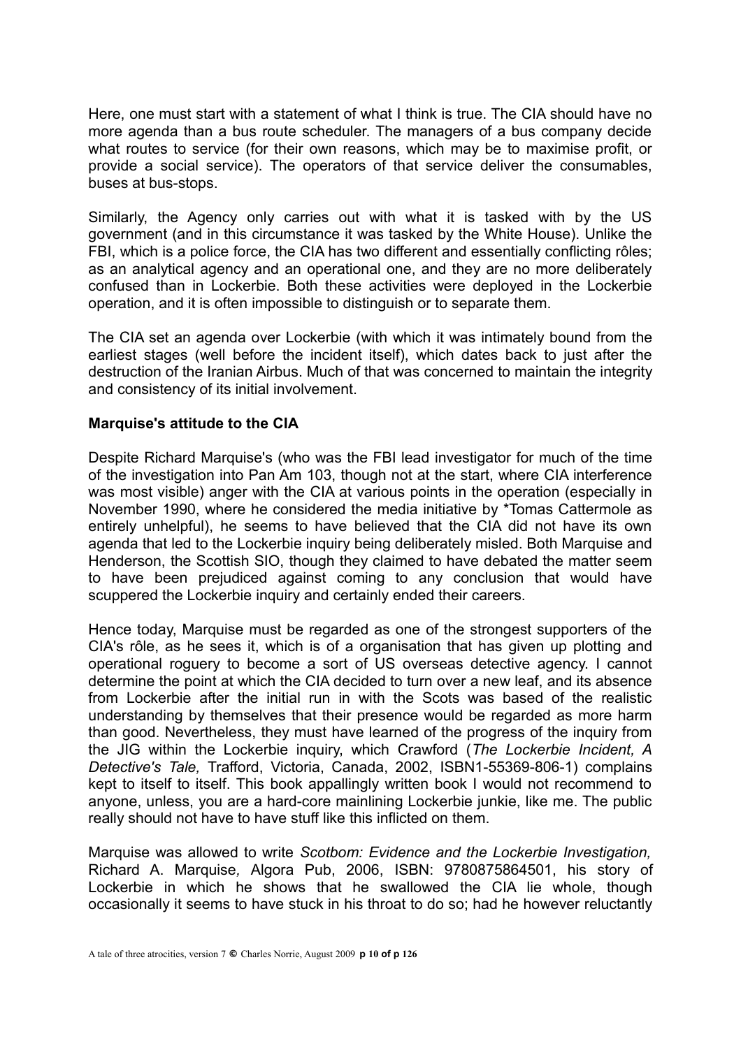Here, one must start with a statement of what I think is true. The CIA should have no more agenda than a bus route scheduler. The managers of a bus company decide what routes to service (for their own reasons, which may be to maximise profit, or provide a social service). The operators of that service deliver the consumables, buses at bus-stops.

Similarly, the Agency only carries out with what it is tasked with by the US government (and in this circumstance it was tasked by the White House). Unlike the FBI, which is a police force, the CIA has two different and essentially conflicting rôles; as an analytical agency and an operational one, and they are no more deliberately confused than in Lockerbie. Both these activities were deployed in the Lockerbie operation, and it is often impossible to distinguish or to separate them.

The CIA set an agenda over Lockerbie (with which it was intimately bound from the earliest stages (well before the incident itself), which dates back to just after the destruction of the Iranian Airbus. Much of that was concerned to maintain the integrity and consistency of its initial involvement.

**Marquise's attitude to the CIA**

Despite Richard Marquise's (who was the FBI lead investigator for much of the time of the investigation into Pan Am 103, though not at the start, where CIA interference was most visible) anger with the CIA at various points in the operation (especially in November 1990, where he considered the media initiative by *Tomas Cattermole as entirely unhelpful), he seems to have believed that the CIA did not have its own agenda that led to the Lockerbie inquiry being deliberately misled. Both Marquise and Henderson, the Scottish SIO, though they claimed to have debated the matter seem to have been prejudiced against coming to any conclusion that would have scuppered the Lockerbie inquiry and certainly ended their careers.

Hence today, Marquise must be regarded as one of the strongest supporters of the CIA's rôle, as he sees it, which is of a organisation that has given up plotting and operational roguery to become a sort of US overseas detective agency. I cannot determine the point at which the CIA decided to turn over a new leaf, and its absence from Lockerbie after the initial run in with the Scots was based of the realistic understanding by themselves that their presence would be regarded as more harm than good. Nevertheless, they must have learned of the progress of the inquiry from the JIG within the Lockerbie inquiry, which Crawford (*The Lockerbie Incident, A Detective's Tale,* Trafford, Victoria, Canada, 2002, ISBN1-55369-806-1) complains kept to itself to itself. This book appallingly written book I would not recommend to anyone, unless, you are a hard-core mainlining Lockerbie junkie, like me. The public really should not have to have stuff like this inflicted on them.

Marquise was allowed to write *Scotbom: Evidence and the Lockerbie Investigation,* Richard A. Marquise*,* Algora Pub, 2006, ISBN: 9780875864501, his story of Lockerbie in which he shows that he swallowed the CIA lie whole, though occasionally it seems to have stuck in his throat to do so; had he however reluctantly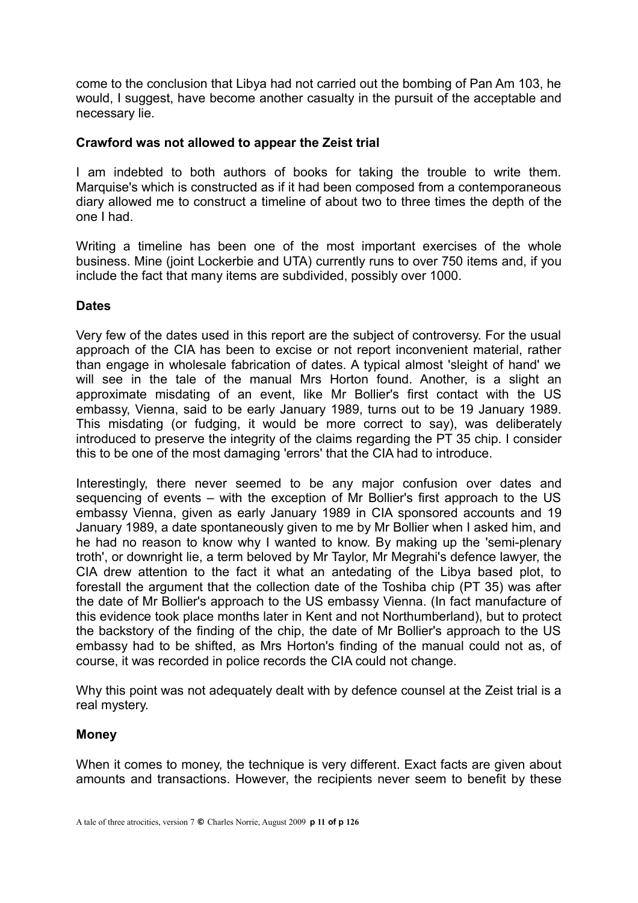come to the conclusion that Libya had not carried out the bombing of Pan Am 103, he would, I suggest, have become another casualty in the pursuit of the acceptable and necessary lie.

**Crawford was not allowed to appear the Zeist trial**

I am indebted to both authors of books for taking the trouble to write them. Marquise's which is constructed as if it had been composed from a contemporaneous diary allowed me to construct a timeline of about two to three times the depth of the one I had.

Writing a timeline has been one of the most important exercises of the whole business. Mine (joint Lockerbie and UTA) currently runs to over 750 items and, if you include the fact that many items are subdivided, possibly over 1000.

**Dates**

Very few of the dates used in this report are the subject of controversy. For the usual approach of the CIA has been to excise or not report inconvenient material, rather than engage in wholesale fabrication of dates. A typical almost 'sleight of hand' we will see in the tale of the manual Mrs Horton found. Another, is a slight an approximate misdating of an event, like Mr Bollier's first contact with the US embassy, Vienna, said to be early January 1989, turns out to be 19 January 1989. This misdating (or fudging, it would be more correct to say), was deliberately introduced to preserve the integrity of the claims regarding the PT 35 chip. I consider this to be one of the most damaging 'errors' that the CIA had to introduce.

Interestingly, there never seemed to be any major confusion over dates and sequencing of events – with the exception of Mr Bollier's first approach to the US embassy Vienna, given as early January 1989 in CIA sponsored accounts and 19 January 1989, a date spontaneously given to me by Mr Bollier when I asked him, and he had no reason to know why I wanted to know. By making up the 'semi-plenary troth', or downright lie, a term beloved by Mr Taylor, Mr Megrahi's defence lawyer, the CIA drew attention to the fact it what an antedating of the Libya based plot, to forestall the argument that the collection date of the Toshiba chip (PT 35) was after the date of Mr Bollier's approach to the US embassy Vienna. (In fact manufacture of this evidence took place months later in Kent and not Northumberland), but to protect the backstory of the finding of the chip, the date of Mr Bollier's approach to the US embassy had to be shifted, as Mrs Horton's finding of the manual could not as, of course, it was recorded in police records the CIA could not change.

Why this point was not adequately dealt with by defence counsel at the Zeist trial is a real mystery.

**Money**

When it comes to money, the technique is very different. Exact facts are given about amounts and transactions. However, the recipients never seem to benefit by these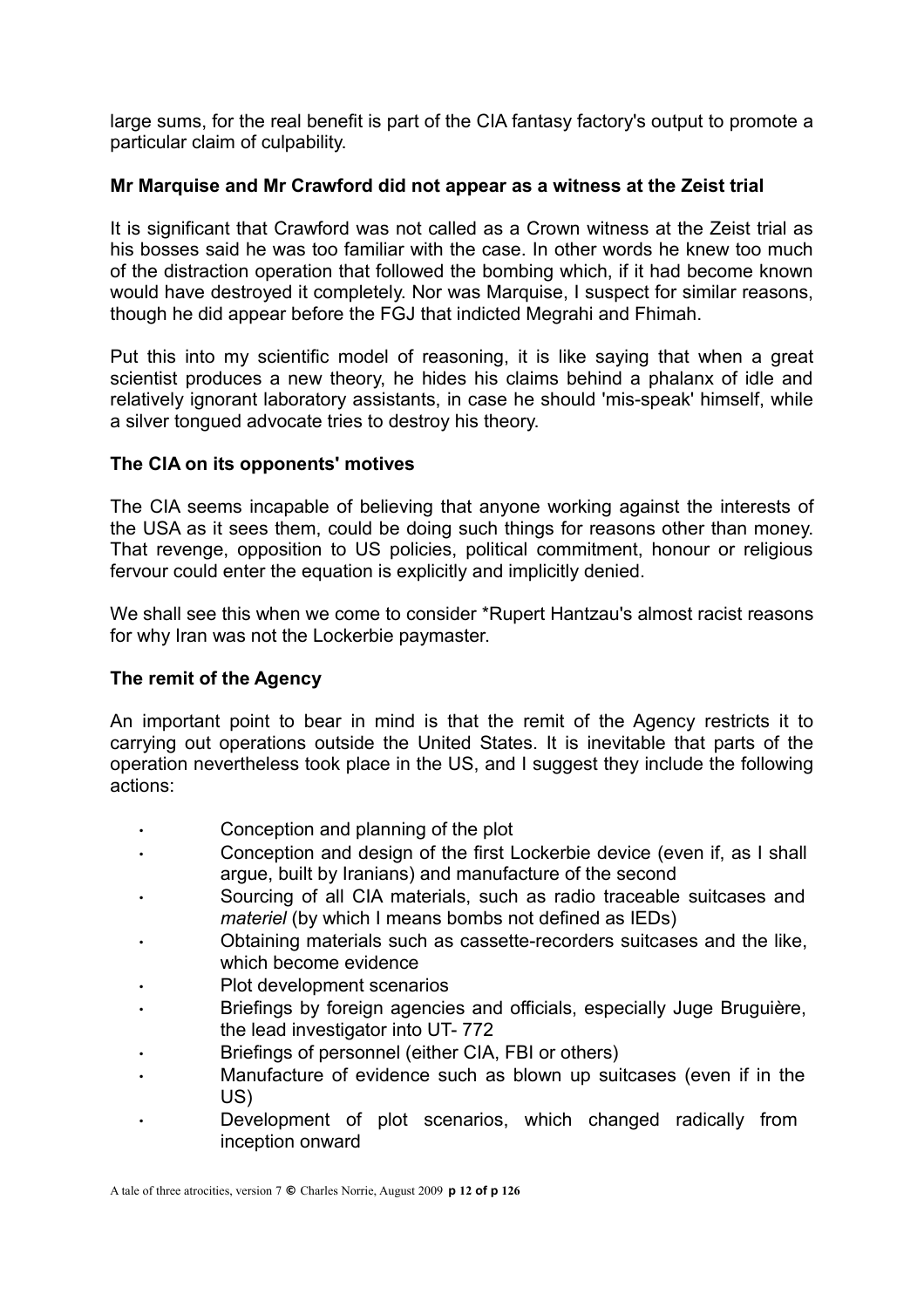large sums, for the real benefit is part of the CIA fantasy factory's output to promote a particular claim of culpability.

**Mr Marquise and Mr Crawford did not appear as a witness at the Zeist trial**

It is significant that Crawford was not called as a Crown witness at the Zeist trial as his bosses said he was too familiar with the case. In other words he knew too much of the distraction operation that followed the bombing which, if it had become known would have destroyed it completely. Nor was Marquise, I suspect for similar reasons, though he did appear before the FGJ that indicted Megrahi and Fhimah.

Put this into my scientific model of reasoning, it is like saying that when a great scientist produces a new theory, he hides his claims behind a phalanx of idle and relatively ignorant laboratory assistants, in case he should 'mis-speak' himself, while a silver tongued advocate tries to destroy his theory.

**The CIA on its opponents' motives**

The CIA seems incapable of believing that anyone working against the interests of the USA as it sees them, could be doing such things for reasons other than money. That revenge, opposition to US policies, political commitment, honour or religious fervour could enter the equation is explicitly and implicitly denied.

We shall see this when we come to consider *Rupert Hantzau's almost racist reasons for why Iran was not the Lockerbie paymaster.

**The remit of the Agency**

An important point to bear in mind is that the remit of the Agency restricts it to carrying out operations outside the United States. It is inevitable that parts of the operation nevertheless took place in the US, and I suggest they include the following actions:

- Conception and planning of the plot
- Conception and design of the first Lockerbie device (even if, as I shall argue, built by Iranians) and manufacture of the second
- Sourcing of all CIA materials, such as radio traceable suitcases and *materiel* (by which I means bombs not defined as IEDs)
- Obtaining materials such as cassette-recorders suitcases and the like, which become evidence
- Plot development scenarios
- Briefings by foreign agencies and officials, especially Juge Bruguière, the lead investigator into UT- 772
- Briefings of personnel (either CIA, FBI or others)
- Manufacture of evidence such as blown up suitcases (even if in the US)
- Development of plot scenarios, which changed radically from inception onward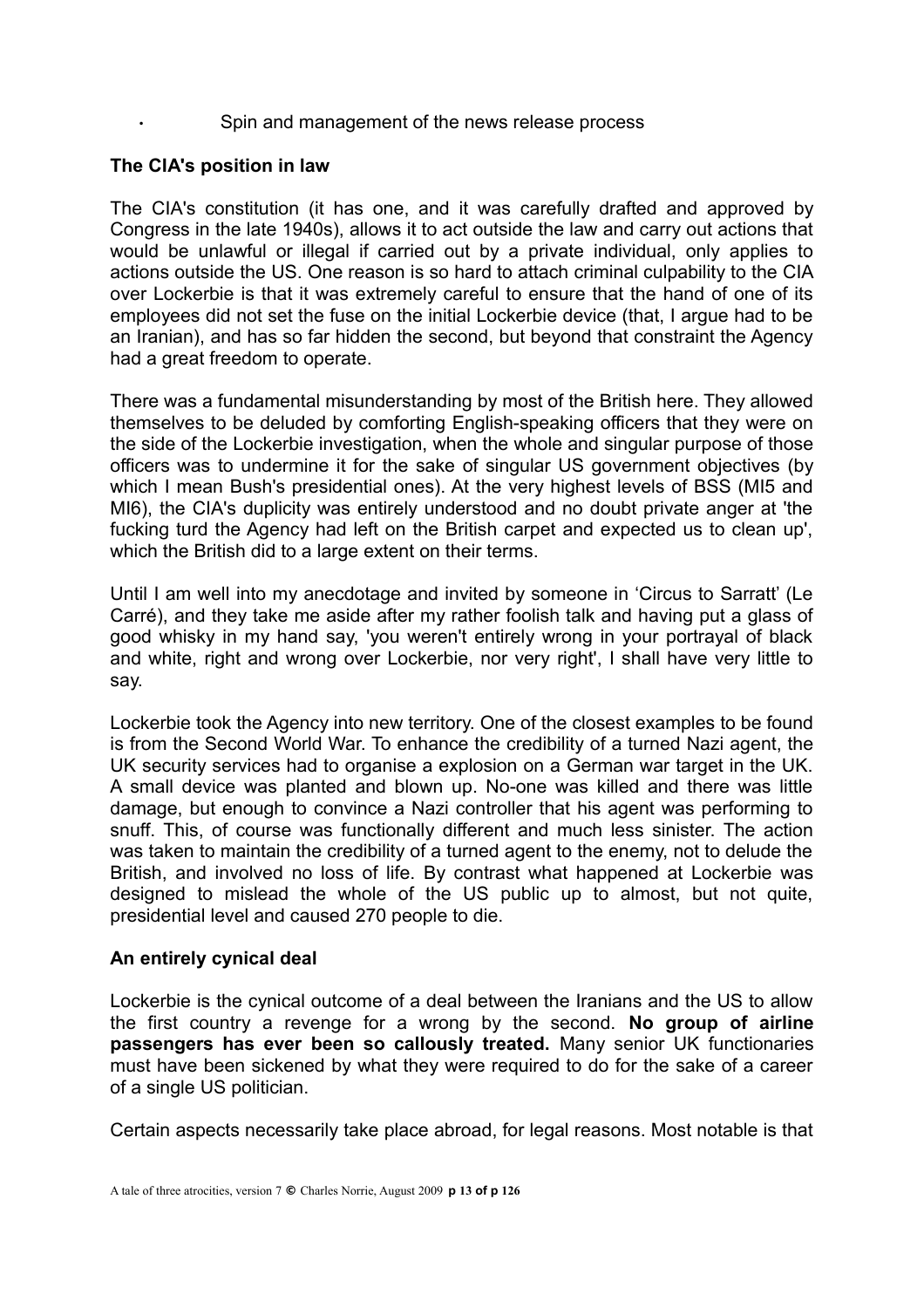- Spin and management of the news release process

### The CIA's position in law

The CIA's constitution (it has one, and it was carefully drafted and approved by Congress in the late 1940s), allows it to act outside the law and carry out actions that would be unlawful or illegal if carried out by a private individual, only applies to actions outside the US. One reason is so hard to attach criminal culpability to the CIA over Lockerbie is that it was extremely careful to ensure that the hand of one of its employees did not set the fuse on the initial Lockerbie device (that, I argue had to be an Iranian), and has so far hidden the second, but beyond that constraint the Agency had a great freedom to operate.

There was a fundamental misunderstanding by most of the British here. They allowed themselves to be deluded by comforting English-speaking officers that they were on the side of the Lockerbie investigation, when the whole and singular purpose of those officers was to undermine it for the sake of singular US government objectives (by which I mean Bush's presidential ones). At the very highest levels of BSS (MI5 and MI6), the CIA's duplicity was entirely understood and no doubt private anger at 'the fucking turd the Agency had left on the British carpet and expected us to clean up', which the British did to a large extent on their terms.

Until I am well into my anecdotage and invited by someone in 'Circus to Sarratt' (Le Carré), and they take me aside after my rather foolish talk and having put a glass of good whisky in my hand say, 'you weren't entirely wrong in your portrayal of black and white, right and wrong over Lockerbie, nor very right', I shall have very little to say.

Lockerbie took the Agency into new territory. One of the closest examples to be found is from the Second World War. To enhance the credibility of a turned Nazi agent, the UK security services had to organise a explosion on a German war target in the UK. A small device was planted and blown up. No-one was killed and there was little damage, but enough to convince a Nazi controller that his agent was performing to snuff. This, of course was functionally different and much less sinister. The action was taken to maintain the credibility of a turned agent to the enemy, not to delude the British, and involved no loss of life. By contrast what happened at Lockerbie was designed to mislead the whole of the US public up to almost, but not quite, presidential level and caused 270 people to die.

### An entirely cynical deal

Lockerbie is the cynical outcome of a deal between the Iranians and the US to allow the first country a revenge for a wrong by the second. **No group of airline passengers has ever been so callously treated.** Many senior UK functionaries must have been sickened by what they were required to do for the sake of a career of a single US politician.

Certain aspects necessarily take place abroad, for legal reasons. Most notable is that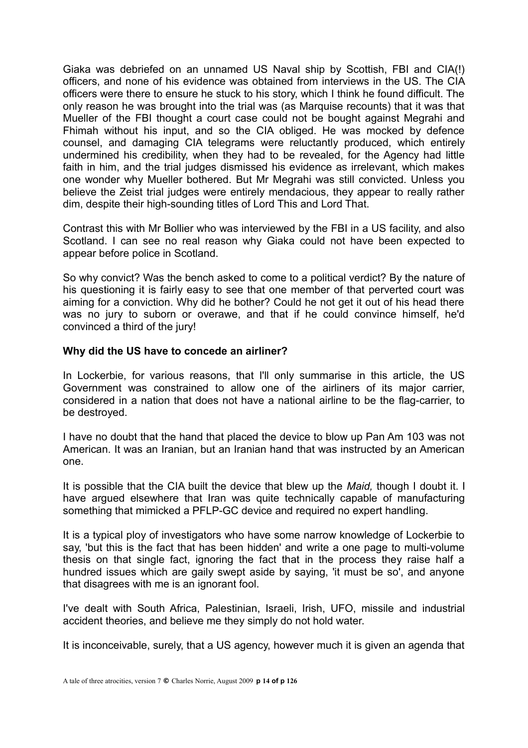Giaka was debriefed on an unnamed US Naval ship by Scottish, FBI and CIA(!) officers, and none of his evidence was obtained from interviews in the US. The CIA officers were there to ensure he stuck to his story, which I think he found difficult. The only reason he was brought into the trial was (as Marquise recounts) that it was that Mueller of the FBI thought a court case could not be bought against Megrahi and Fhimah without his input, and so the CIA obliged. He was mocked by defence counsel, and damaging CIA telegrams were reluctantly produced, which entirely undermined his credibility, when they had to be revealed, for the Agency had little faith in him, and the trial judges dismissed his evidence as irrelevant, which makes one wonder why Mueller bothered. But Mr Megrahi was still convicted. Unless you believe the Zeist trial judges were entirely mendacious, they appear to really rather dim, despite their high-sounding titles of Lord This and Lord That.

Contrast this with Mr Bollier who was interviewed by the FBI in a US facility, and also Scotland. I can see no real reason why Giaka could not have been expected to appear before police in Scotland.

So why convict? Was the bench asked to come to a political verdict? By the nature of his questioning it is fairly easy to see that one member of that perverted court was aiming for a conviction. Why did he bother? Could he not get it out of his head there was no jury to suborn or overawe, and that if he could convince himself, he'd convinced a third of the jury!

### **Why did the US have to concede an airliner?**

In Lockerbie, for various reasons, that I'll only summarise in this article, the US Government was constrained to allow one of the airliners of its major carrier, considered in a nation that does not have a national airline to be the flag-carrier, to be destroyed.

I have no doubt that the hand that placed the device to blow up Pan Am 103 was not American. It was an Iranian, but an Iranian hand that was instructed by an American one.

It is possible that the CIA built the device that blew up the *Maid,* though I doubt it. I have argued elsewhere that Iran was quite technically capable of manufacturing something that mimicked a PFLP-GC device and required no expert handling.

It is a typical ploy of investigators who have some narrow knowledge of Lockerbie to say, 'but this is the fact that has been hidden' and write a one page to multi-volume thesis on that single fact, ignoring the fact that in the process they raise half a hundred issues which are gaily swept aside by saying, 'it must be so', and anyone that disagrees with me is an ignorant fool.

I've dealt with South Africa, Palestinian, Israeli, Irish, UFO, missile and industrial accident theories, and believe me they simply do not hold water.

It is inconceivable, surely, that a US agency, however much it is given an agenda that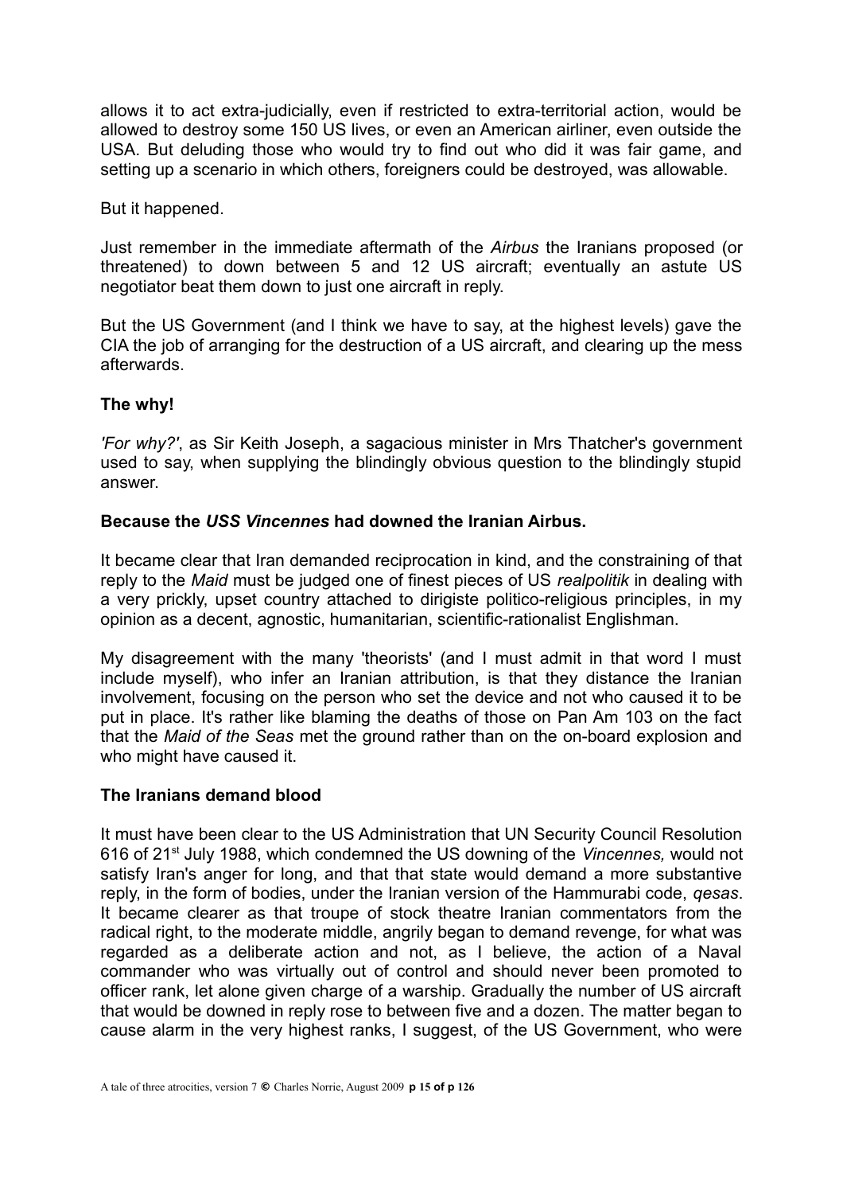allows it to act extra-judicially, even if restricted to extra-territorial action, would be allowed to destroy some 150 US lives, or even an American airliner, even outside the USA. But deluding those who would try to find out who did it was fair game, and setting up a scenario in which others, foreigners could be destroyed, was allowable.

But it happened.

Just remember in the immediate aftermath of the *Airbus* the Iranians proposed (or threatened) to down between 5 and 12 US aircraft; eventually an astute US negotiator beat them down to just one aircraft in reply.

But the US Government (and I think we have to say, at the highest levels) gave the CIA the job of arranging for the destruction of a US aircraft, and clearing up the mess afterwards.

**The why!**

*'For why?'*, as Sir Keith Joseph, a sagacious minister in Mrs Thatcher's government used to say, when supplying the blindingly obvious question to the blindingly stupid answer.

**Because the *USS Vincennes* had downed the Iranian Airbus.**

It became clear that Iran demanded reciprocation in kind, and the constraining of that reply to the *Maid* must be judged one of finest pieces of US *realpolitik* in dealing with a very prickly, upset country attached to dirigiste politico-religious principles, in my opinion as a decent, agnostic, humanitarian, scientific-rationalist Englishman.

My disagreement with the many 'theorists' (and I must admit in that word I must include myself), who infer an Iranian attribution, is that they distance the Iranian involvement, focusing on the person who set the device and not who caused it to be put in place. It's rather like blaming the deaths of those on Pan Am 103 on the fact that the *Maid of the Seas* met the ground rather than on the on-board explosion and who might have caused it.

**The Iranians demand blood**

It must have been clear to the US Administration that UN Security Council Resolution 616 of 21st July 1988, which condemned the US downing of the *Vincennes,* would not satisfy Iran's anger for long, and that that state would demand a more substantive reply, in the form of bodies, under the Iranian version of the Hammurabi code, *qesas*. It became clearer as that troupe of stock theatre Iranian commentators from the radical right, to the moderate middle, angrily began to demand revenge, for what was regarded as a deliberate action and not, as I believe, the action of a Naval commander who was virtually out of control and should never been promoted to officer rank, let alone given charge of a warship. Gradually the number of US aircraft that would be downed in reply rose to between five and a dozen. The matter began to cause alarm in the very highest ranks, I suggest, of the US Government, who were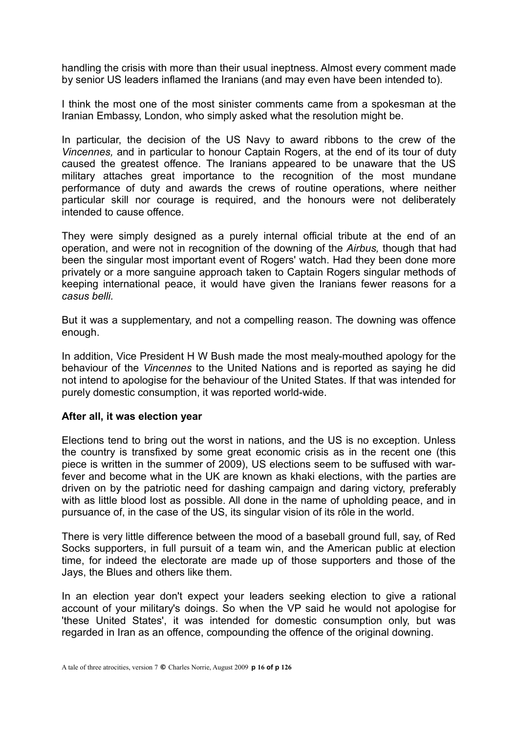handling the crisis with more than their usual ineptness. Almost every comment made by senior US leaders inflamed the Iranians (and may even have been intended to).

I think the most one of the most sinister comments came from a spokesman at the Iranian Embassy, London, who simply asked what the resolution might be.

In particular, the decision of the US Navy to award ribbons to the crew of the *Vincennes,* and in particular to honour Captain Rogers, at the end of its tour of duty caused the greatest offence. The Iranians appeared to be unaware that the US military attaches great importance to the recognition of the most mundane performance of duty and awards the crews of routine operations, where neither particular skill nor courage is required, and the honours were not deliberately intended to cause offence.

They were simply designed as a purely internal official tribute at the end of an operation, and were not in recognition of the downing of the *Airbus,* though that had been the singular most important event of Rogers' watch. Had they been done more privately or a more sanguine approach taken to Captain Rogers singular methods of keeping international peace, it would have given the Iranians fewer reasons for a *casus belli*.

But it was a supplementary, and not a compelling reason. The downing was offence enough.

In addition, Vice President H W Bush made the most mealy-mouthed apology for the behaviour of the *Vincennes* to the United Nations and is reported as saying he did not intend to apologise for the behaviour of the United States. If that was intended for purely domestic consumption, it was reported world-wide.

**After all, it was election year**

Elections tend to bring out the worst in nations, and the US is no exception. Unless the country is transfixed by some great economic crisis as in the recent one (this piece is written in the summer of 2009), US elections seem to be suffused with war-fever and become what in the UK are known as khaki elections, with the parties are driven on by the patriotic need for dashing campaign and daring victory, preferably with as little blood lost as possible. All done in the name of upholding peace, and in pursuance of, in the case of the US, its singular vision of its rôle in the world.

There is very little difference between the mood of a baseball ground full, say, of Red Socks supporters, in full pursuit of a team win, and the American public at election time, for indeed the electorate are made up of those supporters and those of the Jays, the Blues and others like them.

In an election year don't expect your leaders seeking election to give a rational account of your military's doings. So when the VP said he would not apologise for 'these United States', it was intended for domestic consumption only, but was regarded in Iran as an offence, compounding the offence of the original downing.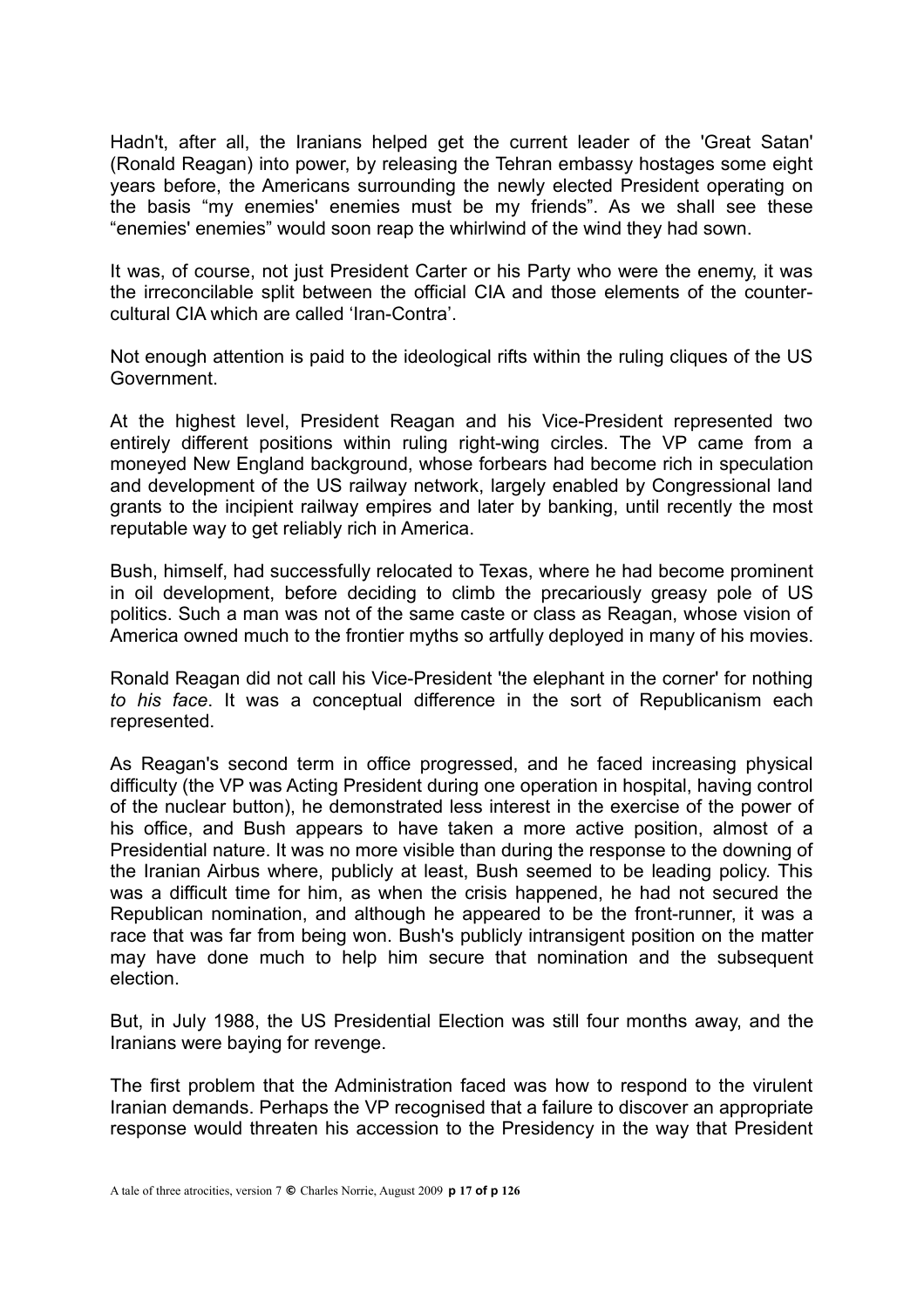Hadn't, after all, the Iranians helped get the current leader of the 'Great Satan' (Ronald Reagan) into power, by releasing the Tehran embassy hostages some eight years before, the Americans surrounding the newly elected President operating on the basis “my enemies' enemies must be my friends”. As we shall see these “enemies' enemies” would soon reap the whirlwind of the wind they had sown.

It was, of course, not just President Carter or his Party who were the enemy, it was the irreconcilable split between the official CIA and those elements of the counter-cultural CIA which are called ‘Iran-Contra’.

Not enough attention is paid to the ideological rifts within the ruling cliques of the US Government.

At the highest level, President Reagan and his Vice-President represented two entirely different positions within ruling right-wing circles. The VP came from a moneyed New England background, whose forbears had become rich in speculation and development of the US railway network, largely enabled by Congressional land grants to the incipient railway empires and later by banking, until recently the most reputable way to get reliably rich in America.

Bush, himself, had successfully relocated to Texas, where he had become prominent in oil development, before deciding to climb the precariously greasy pole of US politics. Such a man was not of the same caste or class as Reagan, whose vision of America owned much to the frontier myths so artfully deployed in many of his movies.

Ronald Reagan did not call his Vice-President 'the elephant in the corner' for nothing *to his face*. It was a conceptual difference in the sort of Republicanism each represented.

As Reagan's second term in office progressed, and he faced increasing physical difficulty (the VP was Acting President during one operation in hospital, having control of the nuclear button), he demonstrated less interest in the exercise of the power of his office, and Bush appears to have taken a more active position, almost of a Presidential nature. It was no more visible than during the response to the downing of the Iranian Airbus where, publicly at least, Bush seemed to be leading policy. This was a difficult time for him, as when the crisis happened, he had not secured the Republican nomination, and although he appeared to be the front-runner, it was a race that was far from being won. Bush's publicly intransigent position on the matter may have done much to help him secure that nomination and the subsequent election.

But, in July 1988, the US Presidential Election was still four months away, and the Iranians were baying for revenge.

The first problem that the Administration faced was how to respond to the virulent Iranian demands. Perhaps the VP recognised that a failure to discover an appropriate response would threaten his accession to the Presidency in the way that President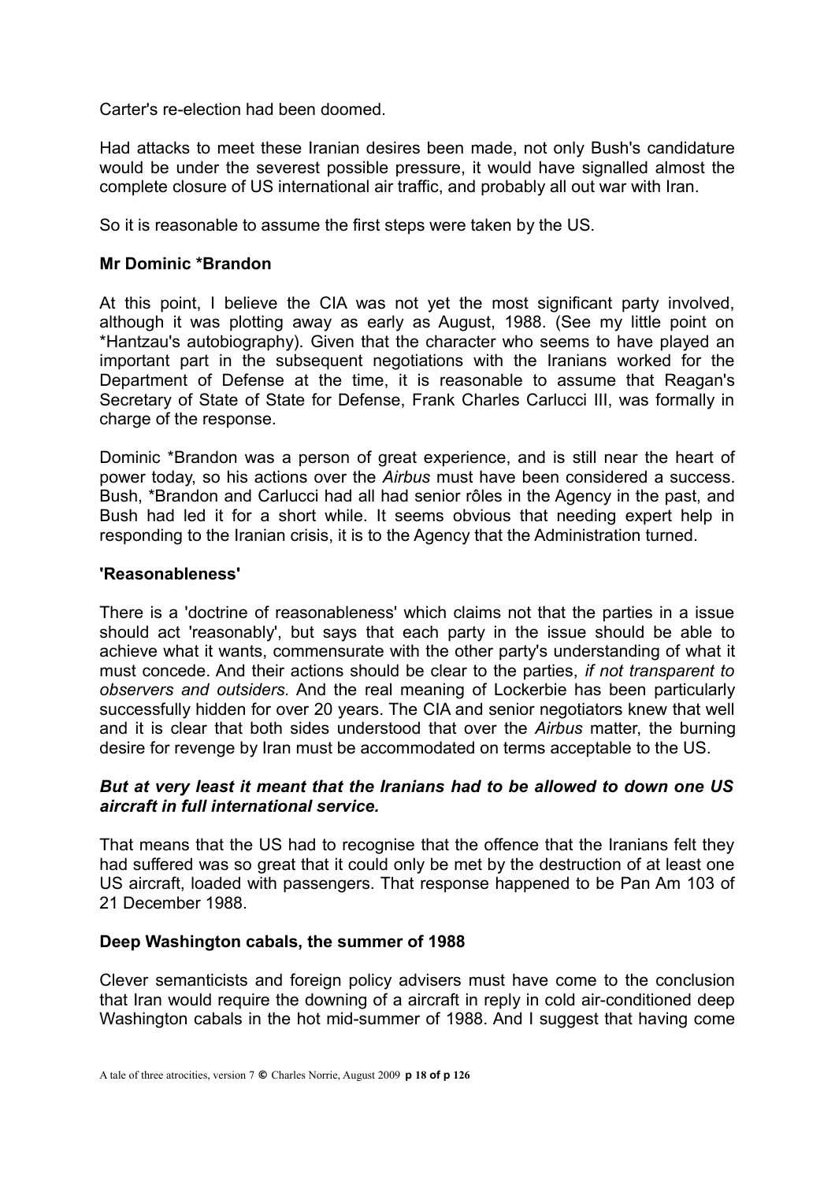Carter's re-election had been doomed.

Had attacks to meet these Iranian desires been made, not only Bush's candidature would be under the severest possible pressure, it would have signalled almost the complete closure of US international air traffic, and probably all out war with Iran.

So it is reasonable to assume the first steps were taken by the US.

**Mr Dominic *Brandon**

At this point, I believe the CIA was not yet the most significant party involved, although it was plotting away as early as August, 1988. (See my little point on *Hantzau's autobiography). Given that the character who seems to have played an important part in the subsequent negotiations with the Iranians worked for the Department of Defense at the time, it is reasonable to assume that Reagan's Secretary of State of State for Defense, Frank Charles Carlucci III, was formally in charge of the response.

Dominic *Brandon was a person of great experience, and is still near the heart of power today, so his actions over the *Airbus* must have been considered a success. Bush, *Brandon and Carlucci had all had senior rôles in the Agency in the past, and Bush had led it for a short while. It seems obvious that needing expert help in responding to the Iranian crisis, it is to the Agency that the Administration turned.

**'Reasonableness'**

There is a 'doctrine of reasonableness' which claims not that the parties in a issue should act 'reasonably', but says that each party in the issue should be able to achieve what it wants, commensurate with the other party's understanding of what it must concede. And their actions should be clear to the parties, *if not transparent to observers and outsiders.* And the real meaning of Lockerbie has been particularly successfully hidden for over 20 years. The CIA and senior negotiators knew that well and it is clear that both sides understood that over the *Airbus* matter, the burning desire for revenge by Iran must be accommodated on terms acceptable to the US.

***But at very least it meant that the Iranians had to be allowed to down one US aircraft in full international service.***

That means that the US had to recognise that the offence that the Iranians felt they had suffered was so great that it could only be met by the destruction of at least one US aircraft, loaded with passengers. That response happened to be Pan Am 103 of 21 December 1988.

**Deep Washington cabals, the summer of 1988**

Clever semanticists and foreign policy advisers must have come to the conclusion that Iran would require the downing of a aircraft in reply in cold air-conditioned deep Washington cabals in the hot mid-summer of 1988. And I suggest that having come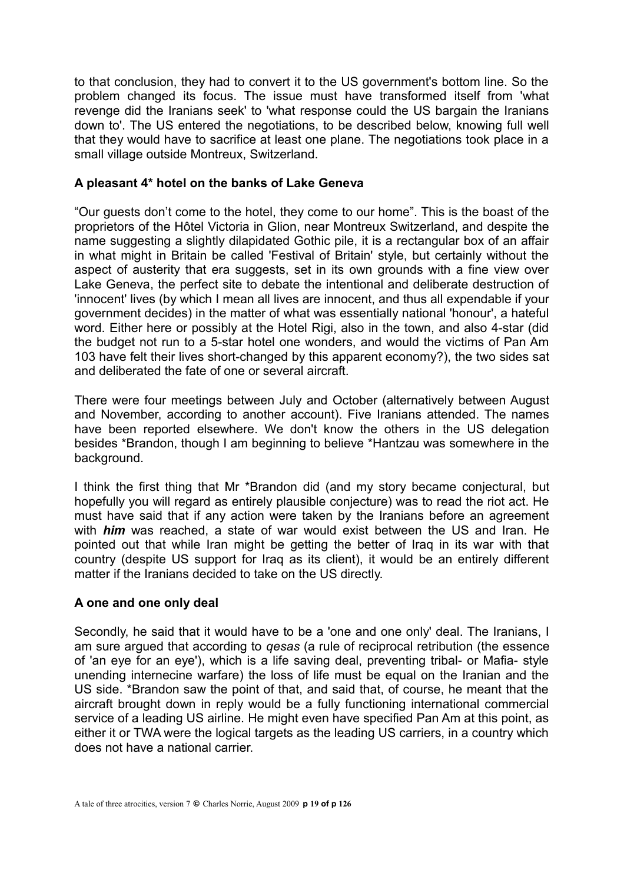to that conclusion, they had to convert it to the US government's bottom line. So the problem changed its focus. The issue must have transformed itself from 'what revenge did the Iranians seek' to 'what response could the US bargain the Iranians down to'. The US entered the negotiations, to be described below, knowing full well that they would have to sacrifice at least one plane. The negotiations took place in a small village outside Montreux, Switzerland.

### A pleasant 4* hotel on the banks of Lake Geneva

“Our guests don’t come to the hotel, they come to our home”. This is the boast of the proprietors of the Hôtel Victoria in Glion, near Montreux Switzerland, and despite the name suggesting a slightly dilapidated Gothic pile, it is a rectangular box of an affair in what might in Britain be called 'Festival of Britain' style, but certainly without the aspect of austerity that era suggests, set in its own grounds with a fine view over Lake Geneva, the perfect site to debate the intentional and deliberate destruction of 'innocent' lives (by which I mean all lives are innocent, and thus all expendable if your government decides) in the matter of what was essentially national 'honour', a hateful word. Either here or possibly at the Hotel Rigi, also in the town, and also 4-star (did the budget not run to a 5-star hotel one wonders, and would the victims of Pan Am 103 have felt their lives short-changed by this apparent economy?), the two sides sat and deliberated the fate of one or several aircraft.

There were four meetings between July and October (alternatively between August and November, according to another account). Five Iranians attended. The names have been reported elsewhere. We don't know the others in the US delegation besides *Brandon, though I am beginning to believe *Hantzau was somewhere in the background.

I think the first thing that Mr *Brandon did (and my story became conjectural, but hopefully you will regard as entirely plausible conjecture) was to read the riot act. He must have said that if any action were taken by the Iranians before an agreement with ***him*** was reached, a state of war would exist between the US and Iran. He pointed out that while Iran might be getting the better of Iraq in its war with that country (despite US support for Iraq as its client), it would be an entirely different matter if the Iranians decided to take on the US directly.

### A one and one only deal

Secondly, he said that it would have to be a 'one and one only' deal. The Iranians, I am sure argued that according to *qesas* (a rule of reciprocal retribution (the essence of 'an eye for an eye'), which is a life saving deal, preventing tribal- or Mafia- style unending internecine warfare) the loss of life must be equal on the Iranian and the US side. *Brandon saw the point of that, and said that, of course, he meant that the aircraft brought down in reply would be a fully functioning international commercial service of a leading US airline. He might even have specified Pan Am at this point, as either it or TWA were the logical targets as the leading US carriers, in a country which does not have a national carrier.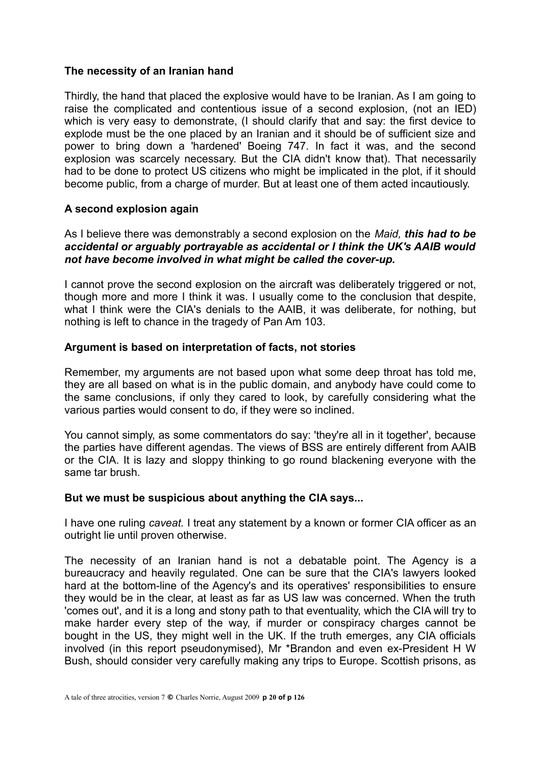### The necessity of an Iranian hand

Thirdly, the hand that placed the explosive would have to be Iranian. As I am going to raise the complicated and contentious issue of a second explosion, (not an IED) which is very easy to demonstrate, (I should clarify that and say: the first device to explode must be the one placed by an Iranian and it should be of sufficient size and power to bring down a 'hardened' Boeing 747. In fact it was, and the second explosion was scarcely necessary. But the CIA didn't know that). That necessarily had to be done to protect US citizens who might be implicated in the plot, if it should become public, from a charge of murder. But at least one of them acted incautiously.

### A second explosion again

As I believe there was demonstrably a second explosion on the *Maid,* ***this had to be accidental or arguably portrayable as accidental or I think the UK's AAIB would not have become involved in what might be called the cover-up.***

I cannot prove the second explosion on the aircraft was deliberately triggered or not, though more and more I think it was. I usually come to the conclusion that despite, what I think were the CIA's denials to the AAIB, it was deliberate, for nothing, but nothing is left to chance in the tragedy of Pan Am 103.

### Argument is based on interpretation of facts, not stories

Remember, my arguments are not based upon what some deep throat has told me, they are all based on what is in the public domain, and anybody have could come to the same conclusions, if only they cared to look, by carefully considering what the various parties would consent to do, if they were so inclined.

You cannot simply, as some commentators do say: 'they're all in it together', because the parties have different agendas. The views of BSS are entirely different from AAIB or the CIA. It is lazy and sloppy thinking to go round blackening everyone with the same tar brush.

### But we must be suspicious about anything the CIA says...

I have one ruling *caveat.* I treat any statement by a known or former CIA officer as an outright lie until proven otherwise.

The necessity of an Iranian hand is not a debatable point. The Agency is a bureaucracy and heavily regulated. One can be sure that the CIA's lawyers looked hard at the bottom-line of the Agency's and its operatives' responsibilities to ensure they would be in the clear, at least as far as US law was concerned. When the truth 'comes out', and it is a long and stony path to that eventuality, which the CIA will try to make harder every step of the way, if murder or conspiracy charges cannot be bought in the US, they might well in the UK. If the truth emerges, any CIA officials involved (in this report pseudonymised), Mr *Brandon and even ex-President H W Bush, should consider very carefully making any trips to Europe. Scottish prisons, as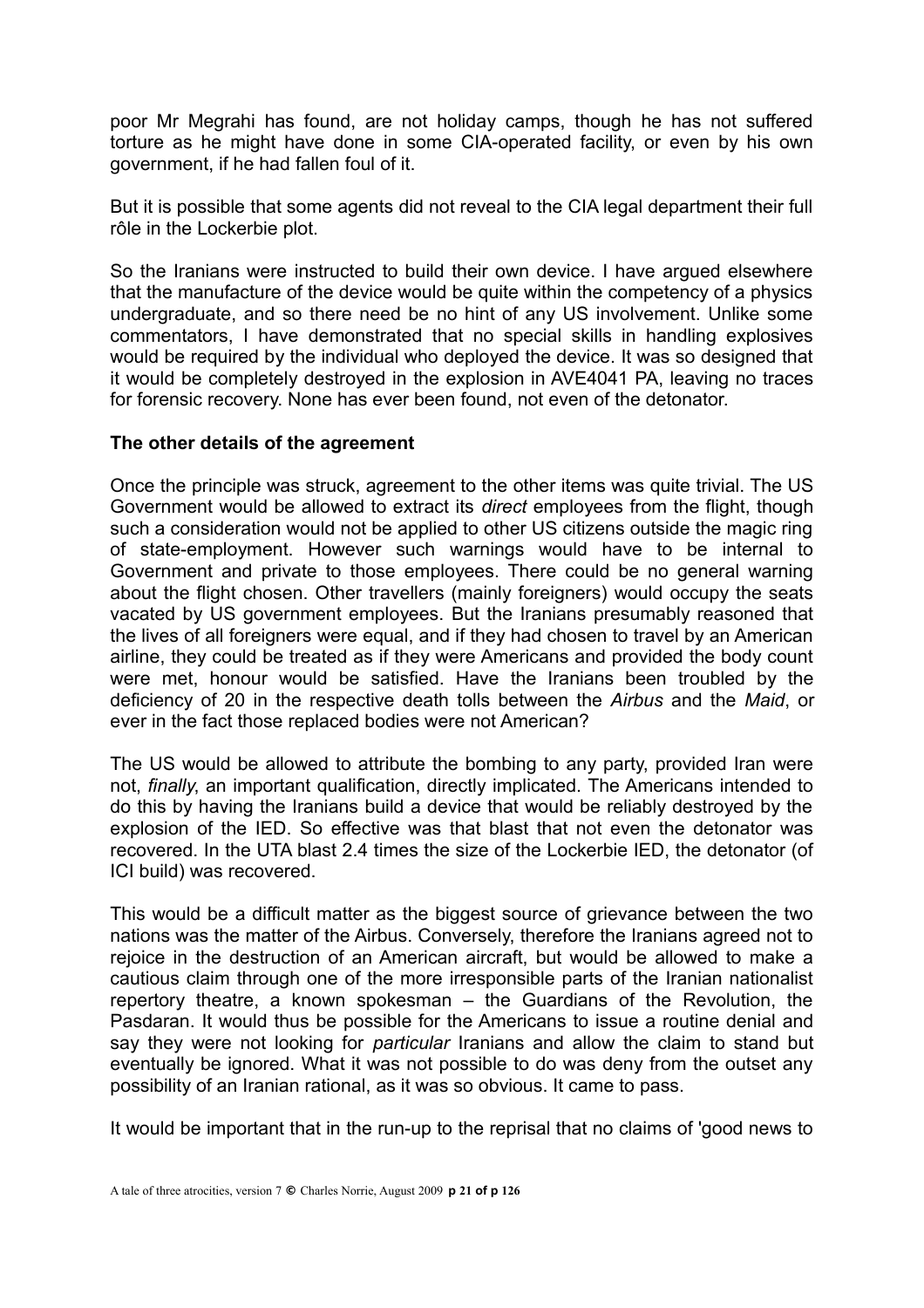poor Mr Megrahi has found, are not holiday camps, though he has not suffered torture as he might have done in some CIA-operated facility, or even by his own government, if he had fallen foul of it.

But it is possible that some agents did not reveal to the CIA legal department their full rôle in the Lockerbie plot.

So the Iranians were instructed to build their own device. I have argued elsewhere that the manufacture of the device would be quite within the competency of a physics undergraduate, and so there need be no hint of any US involvement. Unlike some commentators, I have demonstrated that no special skills in handling explosives would be required by the individual who deployed the device. It was so designed that it would be completely destroyed in the explosion in AVE4041 PA, leaving no traces for forensic recovery. None has ever been found, not even of the detonator.

**The other details of the agreement**

Once the principle was struck, agreement to the other items was quite trivial. The US Government would be allowed to extract its *direct* employees from the flight, though such a consideration would not be applied to other US citizens outside the magic ring of state-employment. However such warnings would have to be internal to Government and private to those employees. There could be no general warning about the flight chosen. Other travellers (mainly foreigners) would occupy the seats vacated by US government employees. But the Iranians presumably reasoned that the lives of all foreigners were equal, and if they had chosen to travel by an American airline, they could be treated as if they were Americans and provided the body count were met, honour would be satisfied. Have the Iranians been troubled by the deficiency of 20 in the respective death tolls between the *Airbus* and the *Maid*, or ever in the fact those replaced bodies were not American?

The US would be allowed to attribute the bombing to any party, provided Iran were not, *finally*, an important qualification, directly implicated. The Americans intended to do this by having the Iranians build a device that would be reliably destroyed by the explosion of the IED. So effective was that blast that not even the detonator was recovered. In the UTA blast 2.4 times the size of the Lockerbie IED, the detonator (of ICI build) was recovered.

This would be a difficult matter as the biggest source of grievance between the two nations was the matter of the Airbus. Conversely, therefore the Iranians agreed not to rejoice in the destruction of an American aircraft, but would be allowed to make a cautious claim through one of the more irresponsible parts of the Iranian nationalist repertory theatre, a known spokesman – the Guardians of the Revolution, the Pasdaran. It would thus be possible for the Americans to issue a routine denial and say they were not looking for *particular* Iranians and allow the claim to stand but eventually be ignored. What it was not possible to do was deny from the outset any possibility of an Iranian rational, as it was so obvious. It came to pass.

It would be important that in the run-up to the reprisal that no claims of 'good news to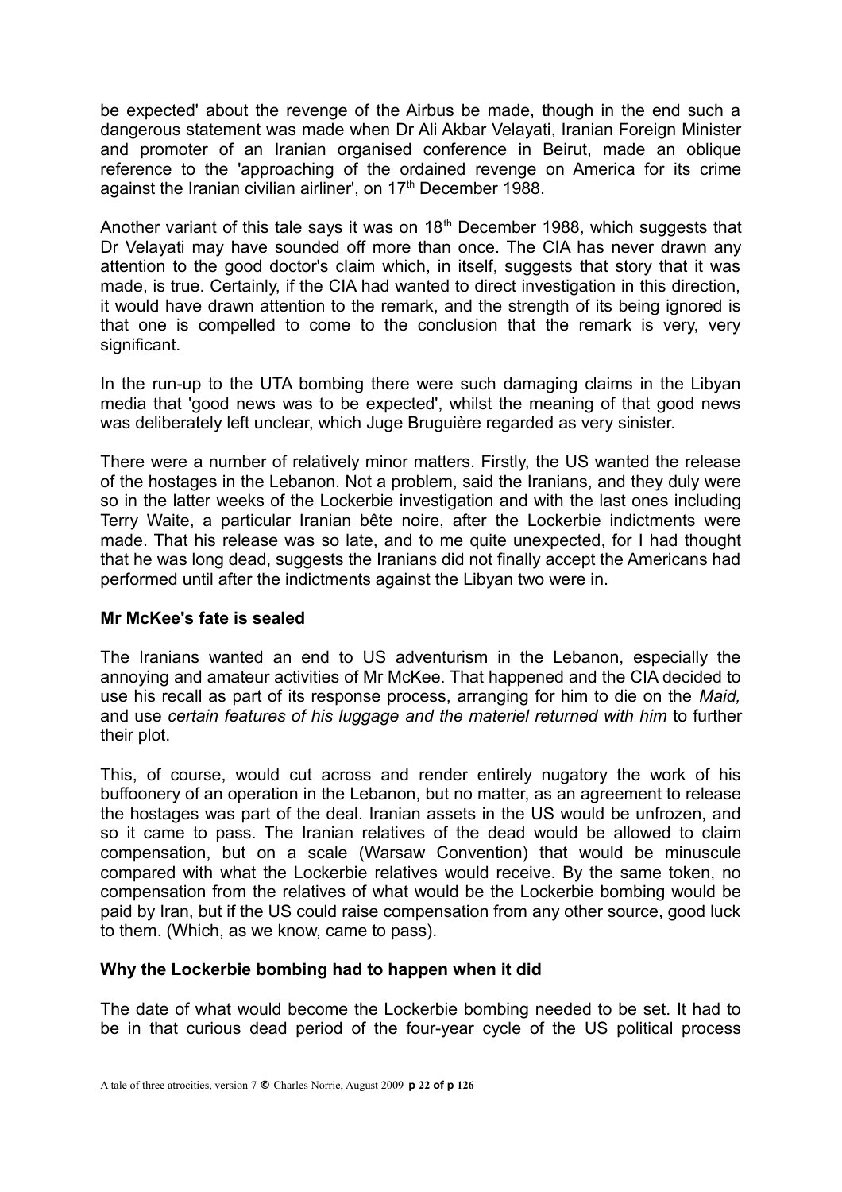be expected' about the revenge of the Airbus be made, though in the end such a dangerous statement was made when Dr Ali Akbar Velayati, Iranian Foreign Minister and promoter of an Iranian organised conference in Beirut, made an oblique reference to the 'approaching of the ordained revenge on America for its crime against the Iranian civilian airliner', on 17th December 1988.

Another variant of this tale says it was on 18th December 1988, which suggests that Dr Velayati may have sounded off more than once. The CIA has never drawn any attention to the good doctor's claim which, in itself, suggests that story that it was made, is true. Certainly, if the CIA had wanted to direct investigation in this direction, it would have drawn attention to the remark, and the strength of its being ignored is that one is compelled to come to the conclusion that the remark is very, very significant.

In the run-up to the UTA bombing there were such damaging claims in the Libyan media that 'good news was to be expected', whilst the meaning of that good news was deliberately left unclear, which Juge Bruguière regarded as very sinister.

There were a number of relatively minor matters. Firstly, the US wanted the release of the hostages in the Lebanon. Not a problem, said the Iranians, and they duly were so in the latter weeks of the Lockerbie investigation and with the last ones including Terry Waite, a particular Iranian bête noire, after the Lockerbie indictments were made. That his release was so late, and to me quite unexpected, for I had thought that he was long dead, suggests the Iranians did not finally accept the Americans had performed until after the indictments against the Libyan two were in.

**Mr McKee's fate is sealed**

The Iranians wanted an end to US adventurism in the Lebanon, especially the annoying and amateur activities of Mr McKee. That happened and the CIA decided to use his recall as part of its response process, arranging for him to die on the *Maid,* and use *certain features of his luggage and the materiel returned with him* to further their plot.

This, of course, would cut across and render entirely nugatory the work of his buffoonery of an operation in the Lebanon, but no matter, as an agreement to release the hostages was part of the deal. Iranian assets in the US would be unfrozen, and so it came to pass. The Iranian relatives of the dead would be allowed to claim compensation, but on a scale (Warsaw Convention) that would be minuscule compared with what the Lockerbie relatives would receive. By the same token, no compensation from the relatives of what would be the Lockerbie bombing would be paid by Iran, but if the US could raise compensation from any other source, good luck to them. (Which, as we know, came to pass).

**Why the Lockerbie bombing had to happen when it did**

The date of what would become the Lockerbie bombing needed to be set. It had to be in that curious dead period of the four-year cycle of the US political process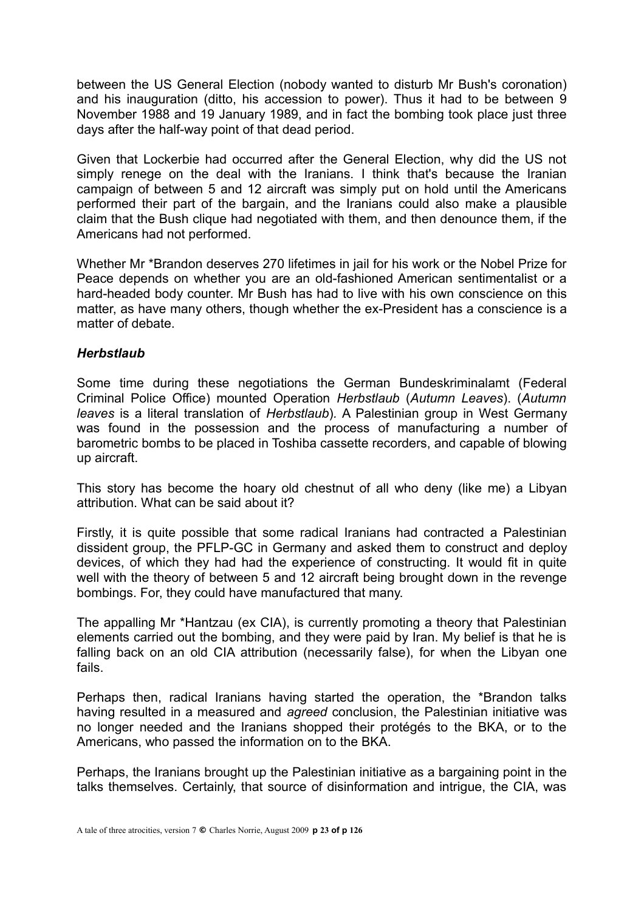between the US General Election (nobody wanted to disturb Mr Bush's coronation) and his inauguration (ditto, his accession to power). Thus it had to be between 9 November 1988 and 19 January 1989, and in fact the bombing took place just three days after the half-way point of that dead period.

Given that Lockerbie had occurred after the General Election, why did the US not simply renege on the deal with the Iranians. I think that's because the Iranian campaign of between 5 and 12 aircraft was simply put on hold until the Americans performed their part of the bargain, and the Iranians could also make a plausible claim that the Bush clique had negotiated with them, and then denounce them, if the Americans had not performed.

Whether Mr *Brandon deserves 270 lifetimes in jail for his work or the Nobel Prize for Peace depends on whether you are an old-fashioned American sentimentalist or a hard-headed body counter. Mr Bush has had to live with his own conscience on this matter, as have many others, though whether the ex-President has a conscience is a matter of debate.

### *Herbstlaub*

Some time during these negotiations the German Bundeskriminalamt (Federal Criminal Police Office) mounted Operation *Herbstlaub* (*Autumn Leaves*). (*Autumn leaves* is a literal translation of *Herbstlaub*). A Palestinian group in West Germany was found in the possession and the process of manufacturing a number of barometric bombs to be placed in Toshiba cassette recorders, and capable of blowing up aircraft.

This story has become the hoary old chestnut of all who deny (like me) a Libyan attribution. What can be said about it?

Firstly, it is quite possible that some radical Iranians had contracted a Palestinian dissident group, the PFLP-GC in Germany and asked them to construct and deploy devices, of which they had had the experience of constructing. It would fit in quite well with the theory of between 5 and 12 aircraft being brought down in the revenge bombings. For, they could have manufactured that many.

The appalling Mr *Hantzau (ex CIA), is currently promoting a theory that Palestinian elements carried out the bombing, and they were paid by Iran. My belief is that he is falling back on an old CIA attribution (necessarily false), for when the Libyan one fails.

Perhaps then, radical Iranians having started the operation, the *Brandon talks having resulted in a measured and *agreed* conclusion, the Palestinian initiative was no longer needed and the Iranians shopped their protégés to the BKA, or to the Americans, who passed the information on to the BKA.

Perhaps, the Iranians brought up the Palestinian initiative as a bargaining point in the talks themselves. Certainly, that source of disinformation and intrigue, the CIA, was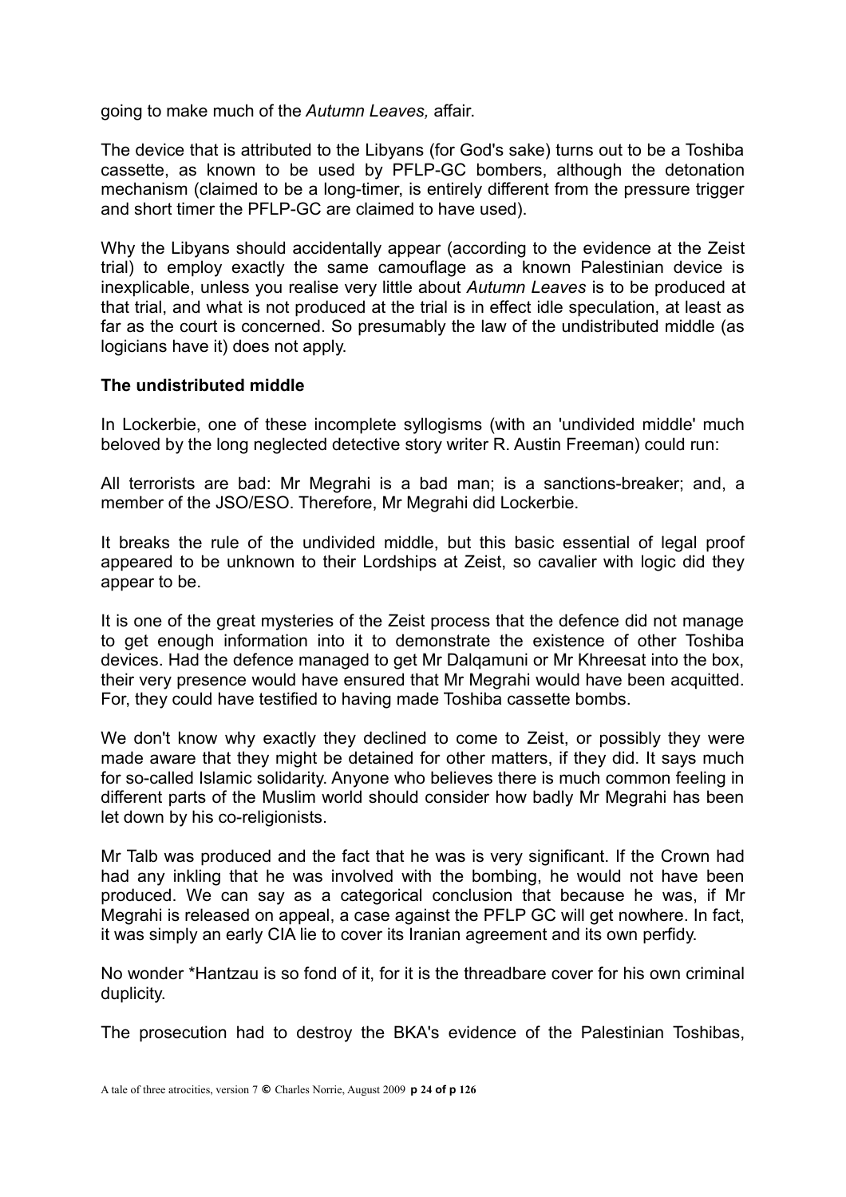going to make much of the *Autumn Leaves,* affair.

The device that is attributed to the Libyans (for God's sake) turns out to be a Toshiba cassette, as known to be used by PFLP-GC bombers, although the detonation mechanism (claimed to be a long-timer, is entirely different from the pressure trigger and short timer the PFLP-GC are claimed to have used).

Why the Libyans should accidentally appear (according to the evidence at the Zeist trial) to employ exactly the same camouflage as a known Palestinian device is inexplicable, unless you realise very little about *Autumn Leaves* is to be produced at that trial, and what is not produced at the trial is in effect idle speculation, at least as far as the court is concerned. So presumably the law of the undistributed middle (as logicians have it) does not apply.

**The undistributed middle**

In Lockerbie, one of these incomplete syllogisms (with an 'undivided middle' much beloved by the long neglected detective story writer R. Austin Freeman) could run:

All terrorists are bad: Mr Megrahi is a bad man; is a sanctions-breaker; and, a member of the JSO/ESO. Therefore, Mr Megrahi did Lockerbie.

It breaks the rule of the undivided middle, but this basic essential of legal proof appeared to be unknown to their Lordships at Zeist, so cavalier with logic did they appear to be.

It is one of the great mysteries of the Zeist process that the defence did not manage to get enough information into it to demonstrate the existence of other Toshiba devices. Had the defence managed to get Mr Dalqamuni or Mr Khreesat into the box, their very presence would have ensured that Mr Megrahi would have been acquitted. For, they could have testified to having made Toshiba cassette bombs.

We don't know why exactly they declined to come to Zeist, or possibly they were made aware that they might be detained for other matters, if they did. It says much for so-called Islamic solidarity. Anyone who believes there is much common feeling in different parts of the Muslim world should consider how badly Mr Megrahi has been let down by his co-religionists.

Mr Talb was produced and the fact that he was is very significant. If the Crown had had any inkling that he was involved with the bombing, he would not have been produced. We can say as a categorical conclusion that because he was, if Mr Megrahi is released on appeal, a case against the PFLP GC will get nowhere. In fact, it was simply an early CIA lie to cover its Iranian agreement and its own perfidy.

No wonder *Hantzau is so fond of it, for it is the threadbare cover for his own criminal duplicity.

The prosecution had to destroy the BKA's evidence of the Palestinian Toshibas,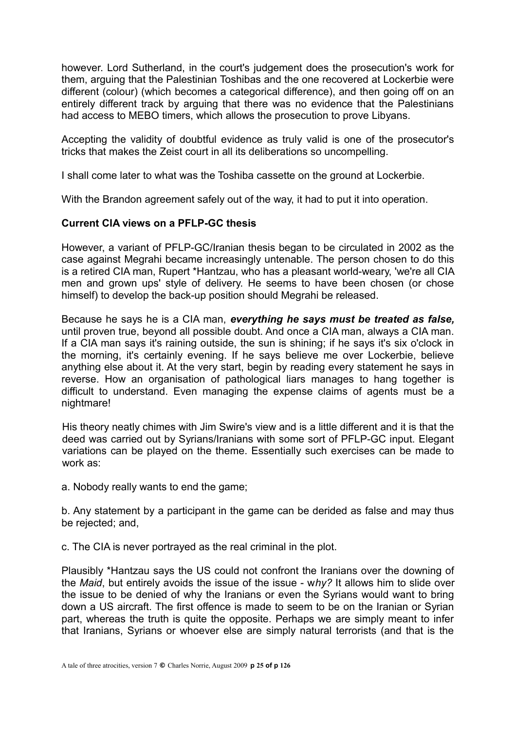however. Lord Sutherland, in the court's judgement does the prosecution's work for them, arguing that the Palestinian Toshibas and the one recovered at Lockerbie were different (colour) (which becomes a categorical difference), and then going off on an entirely different track by arguing that there was no evidence that the Palestinians had access to MEBO timers, which allows the prosecution to prove Libyans.

Accepting the validity of doubtful evidence as truly valid is one of the prosecutor's tricks that makes the Zeist court in all its deliberations so uncompelling.

I shall come later to what was the Toshiba cassette on the ground at Lockerbie.

With the Brandon agreement safely out of the way, it had to put it into operation.

**Current CIA views on a PFLP-GC thesis**

However, a variant of PFLP-GC/Iranian thesis began to be circulated in 2002 as the case against Megrahi became increasingly untenable. The person chosen to do this is a retired CIA man, Rupert *Hantzau, who has a pleasant world-weary, 'we're all CIA men and grown ups' style of delivery. He seems to have been chosen (or chose himself) to develop the back-up position should Megrahi be released.

Because he says he is a CIA man, ***everything he says must be treated as false,*** until proven true, beyond all possible doubt. And once a CIA man, always a CIA man. If a CIA man says it's raining outside, the sun is shining; if he says it's six o'clock in the morning, it's certainly evening. If he says believe me over Lockerbie, believe anything else about it. At the very start, begin by reading every statement he says in reverse. How an organisation of pathological liars manages to hang together is difficult to understand. Even managing the expense claims of agents must be a nightmare!

His theory neatly chimes with Jim Swire's view and is a little different and it is that the deed was carried out by Syrians/Iranians with some sort of PFLP-GC input. Elegant variations can be played on the theme. Essentially such exercises can be made to work as:

a. Nobody really wants to end the game;

b. Any statement by a participant in the game can be derided as false and may thus be rejected; and,

c. The CIA is never portrayed as the real criminal in the plot.

Plausibly *Hantzau says the US could not confront the Iranians over the downing of the *Maid*, but entirely avoids the issue of the issue - w*hy?* It allows him to slide over the issue to be denied of why the Iranians or even the Syrians would want to bring down a US aircraft. The first offence is made to seem to be on the Iranian or Syrian part, whereas the truth is quite the opposite. Perhaps we are simply meant to infer that Iranians, Syrians or whoever else are simply natural terrorists (and that is the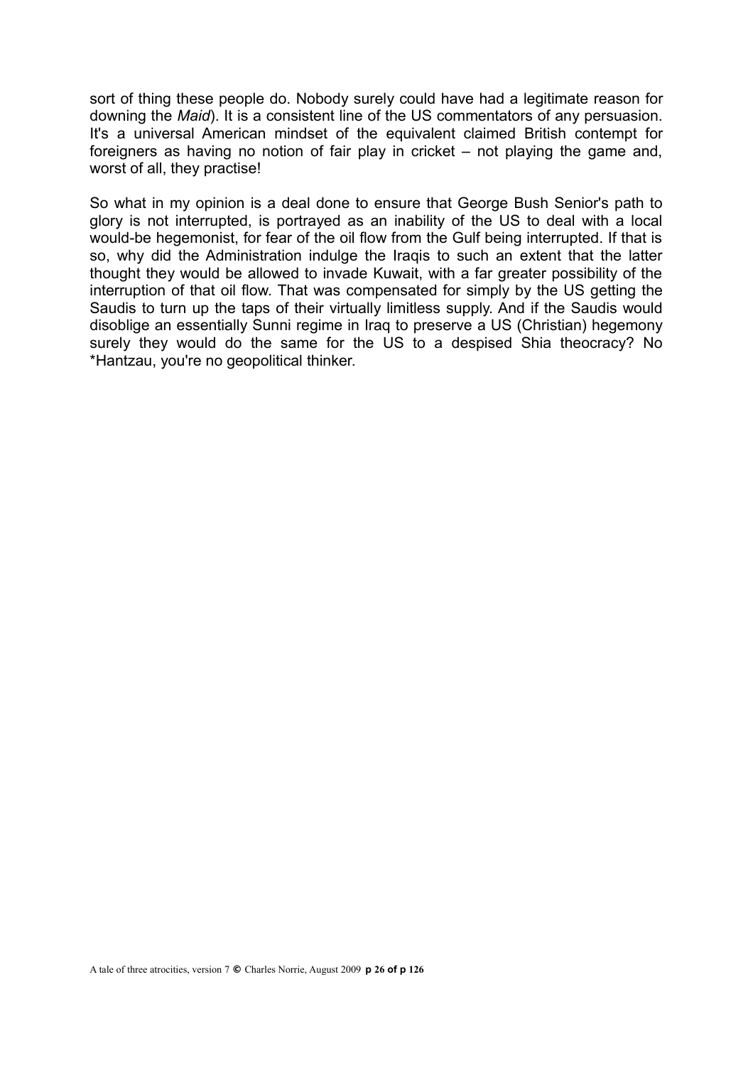sort of thing these people do. Nobody surely could have had a legitimate reason for downing the *Maid*). It is a consistent line of the US commentators of any persuasion. It's a universal American mindset of the equivalent claimed British contempt for foreigners as having no notion of fair play in cricket – not playing the game and, worst of all, they practise!

So what in my opinion is a deal done to ensure that George Bush Senior's path to glory is not interrupted, is portrayed as an inability of the US to deal with a local would-be hegemonist, for fear of the oil flow from the Gulf being interrupted. If that is so, why did the Administration indulge the Iraqis to such an extent that the latter thought they would be allowed to invade Kuwait, with a far greater possibility of the interruption of that oil flow. That was compensated for simply by the US getting the Saudis to turn up the taps of their virtually limitless supply. And if the Saudis would disoblige an essentially Sunni regime in Iraq to preserve a US (Christian) hegemony surely they would do the same for the US to a despised Shia theocracy? No *Hantzau, you're no geopolitical thinker.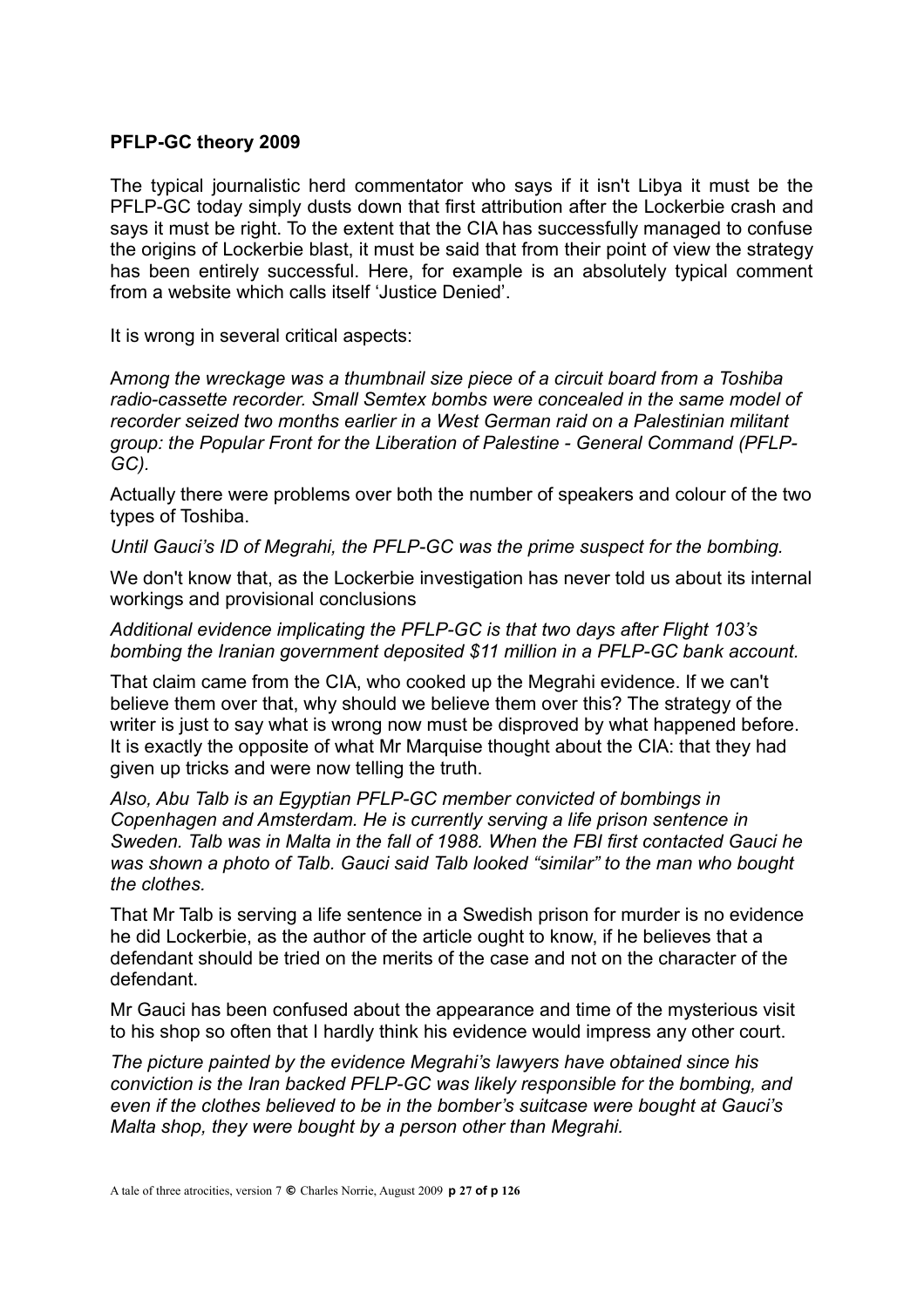**PFLP-GC theory 2009**

The typical journalistic herd commentator who says if it isn't Libya it must be the PFLP-GC today simply dusts down that first attribution after the Lockerbie crash and says it must be right. To the extent that the CIA has successfully managed to confuse the origins of Lockerbie blast, it must be said that from their point of view the strategy has been entirely successful. Here, for example is an absolutely typical comment from a website which calls itself 'Justice Denied'.

It is wrong in several critical aspects:

*Among the wreckage was a thumbnail size piece of a circuit board from a Toshiba radio-cassette recorder. Small Semtex bombs were concealed in the same model of recorder seized two months earlier in a West German raid on a Palestinian militant group: the Popular Front for the Liberation of Palestine - General Command (PFLP-GC).*

Actually there were problems over both the number of speakers and colour of the two types of Toshiba.

*Until Gauci's ID of Megrahi, the PFLP-GC was the prime suspect for the bombing.*

We don't know that, as the Lockerbie investigation has never told us about its internal workings and provisional conclusions

*Additional evidence implicating the PFLP-GC is that two days after Flight 103's bombing the Iranian government deposited $11 million in a PFLP-GC bank account.*

That claim came from the CIA, who cooked up the Megrahi evidence. If we can't believe them over that, why should we believe them over this? The strategy of the writer is just to say what is wrong now must be disproved by what happened before. It is exactly the opposite of what Mr Marquise thought about the CIA: that they had given up tricks and were now telling the truth.

*Also, Abu Talb is an Egyptian PFLP-GC member convicted of bombings in Copenhagen and Amsterdam. He is currently serving a life prison sentence in Sweden. Talb was in Malta in the fall of 1988. When the FBI first contacted Gauci he was shown a photo of Talb. Gauci said Talb looked "similar" to the man who bought the clothes.*

That Mr Talb is serving a life sentence in a Swedish prison for murder is no evidence he did Lockerbie, as the author of the article ought to know, if he believes that a defendant should be tried on the merits of the case and not on the character of the defendant.

Mr Gauci has been confused about the appearance and time of the mysterious visit to his shop so often that I hardly think his evidence would impress any other court.

*The picture painted by the evidence Megrahi's lawyers have obtained since his conviction is the Iran backed PFLP-GC was likely responsible for the bombing, and even if the clothes believed to be in the bomber's suitcase were bought at Gauci's Malta shop, they were bought by a person other than Megrahi.*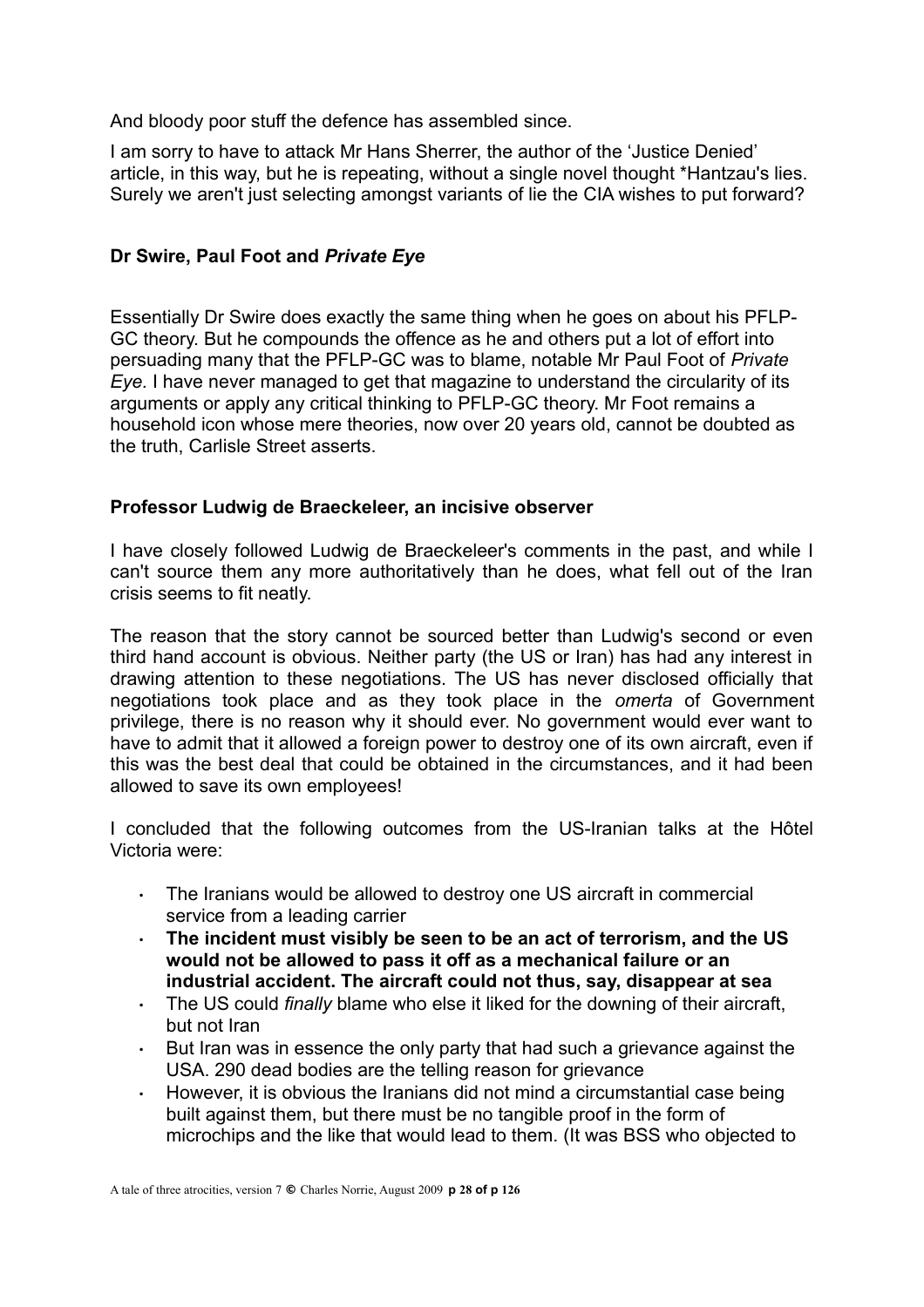And bloody poor stuff the defence has assembled since.

I am sorry to have to attack Mr Hans Sherrer, the author of the 'Justice Denied' article, in this way, but he is repeating, without a single novel thought *Hantzau's lies. Surely we aren't just selecting amongst variants of lie the CIA wishes to put forward?

### Dr Swire, Paul Foot and *Private Eye*

Essentially Dr Swire does exactly the same thing when he goes on about his PFLP-GC theory. But he compounds the offence as he and others put a lot of effort into persuading many that the PFLP-GC was to blame, notable Mr Paul Foot of *Private Eye*. I have never managed to get that magazine to understand the circularity of its arguments or apply any critical thinking to PFLP-GC theory. Mr Foot remains a household icon whose mere theories, now over 20 years old, cannot be doubted as the truth, Carlisle Street asserts.

### Professor Ludwig de Braeckeleer, an incisive observer

I have closely followed Ludwig de Braeckeleer's comments in the past, and while I can't source them any more authoritatively than he does, what fell out of the Iran crisis seems to fit neatly.

The reason that the story cannot be sourced better than Ludwig's second or even third hand account is obvious. Neither party (the US or Iran) has had any interest in drawing attention to these negotiations. The US has never disclosed officially that negotiations took place and as they took place in the *omerta* of Government privilege, there is no reason why it should ever. No government would ever want to have to admit that it allowed a foreign power to destroy one of its own aircraft, even if this was the best deal that could be obtained in the circumstances, and it had been allowed to save its own employees!

I concluded that the following outcomes from the US-Iranian talks at the Hôtel Victoria were:

- The Iranians would be allowed to destroy one US aircraft in commercial service from a leading carrier
- **The incident must visibly be seen to be an act of terrorism, and the US would not be allowed to pass it off as a mechanical failure or an industrial accident. The aircraft could not thus, say, disappear at sea**
- The US could *finally* blame who else it liked for the downing of their aircraft, but not Iran
- But Iran was in essence the only party that had such a grievance against the USA. 290 dead bodies are the telling reason for grievance
- However, it is obvious the Iranians did not mind a circumstantial case being built against them, but there must be no tangible proof in the form of microchips and the like that would lead to them. (It was BSS who objected to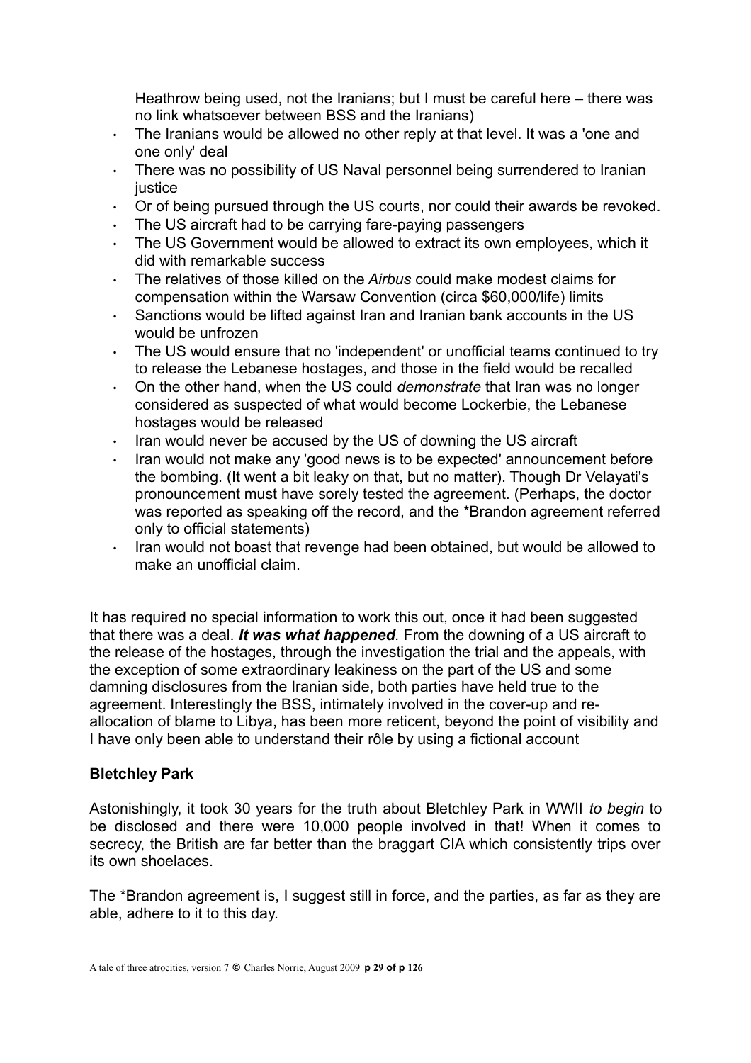Heathrow being used, not the Iranians; but I must be careful here – there was no link whatsoever between BSS and the Iranians)

- The Iranians would be allowed no other reply at that level. It was a 'one and one only' deal
- There was no possibility of US Naval personnel being surrendered to Iranian justice
- Or of being pursued through the US courts, nor could their awards be revoked.
- The US aircraft had to be carrying fare-paying passengers
- The US Government would be allowed to extract its own employees, which it did with remarkable success
- The relatives of those killed on the *Airbus* could make modest claims for compensation within the Warsaw Convention (circa $60,000/life) limits
- Sanctions would be lifted against Iran and Iranian bank accounts in the US would be unfrozen
- The US would ensure that no 'independent' or unofficial teams continued to try to release the Lebanese hostages, and those in the field would be recalled
- On the other hand, when the US could *demonstrate* that Iran was no longer considered as suspected of what would become Lockerbie, the Lebanese hostages would be released
- Iran would never be accused by the US of downing the US aircraft
- Iran would not make any 'good news is to be expected' announcement before the bombing. (It went a bit leaky on that, but no matter). Though Dr Velayati's pronouncement must have sorely tested the agreement. (Perhaps, the doctor was reported as speaking off the record, and the *Brandon agreement referred only to official statements)
- Iran would not boast that revenge had been obtained, but would be allowed to make an unofficial claim.

It has required no special information to work this out, once it had been suggested that there was a deal. ***It was what happened.*** From the downing of a US aircraft to the release of the hostages, through the investigation the trial and the appeals, with the exception of some extraordinary leakiness on the part of the US and some damning disclosures from the Iranian side, both parties have held true to the agreement. Interestingly the BSS, intimately involved in the cover-up and re-allocation of blame to Libya, has been more reticent, beyond the point of visibility and I have only been able to understand their rôle by using a fictional account

**Bletchley Park**

Astonishingly, it took 30 years for the truth about Bletchley Park in WWII *to begin* to be disclosed and there were 10,000 people involved in that! When it comes to secrecy, the British are far better than the braggart CIA which consistently trips over its own shoelaces.

The *Brandon agreement is, I suggest still in force, and the parties, as far as they are able, adhere to it to this day.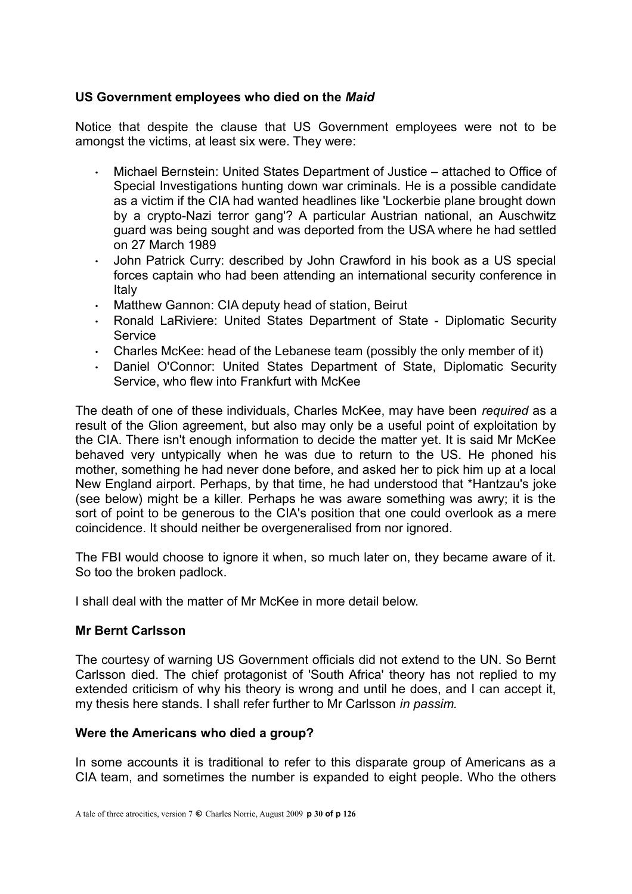### US Government employees who died on the *Maid*

Notice that despite the clause that US Government employees were not to be amongst the victims, at least six were. They were:

- Michael Bernstein: United States Department of Justice – attached to Office of Special Investigations hunting down war criminals. He is a possible candidate as a victim if the CIA had wanted headlines like 'Lockerbie plane brought down by a crypto-Nazi terror gang'? A particular Austrian national, an Auschwitz guard was being sought and was deported from the USA where he had settled on 27 March 1989
- John Patrick Curry: described by John Crawford in his book as a US special forces captain who had been attending an international security conference in Italy
- Matthew Gannon: CIA deputy head of station, Beirut
- Ronald LaRiviere: United States Department of State - Diplomatic Security Service
- Charles McKee: head of the Lebanese team (possibly the only member of it)
- Daniel O'Connor: United States Department of State, Diplomatic Security Service, who flew into Frankfurt with McKee

The death of one of these individuals, Charles McKee, may have been *required* as a result of the Glion agreement, but also may only be a useful point of exploitation by the CIA. There isn't enough information to decide the matter yet. It is said Mr McKee behaved very untypically when he was due to return to the US. He phoned his mother, something he had never done before, and asked her to pick him up at a local New England airport. Perhaps, by that time, he had understood that *Hantzau's joke (see below) might be a killer. Perhaps he was aware something was awry; it is the sort of point to be generous to the CIA's position that one could overlook as a mere coincidence. It should neither be overgeneralised from nor ignored.

The FBI would choose to ignore it when, so much later on, they became aware of it. So too the broken padlock.

I shall deal with the matter of Mr McKee in more detail below.

### Mr Bernt Carlsson

The courtesy of warning US Government officials did not extend to the UN. So Bernt Carlsson died. The chief protagonist of 'South Africa' theory has not replied to my extended criticism of why his theory is wrong and until he does, and I can accept it, my thesis here stands. I shall refer further to Mr Carlsson *in passim.*

### Were the Americans who died a group?

In some accounts it is traditional to refer to this disparate group of Americans as a CIA team, and sometimes the number is expanded to eight people. Who the others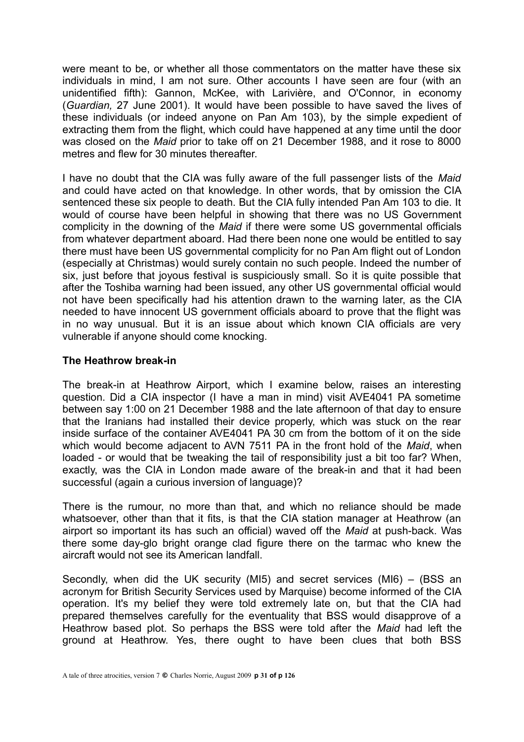were meant to be, or whether all those commentators on the matter have these six individuals in mind, I am not sure. Other accounts I have seen are four (with an unidentified fifth): Gannon, McKee, with Larivière, and O'Connor, in economy (*Guardian,* 27 June 2001). It would have been possible to have saved the lives of these individuals (or indeed anyone on Pan Am 103), by the simple expedient of extracting them from the flight, which could have happened at any time until the door was closed on the *Maid* prior to take off on 21 December 1988, and it rose to 8000 metres and flew for 30 minutes thereafter.

I have no doubt that the CIA was fully aware of the full passenger lists of the *Maid* and could have acted on that knowledge. In other words, that by omission the CIA sentenced these six people to death. But the CIA fully intended Pan Am 103 to die. It would of course have been helpful in showing that there was no US Government complicity in the downing of the *Maid* if there were some US governmental officials from whatever department aboard. Had there been none one would be entitled to say there must have been US governmental complicity for no Pan Am flight out of London (especially at Christmas) would surely contain no such people. Indeed the number of six, just before that joyous festival is suspiciously small. So it is quite possible that after the Toshiba warning had been issued, any other US governmental official would not have been specifically had his attention drawn to the warning later, as the CIA needed to have innocent US government officials aboard to prove that the flight was in no way unusual. But it is an issue about which known CIA officials are very vulnerable if anyone should come knocking.

### The Heathrow break-in

The break-in at Heathrow Airport, which I examine below, raises an interesting question. Did a CIA inspector (I have a man in mind) visit AVE4041 PA sometime between say 1:00 on 21 December 1988 and the late afternoon of that day to ensure that the Iranians had installed their device properly, which was stuck on the rear inside surface of the container AVE4041 PA 30 cm from the bottom of it on the side which would become adjacent to AVN 7511 PA in the front hold of the *Maid*, when loaded - or would that be tweaking the tail of responsibility just a bit too far? When, exactly, was the CIA in London made aware of the break-in and that it had been successful (again a curious inversion of language)?

There is the rumour, no more than that, and which no reliance should be made whatsoever, other than that it fits, is that the CIA station manager at Heathrow (an airport so important its has such an official) waved off the *Maid* at push-back. Was there some day-glo bright orange clad figure there on the tarmac who knew the aircraft would not see its American landfall.

Secondly, when did the UK security (MI5) and secret services (MI6) – (BSS an acronym for British Security Services used by Marquise) become informed of the CIA operation. It's my belief they were told extremely late on, but that the CIA had prepared themselves carefully for the eventuality that BSS would disapprove of a Heathrow based plot. So perhaps the BSS were told after the *Maid* had left the ground at Heathrow. Yes, there ought to have been clues that both BSS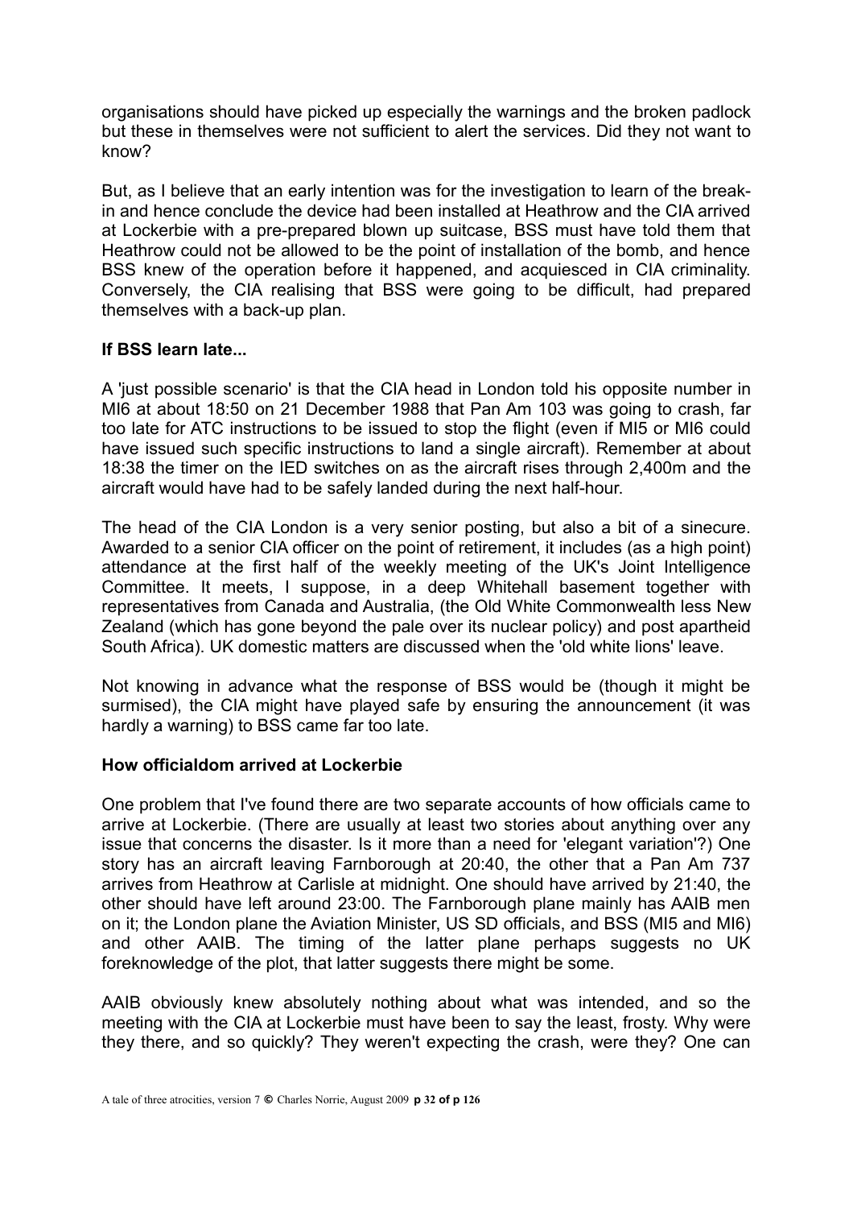organisations should have picked up especially the warnings and the broken padlock but these in themselves were not sufficient to alert the services. Did they not want to know?

But, as I believe that an early intention was for the investigation to learn of the break-in and hence conclude the device had been installed at Heathrow and the CIA arrived at Lockerbie with a pre-prepared blown up suitcase, BSS must have told them that Heathrow could not be allowed to be the point of installation of the bomb, and hence BSS knew of the operation before it happened, and acquiesced in CIA criminality. Conversely, the CIA realising that BSS were going to be difficult, had prepared themselves with a back-up plan.

### If BSS learn late...

A 'just possible scenario' is that the CIA head in London told his opposite number in MI6 at about 18:50 on 21 December 1988 that Pan Am 103 was going to crash, far too late for ATC instructions to be issued to stop the flight (even if MI5 or MI6 could have issued such specific instructions to land a single aircraft). Remember at about 18:38 the timer on the IED switches on as the aircraft rises through 2,400m and the aircraft would have had to be safely landed during the next half-hour.

The head of the CIA London is a very senior posting, but also a bit of a sinecure. Awarded to a senior CIA officer on the point of retirement, it includes (as a high point) attendance at the first half of the weekly meeting of the UK's Joint Intelligence Committee. It meets, I suppose, in a deep Whitehall basement together with representatives from Canada and Australia, (the Old White Commonwealth less New Zealand (which has gone beyond the pale over its nuclear policy) and post apartheid South Africa). UK domestic matters are discussed when the 'old white lions' leave.

Not knowing in advance what the response of BSS would be (though it might be surmised), the CIA might have played safe by ensuring the announcement (it was hardly a warning) to BSS came far too late.

### How officialdom arrived at Lockerbie

One problem that I've found there are two separate accounts of how officials came to arrive at Lockerbie. (There are usually at least two stories about anything over any issue that concerns the disaster. Is it more than a need for 'elegant variation'?) One story has an aircraft leaving Farnborough at 20:40, the other that a Pan Am 737 arrives from Heathrow at Carlisle at midnight. One should have arrived by 21:40, the other should have left around 23:00. The Farnborough plane mainly has AAIB men on it; the London plane the Aviation Minister, US SD officials, and BSS (MI5 and MI6) and other AAIB. The timing of the latter plane perhaps suggests no UK foreknowledge of the plot, that latter suggests there might be some.

AAIB obviously knew absolutely nothing about what was intended, and so the meeting with the CIA at Lockerbie must have been to say the least, frosty. Why were they there, and so quickly? They weren't expecting the crash, were they? One can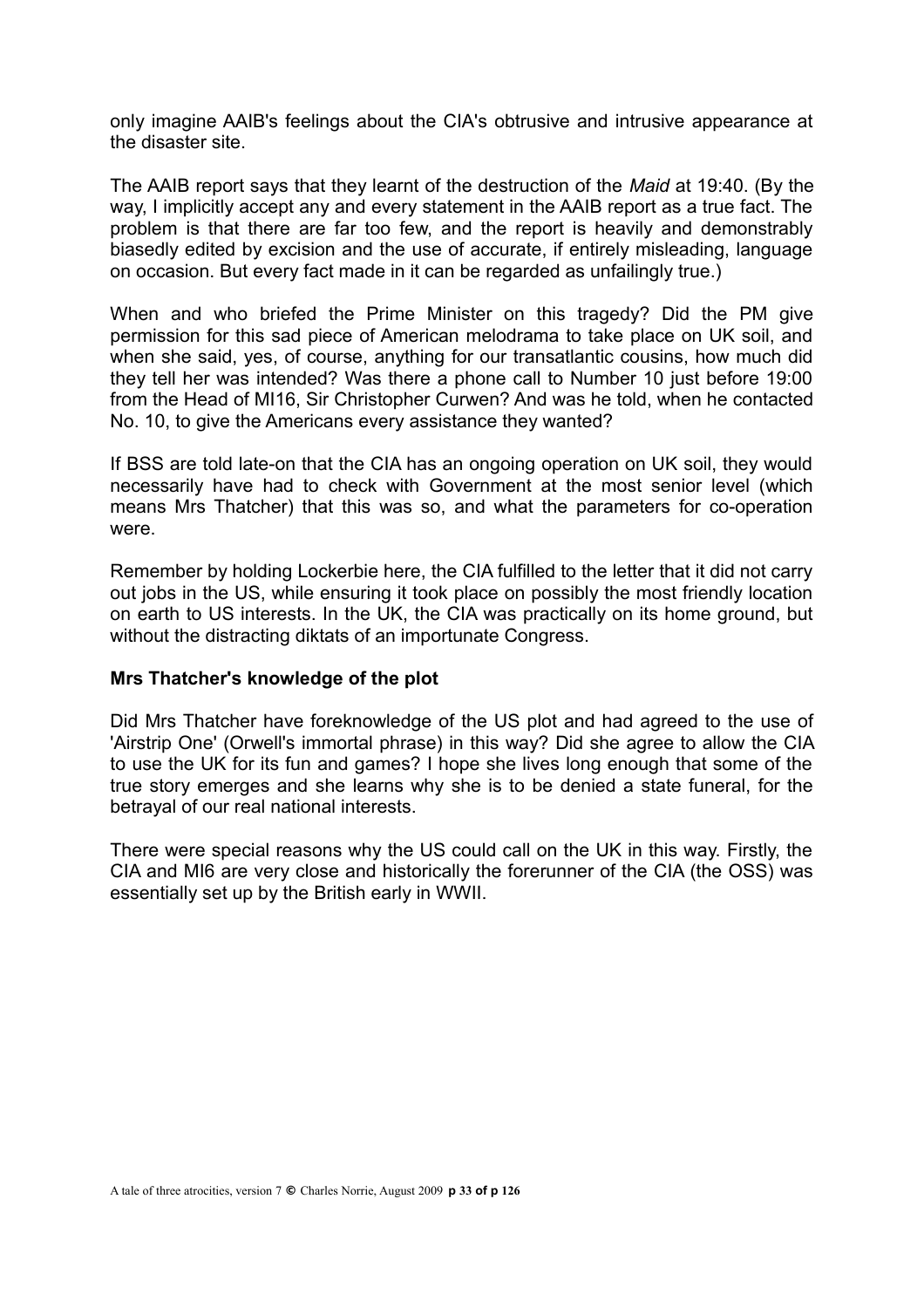only imagine AAIB's feelings about the CIA's obtrusive and intrusive appearance at the disaster site.

The AAIB report says that they learnt of the destruction of the *Maid* at 19:40. (By the way, I implicitly accept any and every statement in the AAIB report as a true fact. The problem is that there are far too few, and the report is heavily and demonstrably biasedly edited by excision and the use of accurate, if entirely misleading, language on occasion. But every fact made in it can be regarded as unfailingly true.)

When and who briefed the Prime Minister on this tragedy? Did the PM give permission for this sad piece of American melodrama to take place on UK soil, and when she said, yes, of course, anything for our transatlantic cousins, how much did they tell her was intended? Was there a phone call to Number 10 just before 19:00 from the Head of MI16, Sir Christopher Curwen? And was he told, when he contacted No. 10, to give the Americans every assistance they wanted?

If BSS are told late-on that the CIA has an ongoing operation on UK soil, they would necessarily have had to check with Government at the most senior level (which means Mrs Thatcher) that this was so, and what the parameters for co-operation were.

Remember by holding Lockerbie here, the CIA fulfilled to the letter that it did not carry out jobs in the US, while ensuring it took place on possibly the most friendly location on earth to US interests. In the UK, the CIA was practically on its home ground, but without the distracting diktats of an importunate Congress.

**Mrs Thatcher's knowledge of the plot**

Did Mrs Thatcher have foreknowledge of the US plot and had agreed to the use of 'Airstrip One' (Orwell's immortal phrase) in this way? Did she agree to allow the CIA to use the UK for its fun and games? I hope she lives long enough that some of the true story emerges and she learns why she is to be denied a state funeral, for the betrayal of our real national interests.

There were special reasons why the US could call on the UK in this way. Firstly, the CIA and MI6 are very close and historically the forerunner of the CIA (the OSS) was essentially set up by the British early in WWII.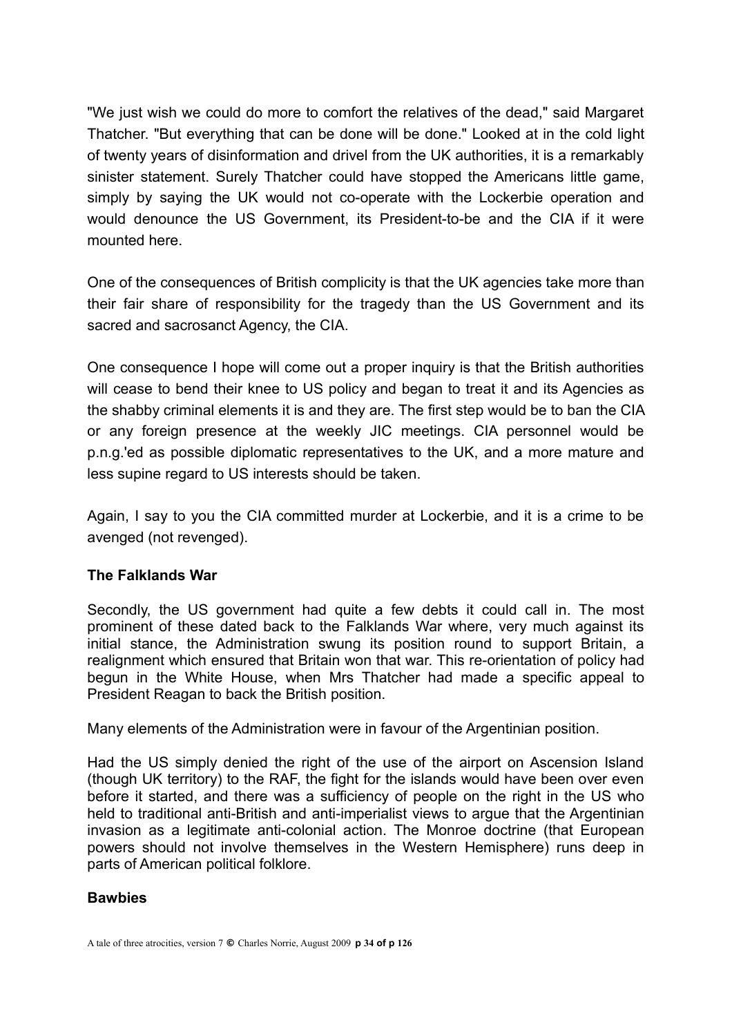"We just wish we could do more to comfort the relatives of the dead," said Margaret Thatcher. "But everything that can be done will be done." Looked at in the cold light of twenty years of disinformation and drivel from the UK authorities, it is a remarkably sinister statement. Surely Thatcher could have stopped the Americans little game, simply by saying the UK would not co-operate with the Lockerbie operation and would denounce the US Government, its President-to-be and the CIA if it were mounted here.

One of the consequences of British complicity is that the UK agencies take more than their fair share of responsibility for the tragedy than the US Government and its sacred and sacrosanct Agency, the CIA.

One consequence I hope will come out a proper inquiry is that the British authorities will cease to bend their knee to US policy and began to treat it and its Agencies as the shabby criminal elements it is and they are. The first step would be to ban the CIA or any foreign presence at the weekly JIC meetings. CIA personnel would be p.n.g.'ed as possible diplomatic representatives to the UK, and a more mature and less supine regard to US interests should be taken.

Again, I say to you the CIA committed murder at Lockerbie, and it is a crime to be avenged (not revenged).

### The Falklands War

Secondly, the US government had quite a few debts it could call in. The most prominent of these dated back to the Falklands War where, very much against its initial stance, the Administration swung its position round to support Britain, a realignment which ensured that Britain won that war. This re-orientation of policy had begun in the White House, when Mrs Thatcher had made a specific appeal to President Reagan to back the British position.

Many elements of the Administration were in favour of the Argentinian position.

Had the US simply denied the right of the use of the airport on Ascension Island (though UK territory) to the RAF, the fight for the islands would have been over even before it started, and there was a sufficiency of people on the right in the US who held to traditional anti-British and anti-imperialist views to argue that the Argentinian invasion as a legitimate anti-colonial action. The Monroe doctrine (that European powers should not involve themselves in the Western Hemisphere) runs deep in parts of American political folklore.

### Bawbies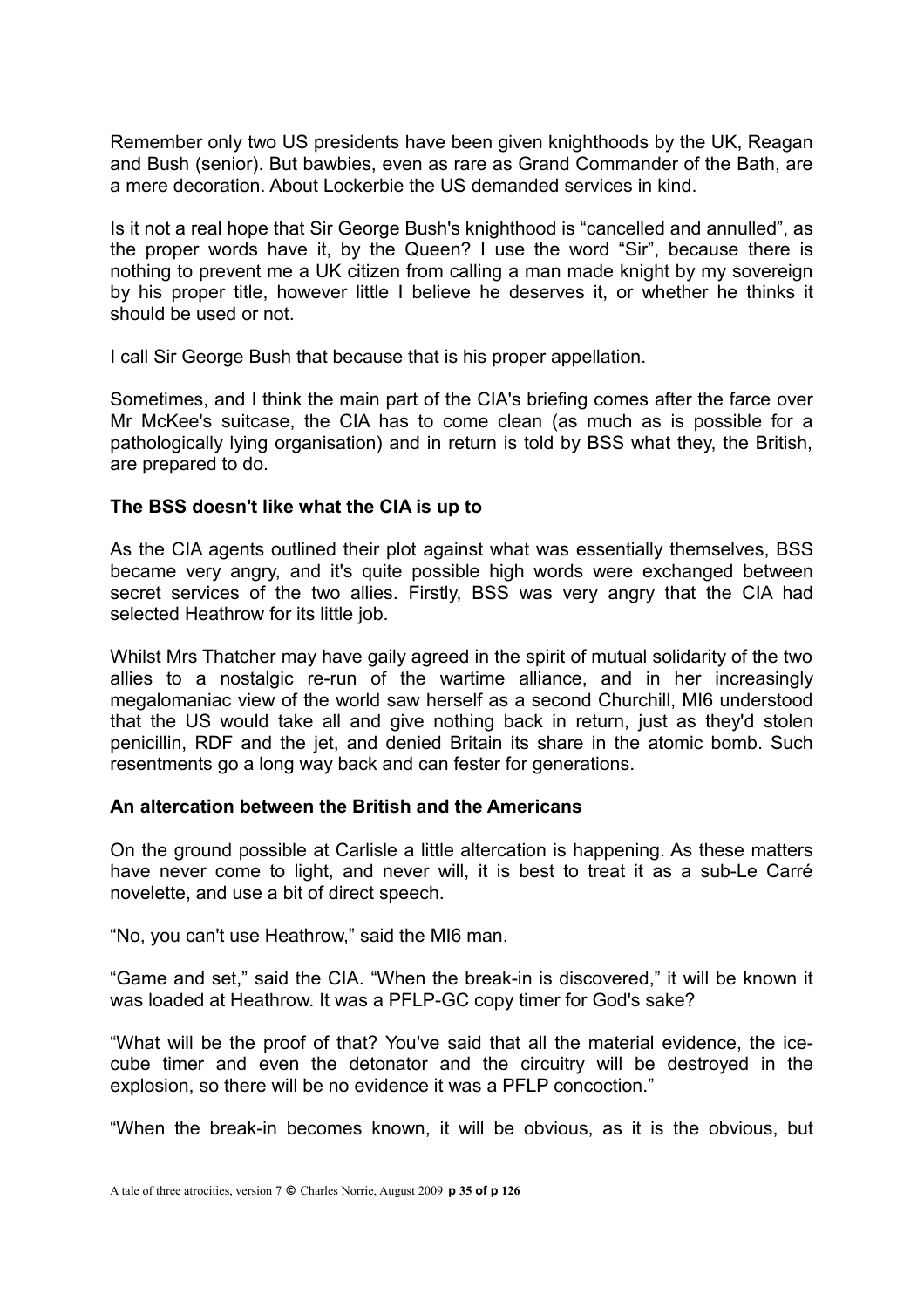Remember only two US presidents have been given knighthoods by the UK, Reagan and Bush (senior). But bawbies, even as rare as Grand Commander of the Bath, are a mere decoration. About Lockerbie the US demanded services in kind.

Is it not a real hope that Sir George Bush's knighthood is "cancelled and annulled", as the proper words have it, by the Queen? I use the word "Sir", because there is nothing to prevent me a UK citizen from calling a man made knight by my sovereign by his proper title, however little I believe he deserves it, or whether he thinks it should be used or not.

I call Sir George Bush that because that is his proper appellation.

Sometimes, and I think the main part of the CIA's briefing comes after the farce over Mr McKee's suitcase, the CIA has to come clean (as much as is possible for a pathologically lying organisation) and in return is told by BSS what they, the British, are prepared to do.

**The BSS doesn't like what the CIA is up to**

As the CIA agents outlined their plot against what was essentially themselves, BSS became very angry, and it's quite possible high words were exchanged between secret services of the two allies. Firstly, BSS was very angry that the CIA had selected Heathrow for its little job.

Whilst Mrs Thatcher may have gaily agreed in the spirit of mutual solidarity of the two allies to a nostalgic re-run of the wartime alliance, and in her increasingly megalomaniac view of the world saw herself as a second Churchill, MI6 understood that the US would take all and give nothing back in return, just as they'd stolen penicillin, RDF and the jet, and denied Britain its share in the atomic bomb. Such resentments go a long way back and can fester for generations.

**An altercation between the British and the Americans**

On the ground possible at Carlisle a little altercation is happening. As these matters have never come to light, and never will, it is best to treat it as a sub-Le Carré novelette, and use a bit of direct speech.

"No, you can't use Heathrow," said the MI6 man.

"Game and set," said the CIA. "When the break-in is discovered," it will be known it was loaded at Heathrow. It was a PFLP-GC copy timer for God's sake?

"What will be the proof of that? You've said that all the material evidence, the ice-cube timer and even the detonator and the circuitry will be destroyed in the explosion, so there will be no evidence it was a PFLP concoction."

"When the break-in becomes known, it will be obvious, as it is the obvious, but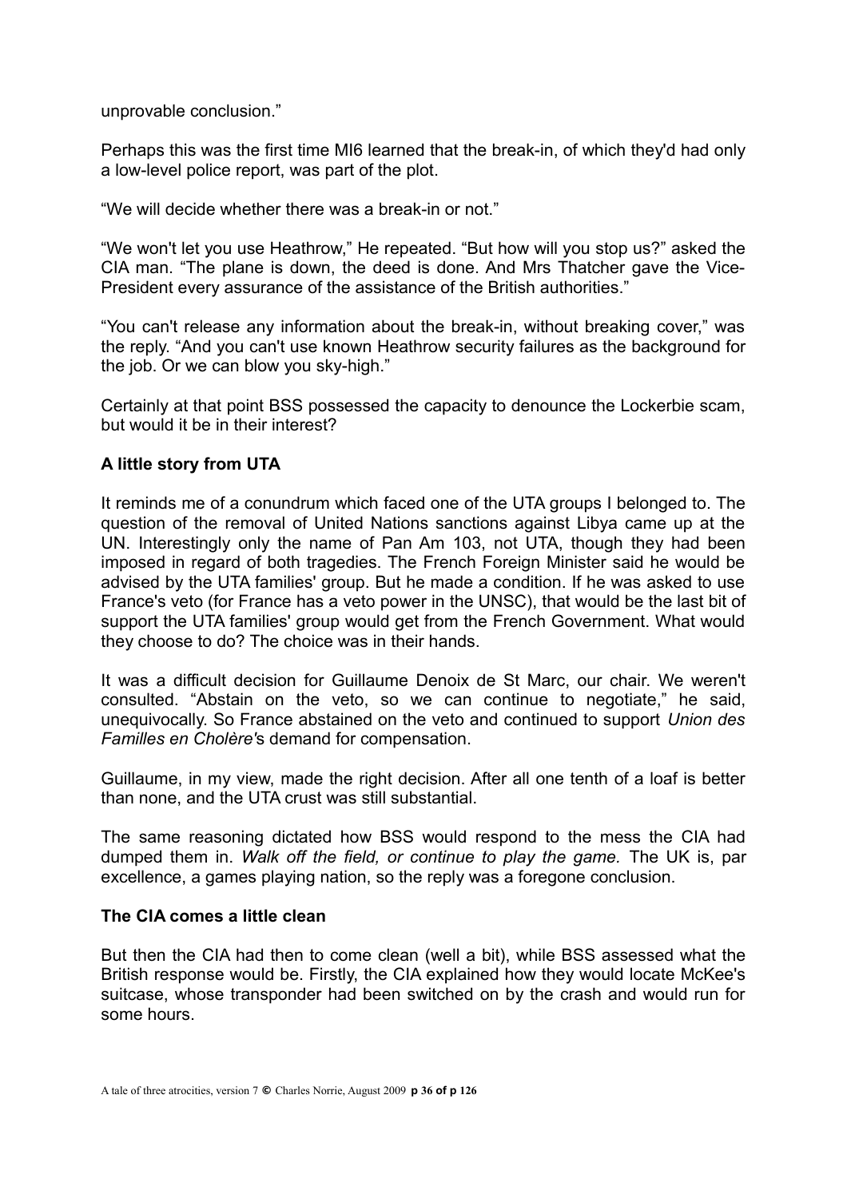unprovable conclusion."

Perhaps this was the first time MI6 learned that the break-in, of which they'd had only a low-level police report, was part of the plot.

"We will decide whether there was a break-in or not."

"We won't let you use Heathrow," He repeated. "But how will you stop us?" asked the CIA man. "The plane is down, the deed is done. And Mrs Thatcher gave the Vice-President every assurance of the assistance of the British authorities."

"You can't release any information about the break-in, without breaking cover," was the reply. "And you can't use known Heathrow security failures as the background for the job. Or we can blow you sky-high."

Certainly at that point BSS possessed the capacity to denounce the Lockerbie scam, but would it be in their interest?

### A little story from UTA

It reminds me of a conundrum which faced one of the UTA groups I belonged to. The question of the removal of United Nations sanctions against Libya came up at the UN. Interestingly only the name of Pan Am 103, not UTA, though they had been imposed in regard of both tragedies. The French Foreign Minister said he would be advised by the UTA families' group. But he made a condition. If he was asked to use France's veto (for France has a veto power in the UNSC), that would be the last bit of support the UTA families' group would get from the French Government. What would they choose to do? The choice was in their hands.

It was a difficult decision for Guillaume Denoix de St Marc, our chair. We weren't consulted. "Abstain on the veto, so we can continue to negotiate," he said, unequivocally. So France abstained on the veto and continued to support *Union des Familles en Cholère*'s demand for compensation.

Guillaume, in my view, made the right decision. After all one tenth of a loaf is better than none, and the UTA crust was still substantial.

The same reasoning dictated how BSS would respond to the mess the CIA had dumped them in. *Walk off the field, or continue to play the game.* The UK is, par excellence, a games playing nation, so the reply was a foregone conclusion.

### The CIA comes a little clean

But then the CIA had then to come clean (well a bit), while BSS assessed what the British response would be. Firstly, the CIA explained how they would locate McKee's suitcase, whose transponder had been switched on by the crash and would run for some hours.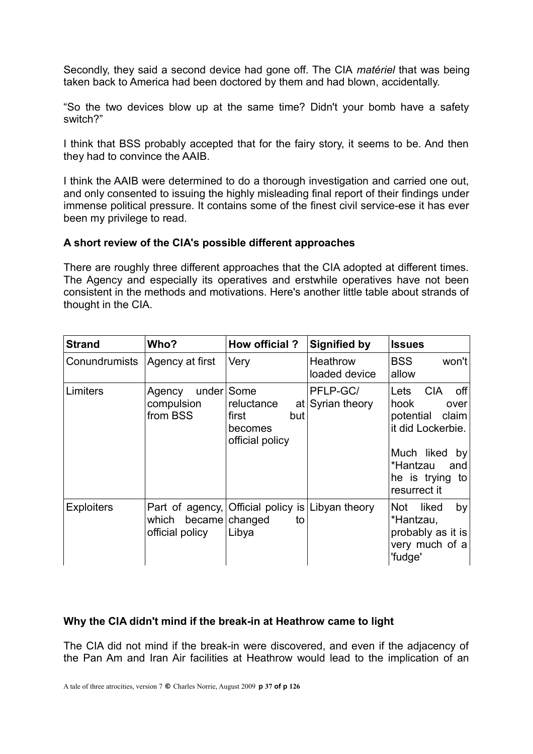Secondly, they said a second device had gone off. The CIA *matériel* that was being taken back to America had been doctored by them and had blown, accidentally.

"So the two devices blow up at the same time? Didn't your bomb have a safety switch?"

I think that BSS probably accepted that for the fairy story, it seems to be. And then they had to convince the AAIB.

I think the AAIB were determined to do a thorough investigation and carried one out, and only consented to issuing the highly misleading final report of their findings under immense political pressure. It contains some of the finest civil service-ese it has ever been my privilege to read.

**A short review of the CIA's possible different approaches**

There are roughly three different approaches that the CIA adopted at different times. The Agency and especially its operatives and erstwhile operatives have not been consistent in the methods and motivations. Here's another little table about strands of thought in the CIA.

| **Strand** | **Who?** | **How official ?** | **Signified by** | **Issues** |
|---|---|---|---|---|
| Conundrumists | Agency at first | Very | Heathrow loaded device | BSS won't allow |
| Limiters | Agency under compulsion from BSS | Some reluctance at first but becomes official policy | PFLP-GC/ Syrian theory | Lets CIA off hook over potential claim it did Lockerbie.<br><br>Much liked by *Hantzau and he is trying to resurrect it |
| Exploiters | Part of agency, which became official policy | Official policy is changed to Libya | Libyan theory | Not liked by *Hantzau, probably as it is very much of a 'fudge' |

**Why the CIA didn't mind if the break-in at Heathrow came to light**

The CIA did not mind if the break-in were discovered, and even if the adjacency of the Pan Am and Iran Air facilities at Heathrow would lead to the implication of an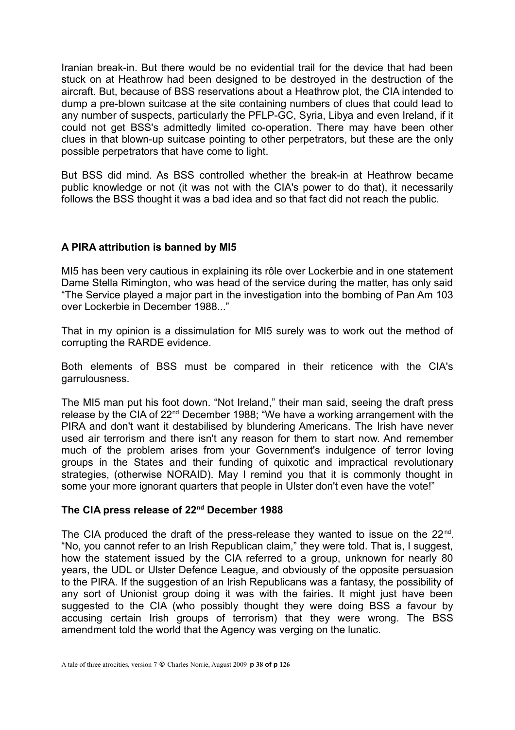Iranian break-in. But there would be no evidential trail for the device that had been stuck on at Heathrow had been designed to be destroyed in the destruction of the aircraft. But, because of BSS reservations about a Heathrow plot, the CIA intended to dump a pre-blown suitcase at the site containing numbers of clues that could lead to any number of suspects, particularly the PFLP-GC, Syria, Libya and even Ireland, if it could not get BSS's admittedly limited co-operation. There may have been other clues in that blown-up suitcase pointing to other perpetrators, but these are the only possible perpetrators that have come to light.

But BSS did mind. As BSS controlled whether the break-in at Heathrow became public knowledge or not (it was not with the CIA's power to do that), it necessarily follows the BSS thought it was a bad idea and so that fact did not reach the public.

### A PIRA attribution is banned by MI5

MI5 has been very cautious in explaining its rôle over Lockerbie and in one statement Dame Stella Rimington, who was head of the service during the matter, has only said "The Service played a major part in the investigation into the bombing of Pan Am 103 over Lockerbie in December 1988..."

That in my opinion is a dissimulation for MI5 surely was to work out the method of corrupting the RARDE evidence.

Both elements of BSS must be compared in their reticence with the CIA's garrulousness.

The MI5 man put his foot down. "Not Ireland," their man said, seeing the draft press release by the CIA of 22nd December 1988; "We have a working arrangement with the PIRA and don't want it destabilised by blundering Americans. The Irish have never used air terrorism and there isn't any reason for them to start now. And remember much of the problem arises from your Government's indulgence of terror loving groups in the States and their funding of quixotic and impractical revolutionary strategies, (otherwise NORAID). May I remind you that it is commonly thought in some your more ignorant quarters that people in Ulster don't even have the vote!"

### The CIA press release of 22nd December 1988

The CIA produced the draft of the press-release they wanted to issue on the 22nd. "No, you cannot refer to an Irish Republican claim," they were told. That is, I suggest, how the statement issued by the CIA referred to a group, unknown for nearly 80 years, the UDL or Ulster Defence League, and obviously of the opposite persuasion to the PIRA. If the suggestion of an Irish Republicans was a fantasy, the possibility of any sort of Unionist group doing it was with the fairies. It might just have been suggested to the CIA (who possibly thought they were doing BSS a favour by accusing certain Irish groups of terrorism) that they were wrong. The BSS amendment told the world that the Agency was verging on the lunatic.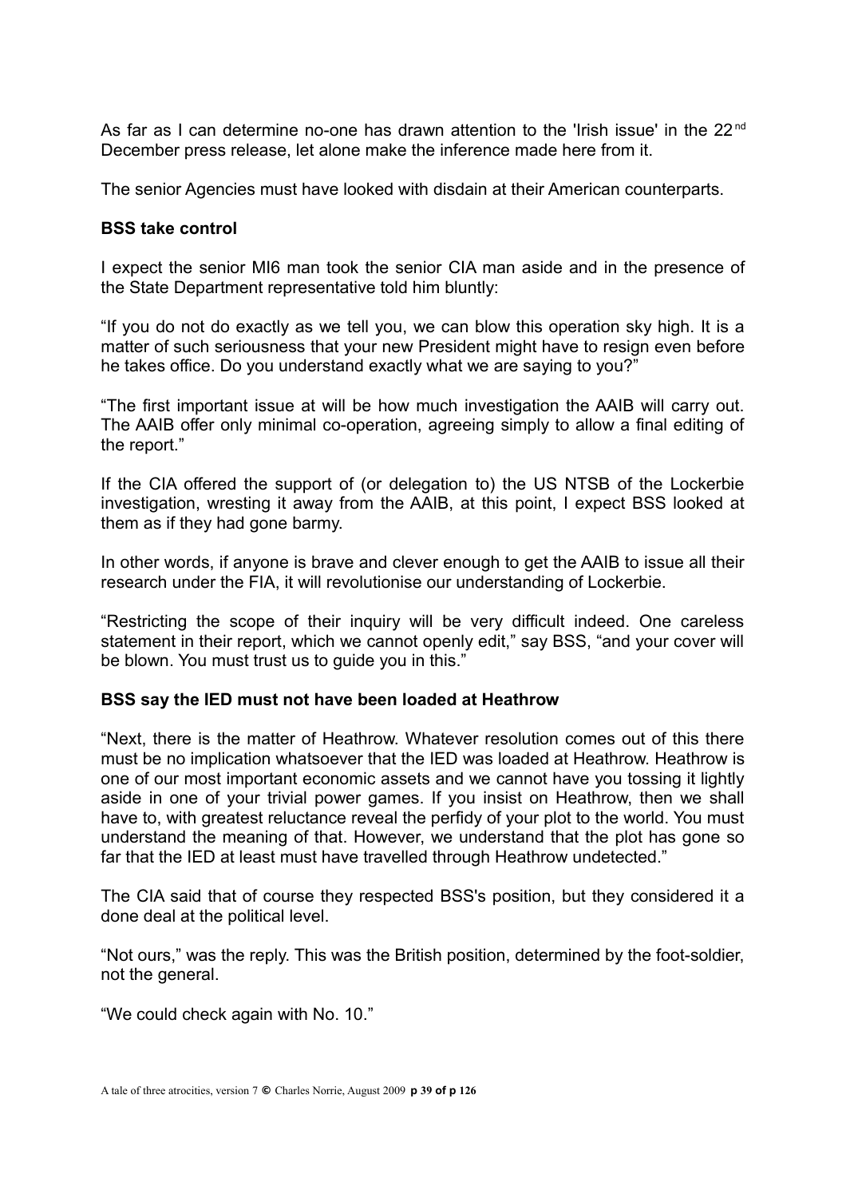As far as I can determine no-one has drawn attention to the 'Irish issue' in the 22nd December press release, let alone make the inference made here from it.

The senior Agencies must have looked with disdain at their American counterparts.

**BSS take control**

I expect the senior MI6 man took the senior CIA man aside and in the presence of the State Department representative told him bluntly:

"If you do not do exactly as we tell you, we can blow this operation sky high. It is a matter of such seriousness that your new President might have to resign even before he takes office. Do you understand exactly what we are saying to you?"

"The first important issue at will be how much investigation the AAIB will carry out. The AAIB offer only minimal co-operation, agreeing simply to allow a final editing of the report."

If the CIA offered the support of (or delegation to) the US NTSB of the Lockerbie investigation, wresting it away from the AAIB, at this point, I expect BSS looked at them as if they had gone barmy.

In other words, if anyone is brave and clever enough to get the AAIB to issue all their research under the FIA, it will revolutionise our understanding of Lockerbie.

"Restricting the scope of their inquiry will be very difficult indeed. One careless statement in their report, which we cannot openly edit," say BSS, "and your cover will be blown. You must trust us to guide you in this."

**BSS say the IED must not have been loaded at Heathrow**

"Next, there is the matter of Heathrow. Whatever resolution comes out of this there must be no implication whatsoever that the IED was loaded at Heathrow. Heathrow is one of our most important economic assets and we cannot have you tossing it lightly aside in one of your trivial power games. If you insist on Heathrow, then we shall have to, with greatest reluctance reveal the perfidy of your plot to the world. You must understand the meaning of that. However, we understand that the plot has gone so far that the IED at least must have travelled through Heathrow undetected."

The CIA said that of course they respected BSS's position, but they considered it a done deal at the political level.

"Not ours," was the reply. This was the British position, determined by the foot-soldier, not the general.

"We could check again with No. 10."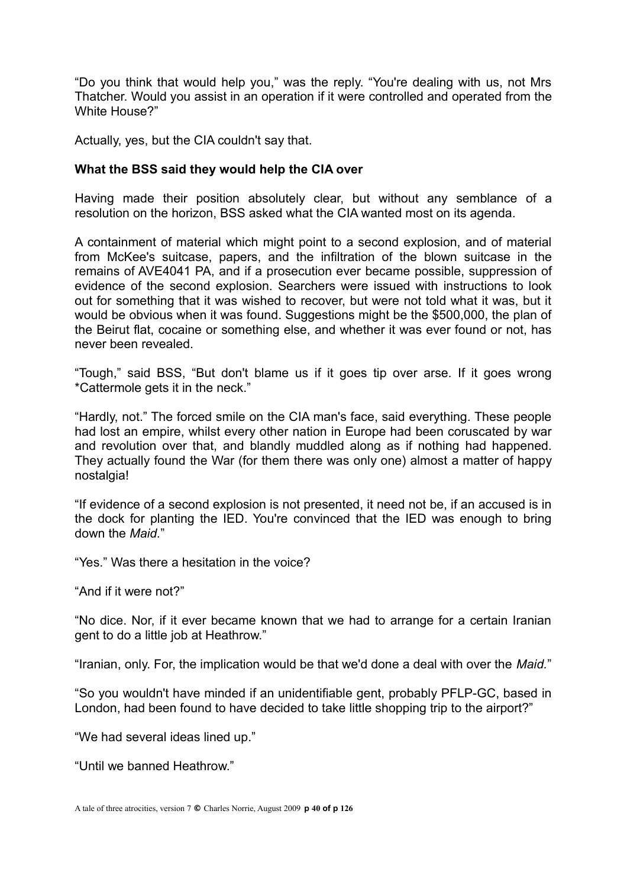“Do you think that would help you,” was the reply. “You're dealing with us, not Mrs Thatcher. Would you assist in an operation if it were controlled and operated from the White House?”

Actually, yes, but the CIA couldn't say that.

**What the BSS said they would help the CIA over**

Having made their position absolutely clear, but without any semblance of a resolution on the horizon, BSS asked what the CIA wanted most on its agenda.

A containment of material which might point to a second explosion, and of material from McKee's suitcase, papers, and the infiltration of the blown suitcase in the remains of AVE4041 PA, and if a prosecution ever became possible, suppression of evidence of the second explosion. Searchers were issued with instructions to look out for something that it was wished to recover, but were not told what it was, but it would be obvious when it was found. Suggestions might be the $500,000, the plan of the Beirut flat, cocaine or something else, and whether it was ever found or not, has never been revealed.

“Tough,” said BSS, “But don't blame us if it goes tip over arse. If it goes wrong *Cattermole gets it in the neck.”

“Hardly, not.” The forced smile on the CIA man's face, said everything. These people had lost an empire, whilst every other nation in Europe had been coruscated by war and revolution over that, and blandly muddled along as if nothing had happened. They actually found the War (for them there was only one) almost a matter of happy nostalgia!

“If evidence of a second explosion is not presented, it need not be, if an accused is in the dock for planting the IED. You're convinced that the IED was enough to bring down the *Maid.*”

“Yes.” Was there a hesitation in the voice?

“And if it were not?”

“No dice. Nor, if it ever became known that we had to arrange for a certain Iranian gent to do a little job at Heathrow.”

“Iranian, only. For, the implication would be that we'd done a deal with over the *Maid.*”

“So you wouldn't have minded if an unidentifiable gent, probably PFLP-GC, based in London, had been found to have decided to take little shopping trip to the airport?”

“We had several ideas lined up.”

“Until we banned Heathrow.”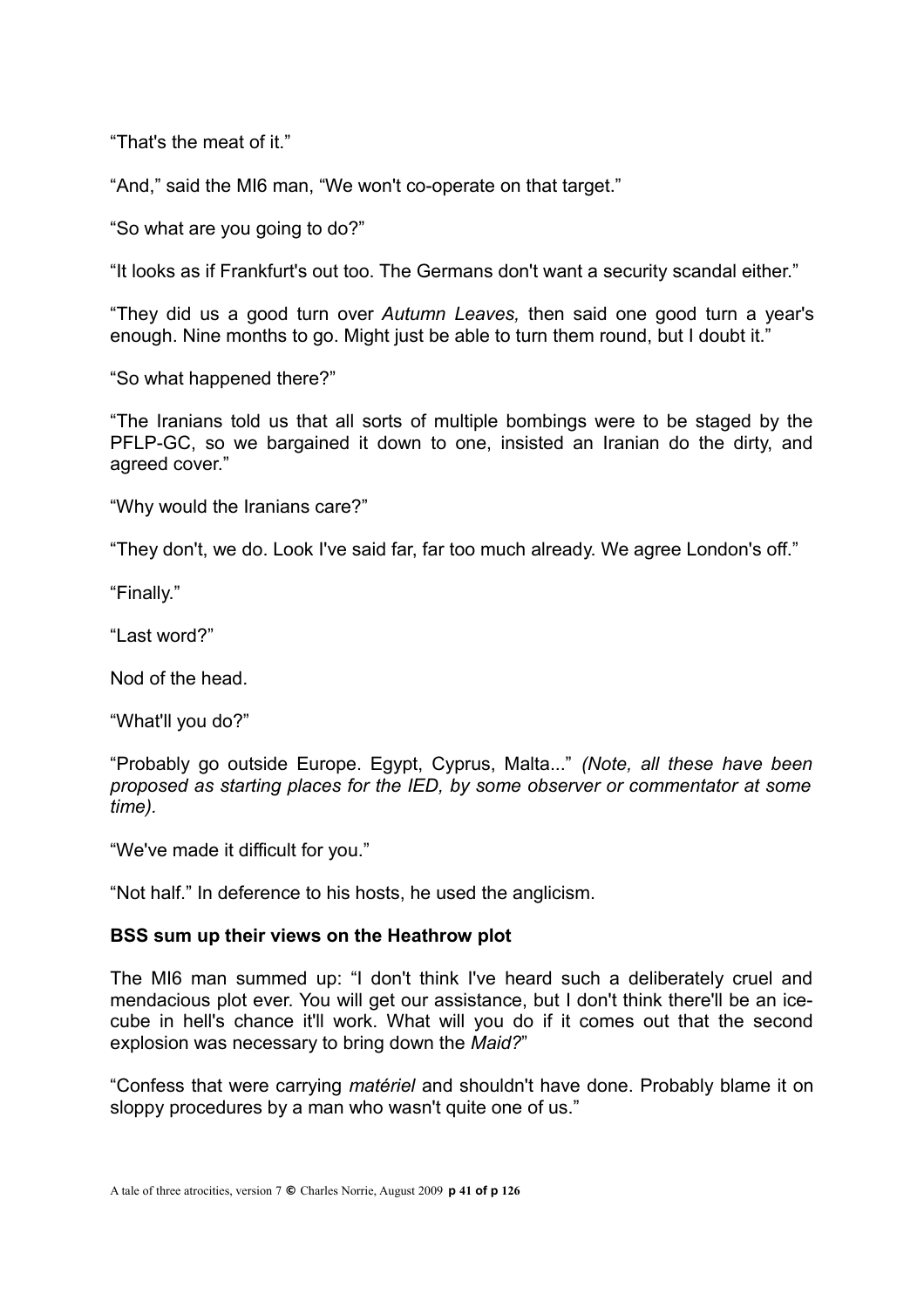"That's the meat of it."

"And," said the MI6 man, "We won't co-operate on that target."

"So what are you going to do?"

"It looks as if Frankfurt's out too. The Germans don't want a security scandal either."

"They did us a good turn over *Autumn Leaves,* then said one good turn a year's enough. Nine months to go. Might just be able to turn them round, but I doubt it."

"So what happened there?"

"The Iranians told us that all sorts of multiple bombings were to be staged by the PFLP-GC, so we bargained it down to one, insisted an Iranian do the dirty, and agreed cover."

"Why would the Iranians care?"

"They don't, we do. Look I've said far, far too much already. We agree London's off."

"Finally."

"Last word?"

Nod of the head.

"What'll you do?"

"Probably go outside Europe. Egypt, Cyprus, Malta..." *(Note, all these have been proposed as starting places for the IED, by some observer or commentator at some time).*

"We've made it difficult for you."

"Not half." In deference to his hosts, he used the anglicism.

**BSS sum up their views on the Heathrow plot**

The MI6 man summed up: "I don't think I've heard such a deliberately cruel and mendacious plot ever. You will get our assistance, but I don't think there'll be an ice-cube in hell's chance it'll work. What will you do if it comes out that the second explosion was necessary to bring down the *Maid?*"

"Confess that were carrying *matériel* and shouldn't have done. Probably blame it on sloppy procedures by a man who wasn't quite one of us."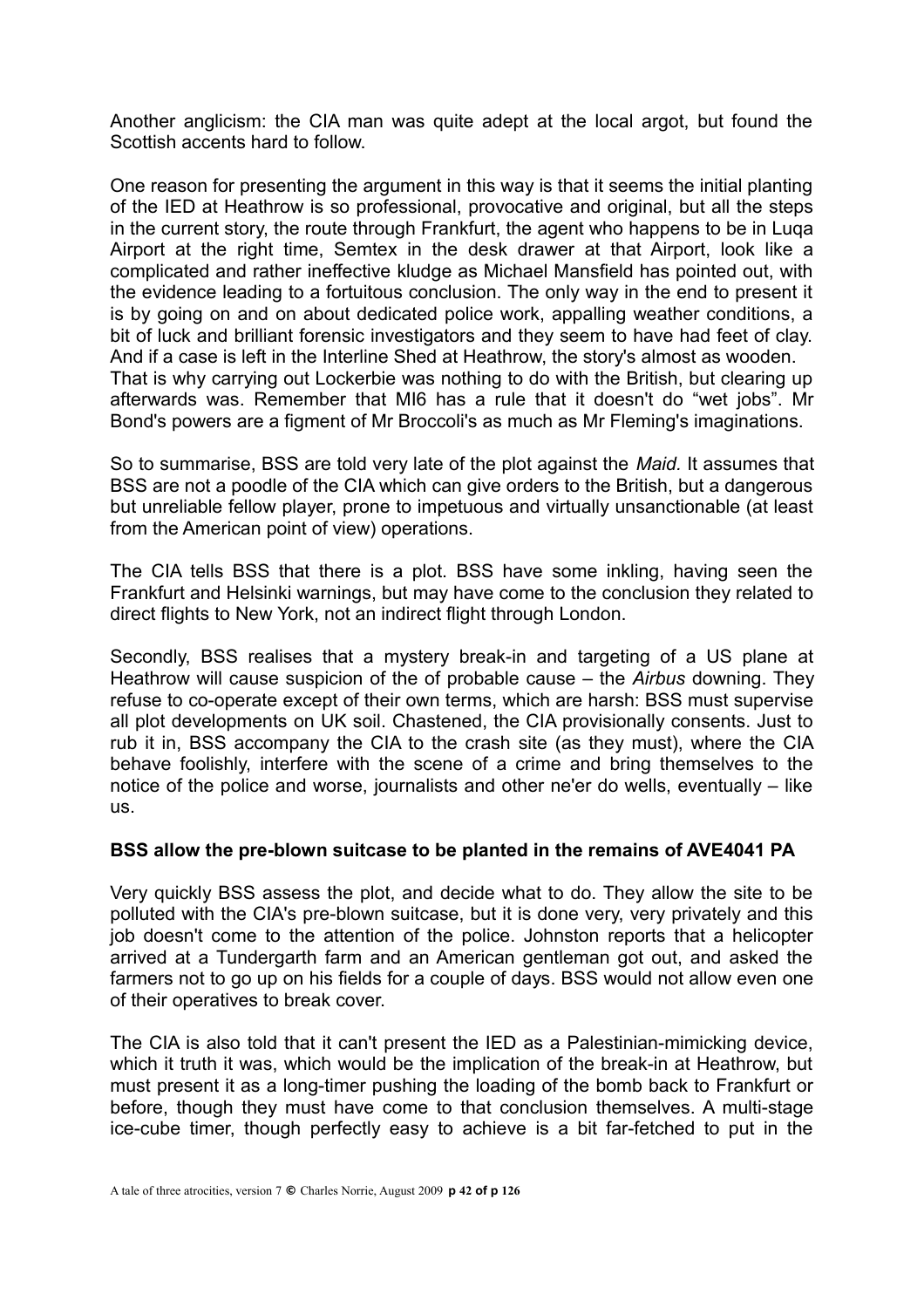Another anglicism: the CIA man was quite adept at the local argot, but found the Scottish accents hard to follow.

One reason for presenting the argument in this way is that it seems the initial planting of the IED at Heathrow is so professional, provocative and original, but all the steps in the current story, the route through Frankfurt, the agent who happens to be in Luqa Airport at the right time, Semtex in the desk drawer at that Airport, look like a complicated and rather ineffective kludge as Michael Mansfield has pointed out, with the evidence leading to a fortuitous conclusion. The only way in the end to present it is by going on and on about dedicated police work, appalling weather conditions, a bit of luck and brilliant forensic investigators and they seem to have had feet of clay. And if a case is left in the Interline Shed at Heathrow, the story's almost as wooden. That is why carrying out Lockerbie was nothing to do with the British, but clearing up afterwards was. Remember that MI6 has a rule that it doesn't do "wet jobs". Mr Bond's powers are a figment of Mr Broccoli's as much as Mr Fleming's imaginations.

So to summarise, BSS are told very late of the plot against the *Maid*. It assumes that BSS are not a poodle of the CIA which can give orders to the British, but a dangerous but unreliable fellow player, prone to impetuous and virtually unsanctionable (at least from the American point of view) operations.

The CIA tells BSS that there is a plot. BSS have some inkling, having seen the Frankfurt and Helsinki warnings, but may have come to the conclusion they related to direct flights to New York, not an indirect flight through London.

Secondly, BSS realises that a mystery break-in and targeting of a US plane at Heathrow will cause suspicion of the of probable cause – the *Airbus* downing. They refuse to co-operate except of their own terms, which are harsh: BSS must supervise all plot developments on UK soil. Chastened, the CIA provisionally consents. Just to rub it in, BSS accompany the CIA to the crash site (as they must), where the CIA behave foolishly, interfere with the scene of a crime and bring themselves to the notice of the police and worse, journalists and other ne'er do wells, eventually – like us.

**BSS allow the pre-blown suitcase to be planted in the remains of AVE4041 PA**

Very quickly BSS assess the plot, and decide what to do. They allow the site to be polluted with the CIA's pre-blown suitcase, but it is done very, very privately and this job doesn't come to the attention of the police. Johnston reports that a helicopter arrived at a Tundergarth farm and an American gentleman got out, and asked the farmers not to go up on his fields for a couple of days. BSS would not allow even one of their operatives to break cover.

The CIA is also told that it can't present the IED as a Palestinian-mimicking device, which it truth it was, which would be the implication of the break-in at Heathrow, but must present it as a long-timer pushing the loading of the bomb back to Frankfurt or before, though they must have come to that conclusion themselves. A multi-stage ice-cube timer, though perfectly easy to achieve is a bit far-fetched to put in the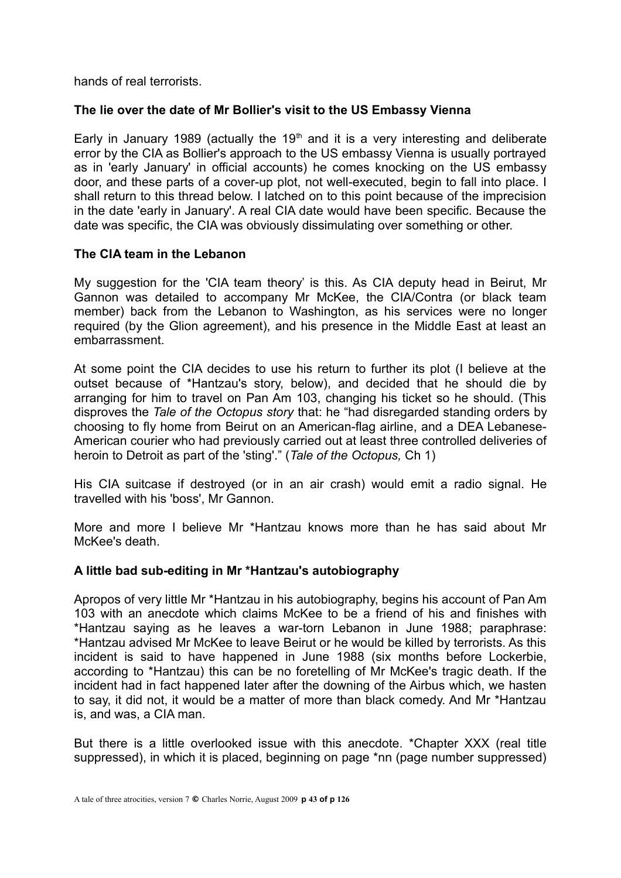hands of real terrorists.

**The lie over the date of Mr Bollier's visit to the US Embassy Vienna**

Early in January 1989 (actually the 19th and it is a very interesting and deliberate error by the CIA as Bollier's approach to the US embassy Vienna is usually portrayed as in 'early January' in official accounts) he comes knocking on the US embassy door, and these parts of a cover-up plot, not well-executed, begin to fall into place. I shall return to this thread below. I latched on to this point because of the imprecision in the date 'early in January'. A real CIA date would have been specific. Because the date was specific, the CIA was obviously dissimulating over something or other.

**The CIA team in the Lebanon**

My suggestion for the 'CIA team theory' is this. As CIA deputy head in Beirut, Mr Gannon was detailed to accompany Mr McKee, the CIA/Contra (or black team member) back from the Lebanon to Washington, as his services were no longer required (by the Glion agreement), and his presence in the Middle East at least an embarrassment.

At some point the CIA decides to use his return to further its plot (I believe at the outset because of *Hantzau's story, below), and decided that he should die by arranging for him to travel on Pan Am 103, changing his ticket so he should. (This disproves the *Tale of the Octopus story* that: he "had disregarded standing orders by choosing to fly home from Beirut on an American-flag airline, and a DEA Lebanese-American courier who had previously carried out at least three controlled deliveries of heroin to Detroit as part of the 'sting'." (*Tale of the Octopus,* Ch 1)

His CIA suitcase if destroyed (or in an air crash) would emit a radio signal. He travelled with his 'boss', Mr Gannon.

More and more I believe Mr *Hantzau knows more than he has said about Mr McKee's death.

**A little bad sub-editing in Mr *Hantzau's autobiography**

Apropos of very little Mr *Hantzau in his autobiography, begins his account of Pan Am 103 with an anecdote which claims McKee to be a friend of his and finishes with *Hantzau saying as he leaves a war-torn Lebanon in June 1988; paraphrase: *Hantzau advised Mr McKee to leave Beirut or he would be killed by terrorists. As this incident is said to have happened in June 1988 (six months before Lockerbie, according to *Hantzau) this can be no foretelling of Mr McKee's tragic death. If the incident had in fact happened later after the downing of the Airbus which, we hasten to say, it did not, it would be a matter of more than black comedy. And Mr *Hantzau is, and was, a CIA man.

But there is a little overlooked issue with this anecdote. *Chapter XXX (real title suppressed), in which it is placed, beginning on page *nn (page number suppressed)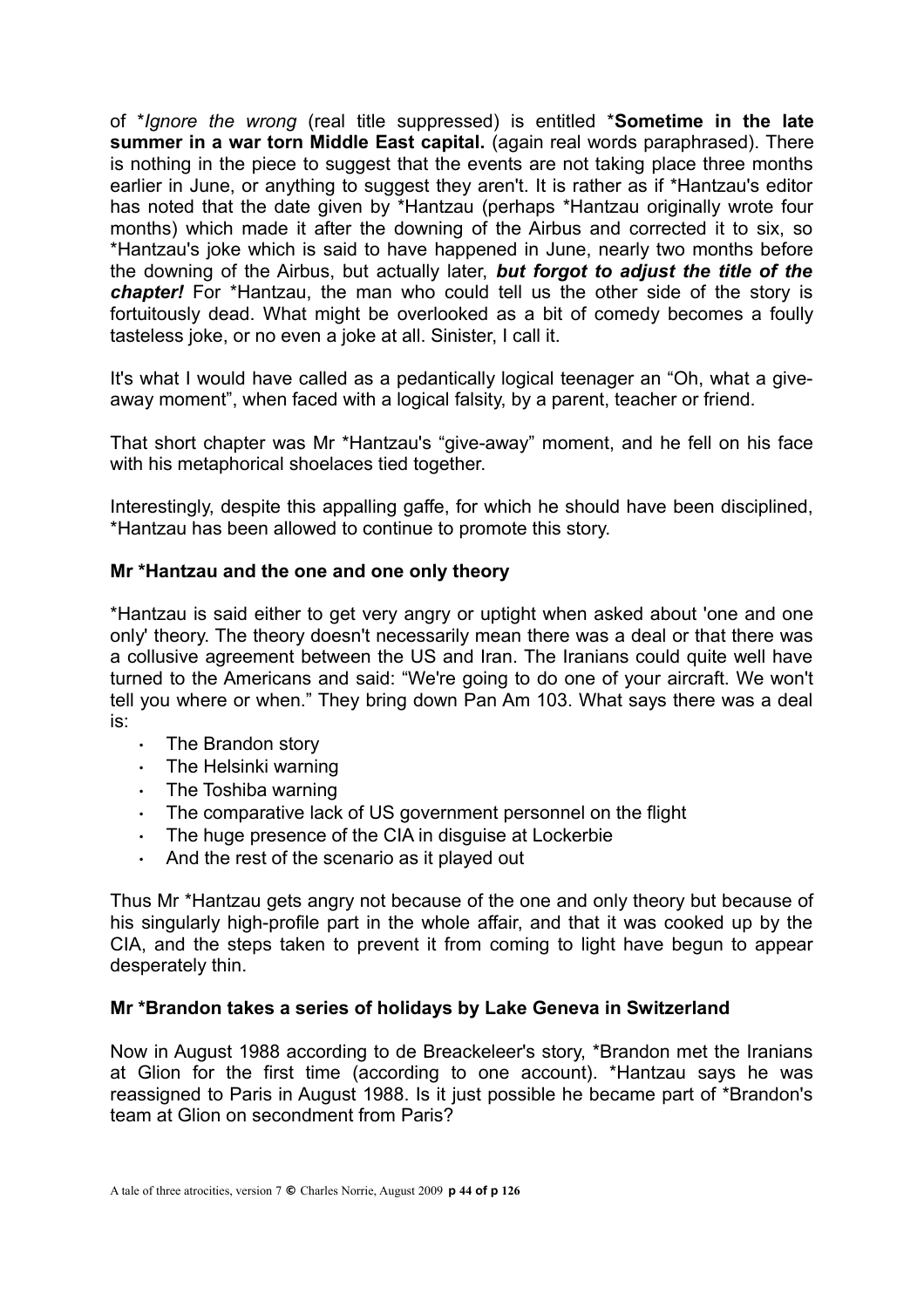of **Ignore the wrong* (real title suppressed) is entitled ***Sometime in the late summer in a war torn Middle East capital.** (again real words paraphrased). There is nothing in the piece to suggest that the events are not taking place three months earlier in June, or anything to suggest they aren't. It is rather as if *Hantzau's editor has noted that the date given by *Hantzau (perhaps *Hantzau originally wrote four months) which made it after the downing of the Airbus and corrected it to six, so *Hantzau's joke which is said to have happened in June, nearly two months before the downing of the Airbus, but actually later, ***but forgot to adjust the title of the chapter!*** For *Hantzau, the man who could tell us the other side of the story is fortuitously dead. What might be overlooked as a bit of comedy becomes a foully tasteless joke, or no even a joke at all. Sinister, I call it.

It's what I would have called as a pedantically logical teenager an "Oh, what a give-away moment", when faced with a logical falsity, by a parent, teacher or friend.

That short chapter was Mr *Hantzau's "give-away" moment, and he fell on his face with his metaphorical shoelaces tied together.

Interestingly, despite this appalling gaffe, for which he should have been disciplined, *Hantzau has been allowed to continue to promote this story.

**Mr *Hantzau and the one and one only theory**

*Hantzau is said either to get very angry or uptight when asked about 'one and one only' theory. The theory doesn't necessarily mean there was a deal or that there was a collusive agreement between the US and Iran. The Iranians could quite well have turned to the Americans and said: "We're going to do one of your aircraft. We won't tell you where or when." They bring down Pan Am 103. What says there was a deal is:

- The Brandon story
- The Helsinki warning
- The Toshiba warning
- The comparative lack of US government personnel on the flight
- The huge presence of the CIA in disguise at Lockerbie
- And the rest of the scenario as it played out

Thus Mr *Hantzau gets angry not because of the one and only theory but because of his singularly high-profile part in the whole affair, and that it was cooked up by the CIA, and the steps taken to prevent it from coming to light have begun to appear desperately thin.

**Mr *Brandon takes a series of holidays by Lake Geneva in Switzerland**

Now in August 1988 according to de Breackeleer's story, *Brandon met the Iranians at Glion for the first time (according to one account). *Hantzau says he was reassigned to Paris in August 1988. Is it just possible he became part of *Brandon's team at Glion on secondment from Paris?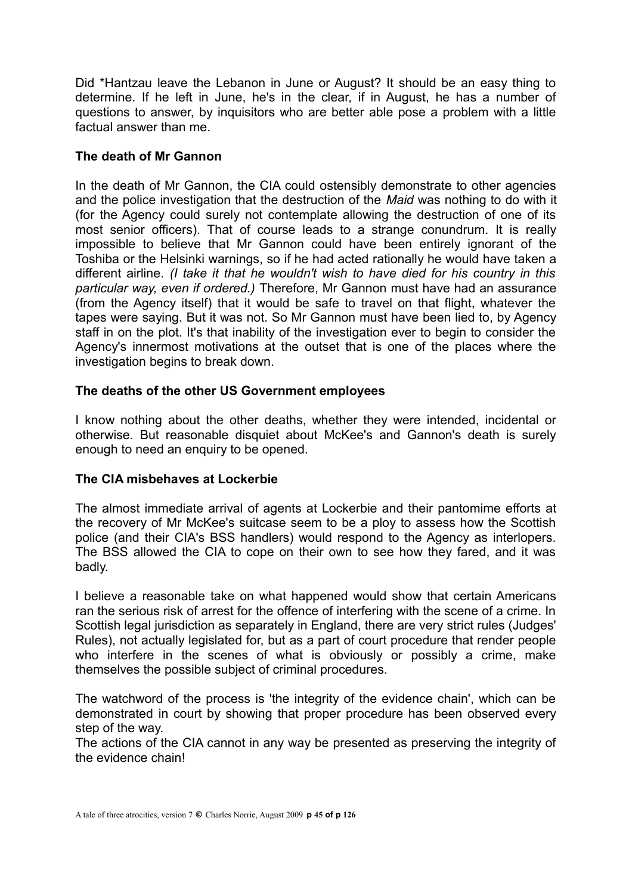Did *Hantzau leave the Lebanon in June or August? It should be an easy thing to determine. If he left in June, he's in the clear, if in August, he has a number of questions to answer, by inquisitors who are better able pose a problem with a little factual answer than me.

**The death of Mr Gannon**

In the death of Mr Gannon, the CIA could ostensibly demonstrate to other agencies and the police investigation that the destruction of the *Maid* was nothing to do with it (for the Agency could surely not contemplate allowing the destruction of one of its most senior officers). That of course leads to a strange conundrum. It is really impossible to believe that Mr Gannon could have been entirely ignorant of the Toshiba or the Helsinki warnings, so if he had acted rationally he would have taken a different airline. *(I take it that he wouldn't wish to have died for his country in this particular way, even if ordered.)* Therefore, Mr Gannon must have had an assurance (from the Agency itself) that it would be safe to travel on that flight, whatever the tapes were saying. But it was not. So Mr Gannon must have been lied to, by Agency staff in on the plot. It's that inability of the investigation ever to begin to consider the Agency's innermost motivations at the outset that is one of the places where the investigation begins to break down.

**The deaths of the other US Government employees**

I know nothing about the other deaths, whether they were intended, incidental or otherwise. But reasonable disquiet about McKee's and Gannon's death is surely enough to need an enquiry to be opened.

**The CIA misbehaves at Lockerbie**

The almost immediate arrival of agents at Lockerbie and their pantomime efforts at the recovery of Mr McKee's suitcase seem to be a ploy to assess how the Scottish police (and their CIA's BSS handlers) would respond to the Agency as interlopers. The BSS allowed the CIA to cope on their own to see how they fared, and it was badly.

I believe a reasonable take on what happened would show that certain Americans ran the serious risk of arrest for the offence of interfering with the scene of a crime. In Scottish legal jurisdiction as separately in England, there are very strict rules (Judges' Rules), not actually legislated for, but as a part of court procedure that render people who interfere in the scenes of what is obviously or possibly a crime, make themselves the possible subject of criminal procedures.

The watchword of the process is 'the integrity of the evidence chain', which can be demonstrated in court by showing that proper procedure has been observed every step of the way.

The actions of the CIA cannot in any way be presented as preserving the integrity of the evidence chain!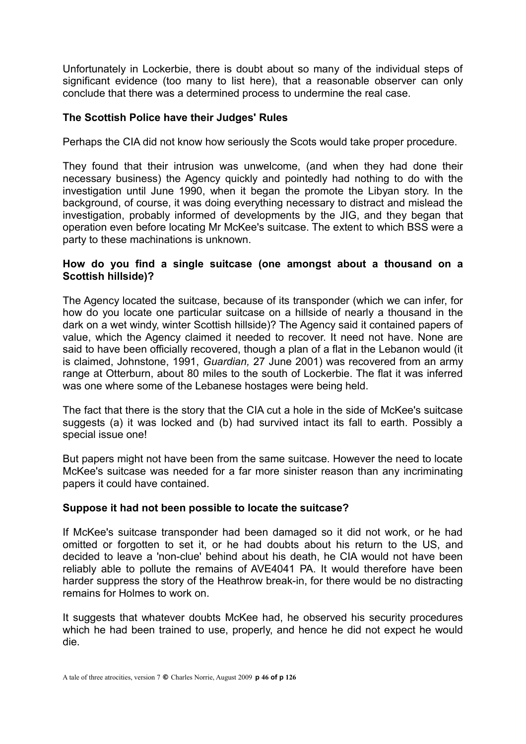Unfortunately in Lockerbie, there is doubt about so many of the individual steps of significant evidence (too many to list here), that a reasonable observer can only conclude that there was a determined process to undermine the real case.

**The Scottish Police have their Judges' Rules**

Perhaps the CIA did not know how seriously the Scots would take proper procedure.

They found that their intrusion was unwelcome, (and when they had done their necessary business) the Agency quickly and pointedly had nothing to do with the investigation until June 1990, when it began the promote the Libyan story. In the background, of course, it was doing everything necessary to distract and mislead the investigation, probably informed of developments by the JIG, and they began that operation even before locating Mr McKee's suitcase. The extent to which BSS were a party to these machinations is unknown.

**How do you find a single suitcase (one amongst about a thousand on a Scottish hillside)?**

The Agency located the suitcase, because of its transponder (which we can infer, for how do you locate one particular suitcase on a hillside of nearly a thousand in the dark on a wet windy, winter Scottish hillside)? The Agency said it contained papers of value, which the Agency claimed it needed to recover. It need not have. None are said to have been officially recovered, though a plan of a flat in the Lebanon would (it is claimed, Johnstone, 1991, *Guardian,* 27 June 2001) was recovered from an army range at Otterburn, about 80 miles to the south of Lockerbie. The flat it was inferred was one where some of the Lebanese hostages were being held.

The fact that there is the story that the CIA cut a hole in the side of McKee's suitcase suggests (a) it was locked and (b) had survived intact its fall to earth. Possibly a special issue one!

But papers might not have been from the same suitcase. However the need to locate McKee's suitcase was needed for a far more sinister reason than any incriminating papers it could have contained.

**Suppose it had not been possible to locate the suitcase?**

If McKee's suitcase transponder had been damaged so it did not work, or he had omitted or forgotten to set it, or he had doubts about his return to the US, and decided to leave a 'non-clue' behind about his death, he CIA would not have been reliably able to pollute the remains of AVE4041 PA. It would therefore have been harder suppress the story of the Heathrow break-in, for there would be no distracting remains for Holmes to work on.

It suggests that whatever doubts McKee had, he observed his security procedures which he had been trained to use, properly, and hence he did not expect he would die.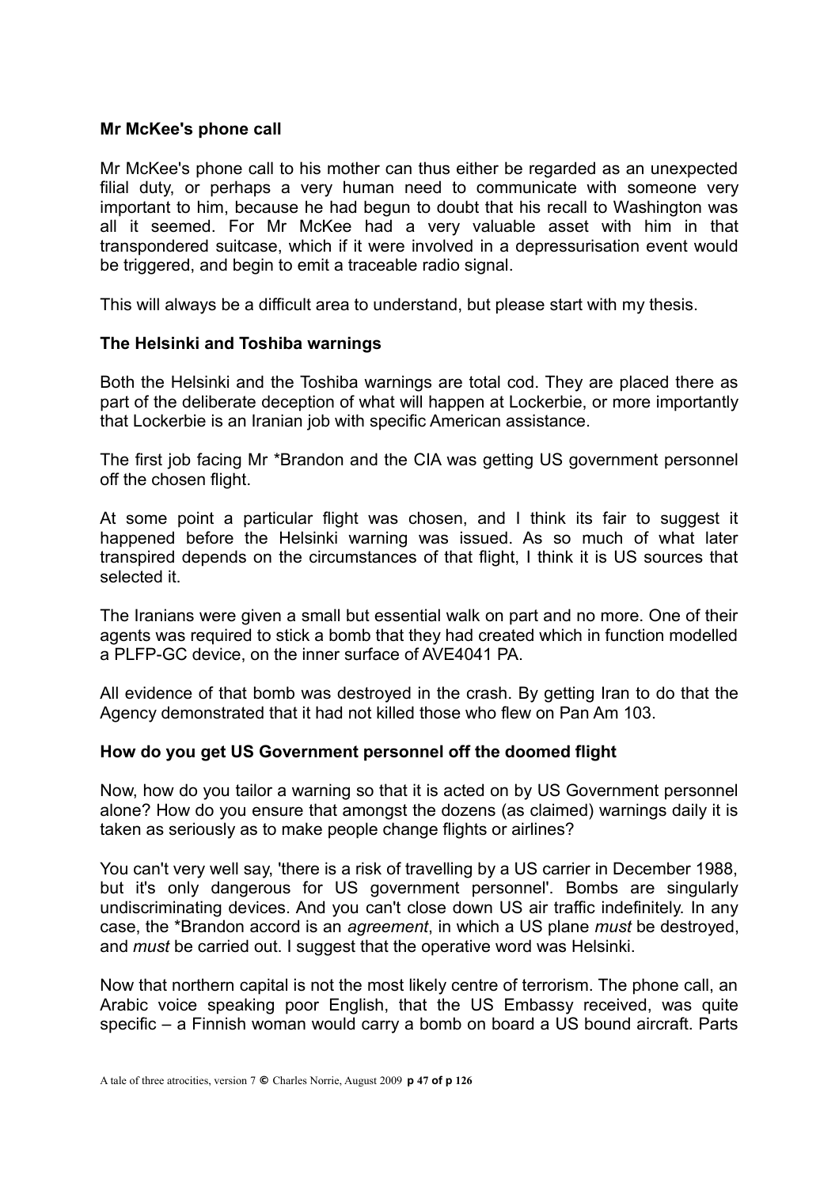### Mr McKee's phone call

Mr McKee's phone call to his mother can thus either be regarded as an unexpected filial duty, or perhaps a very human need to communicate with someone very important to him, because he had begun to doubt that his recall to Washington was all it seemed. For Mr McKee had a very valuable asset with him in that transpondered suitcase, which if it were involved in a depressurisation event would be triggered, and begin to emit a traceable radio signal.

This will always be a difficult area to understand, but please start with my thesis.

### The Helsinki and Toshiba warnings

Both the Helsinki and the Toshiba warnings are total cod. They are placed there as part of the deliberate deception of what will happen at Lockerbie, or more importantly that Lockerbie is an Iranian job with specific American assistance.

The first job facing Mr *Brandon and the CIA was getting US government personnel off the chosen flight.

At some point a particular flight was chosen, and I think its fair to suggest it happened before the Helsinki warning was issued. As so much of what later transpired depends on the circumstances of that flight, I think it is US sources that selected it.

The Iranians were given a small but essential walk on part and no more. One of their agents was required to stick a bomb that they had created which in function modelled a PLFP-GC device, on the inner surface of AVE4041 PA.

All evidence of that bomb was destroyed in the crash. By getting Iran to do that the Agency demonstrated that it had not killed those who flew on Pan Am 103.

### How do you get US Government personnel off the doomed flight

Now, how do you tailor a warning so that it is acted on by US Government personnel alone? How do you ensure that amongst the dozens (as claimed) warnings daily it is taken as seriously as to make people change flights or airlines?

You can't very well say, 'there is a risk of travelling by a US carrier in December 1988, but it's only dangerous for US government personnel'. Bombs are singularly undiscriminating devices. And you can't close down US air traffic indefinitely. In any case, the *Brandon accord is an *agreement*, in which a US plane *must* be destroyed, and *must* be carried out. I suggest that the operative word was Helsinki.

Now that northern capital is not the most likely centre of terrorism. The phone call, an Arabic voice speaking poor English, that the US Embassy received, was quite specific – a Finnish woman would carry a bomb on board a US bound aircraft. Parts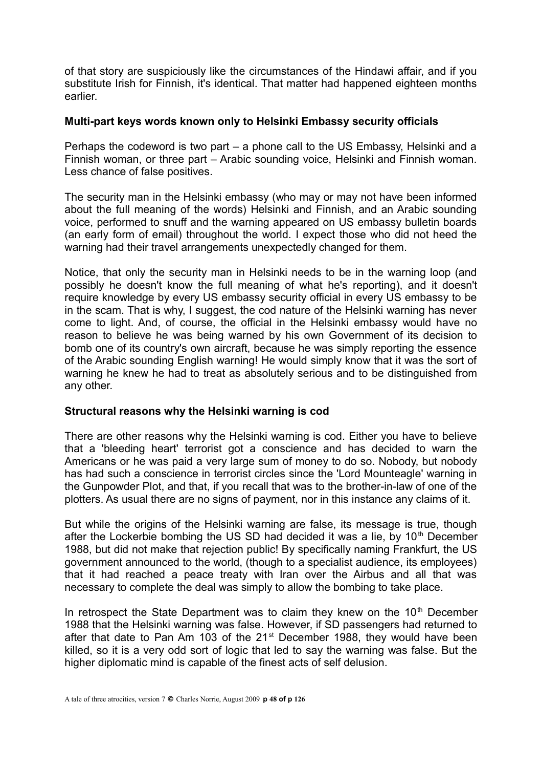of that story are suspiciously like the circumstances of the Hindawi affair, and if you substitute Irish for Finnish, it's identical. That matter had happened eighteen months earlier.

### Multi-part keys words known only to Helsinki Embassy security officials

Perhaps the codeword is two part – a phone call to the US Embassy, Helsinki and a Finnish woman, or three part – Arabic sounding voice, Helsinki and Finnish woman. Less chance of false positives.

The security man in the Helsinki embassy (who may or may not have been informed about the full meaning of the words) Helsinki and Finnish, and an Arabic sounding voice, performed to snuff and the warning appeared on US embassy bulletin boards (an early form of email) throughout the world. I expect those who did not heed the warning had their travel arrangements unexpectedly changed for them.

Notice, that only the security man in Helsinki needs to be in the warning loop (and possibly he doesn't know the full meaning of what he's reporting), and it doesn't require knowledge by every US embassy security official in every US embassy to be in the scam. That is why, I suggest, the cod nature of the Helsinki warning has never come to light. And, of course, the official in the Helsinki embassy would have no reason to believe he was being warned by his own Government of its decision to bomb one of its country's own aircraft, because he was simply reporting the essence of the Arabic sounding English warning! He would simply know that it was the sort of warning he knew he had to treat as absolutely serious and to be distinguished from any other.

### Structural reasons why the Helsinki warning is cod

There are other reasons why the Helsinki warning is cod. Either you have to believe that a 'bleeding heart' terrorist got a conscience and has decided to warn the Americans or he was paid a very large sum of money to do so. Nobody, but nobody has had such a conscience in terrorist circles since the 'Lord Mounteagle' warning in the Gunpowder Plot, and that, if you recall that was to the brother-in-law of one of the plotters. As usual there are no signs of payment, nor in this instance any claims of it.

But while the origins of the Helsinki warning are false, its message is true, though after the Lockerbie bombing the US SD had decided it was a lie, by 10th December 1988, but did not make that rejection public! By specifically naming Frankfurt, the US government announced to the world, (though to a specialist audience, its employees) that it had reached a peace treaty with Iran over the Airbus and all that was necessary to complete the deal was simply to allow the bombing to take place.

In retrospect the State Department was to claim they knew on the 10th December 1988 that the Helsinki warning was false. However, if SD passengers had returned to after that date to Pan Am 103 of the 21st December 1988, they would have been killed, so it is a very odd sort of logic that led to say the warning was false. But the higher diplomatic mind is capable of the finest acts of self delusion.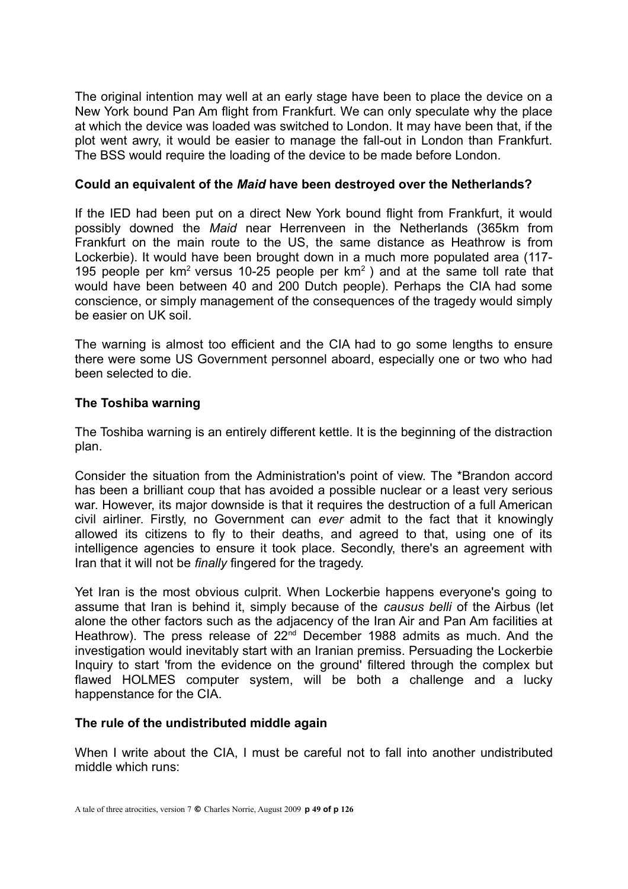The original intention may well at an early stage have been to place the device on a New York bound Pan Am flight from Frankfurt. We can only speculate why the place at which the device was loaded was switched to London. It may have been that, if the plot went awry, it would be easier to manage the fall-out in London than Frankfurt. The BSS would require the loading of the device to be made before London.

**Could an equivalent of the *Maid* have been destroyed over the Netherlands?**

If the IED had been put on a direct New York bound flight from Frankfurt, it would possibly downed the *Maid* near Herrenveen in the Netherlands (365km from Frankfurt on the main route to the US, the same distance as Heathrow is from Lockerbie). It would have been brought down in a much more populated area (117-195 people per km$^2$ versus 10-25 people per km$^2$ ) and at the same toll rate that would have been between 40 and 200 Dutch people). Perhaps the CIA had some conscience, or simply management of the consequences of the tragedy would simply be easier on UK soil.

The warning is almost too efficient and the CIA had to go some lengths to ensure there were some US Government personnel aboard, especially one or two who had been selected to die.

**The Toshiba warning**

The Toshiba warning is an entirely different kettle. It is the beginning of the distraction plan.

Consider the situation from the Administration's point of view. The *Brandon accord has been a brilliant coup that has avoided a possible nuclear or a least very serious war. However, its major downside is that it requires the destruction of a full American civil airliner. Firstly, no Government can *ever* admit to the fact that it knowingly allowed its citizens to fly to their deaths, and agreed to that, using one of its intelligence agencies to ensure it took place. Secondly, there's an agreement with Iran that it will not be *finally* fingered for the tragedy.

Yet Iran is the most obvious culprit. When Lockerbie happens everyone's going to assume that Iran is behind it, simply because of the *causus belli* of the Airbus (let alone the other factors such as the adjacency of the Iran Air and Pan Am facilities at Heathrow). The press release of 22nd December 1988 admits as much. And the investigation would inevitably start with an Iranian premiss. Persuading the Lockerbie Inquiry to start 'from the evidence on the ground' filtered through the complex but flawed HOLMES computer system, will be both a challenge and a lucky happenstance for the CIA.

**The rule of the undistributed middle again**

When I write about the CIA, I must be careful not to fall into another undistributed middle which runs: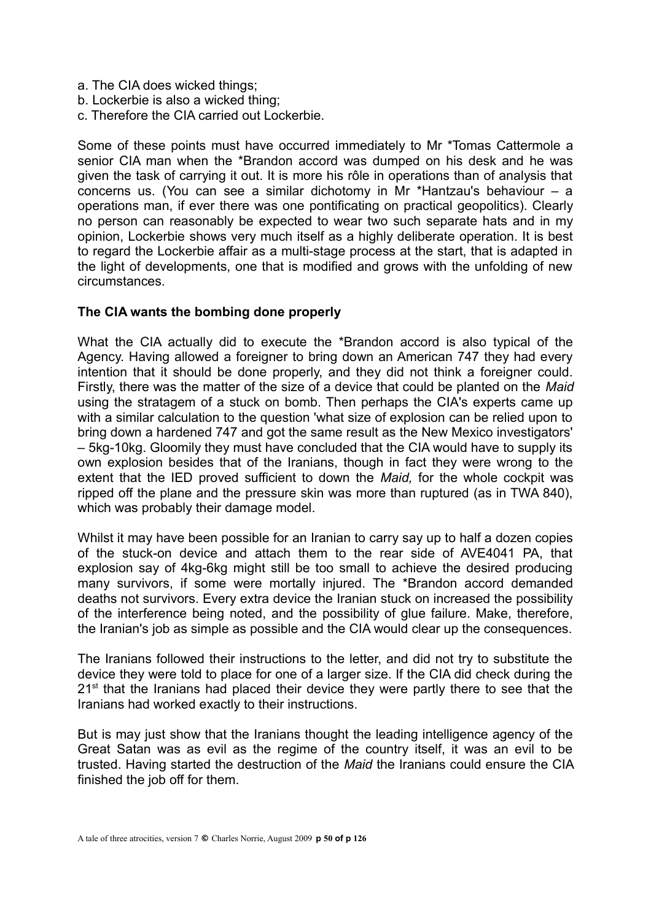a. The CIA does wicked things;
b. Lockerbie is also a wicked thing;
c. Therefore the CIA carried out Lockerbie.

Some of these points must have occurred immediately to Mr *Tomas Cattermole a senior CIA man when the *Brandon accord was dumped on his desk and he was given the task of carrying it out. It is more his rôle in operations than of analysis that concerns us. (You can see a similar dichotomy in Mr *Hantzau's behaviour – a operations man, if ever there was one pontificating on practical geopolitics). Clearly no person can reasonably be expected to wear two such separate hats and in my opinion, Lockerbie shows very much itself as a highly deliberate operation. It is best to regard the Lockerbie affair as a multi-stage process at the start, that is adapted in the light of developments, one that is modified and grows with the unfolding of new circumstances.

**The CIA wants the bombing done properly**

What the CIA actually did to execute the *Brandon accord is also typical of the Agency. Having allowed a foreigner to bring down an American 747 they had every intention that it should be done properly, and they did not think a foreigner could. Firstly, there was the matter of the size of a device that could be planted on the *Maid* using the stratagem of a stuck on bomb. Then perhaps the CIA's experts came up with a similar calculation to the question 'what size of explosion can be relied upon to bring down a hardened 747 and got the same result as the New Mexico investigators' – 5kg-10kg. Gloomily they must have concluded that the CIA would have to supply its own explosion besides that of the Iranians, though in fact they were wrong to the extent that the IED proved sufficient to down the *Maid,* for the whole cockpit was ripped off the plane and the pressure skin was more than ruptured (as in TWA 840), which was probably their damage model.

Whilst it may have been possible for an Iranian to carry say up to half a dozen copies of the stuck-on device and attach them to the rear side of AVE4041 PA, that explosion say of 4kg-6kg might still be too small to achieve the desired producing many survivors, if some were mortally injured. The *Brandon accord demanded deaths not survivors. Every extra device the Iranian stuck on increased the possibility of the interference being noted, and the possibility of glue failure. Make, therefore, the Iranian's job as simple as possible and the CIA would clear up the consequences.

The Iranians followed their instructions to the letter, and did not try to substitute the device they were told to place for one of a larger size. If the CIA did check during the 21st that the Iranians had placed their device they were partly there to see that the Iranians had worked exactly to their instructions.

But is may just show that the Iranians thought the leading intelligence agency of the Great Satan was as evil as the regime of the country itself, it was an evil to be trusted. Having started the destruction of the *Maid* the Iranians could ensure the CIA finished the job off for them.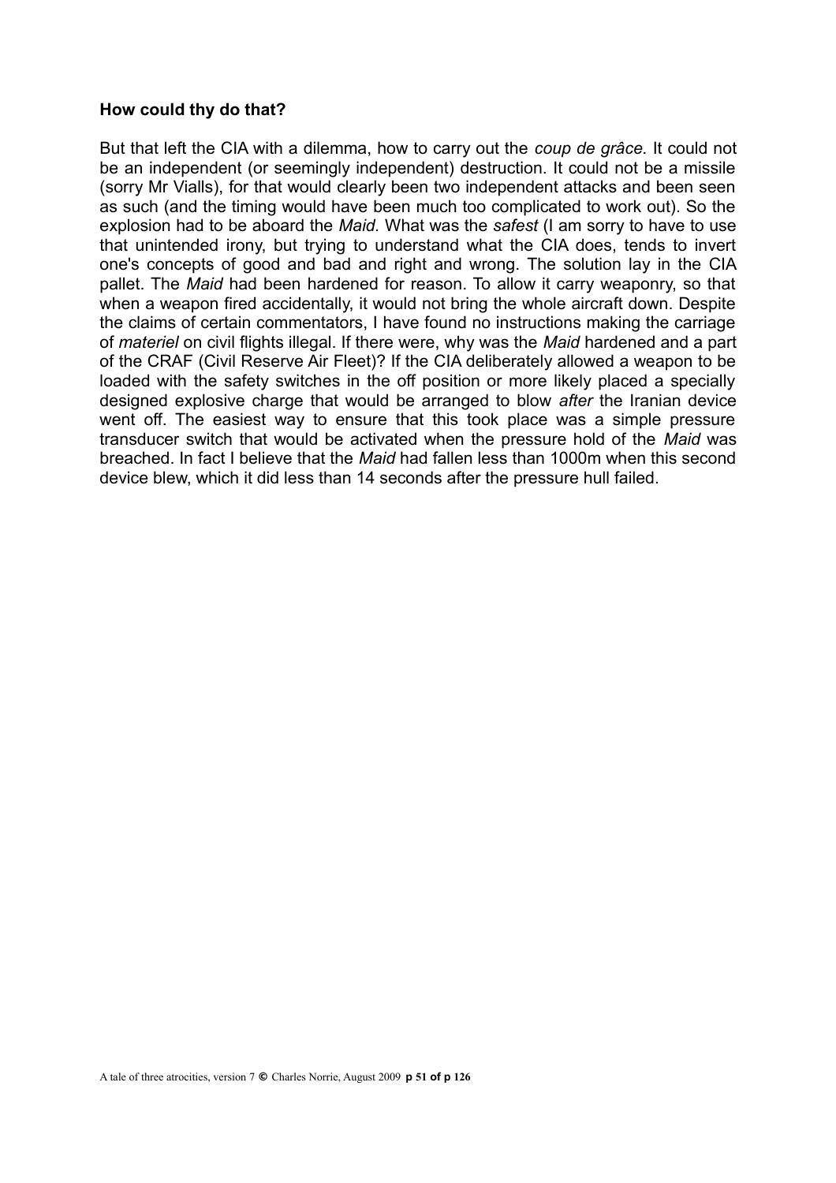**How could thy do that?**

But that left the CIA with a dilemma, how to carry out the *coup de grâce.* It could not be an independent (or seemingly independent) destruction. It could not be a missile (sorry Mr Vialls), for that would clearly been two independent attacks and been seen as such (and the timing would have been much too complicated to work out). So the explosion had to be aboard the *Maid.* What was the *safest* (I am sorry to have to use that unintended irony, but trying to understand what the CIA does, tends to invert one's concepts of good and bad and right and wrong. The solution lay in the CIA pallet. The *Maid* had been hardened for reason. To allow it carry weaponry, so that when a weapon fired accidentally, it would not bring the whole aircraft down. Despite the claims of certain commentators, I have found no instructions making the carriage of *materiel* on civil flights illegal. If there were, why was the *Maid* hardened and a part of the CRAF (Civil Reserve Air Fleet)? If the CIA deliberately allowed a weapon to be loaded with the safety switches in the off position or more likely placed a specially designed explosive charge that would be arranged to blow *after* the Iranian device went off. The easiest way to ensure that this took place was a simple pressure transducer switch that would be activated when the pressure hold of the *Maid* was breached. In fact I believe that the *Maid* had fallen less than 1000m when this second device blew, which it did less than 14 seconds after the pressure hull failed.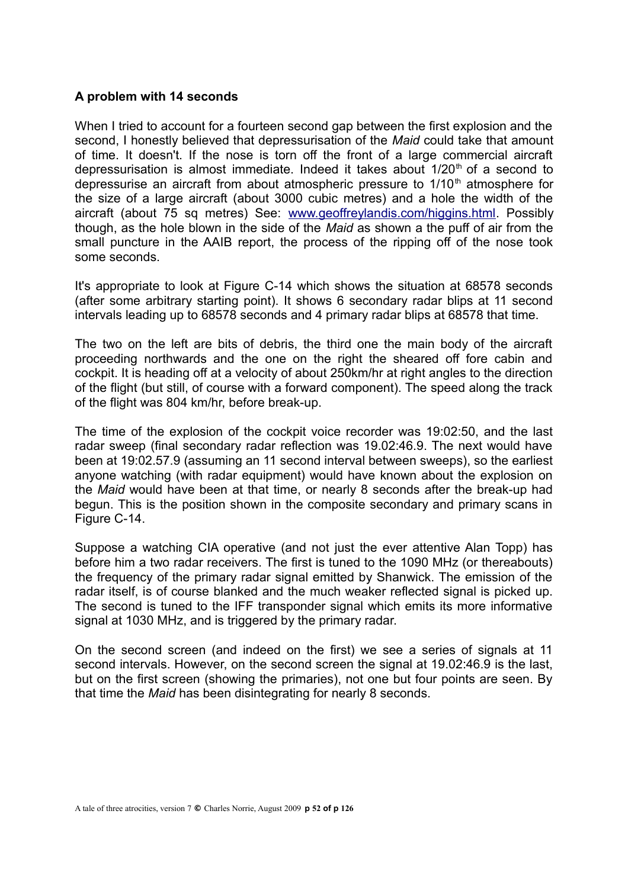**A problem with 14 seconds**

When I tried to account for a fourteen second gap between the first explosion and the second, I honestly believed that depressurisation of the *Maid* could take that amount of time. It doesn't. If the nose is torn off the front of a large commercial aircraft depressurisation is almost immediate. Indeed it takes about 1/20$^{th}$ of a second to depressurise an aircraft from about atmospheric pressure to 1/10$^{th}$ atmosphere for the size of a large aircraft (about 3000 cubic metres) and a hole the width of the aircraft (about 75 sq metres) See: [www.geoffreylandis.com/higgins.html](www.geoffreylandis.com/higgins.html). Possibly though, as the hole blown in the side of the *Maid* as shown a the puff of air from the small puncture in the AAIB report, the process of the ripping off of the nose took some seconds.

It's appropriate to look at Figure C-14 which shows the situation at 68578 seconds (after some arbitrary starting point). It shows 6 secondary radar blips at 11 second intervals leading up to 68578 seconds and 4 primary radar blips at 68578 that time.

The two on the left are bits of debris, the third one the main body of the aircraft proceeding northwards and the one on the right the sheared off fore cabin and cockpit. It is heading off at a velocity of about 250km/hr at right angles to the direction of the flight (but still, of course with a forward component). The speed along the track of the flight was 804 km/hr, before break-up.

The time of the explosion of the cockpit voice recorder was 19:02:50, and the last radar sweep (final secondary radar reflection was 19.02:46.9. The next would have been at 19:02.57.9 (assuming an 11 second interval between sweeps), so the earliest anyone watching (with radar equipment) would have known about the explosion on the *Maid* would have been at that time, or nearly 8 seconds after the break-up had begun. This is the position shown in the composite secondary and primary scans in Figure C-14.

Suppose a watching CIA operative (and not just the ever attentive Alan Topp) has before him a two radar receivers. The first is tuned to the 1090 MHz (or thereabouts) the frequency of the primary radar signal emitted by Shanwick. The emission of the radar itself, is of course blanked and the much weaker reflected signal is picked up. The second is tuned to the IFF transponder signal which emits its more informative signal at 1030 MHz, and is triggered by the primary radar.

On the second screen (and indeed on the first) we see a series of signals at 11 second intervals. However, on the second screen the signal at 19.02:46.9 is the last, but on the first screen (showing the primaries), not one but four points are seen. By that time the *Maid* has been disintegrating for nearly 8 seconds.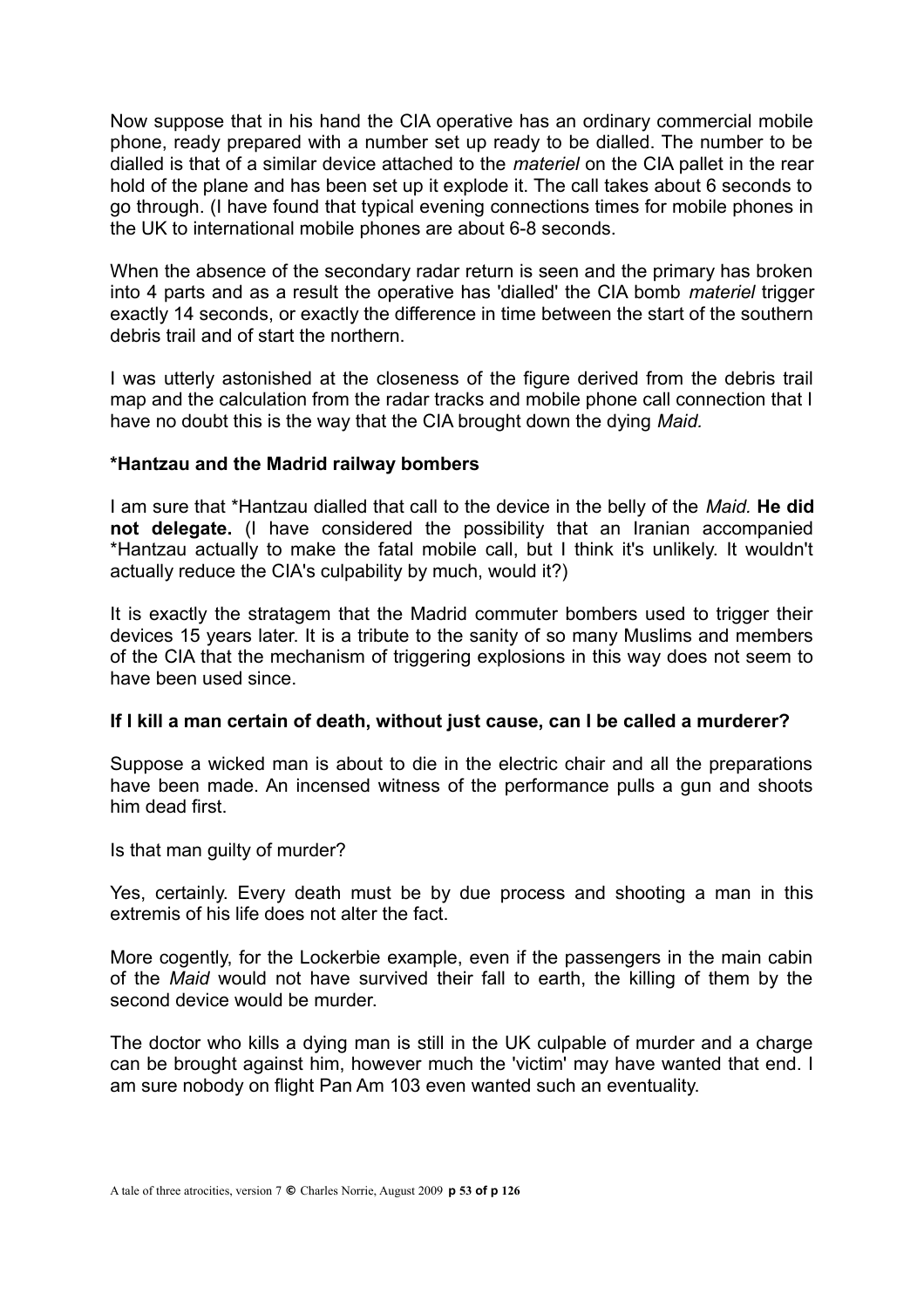Now suppose that in his hand the CIA operative has an ordinary commercial mobile phone, ready prepared with a number set up ready to be dialled. The number to be dialled is that of a similar device attached to the *materiel* on the CIA pallet in the rear hold of the plane and has been set up it explode it. The call takes about 6 seconds to go through. (I have found that typical evening connections times for mobile phones in the UK to international mobile phones are about 6-8 seconds.

When the absence of the secondary radar return is seen and the primary has broken into 4 parts and as a result the operative has 'dialled' the CIA bomb *materiel* trigger exactly 14 seconds, or exactly the difference in time between the start of the southern debris trail and of start the northern.

I was utterly astonished at the closeness of the figure derived from the debris trail map and the calculation from the radar tracks and mobile phone call connection that I have no doubt this is the way that the CIA brought down the dying *Maid.*

### *Hantzau and the Madrid railway bombers

I am sure that *Hantzau dialled that call to the device in the belly of the *Maid.* **He did not delegate.** (I have considered the possibility that an Iranian accompanied *Hantzau actually to make the fatal mobile call, but I think it's unlikely. It wouldn't actually reduce the CIA's culpability by much, would it?)

It is exactly the stratagem that the Madrid commuter bombers used to trigger their devices 15 years later. It is a tribute to the sanity of so many Muslims and members of the CIA that the mechanism of triggering explosions in this way does not seem to have been used since.

### If I kill a man certain of death, without just cause, can I be called a murderer?

Suppose a wicked man is about to die in the electric chair and all the preparations have been made. An incensed witness of the performance pulls a gun and shoots him dead first.

Is that man guilty of murder?

Yes, certainly. Every death must be by due process and shooting a man in this extremis of his life does not alter the fact.

More cogently, for the Lockerbie example, even if the passengers in the main cabin of the *Maid* would not have survived their fall to earth, the killing of them by the second device would be murder.

The doctor who kills a dying man is still in the UK culpable of murder and a charge can be brought against him, however much the 'victim' may have wanted that end. I am sure nobody on flight Pan Am 103 even wanted such an eventuality.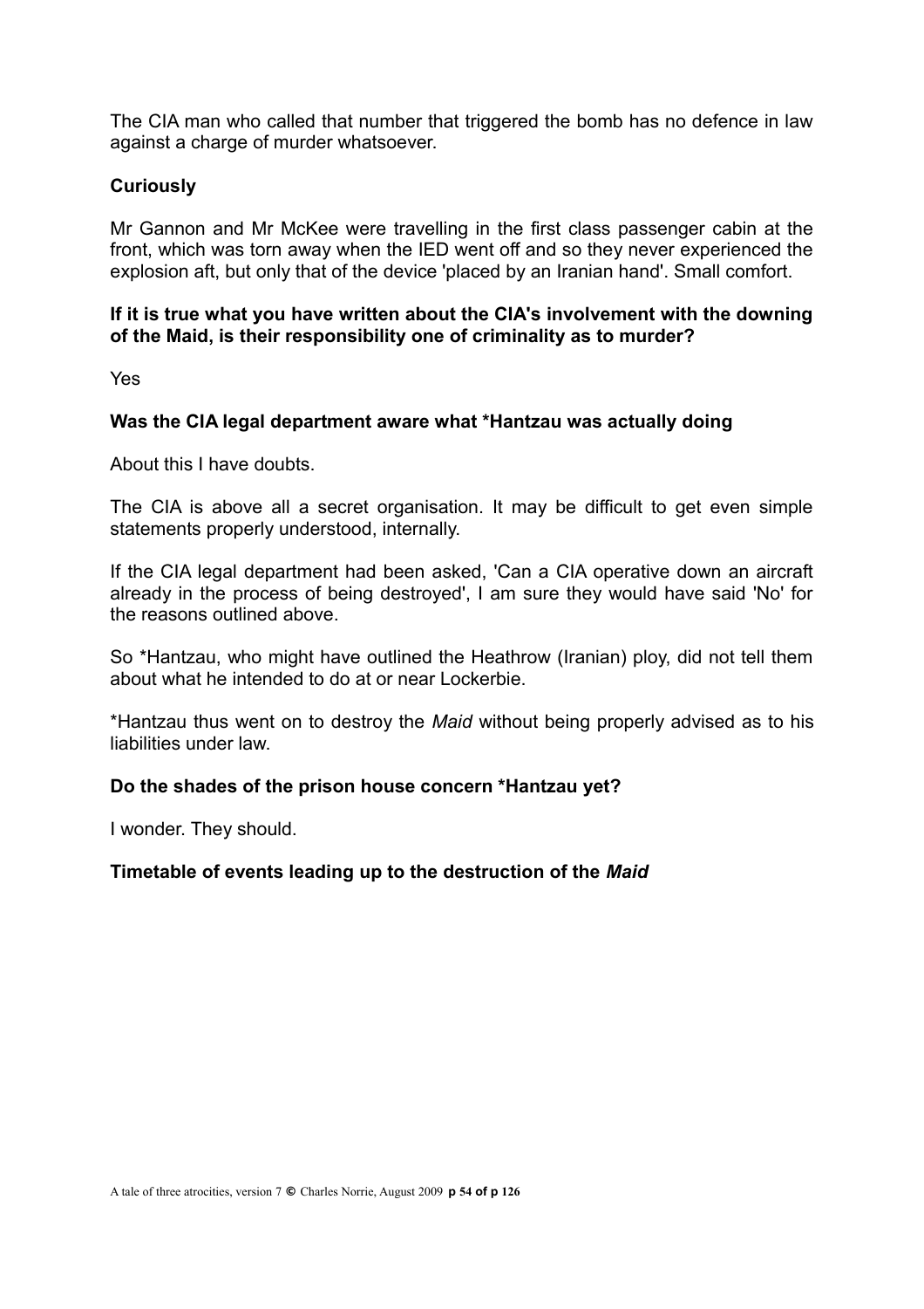The CIA man who called that number that triggered the bomb has no defence in law against a charge of murder whatsoever.

**Curiously**

Mr Gannon and Mr McKee were travelling in the first class passenger cabin at the front, which was torn away when the IED went off and so they never experienced the explosion aft, but only that of the device 'placed by an Iranian hand'. Small comfort.

**If it is true what you have written about the CIA's involvement with the downing of the Maid, is their responsibility one of criminality as to murder?**

Yes

**Was the CIA legal department aware what *Hantzau was actually doing**

About this I have doubts.

The CIA is above all a secret organisation. It may be difficult to get even simple statements properly understood, internally.

If the CIA legal department had been asked, 'Can a CIA operative down an aircraft already in the process of being destroyed', I am sure they would have said 'No' for the reasons outlined above.

So *Hantzau, who might have outlined the Heathrow (Iranian) ploy, did not tell them about what he intended to do at or near Lockerbie.

*Hantzau thus went on to destroy the *Maid* without being properly advised as to his liabilities under law.

**Do the shades of the prison house concern *Hantzau yet?**

I wonder. They should.

**Timetable of events leading up to the destruction of the *Maid***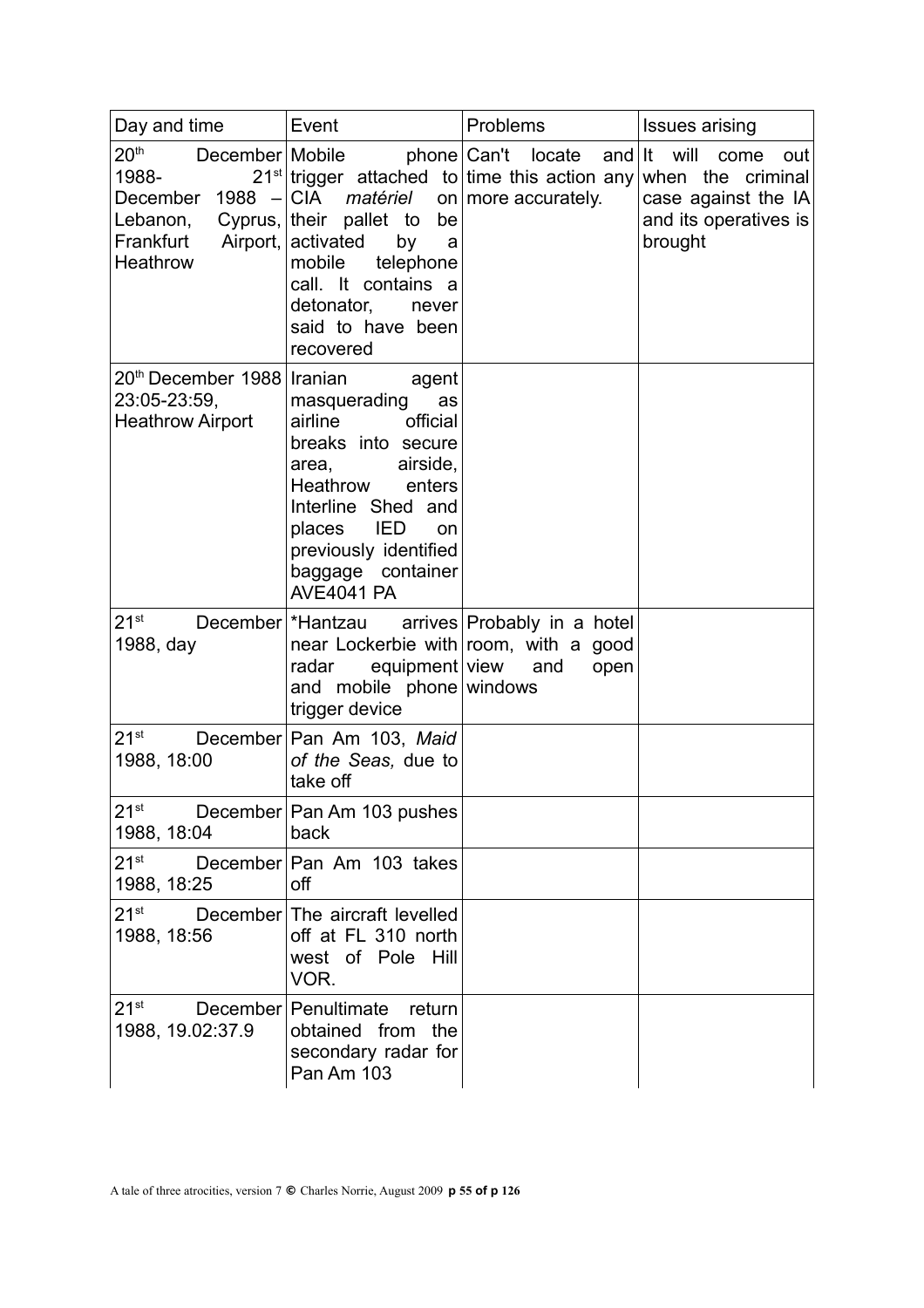| Day and time | Event | Problems | Issues arising |
| --- | --- | --- | --- |
| 20th December 1988- 21st December 1988 – Lebanon, Cyprus, Frankfurt Airport, Heathrow | Mobile phone trigger attached to CIA *matériel* on their pallet to be activated by a mobile telephone call. It contains a detonator, never said to have been recovered | Can't locate and time this action any more accurately. | It will come out when the criminal case against the IA and its operatives is brought |
| 20th December 1988 23:05-23:59, Heathrow Airport | Iranian agent masquerading as airline official breaks into secure area, airside, Heathrow enters Interline Shed and places IED on previously identified baggage container AVE4041 PA | | |
| 21st December 1988, day | *Hantzau arrives near Lockerbie with radar equipment and mobile phone trigger device | Probably in a hotel room, with a good view and open windows | |
| 21st December 1988, 18:00 | Pan Am 103, *Maid of the Seas,* due to take off | | |
| 21st December 1988, 18:04 | Pan Am 103 pushes back | | |
| 21st December 1988, 18:25 | Pan Am 103 takes off | | |
| 21st December 1988, 18:56 | The aircraft levelled off at FL 310 north west of Pole Hill VOR. | | |
| 21st December 1988, 19.02:37.9 | Penultimate return obtained from the secondary radar for Pan Am 103 | | |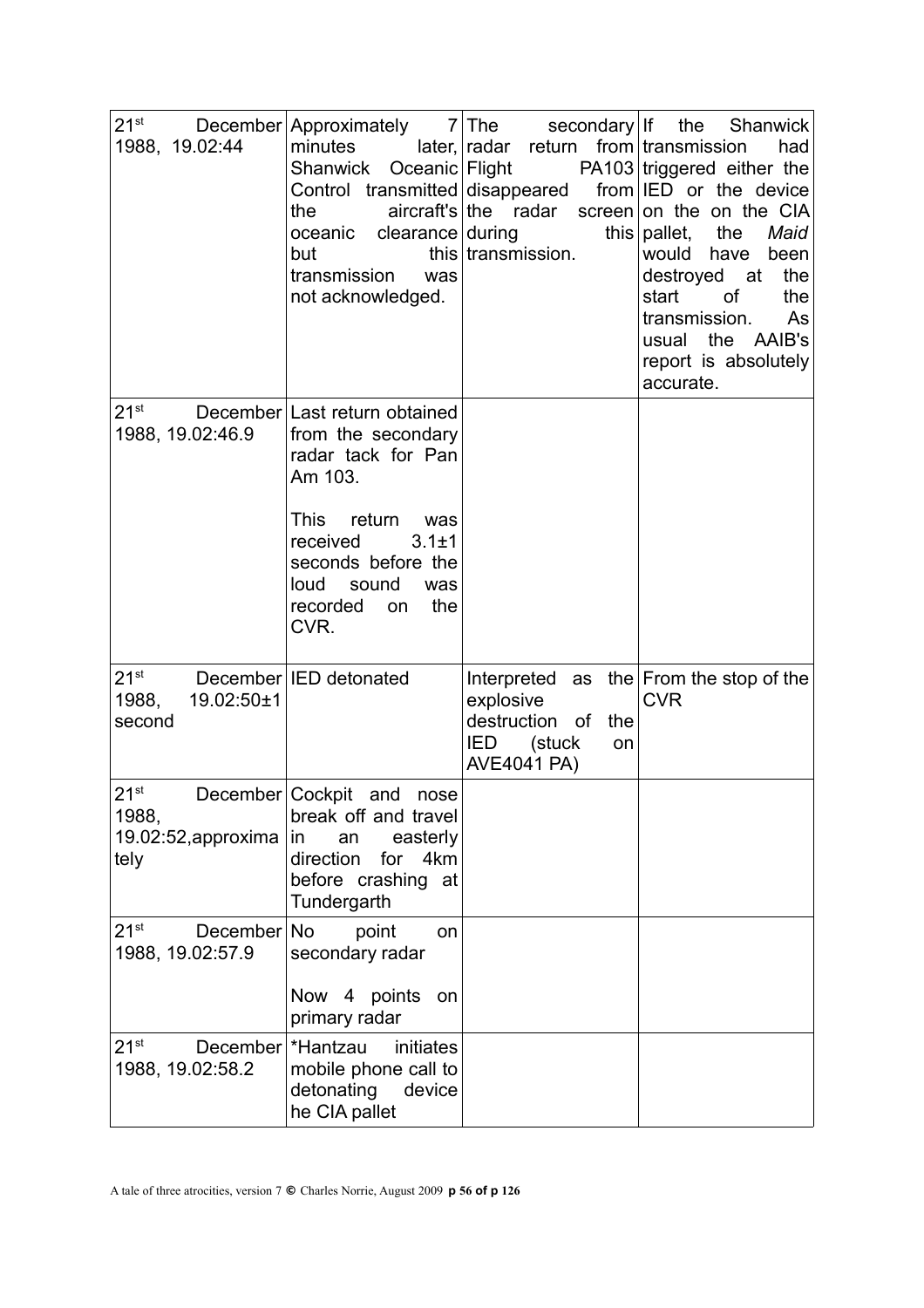| | | | |
|---|---|---|---|
| 21st December 1988, 19.02:44 | Approximately 7 minutes later, Shanwick Oceanic Control transmitted the aircraft's oceanic clearance but this transmission was not acknowledged. | The secondary radar return from Flight PA103 disappeared from the radar screen during this transmission. | If the Shanwick transmission had triggered either the IED or the device on the on the CIA pallet, the *Maid* would have been destroyed at the start of the transmission. As usual the AAIB's report is absolutely accurate. |
| 21st December 1988, 19.02:46.9 | Last return obtained from the secondary radar tack for Pan Am 103.<br><br>This return was received 3.1±1 seconds before the loud sound was recorded on the CVR. | | |
| 21st December 1988, 19.02:50±1 second | IED detonated | Interpreted as the explosive destruction of the IED (stuck on AVE4041 PA) | From the stop of the CVR |
| 21st December 1988, 19.02:52,approximately | Cockpit and nose break off and travel in an easterly direction for 4km before crashing at Tundergarth | | |
| 21st December 1988, 19.02:57.9 | No point on secondary radar<br><br>Now 4 points on primary radar | | |
| 21st December 1988, 19.02:58.2 | *Hantzau initiates mobile phone call to detonating device he CIA pallet | | |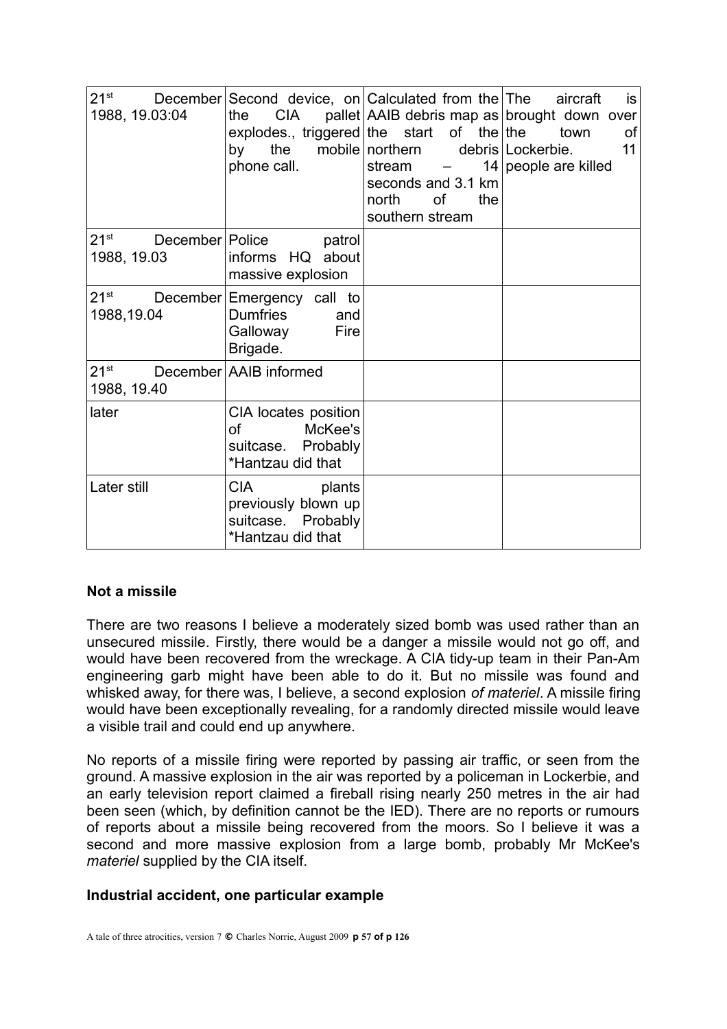| | | | |
|---|---|---|---|
| 21st December 1988, 19.03:04 | Second device, on the CIA pallet explodes., triggered by the mobile phone call. | Calculated from the AAIB debris map as the start of the northern debris stream – 14 seconds and 3.1 km north of the southern stream | The aircraft is brought down over the town of Lockerbie. 11 people are killed |
| 21st December 1988, 19.03 | Police patrol informs HQ about massive explosion | | |
| 21st December 1988,19.04 | Emergency call to Dumfries and Galloway Fire Brigade. | | |
| 21st December 1988, 19.40 | AAIB informed | | |
| later | CIA locates position of McKee's suitcase. Probably *Hantzau did that | | |
| Later still | CIA plants previously blown up suitcase. Probably *Hantzau did that | | |

**Not a missile**

There are two reasons I believe a moderately sized bomb was used rather than an unsecured missile. Firstly, there would be a danger a missile would not go off, and would have been recovered from the wreckage. A CIA tidy-up team in their Pan-Am engineering garb might have been able to do it. But no missile was found and whisked away, for there was, I believe, a second explosion *of materiel*. A missile firing would have been exceptionally revealing, for a randomly directed missile would leave a visible trail and could end up anywhere.

No reports of a missile firing were reported by passing air traffic, or seen from the ground. A massive explosion in the air was reported by a policeman in Lockerbie, and an early television report claimed a fireball rising nearly 250 metres in the air had been seen (which, by definition cannot be the IED). There are no reports or rumours of reports about a missile being recovered from the moors. So I believe it was a second and more massive explosion from a large bomb, probably Mr McKee's *materiel* supplied by the CIA itself.

**Industrial accident, one particular example**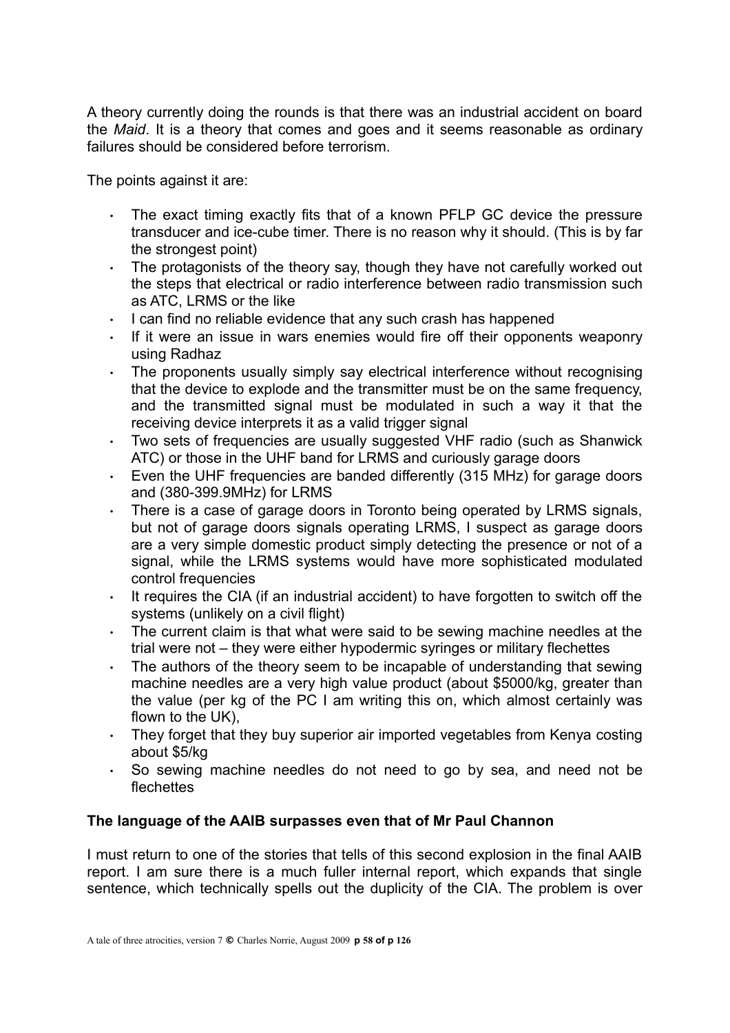A theory currently doing the rounds is that there was an industrial accident on board the *Maid*. It is a theory that comes and goes and it seems reasonable as ordinary failures should be considered before terrorism.

The points against it are:

- The exact timing exactly fits that of a known PFLP GC device the pressure transducer and ice-cube timer. There is no reason why it should. (This is by far the strongest point)
- The protagonists of the theory say, though they have not carefully worked out the steps that electrical or radio interference between radio transmission such as ATC, LRMS or the like
- I can find no reliable evidence that any such crash has happened
- If it were an issue in wars enemies would fire off their opponents weaponry using Radhaz
- The proponents usually simply say electrical interference without recognising that the device to explode and the transmitter must be on the same frequency, and the transmitted signal must be modulated in such a way it that the receiving device interprets it as a valid trigger signal
- Two sets of frequencies are usually suggested VHF radio (such as Shanwick ATC) or those in the UHF band for LRMS and curiously garage doors
- Even the UHF frequencies are banded differently (315 MHz) for garage doors and (380-399.9MHz) for LRMS
- There is a case of garage doors in Toronto being operated by LRMS signals, but not of garage doors signals operating LRMS, I suspect as garage doors are a very simple domestic product simply detecting the presence or not of a signal, while the LRMS systems would have more sophisticated modulated control frequencies
- It requires the CIA (if an industrial accident) to have forgotten to switch off the systems (unlikely on a civil flight)
- The current claim is that what were said to be sewing machine needles at the trial were not – they were either hypodermic syringes or military flechettes
- The authors of the theory seem to be incapable of understanding that sewing machine needles are a very high value product (about $5000/kg, greater than the value (per kg of the PC I am writing this on, which almost certainly was flown to the UK),
- They forget that they buy superior air imported vegetables from Kenya costing about $5/kg
- So sewing machine needles do not need to go by sea, and need not be flechettes

**The language of the AAIB surpasses even that of Mr Paul Channon**

I must return to one of the stories that tells of this second explosion in the final AAIB report. I am sure there is a much fuller internal report, which expands that single sentence, which technically spells out the duplicity of the CIA. The problem is over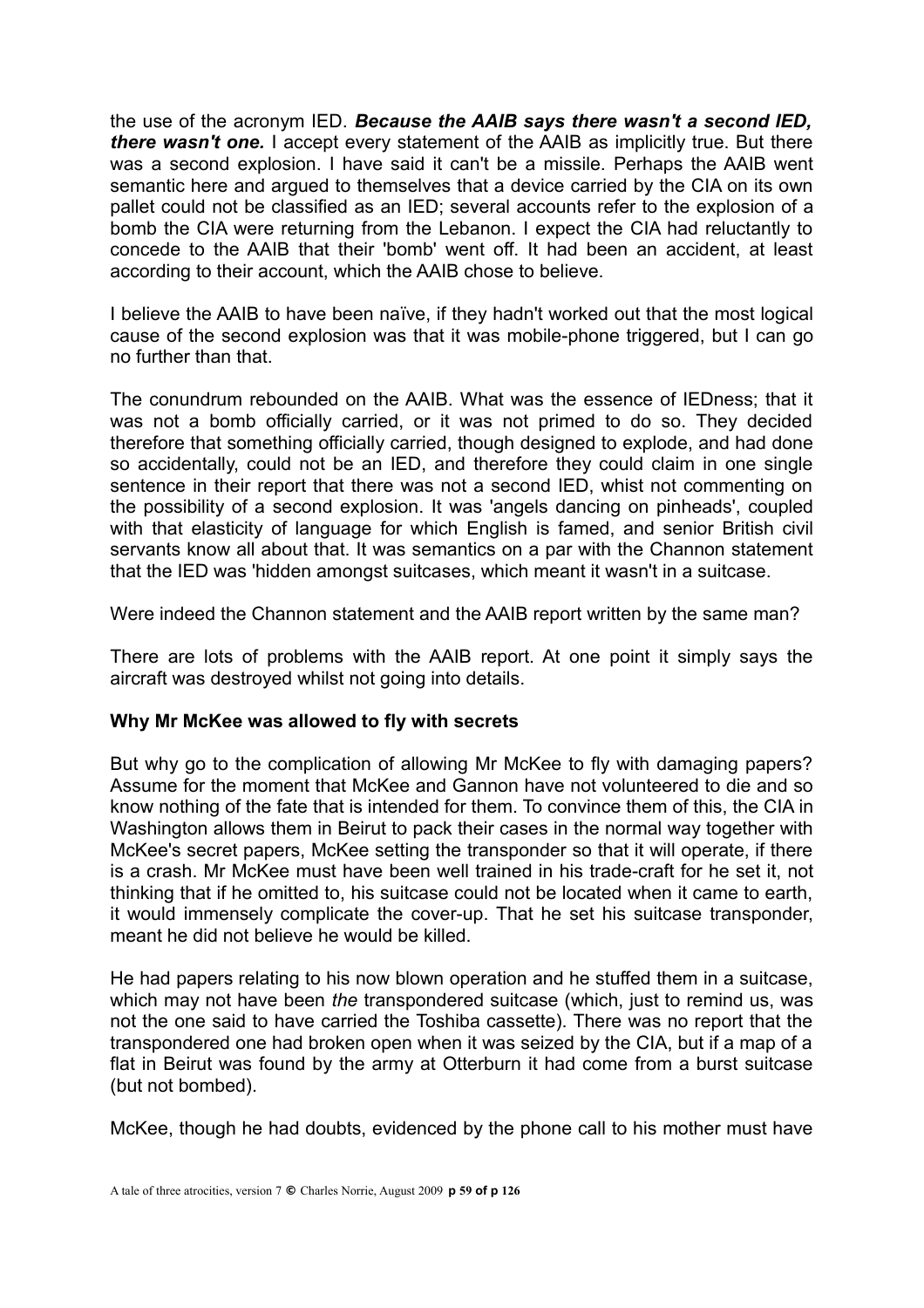the use of the acronym IED. ***Because the AAIB says there wasn't a second IED, there wasn't one.*** I accept every statement of the AAIB as implicitly true. But there was a second explosion. I have said it can't be a missile. Perhaps the AAIB went semantic here and argued to themselves that a device carried by the CIA on its own pallet could not be classified as an IED; several accounts refer to the explosion of a bomb the CIA were returning from the Lebanon. I expect the CIA had reluctantly to concede to the AAIB that their 'bomb' went off. It had been an accident, at least according to their account, which the AAIB chose to believe.

I believe the AAIB to have been naïve, if they hadn't worked out that the most logical cause of the second explosion was that it was mobile-phone triggered, but I can go no further than that.

The conundrum rebounded on the AAIB. What was the essence of IEDness; that it was not a bomb officially carried, or it was not primed to do so. They decided therefore that something officially carried, though designed to explode, and had done so accidentally, could not be an IED, and therefore they could claim in one single sentence in their report that there was not a second IED, whist not commenting on the possibility of a second explosion. It was 'angels dancing on pinheads', coupled with that elasticity of language for which English is famed, and senior British civil servants know all about that. It was semantics on a par with the Channon statement that the IED was 'hidden amongst suitcases, which meant it wasn't in a suitcase.

Were indeed the Channon statement and the AAIB report written by the same man?

There are lots of problems with the AAIB report. At one point it simply says the aircraft was destroyed whilst not going into details.

**Why Mr McKee was allowed to fly with secrets**

But why go to the complication of allowing Mr McKee to fly with damaging papers? Assume for the moment that McKee and Gannon have not volunteered to die and so know nothing of the fate that is intended for them. To convince them of this, the CIA in Washington allows them in Beirut to pack their cases in the normal way together with McKee's secret papers, McKee setting the transponder so that it will operate, if there is a crash. Mr McKee must have been well trained in his trade-craft for he set it, not thinking that if he omitted to, his suitcase could not be located when it came to earth, it would immensely complicate the cover-up. That he set his suitcase transponder, meant he did not believe he would be killed.

He had papers relating to his now blown operation and he stuffed them in a suitcase, which may not have been *the* transpondered suitcase (which, just to remind us, was not the one said to have carried the Toshiba cassette). There was no report that the transpondered one had broken open when it was seized by the CIA, but if a map of a flat in Beirut was found by the army at Otterburn it had come from a burst suitcase (but not bombed).

McKee, though he had doubts, evidenced by the phone call to his mother must have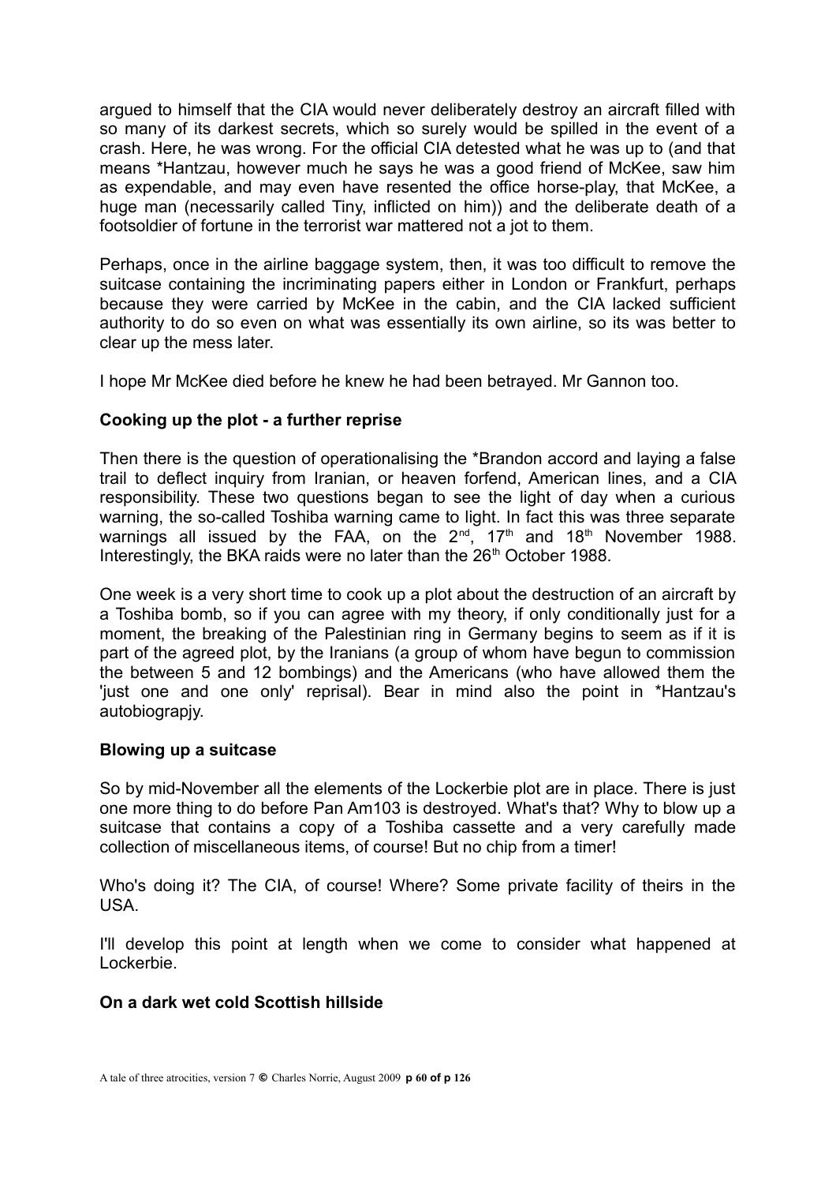argued to himself that the CIA would never deliberately destroy an aircraft filled with so many of its darkest secrets, which so surely would be spilled in the event of a crash. Here, he was wrong. For the official CIA detested what he was up to (and that means *Hantzau, however much he says he was a good friend of McKee, saw him as expendable, and may even have resented the office horse-play, that McKee, a huge man (necessarily called Tiny, inflicted on him)) and the deliberate death of a footsoldier of fortune in the terrorist war mattered not a jot to them.

Perhaps, once in the airline baggage system, then, it was too difficult to remove the suitcase containing the incriminating papers either in London or Frankfurt, perhaps because they were carried by McKee in the cabin, and the CIA lacked sufficient authority to do so even on what was essentially its own airline, so its was better to clear up the mess later.

I hope Mr McKee died before he knew he had been betrayed. Mr Gannon too.

**Cooking up the plot - a further reprise**

Then there is the question of operationalising the *Brandon accord and laying a false trail to deflect inquiry from Iranian, or heaven forfend, American lines, and a CIA responsibility. These two questions began to see the light of day when a curious warning, the so-called Toshiba warning came to light. In fact this was three separate warnings all issued by the FAA, on the 2nd, 17th and 18th November 1988. Interestingly, the BKA raids were no later than the 26th October 1988.

One week is a very short time to cook up a plot about the destruction of an aircraft by a Toshiba bomb, so if you can agree with my theory, if only conditionally just for a moment, the breaking of the Palestinian ring in Germany begins to seem as if it is part of the agreed plot, by the Iranians (a group of whom have begun to commission the between 5 and 12 bombings) and the Americans (who have allowed them the 'just one and one only' reprisal). Bear in mind also the point in *Hantzau's autobiograpjy.

**Blowing up a suitcase**

So by mid-November all the elements of the Lockerbie plot are in place. There is just one more thing to do before Pan Am103 is destroyed. What's that? Why to blow up a suitcase that contains a copy of a Toshiba cassette and a very carefully made collection of miscellaneous items, of course! But no chip from a timer!

Who's doing it? The CIA, of course! Where? Some private facility of theirs in the USA.

I'll develop this point at length when we come to consider what happened at Lockerbie.

**On a dark wet cold Scottish hillside**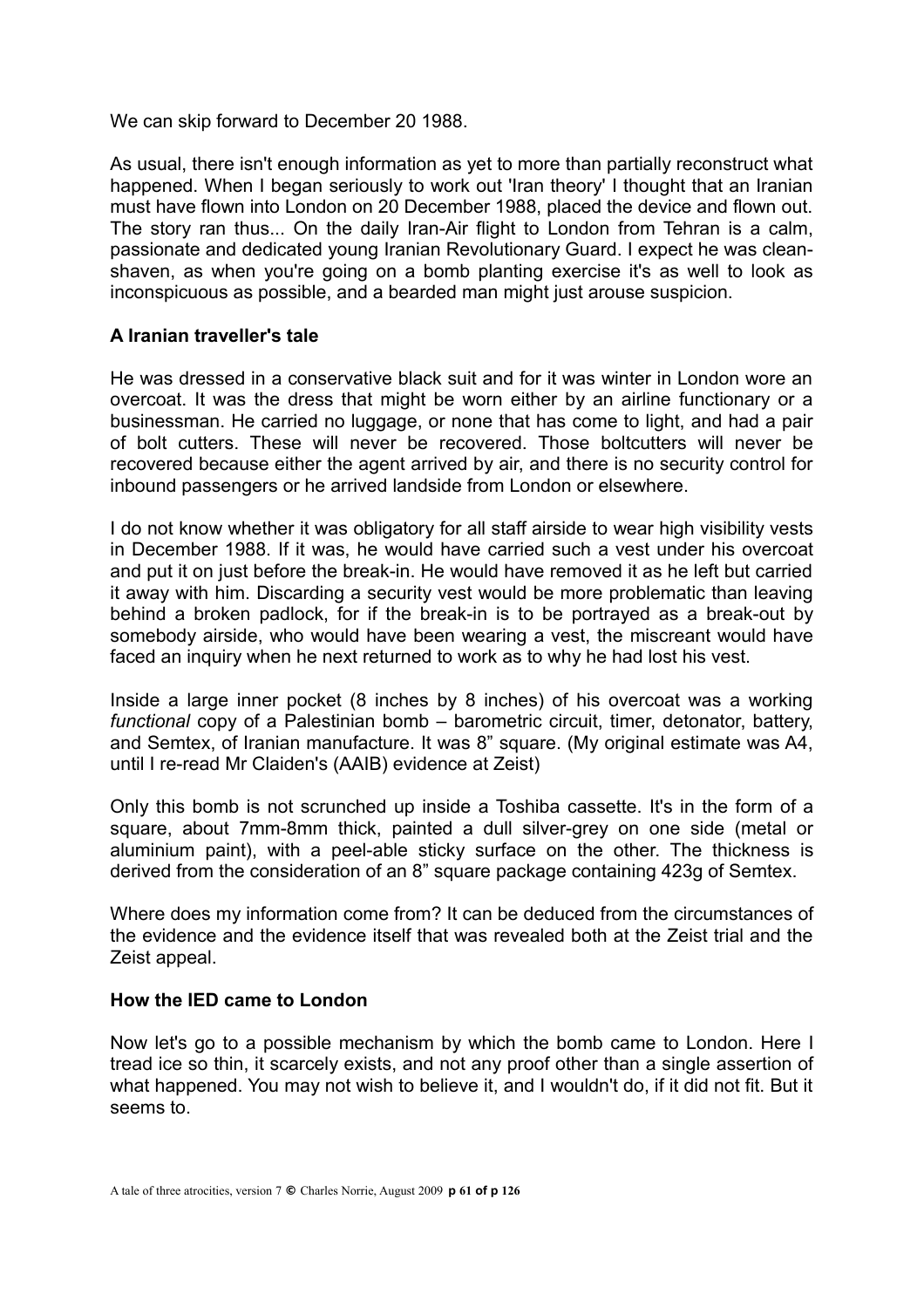We can skip forward to December 20 1988.

As usual, there isn't enough information as yet to more than partially reconstruct what happened. When I began seriously to work out 'Iran theory' I thought that an Iranian must have flown into London on 20 December 1988, placed the device and flown out. The story ran thus... On the daily Iran-Air flight to London from Tehran is a calm, passionate and dedicated young Iranian Revolutionary Guard. I expect he was clean-shaven, as when you're going on a bomb planting exercise it's as well to look as inconspicuous as possible, and a bearded man might just arouse suspicion.

### A Iranian traveller's tale

He was dressed in a conservative black suit and for it was winter in London wore an overcoat. It was the dress that might be worn either by an airline functionary or a businessman. He carried no luggage, or none that has come to light, and had a pair of bolt cutters. These will never be recovered. Those boltcutters will never be recovered because either the agent arrived by air, and there is no security control for inbound passengers or he arrived landside from London or elsewhere.

I do not know whether it was obligatory for all staff airside to wear high visibility vests in December 1988. If it was, he would have carried such a vest under his overcoat and put it on just before the break-in. He would have removed it as he left but carried it away with him. Discarding a security vest would be more problematic than leaving behind a broken padlock, for if the break-in is to be portrayed as a break-out by somebody airside, who would have been wearing a vest, the miscreant would have faced an inquiry when he next returned to work as to why he had lost his vest.

Inside a large inner pocket (8 inches by 8 inches) of his overcoat was a working *functional* copy of a Palestinian bomb – barometric circuit, timer, detonator, battery, and Semtex, of Iranian manufacture. It was 8" square. (My original estimate was A4, until I re-read Mr Claiden's (AAIB) evidence at Zeist)

Only this bomb is not scrunched up inside a Toshiba cassette. It's in the form of a square, about 7mm-8mm thick, painted a dull silver-grey on one side (metal or aluminium paint), with a peel-able sticky surface on the other. The thickness is derived from the consideration of an 8" square package containing 423g of Semtex.

Where does my information come from? It can be deduced from the circumstances of the evidence and the evidence itself that was revealed both at the Zeist trial and the Zeist appeal.

### How the IED came to London

Now let's go to a possible mechanism by which the bomb came to London. Here I tread ice so thin, it scarcely exists, and not any proof other than a single assertion of what happened. You may not wish to believe it, and I wouldn't do, if it did not fit. But it seems to.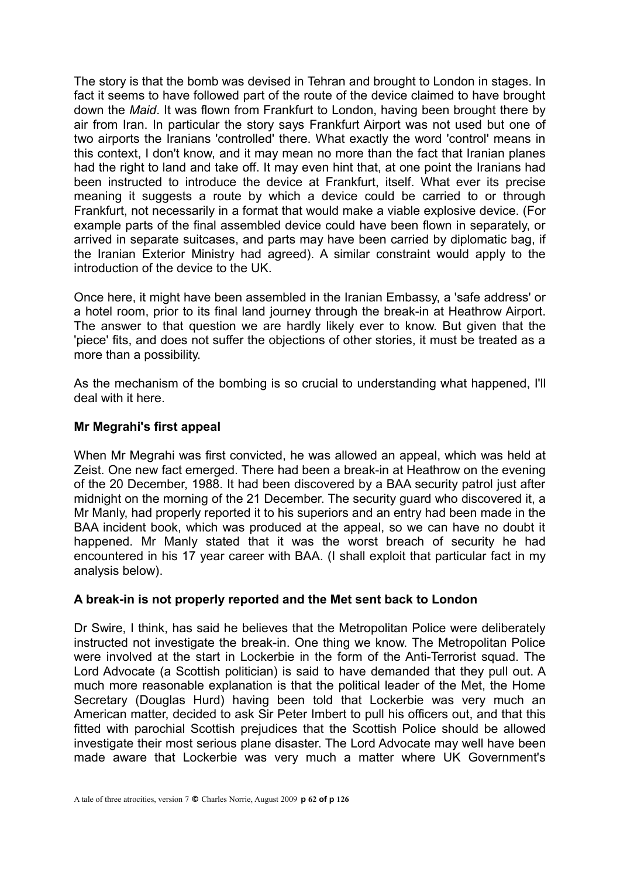The story is that the bomb was devised in Tehran and brought to London in stages. In fact it seems to have followed part of the route of the device claimed to have brought down the *Maid*. It was flown from Frankfurt to London, having been brought there by air from Iran. In particular the story says Frankfurt Airport was not used but one of two airports the Iranians 'controlled' there. What exactly the word 'control' means in this context, I don't know, and it may mean no more than the fact that Iranian planes had the right to land and take off. It may even hint that, at one point the Iranians had been instructed to introduce the device at Frankfurt, itself. What ever its precise meaning it suggests a route by which a device could be carried to or through Frankfurt, not necessarily in a format that would make a viable explosive device. (For example parts of the final assembled device could have been flown in separately, or arrived in separate suitcases, and parts may have been carried by diplomatic bag, if the Iranian Exterior Ministry had agreed). A similar constraint would apply to the introduction of the device to the UK.

Once here, it might have been assembled in the Iranian Embassy, a 'safe address' or a hotel room, prior to its final land journey through the break-in at Heathrow Airport. The answer to that question we are hardly likely ever to know. But given that the 'piece' fits, and does not suffer the objections of other stories, it must be treated as a more than a possibility.

As the mechanism of the bombing is so crucial to understanding what happened, I'll deal with it here.

**Mr Megrahi's first appeal**

When Mr Megrahi was first convicted, he was allowed an appeal, which was held at Zeist. One new fact emerged. There had been a break-in at Heathrow on the evening of the 20 December, 1988. It had been discovered by a BAA security patrol just after midnight on the morning of the 21 December. The security guard who discovered it, a Mr Manly, had properly reported it to his superiors and an entry had been made in the BAA incident book, which was produced at the appeal, so we can have no doubt it happened. Mr Manly stated that it was the worst breach of security he had encountered in his 17 year career with BAA. (I shall exploit that particular fact in my analysis below).

**A break-in is not properly reported and the Met sent back to London**

Dr Swire, I think, has said he believes that the Metropolitan Police were deliberately instructed not investigate the break-in. One thing we know. The Metropolitan Police were involved at the start in Lockerbie in the form of the Anti-Terrorist squad. The Lord Advocate (a Scottish politician) is said to have demanded that they pull out. A much more reasonable explanation is that the political leader of the Met, the Home Secretary (Douglas Hurd) having been told that Lockerbie was very much an American matter, decided to ask Sir Peter Imbert to pull his officers out, and that this fitted with parochial Scottish prejudices that the Scottish Police should be allowed investigate their most serious plane disaster. The Lord Advocate may well have been made aware that Lockerbie was very much a matter where UK Government's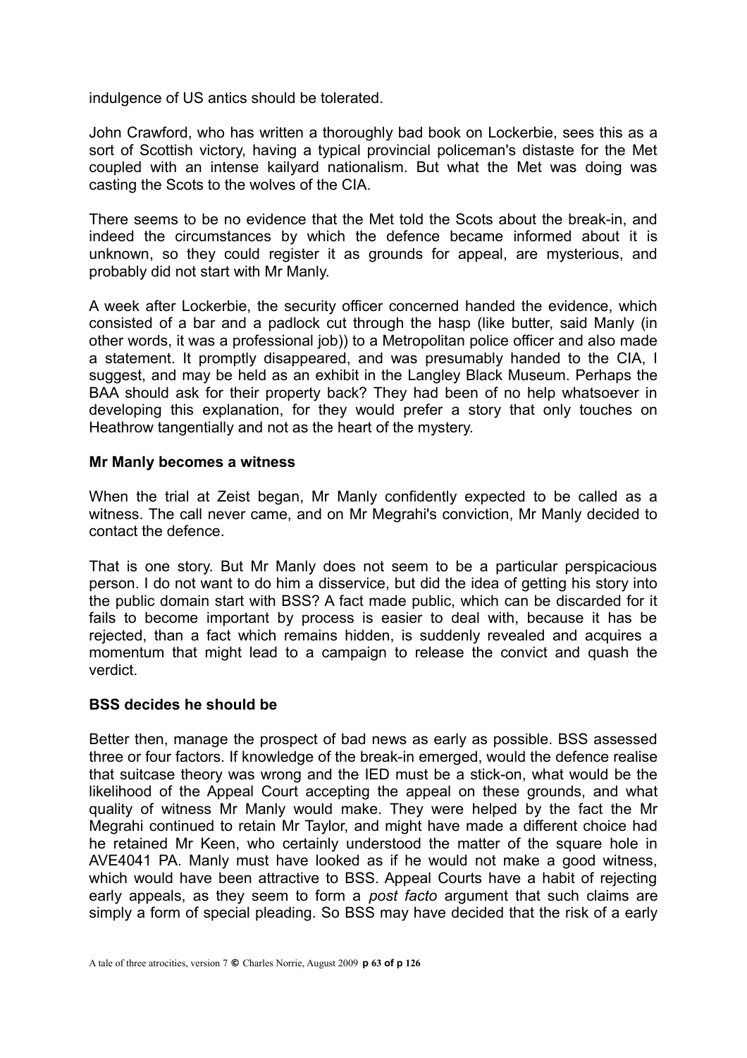indulgence of US antics should be tolerated.

John Crawford, who has written a thoroughly bad book on Lockerbie, sees this as a sort of Scottish victory, having a typical provincial policeman's distaste for the Met coupled with an intense kailyard nationalism. But what the Met was doing was casting the Scots to the wolves of the CIA.

There seems to be no evidence that the Met told the Scots about the break-in, and indeed the circumstances by which the defence became informed about it is unknown, so they could register it as grounds for appeal, are mysterious, and probably did not start with Mr Manly.

A week after Lockerbie, the security officer concerned handed the evidence, which consisted of a bar and a padlock cut through the hasp (like butter, said Manly (in other words, it was a professional job)) to a Metropolitan police officer and also made a statement. It promptly disappeared, and was presumably handed to the CIA, I suggest, and may be held as an exhibit in the Langley Black Museum. Perhaps the BAA should ask for their property back? They had been of no help whatsoever in developing this explanation, for they would prefer a story that only touches on Heathrow tangentially and not as the heart of the mystery.

**Mr Manly becomes a witness**

When the trial at Zeist began, Mr Manly confidently expected to be called as a witness. The call never came, and on Mr Megrahi's conviction, Mr Manly decided to contact the defence.

That is one story. But Mr Manly does not seem to be a particular perspicacious person. I do not want to do him a disservice, but did the idea of getting his story into the public domain start with BSS? A fact made public, which can be discarded for it fails to become important by process is easier to deal with, because it has be rejected, than a fact which remains hidden, is suddenly revealed and acquires a momentum that might lead to a campaign to release the convict and quash the verdict.

**BSS decides he should be**

Better then, manage the prospect of bad news as early as possible. BSS assessed three or four factors. If knowledge of the break-in emerged, would the defence realise that suitcase theory was wrong and the IED must be a stick-on, what would be the likelihood of the Appeal Court accepting the appeal on these grounds, and what quality of witness Mr Manly would make. They were helped by the fact the Mr Megrahi continued to retain Mr Taylor, and might have made a different choice had he retained Mr Keen, who certainly understood the matter of the square hole in AVE4041 PA. Manly must have looked as if he would not make a good witness, which would have been attractive to BSS. Appeal Courts have a habit of rejecting early appeals, as they seem to form a *post facto* argument that such claims are simply a form of special pleading. So BSS may have decided that the risk of a early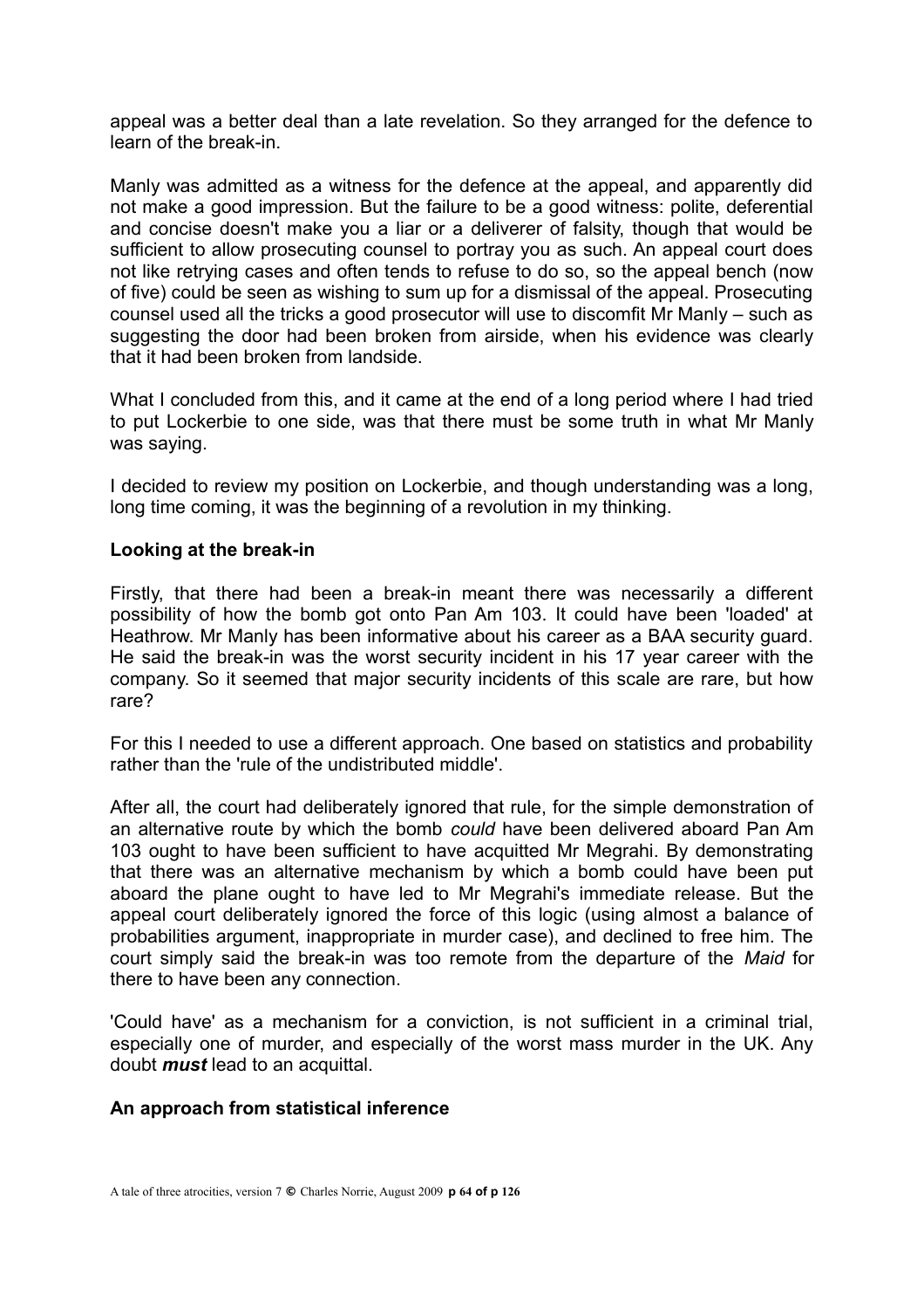appeal was a better deal than a late revelation. So they arranged for the defence to learn of the break-in.

Manly was admitted as a witness for the defence at the appeal, and apparently did not make a good impression. But the failure to be a good witness: polite, deferential and concise doesn't make you a liar or a deliverer of falsity, though that would be sufficient to allow prosecuting counsel to portray you as such. An appeal court does not like retrying cases and often tends to refuse to do so, so the appeal bench (now of five) could be seen as wishing to sum up for a dismissal of the appeal. Prosecuting counsel used all the tricks a good prosecutor will use to discomfit Mr Manly – such as suggesting the door had been broken from airside, when his evidence was clearly that it had been broken from landside.

What I concluded from this, and it came at the end of a long period where I had tried to put Lockerbie to one side, was that there must be some truth in what Mr Manly was saying.

I decided to review my position on Lockerbie, and though understanding was a long, long time coming, it was the beginning of a revolution in my thinking.

**Looking at the break-in**

Firstly, that there had been a break-in meant there was necessarily a different possibility of how the bomb got onto Pan Am 103. It could have been 'loaded' at Heathrow. Mr Manly has been informative about his career as a BAA security guard. He said the break-in was the worst security incident in his 17 year career with the company. So it seemed that major security incidents of this scale are rare, but how rare?

For this I needed to use a different approach. One based on statistics and probability rather than the 'rule of the undistributed middle'.

After all, the court had deliberately ignored that rule, for the simple demonstration of an alternative route by which the bomb *could* have been delivered aboard Pan Am 103 ought to have been sufficient to have acquitted Mr Megrahi. By demonstrating that there was an alternative mechanism by which a bomb could have been put aboard the plane ought to have led to Mr Megrahi's immediate release. But the appeal court deliberately ignored the force of this logic (using almost a balance of probabilities argument, inappropriate in murder case), and declined to free him. The court simply said the break-in was too remote from the departure of the *Maid* for there to have been any connection.

'Could have' as a mechanism for a conviction, is not sufficient in a criminal trial, especially one of murder, and especially of the worst mass murder in the UK. Any doubt ***must*** lead to an acquittal.

**An approach from statistical inference**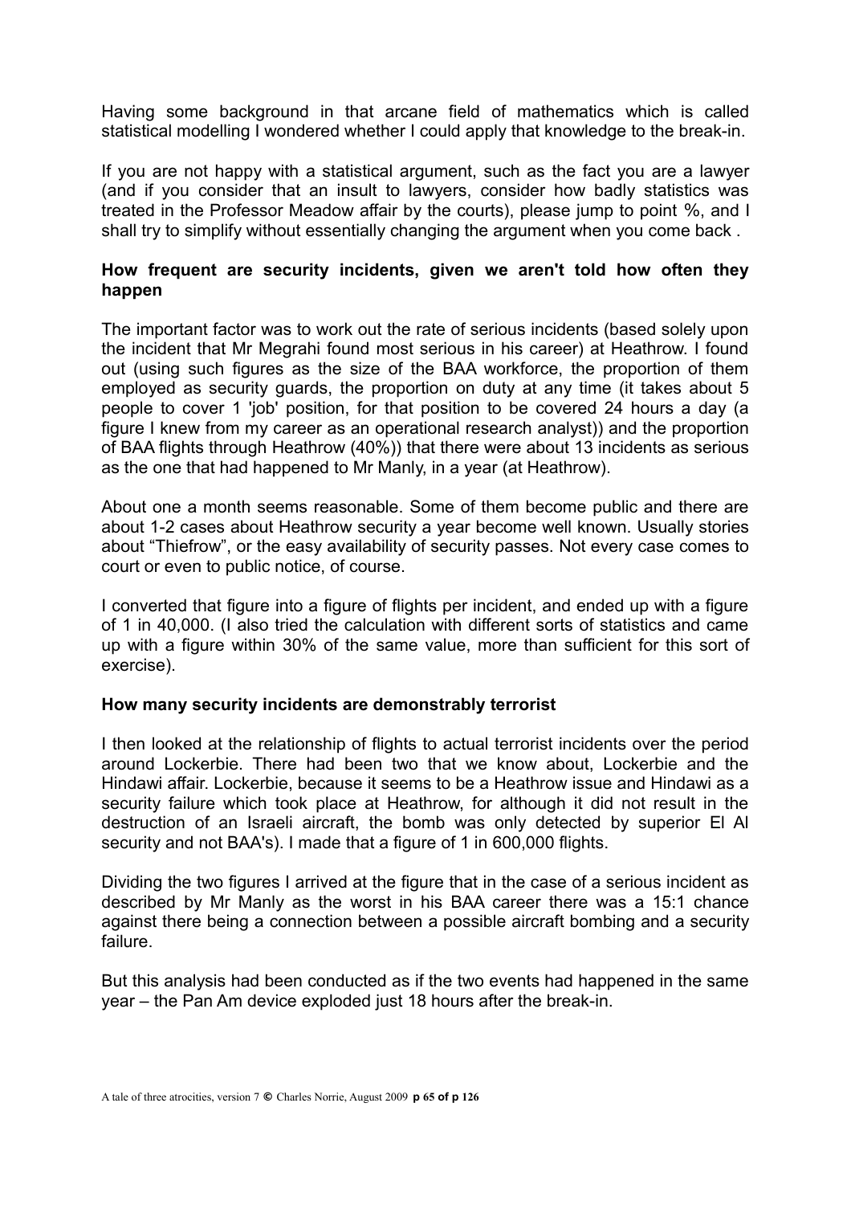Having some background in that arcane field of mathematics which is called statistical modelling I wondered whether I could apply that knowledge to the break-in.

If you are not happy with a statistical argument, such as the fact you are a lawyer (and if you consider that an insult to lawyers, consider how badly statistics was treated in the Professor Meadow affair by the courts), please jump to point %, and I shall try to simplify without essentially changing the argument when you come back .

**How frequent are security incidents, given we aren't told how often they happen**

The important factor was to work out the rate of serious incidents (based solely upon the incident that Mr Megrahi found most serious in his career) at Heathrow. I found out (using such figures as the size of the BAA workforce, the proportion of them employed as security guards, the proportion on duty at any time (it takes about 5 people to cover 1 'job' position, for that position to be covered 24 hours a day (a figure I knew from my career as an operational research analyst)) and the proportion of BAA flights through Heathrow (40%)) that there were about 13 incidents as serious as the one that had happened to Mr Manly, in a year (at Heathrow).

About one a month seems reasonable. Some of them become public and there are about 1-2 cases about Heathrow security a year become well known. Usually stories about "Thiefrow", or the easy availability of security passes. Not every case comes to court or even to public notice, of course.

I converted that figure into a figure of flights per incident, and ended up with a figure of 1 in 40,000. (I also tried the calculation with different sorts of statistics and came up with a figure within 30% of the same value, more than sufficient for this sort of exercise).

**How many security incidents are demonstrably terrorist**

I then looked at the relationship of flights to actual terrorist incidents over the period around Lockerbie. There had been two that we know about, Lockerbie and the Hindawi affair. Lockerbie, because it seems to be a Heathrow issue and Hindawi as a security failure which took place at Heathrow, for although it did not result in the destruction of an Israeli aircraft, the bomb was only detected by superior El Al security and not BAA's). I made that a figure of 1 in 600,000 flights.

Dividing the two figures I arrived at the figure that in the case of a serious incident as described by Mr Manly as the worst in his BAA career there was a 15:1 chance against there being a connection between a possible aircraft bombing and a security failure.

But this analysis had been conducted as if the two events had happened in the same year – the Pan Am device exploded just 18 hours after the break-in.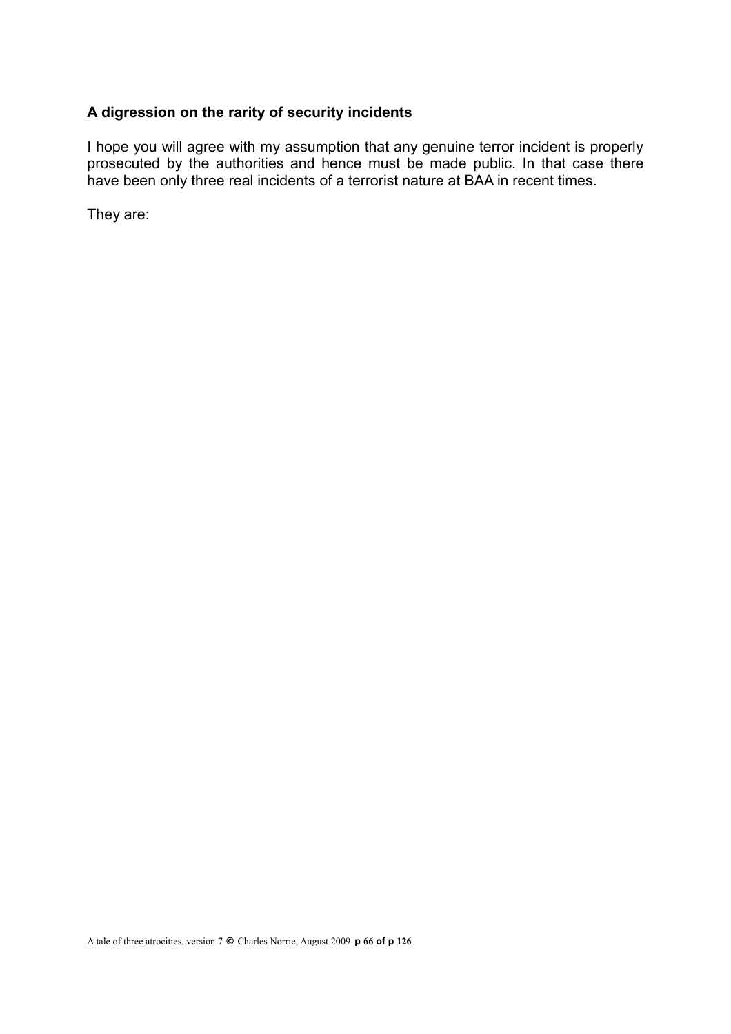### A digression on the rarity of security incidents

I hope you will agree with my assumption that any genuine terror incident is properly prosecuted by the authorities and hence must be made public. In that case there have been only three real incidents of a terrorist nature at BAA in recent times.

They are: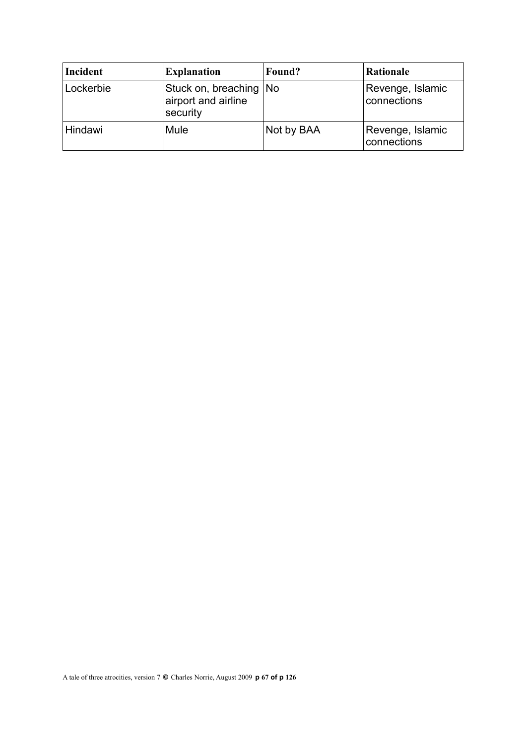| Incident | Explanation | Found? | Rationale |
| --- | --- | --- | --- |
| Lockerbie | Stuck on, breaching airport and airline security | No | Revenge, Islamic connections |
| Hindawi | Mule | Not by BAA | Revenge, Islamic connections |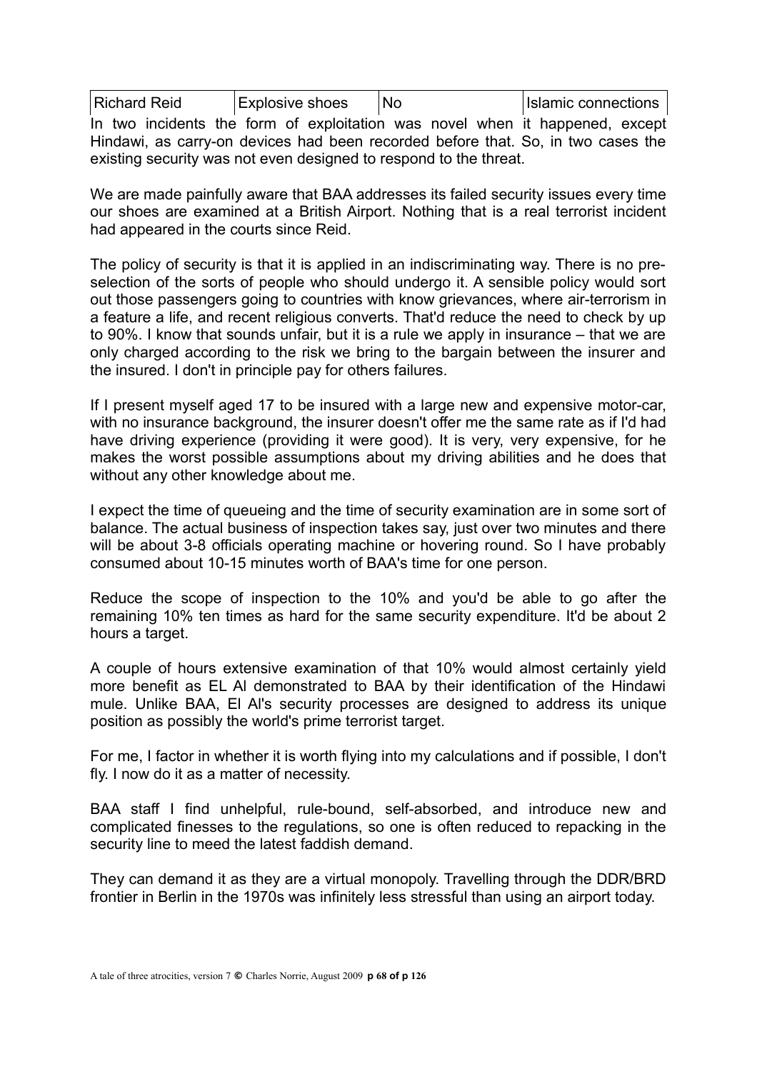| Richard Reid | Explosive shoes | No | Islamic connections |
|---|---|---|---|

In two incidents the form of exploitation was novel when it happened, except Hindawi, as carry-on devices had been recorded before that. So, in two cases the existing security was not even designed to respond to the threat.

We are made painfully aware that BAA addresses its failed security issues every time our shoes are examined at a British Airport. Nothing that is a real terrorist incident had appeared in the courts since Reid.

The policy of security is that it is applied in an indiscriminating way. There is no pre-selection of the sorts of people who should undergo it. A sensible policy would sort out those passengers going to countries with know grievances, where air-terrorism in a feature a life, and recent religious converts. That'd reduce the need to check by up to 90%. I know that sounds unfair, but it is a rule we apply in insurance – that we are only charged according to the risk we bring to the bargain between the insurer and the insured. I don't in principle pay for others failures.

If I present myself aged 17 to be insured with a large new and expensive motor-car, with no insurance background, the insurer doesn't offer me the same rate as if I'd had have driving experience (providing it were good). It is very, very expensive, for he makes the worst possible assumptions about my driving abilities and he does that without any other knowledge about me.

I expect the time of queueing and the time of security examination are in some sort of balance. The actual business of inspection takes say, just over two minutes and there will be about 3-8 officials operating machine or hovering round. So I have probably consumed about 10-15 minutes worth of BAA's time for one person.

Reduce the scope of inspection to the 10% and you'd be able to go after the remaining 10% ten times as hard for the same security expenditure. It'd be about 2 hours a target.

A couple of hours extensive examination of that 10% would almost certainly yield more benefit as EL Al demonstrated to BAA by their identification of the Hindawi mule. Unlike BAA, El Al's security processes are designed to address its unique position as possibly the world's prime terrorist target.

For me, I factor in whether it is worth flying into my calculations and if possible, I don't fly. I now do it as a matter of necessity.

BAA staff I find unhelpful, rule-bound, self-absorbed, and introduce new and complicated finesses to the regulations, so one is often reduced to repacking in the security line to meed the latest faddish demand.

They can demand it as they are a virtual monopoly. Travelling through the DDR/BRD frontier in Berlin in the 1970s was infinitely less stressful than using an airport today.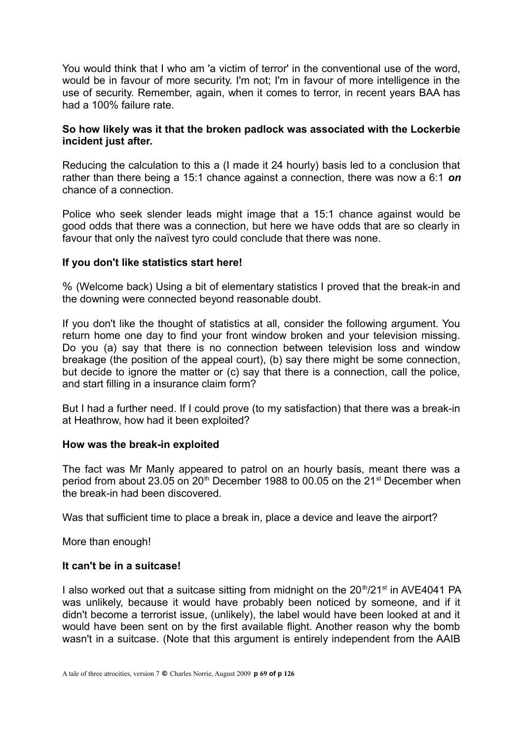You would think that I who am 'a victim of terror' in the conventional use of the word, would be in favour of more security. I'm not; I'm in favour of more intelligence in the use of security. Remember, again, when it comes to terror, in recent years BAA has had a 100% failure rate.

**So how likely was it that the broken padlock was associated with the Lockerbie incident just after.**

Reducing the calculation to this a (I made it 24 hourly) basis led to a conclusion that rather than there being a 15:1 chance against a connection, there was now a 6:1 ***on*** chance of a connection.

Police who seek slender leads might image that a 15:1 chance against would be good odds that there was a connection, but here we have odds that are so clearly in favour that only the naïvest tyro could conclude that there was none.

**If you don't like statistics start here!**

% (Welcome back) Using a bit of elementary statistics I proved that the break-in and the downing were connected beyond reasonable doubt.

If you don't like the thought of statistics at all, consider the following argument. You return home one day to find your front window broken and your television missing. Do you (a) say that there is no connection between television loss and window breakage (the position of the appeal court), (b) say there might be some connection, but decide to ignore the matter or (c) say that there is a connection, call the police, and start filling in a insurance claim form?

But I had a further need. If I could prove (to my satisfaction) that there was a break-in at Heathrow, how had it been exploited?

**How was the break-in exploited**

The fact was Mr Manly appeared to patrol on an hourly basis, meant there was a period from about 23.05 on 20th December 1988 to 00.05 on the 21st December when the break-in had been discovered.

Was that sufficient time to place a break in, place a device and leave the airport?

More than enough!

**It can't be in a suitcase!**

I also worked out that a suitcase sitting from midnight on the 20th/21st in AVE4041 PA was unlikely, because it would have probably been noticed by someone, and if it didn't become a terrorist issue, (unlikely), the label would have been looked at and it would have been sent on by the first available flight. Another reason why the bomb wasn't in a suitcase. (Note that this argument is entirely independent from the AAIB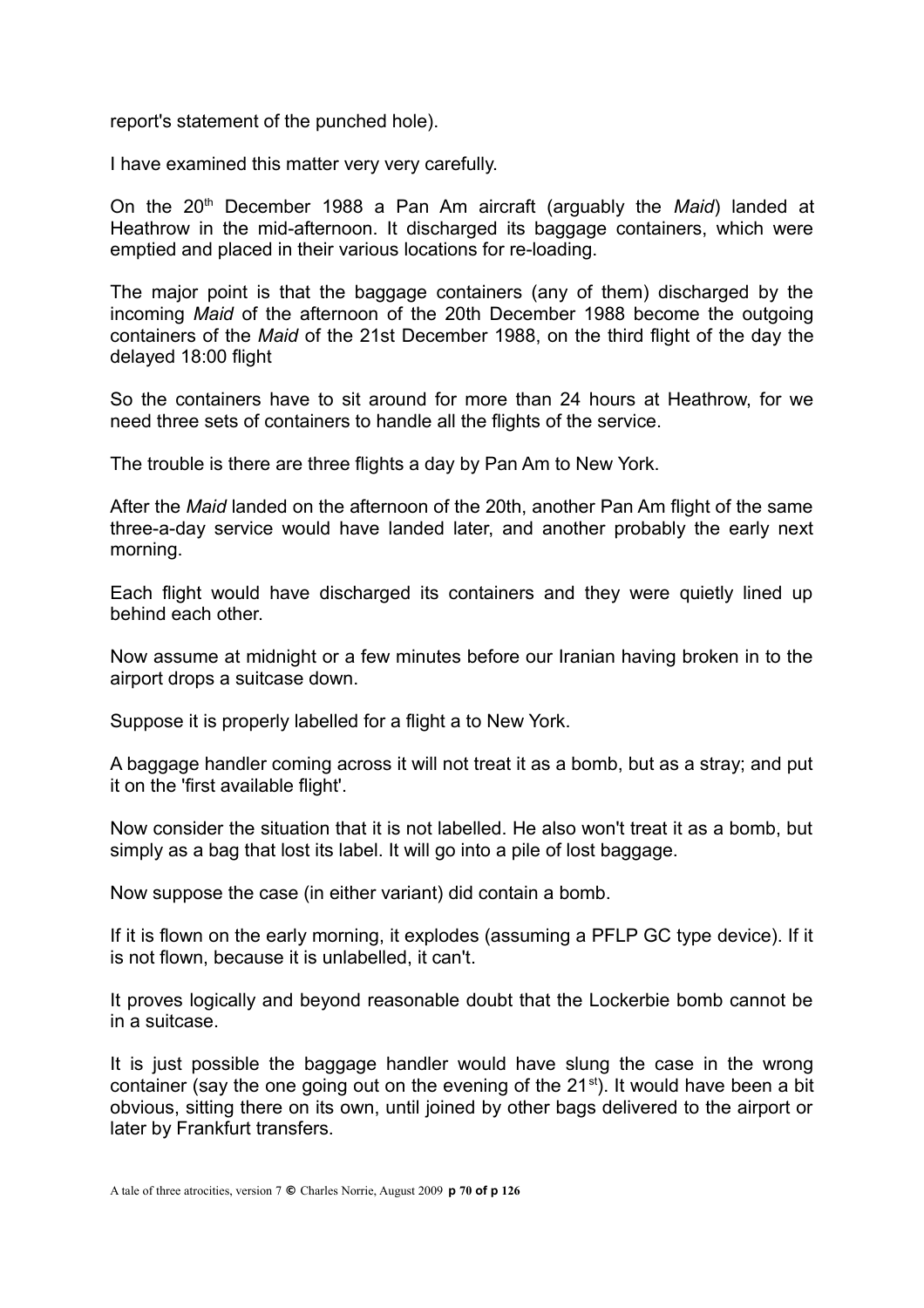report's statement of the punched hole).

I have examined this matter very very carefully.

On the 20th December 1988 a Pan Am aircraft (arguably the *Maid*) landed at Heathrow in the mid-afternoon. It discharged its baggage containers, which were emptied and placed in their various locations for re-loading.

The major point is that the baggage containers (any of them) discharged by the incoming *Maid* of the afternoon of the 20th December 1988 become the outgoing containers of the *Maid* of the 21st December 1988, on the third flight of the day the delayed 18:00 flight

So the containers have to sit around for more than 24 hours at Heathrow, for we need three sets of containers to handle all the flights of the service.

The trouble is there are three flights a day by Pan Am to New York.

After the *Maid* landed on the afternoon of the 20th, another Pan Am flight of the same three-a-day service would have landed later, and another probably the early next morning.

Each flight would have discharged its containers and they were quietly lined up behind each other.

Now assume at midnight or a few minutes before our Iranian having broken in to the airport drops a suitcase down.

Suppose it is properly labelled for a flight a to New York.

A baggage handler coming across it will not treat it as a bomb, but as a stray; and put it on the 'first available flight'.

Now consider the situation that it is not labelled. He also won't treat it as a bomb, but simply as a bag that lost its label. It will go into a pile of lost baggage.

Now suppose the case (in either variant) did contain a bomb.

If it is flown on the early morning, it explodes (assuming a PFLP GC type device). If it is not flown, because it is unlabelled, it can't.

It proves logically and beyond reasonable doubt that the Lockerbie bomb cannot be in a suitcase.

It is just possible the baggage handler would have slung the case in the wrong container (say the one going out on the evening of the 21st). It would have been a bit obvious, sitting there on its own, until joined by other bags delivered to the airport or later by Frankfurt transfers.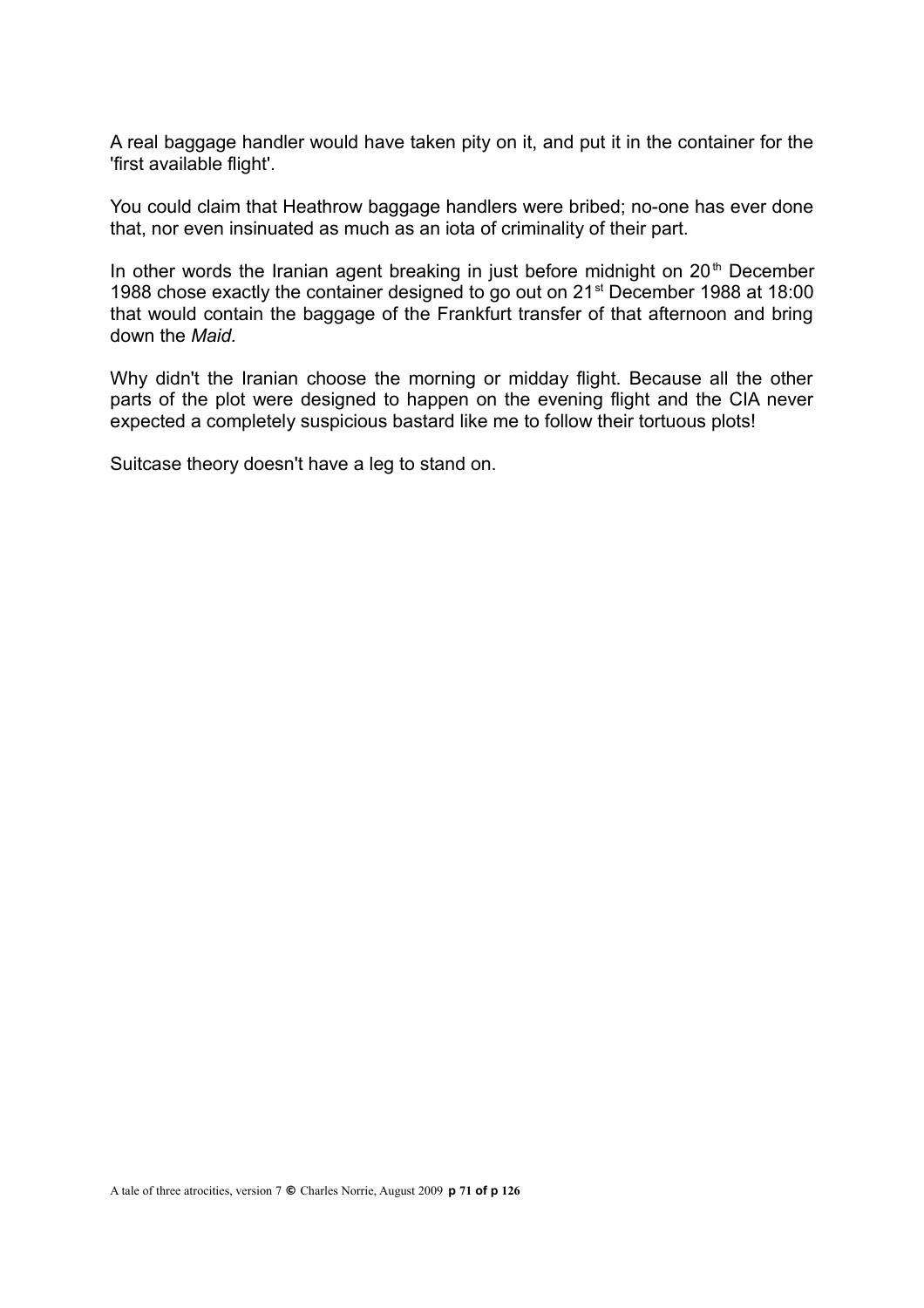A real baggage handler would have taken pity on it, and put it in the container for the 'first available flight'.

You could claim that Heathrow baggage handlers were bribed; no-one has ever done that, nor even insinuated as much as an iota of criminality of their part.

In other words the Iranian agent breaking in just before midnight on 20th December 1988 chose exactly the container designed to go out on 21st December 1988 at 18:00 that would contain the baggage of the Frankfurt transfer of that afternoon and bring down the *Maid.*

Why didn't the Iranian choose the morning or midday flight. Because all the other parts of the plot were designed to happen on the evening flight and the CIA never expected a completely suspicious bastard like me to follow their tortuous plots!

Suitcase theory doesn't have a leg to stand on.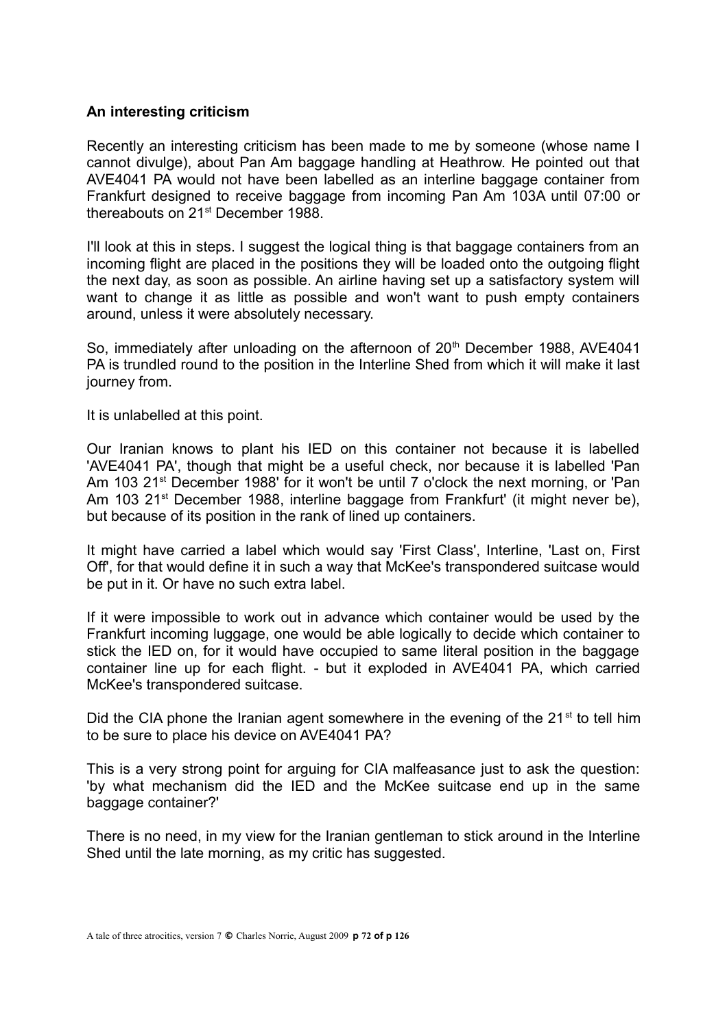**An interesting criticism**

Recently an interesting criticism has been made to me by someone (whose name I cannot divulge), about Pan Am baggage handling at Heathrow. He pointed out that AVE4041 PA would not have been labelled as an interline baggage container from Frankfurt designed to receive baggage from incoming Pan Am 103A until 07:00 or thereabouts on 21st December 1988.

I'll look at this in steps. I suggest the logical thing is that baggage containers from an incoming flight are placed in the positions they will be loaded onto the outgoing flight the next day, as soon as possible. An airline having set up a satisfactory system will want to change it as little as possible and won't want to push empty containers around, unless it were absolutely necessary.

So, immediately after unloading on the afternoon of 20th December 1988, AVE4041 PA is trundled round to the position in the Interline Shed from which it will make it last journey from.

It is unlabelled at this point.

Our Iranian knows to plant his IED on this container not because it is labelled 'AVE4041 PA', though that might be a useful check, nor because it is labelled 'Pan Am 103 21st December 1988' for it won't be until 7 o'clock the next morning, or 'Pan Am 103 21st December 1988, interline baggage from Frankfurt' (it might never be), but because of its position in the rank of lined up containers.

It might have carried a label which would say 'First Class', Interline, 'Last on, First Off', for that would define it in such a way that McKee's transpondered suitcase would be put in it. Or have no such extra label.

If it were impossible to work out in advance which container would be used by the Frankfurt incoming luggage, one would be able logically to decide which container to stick the IED on, for it would have occupied to same literal position in the baggage container line up for each flight. - but it exploded in AVE4041 PA, which carried McKee's transpondered suitcase.

Did the CIA phone the Iranian agent somewhere in the evening of the 21st to tell him to be sure to place his device on AVE4041 PA?

This is a very strong point for arguing for CIA malfeasance just to ask the question: 'by what mechanism did the IED and the McKee suitcase end up in the same baggage container?'

There is no need, in my view for the Iranian gentleman to stick around in the Interline Shed until the late morning, as my critic has suggested.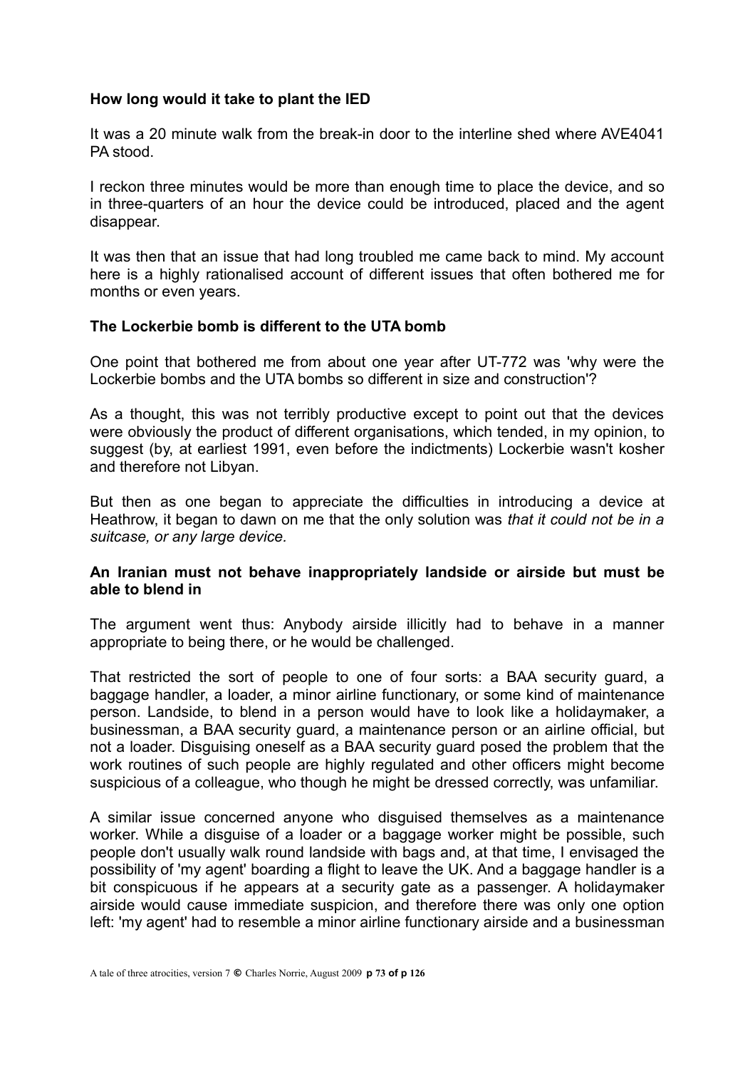**How long would it take to plant the IED**

It was a 20 minute walk from the break-in door to the interline shed where AVE4041 PA stood.

I reckon three minutes would be more than enough time to place the device, and so in three-quarters of an hour the device could be introduced, placed and the agent disappear.

It was then that an issue that had long troubled me came back to mind. My account here is a highly rationalised account of different issues that often bothered me for months or even years.

**The Lockerbie bomb is different to the UTA bomb**

One point that bothered me from about one year after UT-772 was 'why were the Lockerbie bombs and the UTA bombs so different in size and construction'?

As a thought, this was not terribly productive except to point out that the devices were obviously the product of different organisations, which tended, in my opinion, to suggest (by, at earliest 1991, even before the indictments) Lockerbie wasn't kosher and therefore not Libyan.

But then as one began to appreciate the difficulties in introducing a device at Heathrow, it began to dawn on me that the only solution was *that it could not be in a suitcase, or any large device.*

**An Iranian must not behave inappropriately landside or airside but must be able to blend in**

The argument went thus: Anybody airside illicitly had to behave in a manner appropriate to being there, or he would be challenged.

That restricted the sort of people to one of four sorts: a BAA security guard, a baggage handler, a loader, a minor airline functionary, or some kind of maintenance person. Landside, to blend in a person would have to look like a holidaymaker, a businessman, a BAA security guard, a maintenance person or an airline official, but not a loader. Disguising oneself as a BAA security guard posed the problem that the work routines of such people are highly regulated and other officers might become suspicious of a colleague, who though he might be dressed correctly, was unfamiliar.

A similar issue concerned anyone who disguised themselves as a maintenance worker. While a disguise of a loader or a baggage worker might be possible, such people don't usually walk round landside with bags and, at that time, I envisaged the possibility of 'my agent' boarding a flight to leave the UK. And a baggage handler is a bit conspicuous if he appears at a security gate as a passenger. A holidaymaker airside would cause immediate suspicion, and therefore there was only one option left: 'my agent' had to resemble a minor airline functionary airside and a businessman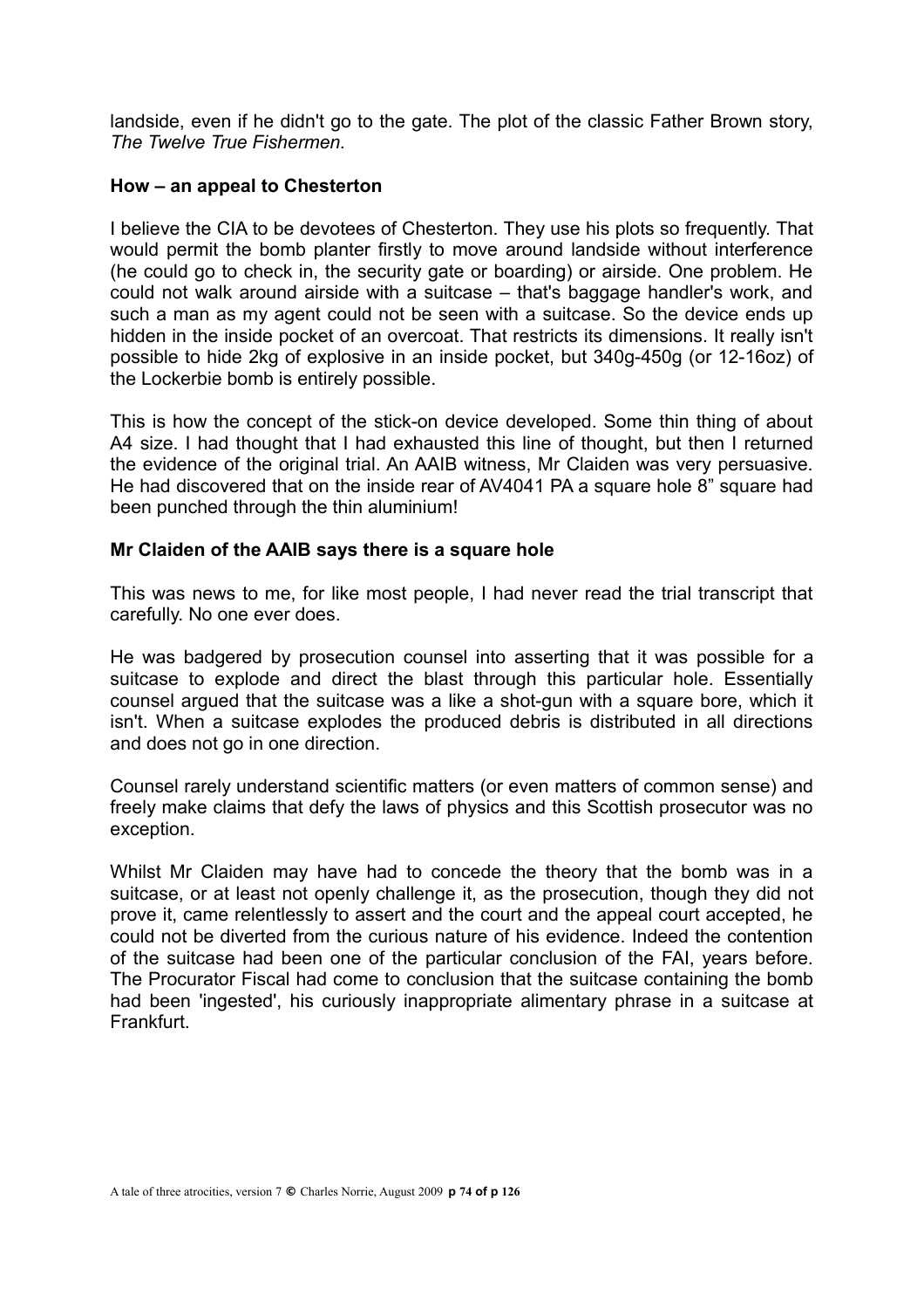landside, even if he didn't go to the gate. The plot of the classic Father Brown story, *The Twelve True Fishermen.*

**How – an appeal to Chesterton**

I believe the CIA to be devotees of Chesterton. They use his plots so frequently. That would permit the bomb planter firstly to move around landside without interference (he could go to check in, the security gate or boarding) or airside. One problem. He could not walk around airside with a suitcase – that's baggage handler's work, and such a man as my agent could not be seen with a suitcase. So the device ends up hidden in the inside pocket of an overcoat. That restricts its dimensions. It really isn't possible to hide 2kg of explosive in an inside pocket, but 340g-450g (or 12-16oz) of the Lockerbie bomb is entirely possible.

This is how the concept of the stick-on device developed. Some thin thing of about A4 size. I had thought that I had exhausted this line of thought, but then I returned the evidence of the original trial. An AAIB witness, Mr Claiden was very persuasive. He had discovered that on the inside rear of AV4041 PA a square hole 8" square had been punched through the thin aluminium!

**Mr Claiden of the AAIB says there is a square hole**

This was news to me, for like most people, I had never read the trial transcript that carefully. No one ever does.

He was badgered by prosecution counsel into asserting that it was possible for a suitcase to explode and direct the blast through this particular hole. Essentially counsel argued that the suitcase was a like a shot-gun with a square bore, which it isn't. When a suitcase explodes the produced debris is distributed in all directions and does not go in one direction.

Counsel rarely understand scientific matters (or even matters of common sense) and freely make claims that defy the laws of physics and this Scottish prosecutor was no exception.

Whilst Mr Claiden may have had to concede the theory that the bomb was in a suitcase, or at least not openly challenge it, as the prosecution, though they did not prove it, came relentlessly to assert and the court and the appeal court accepted, he could not be diverted from the curious nature of his evidence. Indeed the contention of the suitcase had been one of the particular conclusion of the FAI, years before. The Procurator Fiscal had come to conclusion that the suitcase containing the bomb had been 'ingested', his curiously inappropriate alimentary phrase in a suitcase at Frankfurt.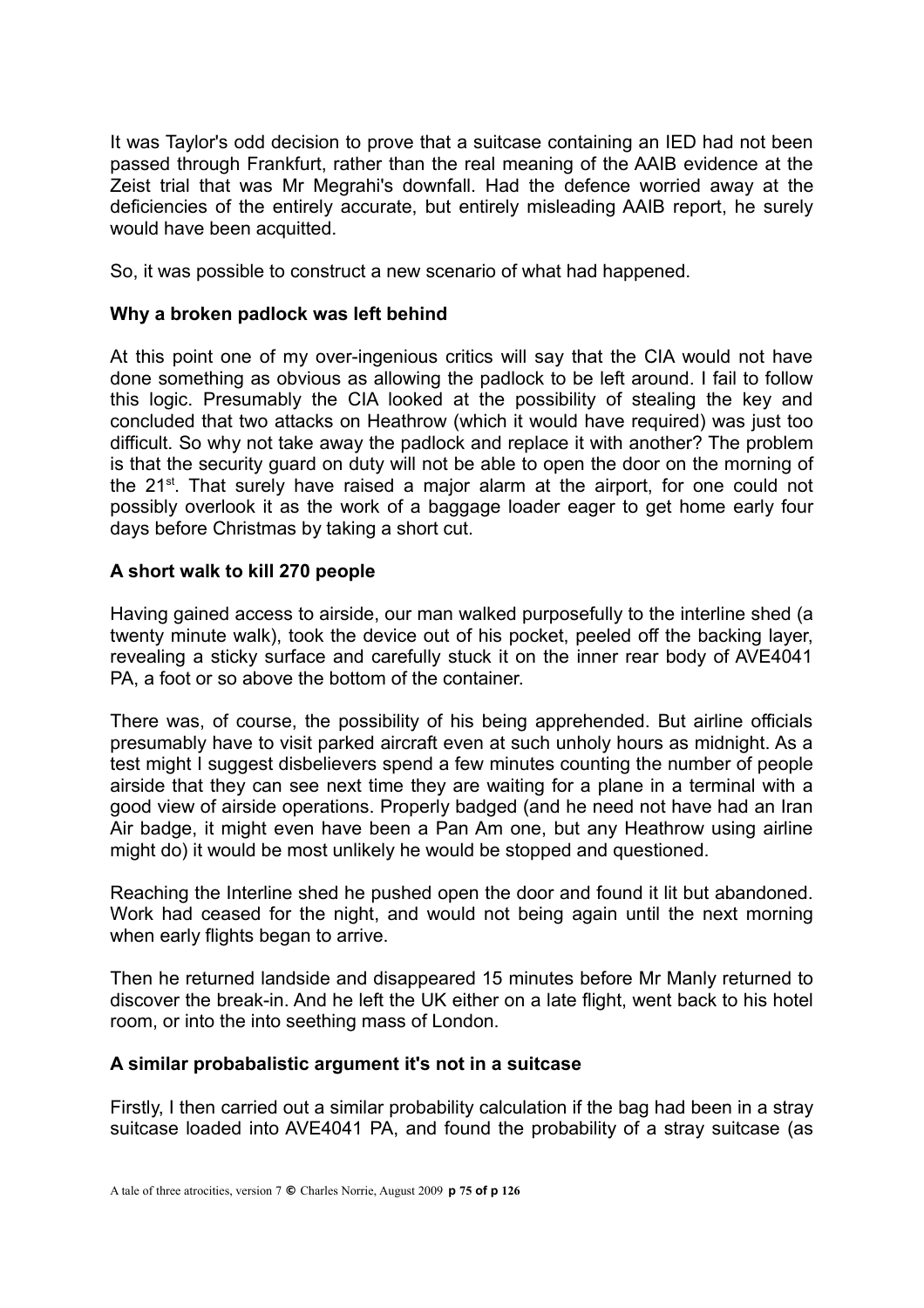It was Taylor's odd decision to prove that a suitcase containing an IED had not been passed through Frankfurt, rather than the real meaning of the AAIB evidence at the Zeist trial that was Mr Megrahi's downfall. Had the defence worried away at the deficiencies of the entirely accurate, but entirely misleading AAIB report, he surely would have been acquitted.

So, it was possible to construct a new scenario of what had happened.

**Why a broken padlock was left behind**

At this point one of my over-ingenious critics will say that the CIA would not have done something as obvious as allowing the padlock to be left around. I fail to follow this logic. Presumably the CIA looked at the possibility of stealing the key and concluded that two attacks on Heathrow (which it would have required) was just too difficult. So why not take away the padlock and replace it with another? The problem is that the security guard on duty will not be able to open the door on the morning of the 21st. That surely have raised a major alarm at the airport, for one could not possibly overlook it as the work of a baggage loader eager to get home early four days before Christmas by taking a short cut.

**A short walk to kill 270 people**

Having gained access to airside, our man walked purposefully to the interline shed (a twenty minute walk), took the device out of his pocket, peeled off the backing layer, revealing a sticky surface and carefully stuck it on the inner rear body of AVE4041 PA, a foot or so above the bottom of the container.

There was, of course, the possibility of his being apprehended. But airline officials presumably have to visit parked aircraft even at such unholy hours as midnight. As a test might I suggest disbelievers spend a few minutes counting the number of people airside that they can see next time they are waiting for a plane in a terminal with a good view of airside operations. Properly badged (and he need not have had an Iran Air badge, it might even have been a Pan Am one, but any Heathrow using airline might do) it would be most unlikely he would be stopped and questioned.

Reaching the Interline shed he pushed open the door and found it lit but abandoned. Work had ceased for the night, and would not being again until the next morning when early flights began to arrive.

Then he returned landside and disappeared 15 minutes before Mr Manly returned to discover the break-in. And he left the UK either on a late flight, went back to his hotel room, or into the into seething mass of London.

**A similar probabalistic argument it's not in a suitcase**

Firstly, I then carried out a similar probability calculation if the bag had been in a stray suitcase loaded into AVE4041 PA, and found the probability of a stray suitcase (as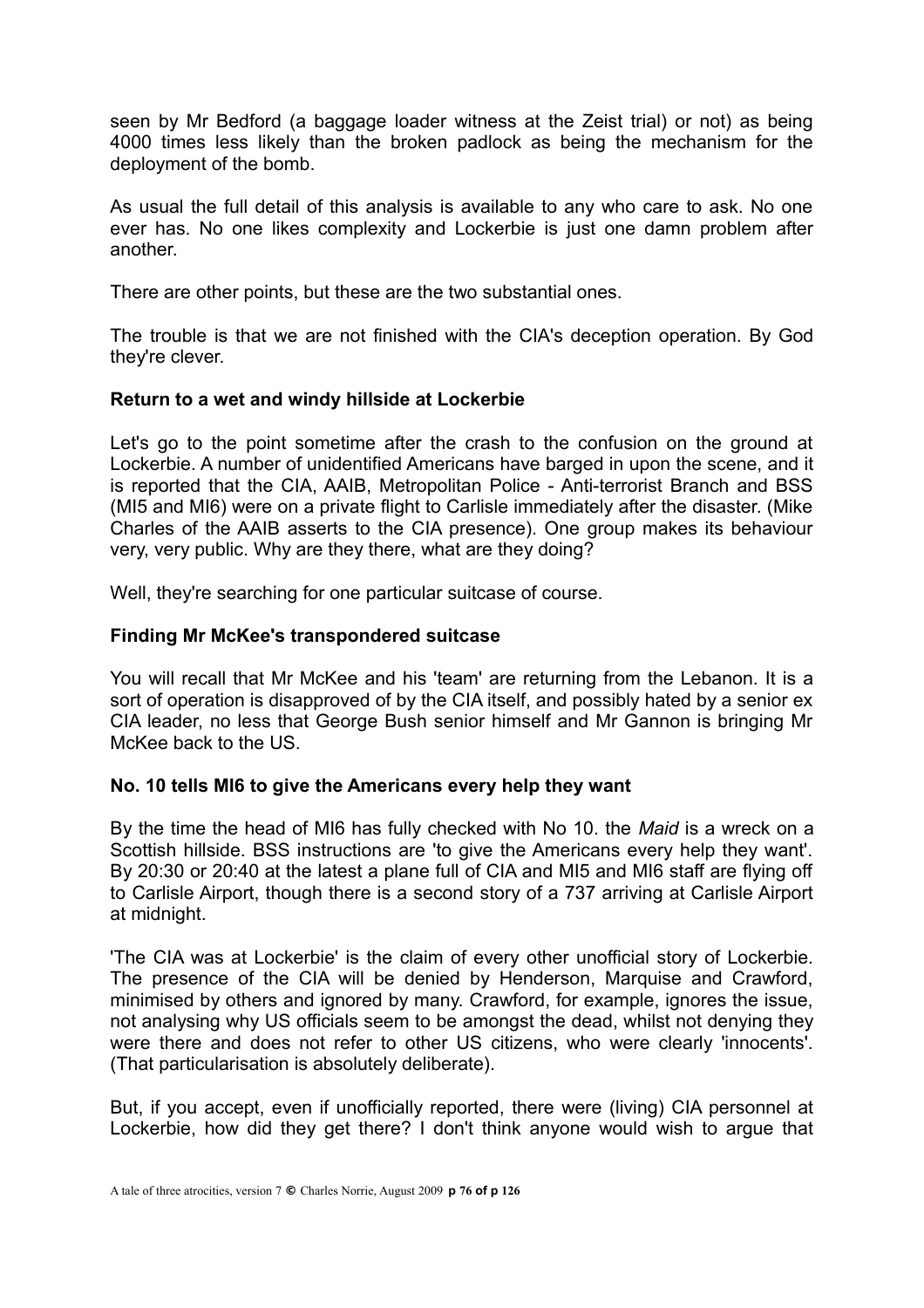seen by Mr Bedford (a baggage loader witness at the Zeist trial) or not) as being 4000 times less likely than the broken padlock as being the mechanism for the deployment of the bomb.

As usual the full detail of this analysis is available to any who care to ask. No one ever has. No one likes complexity and Lockerbie is just one damn problem after another.

There are other points, but these are the two substantial ones.

The trouble is that we are not finished with the CIA's deception operation. By God they're clever.

### Return to a wet and windy hillside at Lockerbie

Let's go to the point sometime after the crash to the confusion on the ground at Lockerbie. A number of unidentified Americans have barged in upon the scene, and it is reported that the CIA, AAIB, Metropolitan Police - Anti-terrorist Branch and BSS (MI5 and MI6) were on a private flight to Carlisle immediately after the disaster. (Mike Charles of the AAIB asserts to the CIA presence). One group makes its behaviour very, very public. Why are they there, what are they doing?

Well, they're searching for one particular suitcase of course.

### Finding Mr McKee's transpondered suitcase

You will recall that Mr McKee and his 'team' are returning from the Lebanon. It is a sort of operation is disapproved of by the CIA itself, and possibly hated by a senior ex CIA leader, no less that George Bush senior himself and Mr Gannon is bringing Mr McKee back to the US.

### No. 10 tells MI6 to give the Americans every help they want

By the time the head of MI6 has fully checked with No 10. the *Maid* is a wreck on a Scottish hillside. BSS instructions are 'to give the Americans every help they want'. By 20:30 or 20:40 at the latest a plane full of CIA and MI5 and MI6 staff are flying off to Carlisle Airport, though there is a second story of a 737 arriving at Carlisle Airport at midnight.

'The CIA was at Lockerbie' is the claim of every other unofficial story of Lockerbie. The presence of the CIA will be denied by Henderson, Marquise and Crawford, minimised by others and ignored by many. Crawford, for example, ignores the issue, not analysing why US officials seem to be amongst the dead, whilst not denying they were there and does not refer to other US citizens, who were clearly 'innocents'. (That particularisation is absolutely deliberate).

But, if you accept, even if unofficially reported, there were (living) CIA personnel at Lockerbie, how did they get there? I don't think anyone would wish to argue that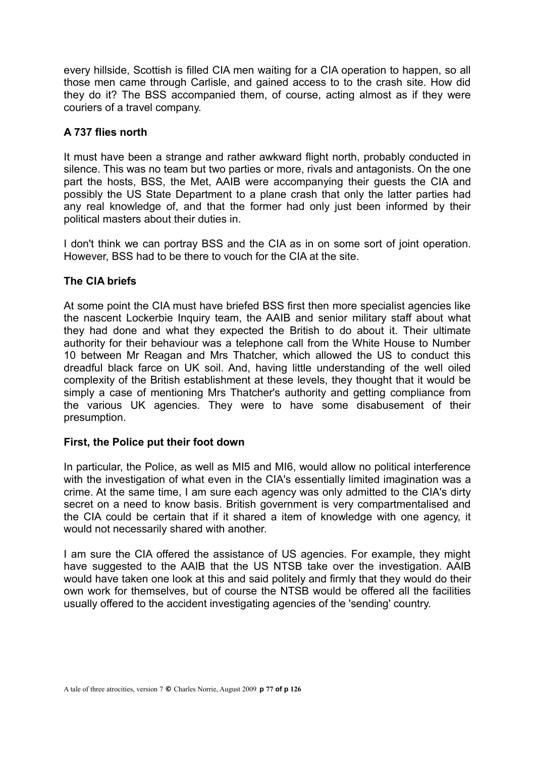every hillside, Scottish is filled CIA men waiting for a CIA operation to happen, so all those men came through Carlisle, and gained access to to the crash site. How did they do it? The BSS accompanied them, of course, acting almost as if they were couriers of a travel company.

### A 737 flies north

It must have been a strange and rather awkward flight north, probably conducted in silence. This was no team but two parties or more, rivals and antagonists. On the one part the hosts, BSS, the Met, AAIB were accompanying their guests the CIA and possibly the US State Department to a plane crash that only the latter parties had any real knowledge of, and that the former had only just been informed by their political masters about their duties in.

I don't think we can portray BSS and the CIA as in on some sort of joint operation. However, BSS had to be there to vouch for the CIA at the site.

### The CIA briefs

At some point the CIA must have briefed BSS first then more specialist agencies like the nascent Lockerbie Inquiry team, the AAIB and senior military staff about what they had done and what they expected the British to do about it. Their ultimate authority for their behaviour was a telephone call from the White House to Number 10 between Mr Reagan and Mrs Thatcher, which allowed the US to conduct this dreadful black farce on UK soil. And, having little understanding of the well oiled complexity of the British establishment at these levels, they thought that it would be simply a case of mentioning Mrs Thatcher's authority and getting compliance from the various UK agencies. They were to have some disabusement of their presumption.

### First, the Police put their foot down

In particular, the Police, as well as MI5 and MI6, would allow no political interference with the investigation of what even in the CIA's essentially limited imagination was a crime. At the same time, I am sure each agency was only admitted to the CIA's dirty secret on a need to know basis. British government is very compartmentalised and the CIA could be certain that if it shared a item of knowledge with one agency, it would not necessarily shared with another.

I am sure the CIA offered the assistance of US agencies. For example, they might have suggested to the AAIB that the US NTSB take over the investigation. AAIB would have taken one look at this and said politely and firmly that they would do their own work for themselves, but of course the NTSB would be offered all the facilities usually offered to the accident investigating agencies of the 'sending' country.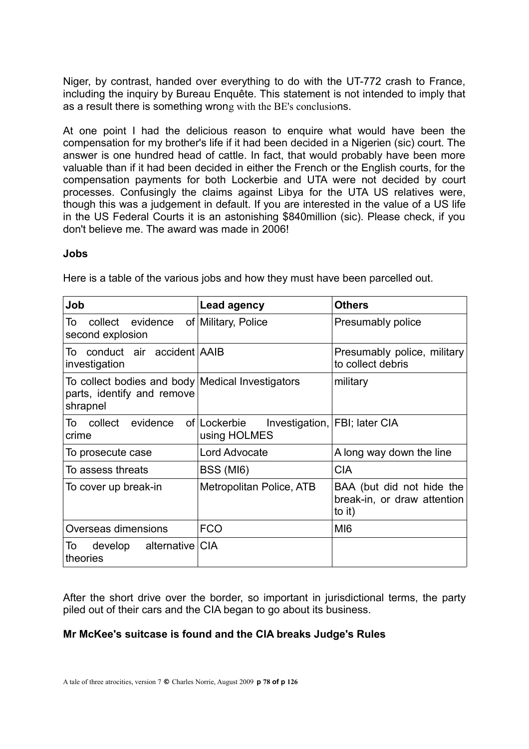Niger, by contrast, handed over everything to do with the UT-772 crash to France, including the inquiry by Bureau Enquête. This statement is not intended to imply that as a result there is something wrong with the BE's conclusions.

At one point I had the delicious reason to enquire what would have been the compensation for my brother's life if it had been decided in a Nigerien (sic) court. The answer is one hundred head of cattle. In fact, that would probably have been more valuable than if it had been decided in either the French or the English courts, for the compensation payments for both Lockerbie and UTA were not decided by court processes. Confusingly the claims against Libya for the UTA US relatives were, though this was a judgement in default. If you are interested in the value of a US life in the US Federal Courts it is an astonishing $840million (sic). Please check, if you don't believe me. The award was made in 2006!

**Jobs**

Here is a table of the various jobs and how they must have been parcelled out.

| Job | Lead agency | Others |
|---|---|---|
| To collect evidence of second explosion | Military, Police | Presumably police |
| To conduct air accident investigation | AAIB | Presumably police, military to collect debris |
| To collect bodies and body parts, identify and remove shrapnel | Medical Investigators | military |
| To collect evidence of crime | Lockerbie Investigation, using HOLMES | FBI; later CIA |
| To prosecute case | Lord Advocate | A long way down the line |
| To assess threats | BSS (MI6) | CIA |
| To cover up break-in | Metropolitan Police, ATB | BAA (but did not hide the break-in, or draw attention to it) |
| Overseas dimensions | FCO | MI6 |
| To develop alternative theories | CIA | |

After the short drive over the border, so important in jurisdictional terms, the party piled out of their cars and the CIA began to go about its business.

**Mr McKee's suitcase is found and the CIA breaks Judge's Rules**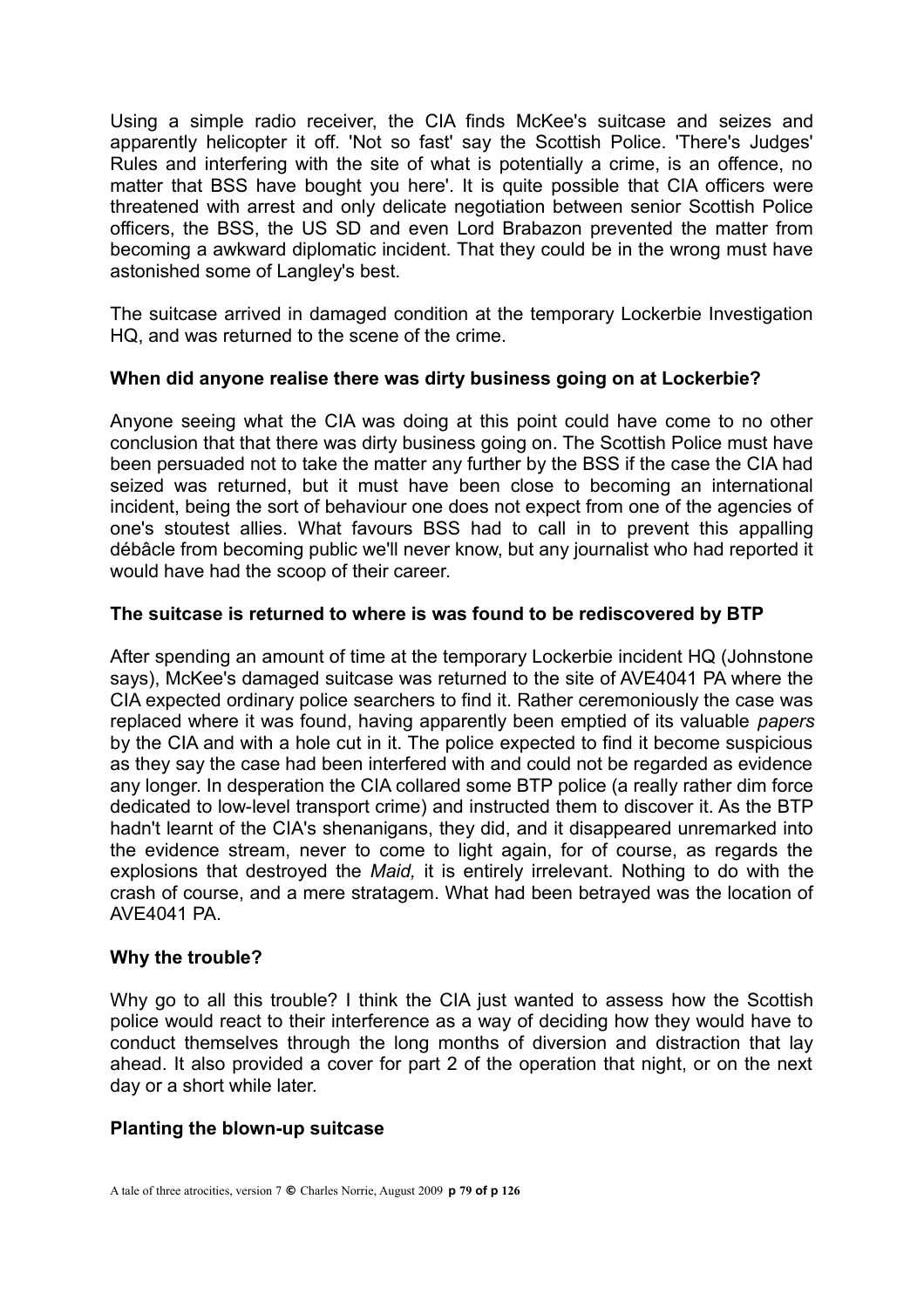Using a simple radio receiver, the CIA finds McKee's suitcase and seizes and apparently helicopter it off. 'Not so fast' say the Scottish Police. 'There's Judges' Rules and interfering with the site of what is potentially a crime, is an offence, no matter that BSS have bought you here'. It is quite possible that CIA officers were threatened with arrest and only delicate negotiation between senior Scottish Police officers, the BSS, the US SD and even Lord Brabazon prevented the matter from becoming a awkward diplomatic incident. That they could be in the wrong must have astonished some of Langley's best.

The suitcase arrived in damaged condition at the temporary Lockerbie Investigation HQ, and was returned to the scene of the crime.

### When did anyone realise there was dirty business going on at Lockerbie?

Anyone seeing what the CIA was doing at this point could have come to no other conclusion that that there was dirty business going on. The Scottish Police must have been persuaded not to take the matter any further by the BSS if the case the CIA had seized was returned, but it must have been close to becoming an international incident, being the sort of behaviour one does not expect from one of the agencies of one's stoutest allies. What favours BSS had to call in to prevent this appalling débâcle from becoming public we'll never know, but any journalist who had reported it would have had the scoop of their career.

### The suitcase is returned to where is was found to be rediscovered by BTP

After spending an amount of time at the temporary Lockerbie incident HQ (Johnstone says), McKee's damaged suitcase was returned to the site of AVE4041 PA where the CIA expected ordinary police searchers to find it. Rather ceremoniously the case was replaced where it was found, having apparently been emptied of its valuable *papers* by the CIA and with a hole cut in it. The police expected to find it become suspicious as they say the case had been interfered with and could not be regarded as evidence any longer. In desperation the CIA collared some BTP police (a really rather dim force dedicated to low-level transport crime) and instructed them to discover it. As the BTP hadn't learnt of the CIA's shenanigans, they did, and it disappeared unremarked into the evidence stream, never to come to light again, for of course, as regards the explosions that destroyed the *Maid,* it is entirely irrelevant. Nothing to do with the crash of course, and a mere stratagem. What had been betrayed was the location of AVE4041 PA.

### Why the trouble?

Why go to all this trouble? I think the CIA just wanted to assess how the Scottish police would react to their interference as a way of deciding how they would have to conduct themselves through the long months of diversion and distraction that lay ahead. It also provided a cover for part 2 of the operation that night, or on the next day or a short while later.

### Planting the blown-up suitcase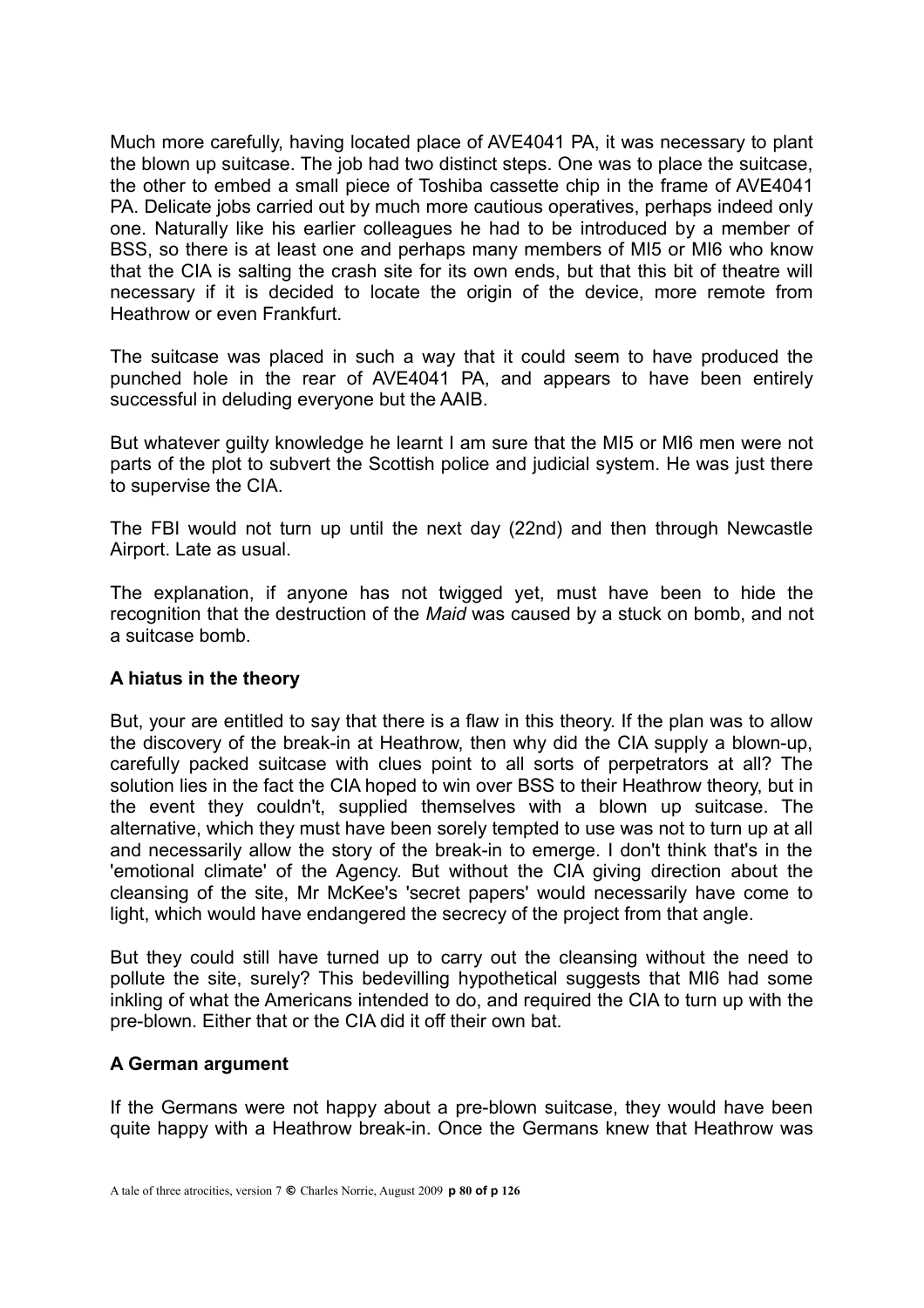Much more carefully, having located place of AVE4041 PA, it was necessary to plant the blown up suitcase. The job had two distinct steps. One was to place the suitcase, the other to embed a small piece of Toshiba cassette chip in the frame of AVE4041 PA. Delicate jobs carried out by much more cautious operatives, perhaps indeed only one. Naturally like his earlier colleagues he had to be introduced by a member of BSS, so there is at least one and perhaps many members of MI5 or MI6 who know that the CIA is salting the crash site for its own ends, but that this bit of theatre will necessary if it is decided to locate the origin of the device, more remote from Heathrow or even Frankfurt.

The suitcase was placed in such a way that it could seem to have produced the punched hole in the rear of AVE4041 PA, and appears to have been entirely successful in deluding everyone but the AAIB.

But whatever guilty knowledge he learnt I am sure that the MI5 or MI6 men were not parts of the plot to subvert the Scottish police and judicial system. He was just there to supervise the CIA.

The FBI would not turn up until the next day (22nd) and then through Newcastle Airport. Late as usual.

The explanation, if anyone has not twigged yet, must have been to hide the recognition that the destruction of the *Maid* was caused by a stuck on bomb, and not a suitcase bomb.

**A hiatus in the theory**

But, your are entitled to say that there is a flaw in this theory. If the plan was to allow the discovery of the break-in at Heathrow, then why did the CIA supply a blown-up, carefully packed suitcase with clues point to all sorts of perpetrators at all? The solution lies in the fact the CIA hoped to win over BSS to their Heathrow theory, but in the event they couldn't, supplied themselves with a blown up suitcase. The alternative, which they must have been sorely tempted to use was not to turn up at all and necessarily allow the story of the break-in to emerge. I don't think that's in the 'emotional climate' of the Agency. But without the CIA giving direction about the cleansing of the site, Mr McKee's 'secret papers' would necessarily have come to light, which would have endangered the secrecy of the project from that angle.

But they could still have turned up to carry out the cleansing without the need to pollute the site, surely? This bedevilling hypothetical suggests that MI6 had some inkling of what the Americans intended to do, and required the CIA to turn up with the pre-blown. Either that or the CIA did it off their own bat.

**A German argument**

If the Germans were not happy about a pre-blown suitcase, they would have been quite happy with a Heathrow break-in. Once the Germans knew that Heathrow was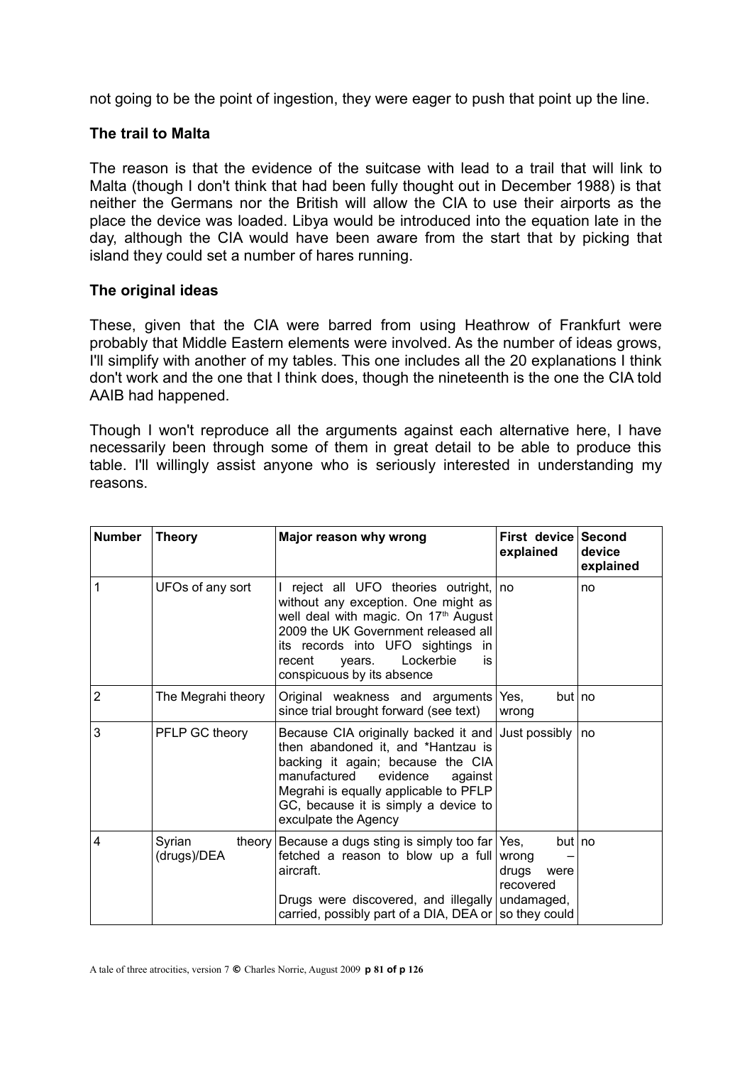not going to be the point of ingestion, they were eager to push that point up the line.

### The trail to Malta

The reason is that the evidence of the suitcase with lead to a trail that will link to Malta (though I don't think that had been fully thought out in December 1988) is that neither the Germans nor the British will allow the CIA to use their airports as the place the device was loaded. Libya would be introduced into the equation late in the day, although the CIA would have been aware from the start that by picking that island they could set a number of hares running.

### The original ideas

These, given that the CIA were barred from using Heathrow of Frankfurt were probably that Middle Eastern elements were involved. As the number of ideas grows, I'll simplify with another of my tables. This one includes all the 20 explanations I think don't work and the one that I think does, though the nineteenth is the one the CIA told AAIB had happened.

Though I won't reproduce all the arguments against each alternative here, I have necessarily been through some of them in great detail to be able to produce this table. I'll willingly assist anyone who is seriously interested in understanding my reasons.

| Number | Theory | Major reason why wrong | First device explained | Second device explained |
|---|---|---|---|---|
| 1 | UFOs of any sort | I reject all UFO theories outright, without any exception. One might as well deal with magic. On 17th August 2009 the UK Government released all its records into UFO sightings in recent years. Lockerbie is conspicuous by its absence | no | no |
| 2 | The Megrahi theory | Original weakness and arguments since trial brought forward (see text) | Yes, but wrong | no |
| 3 | PFLP GC theory | Because CIA originally backed it and then abandoned it, and *Hantzau is backing it again; because the CIA manufactured evidence against Megrahi is equally applicable to PFLP GC, because it is simply a device to exculpate the Agency | Just possibly | no |
| 4 | Syrian theory (drugs)/DEA | Because a dugs sting is simply too far fetched a reason to blow up a full aircraft.<br><br>Drugs were discovered, and illegally carried, possibly part of a DIA, DEA or | Yes, but wrong – drugs were recovered undamaged, so they could | no |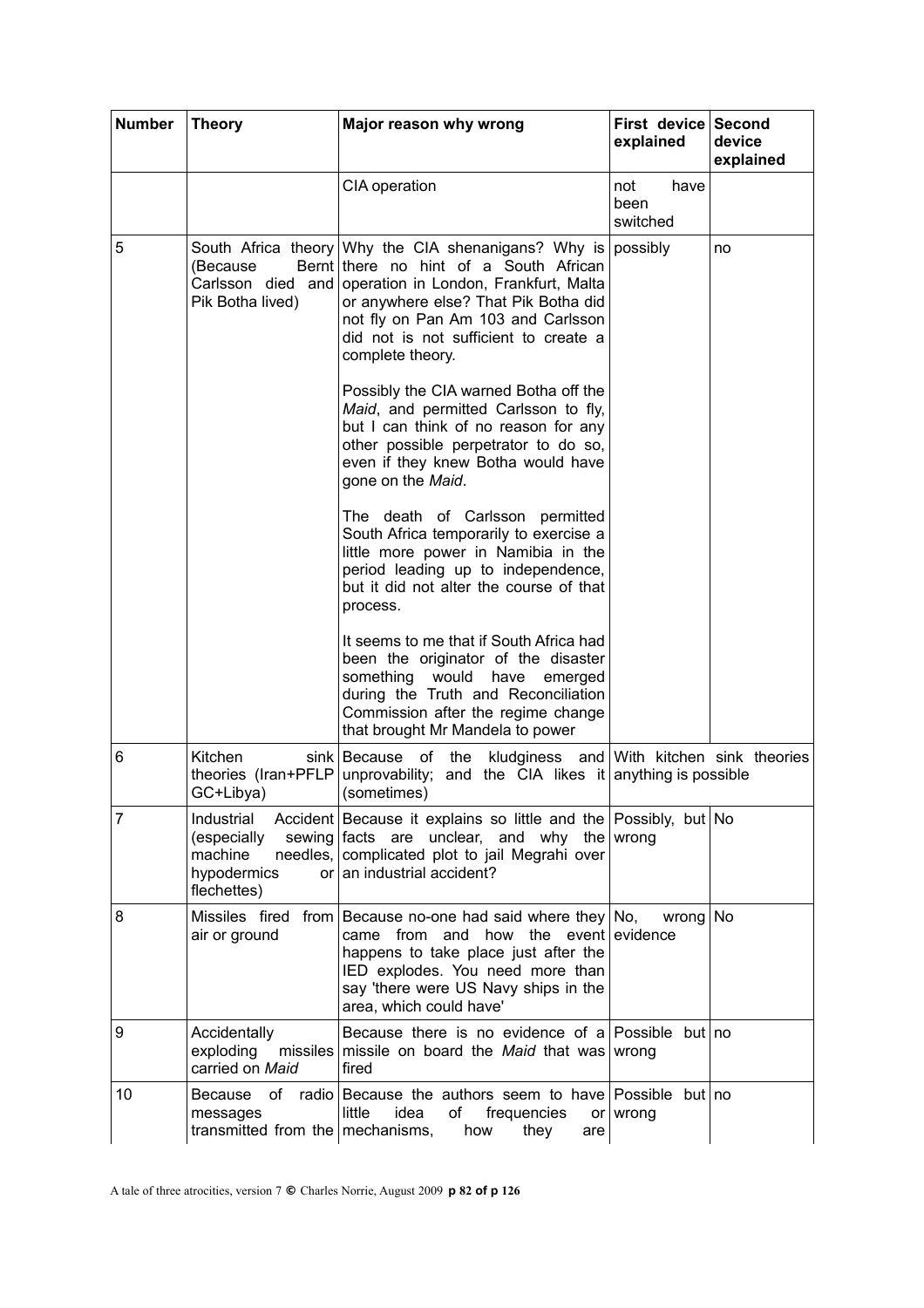| Number | Theory | Major reason why wrong | First device explained | Second device explained |
|---|---|---|---|---|
| | | CIA operation | not have been switched | |
| 5 | South Africa theory (Because Bernt Carlsson died and Pik Botha lived) | Why the CIA shenanigans? Why is there no hint of a South African operation in London, Frankfurt, Malta or anywhere else? That Pik Botha did not fly on Pan Am 103 and Carlsson did not is not sufficient to create a complete theory.<br><br>Possibly the CIA warned Botha off the *Maid*, and permitted Carlsson to fly, but I can think of no reason for any other possible perpetrator to do so, even if they knew Botha would have gone on the *Maid*.<br><br>The death of Carlsson permitted South Africa temporarily to exercise a little more power in Namibia in the period leading up to independence, but it did not alter the course of that process.<br><br>It seems to me that if South Africa had been the originator of the disaster something would have emerged during the Truth and Reconciliation Commission after the regime change that brought Mr Mandela to power | possibly | no |
| 6 | Kitchen sink theories (Iran+PFLP GC+Libya) | Because of the kludginess and unprovability; and the CIA likes it (sometimes) | With kitchen sink theories anything is possible | |
| 7 | Industrial Accident (especially sewing machine needles, hypodermics or flechettes) | Because it explains so little and the facts are unclear, and why the complicated plot to jail Megrahi over an industrial accident? | Possibly, but wrong | No |
| 8 | Missiles fired from air or ground | Because no-one had said where they came from and how the event happens to take place just after the IED explodes. You need more than say 'there were US Navy ships in the area, which could have' | No, wrong evidence | No |
| 9 | Accidentally exploding missiles carried on *Maid* | Because there is no evidence of a missile on board the *Maid* that was fired | Possible but wrong | no |
| 10 | Because of radio messages transmitted from the | Because the authors seem to have little idea of frequencies or mechanisms, how they are | Possible but wrong | no |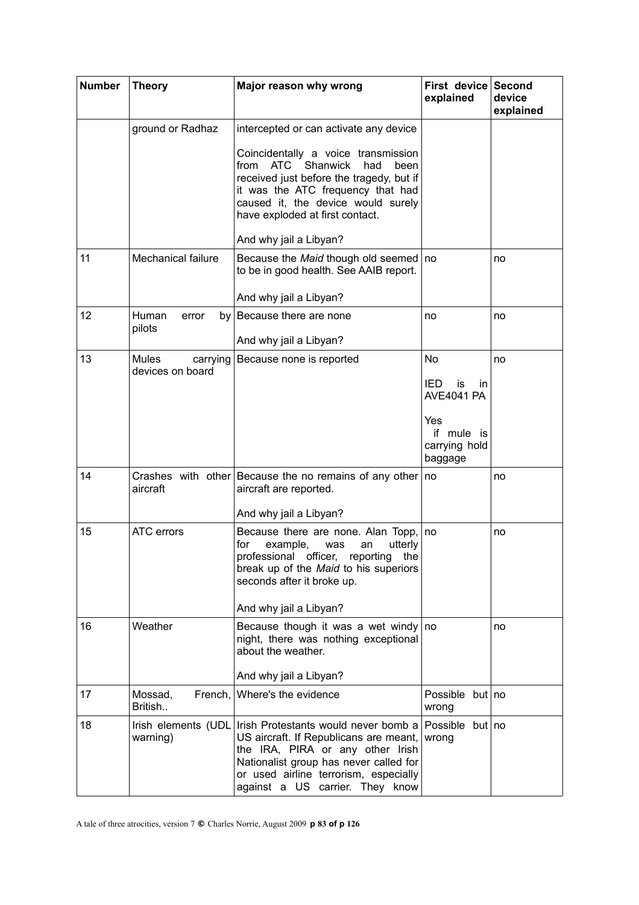| Number | Theory | Major reason why wrong | First device explained | Second device explained |
|---|---|---|---|---|
| | ground or Radhaz | intercepted or can activate any device<br><br>Coincidentally a voice transmission from ATC Shanwick had been received just before the tragedy, but if it was the ATC frequency that had caused it, the device would surely have exploded at first contact.<br><br>And why jail a Libyan? | | |
| 11 | Mechanical failure | Because the *Maid* though old seemed to be in good health. See AAIB report.<br><br>And why jail a Libyan? | no | no |
| 12 | Human error by pilots | Because there are none<br><br>And why jail a Libyan? | no | no |
| 13 | Mules carrying devices on board | Because none is reported | No<br><br>IED is in AVE4041 PA<br><br>Yes if mule is carrying hold baggage | no |
| 14 | Crashes with other aircraft | Because the no remains of any other aircraft are reported.<br><br>And why jail a Libyan? | no | no |
| 15 | ATC errors | Because there are none. Alan Topp, for example, was an utterly professional officer, reporting the break up of the *Maid* to his superiors seconds after it broke up.<br><br>And why jail a Libyan? | no | no |
| 16 | Weather | Because though it was a wet windy night, there was nothing exceptional about the weather.<br><br>And why jail a Libyan? | no | no |
| 17 | Mossad, French, British.. | Where's the evidence | Possible but wrong | no |
| 18 | Irish elements (UDL warning) | Irish Protestants would never bomb a US aircraft. If Republicans are meant, the IRA, PIRA or any other Irish Nationalist group has never called for or used airline terrorism, especially against a US carrier. They know | Possible but wrong | no |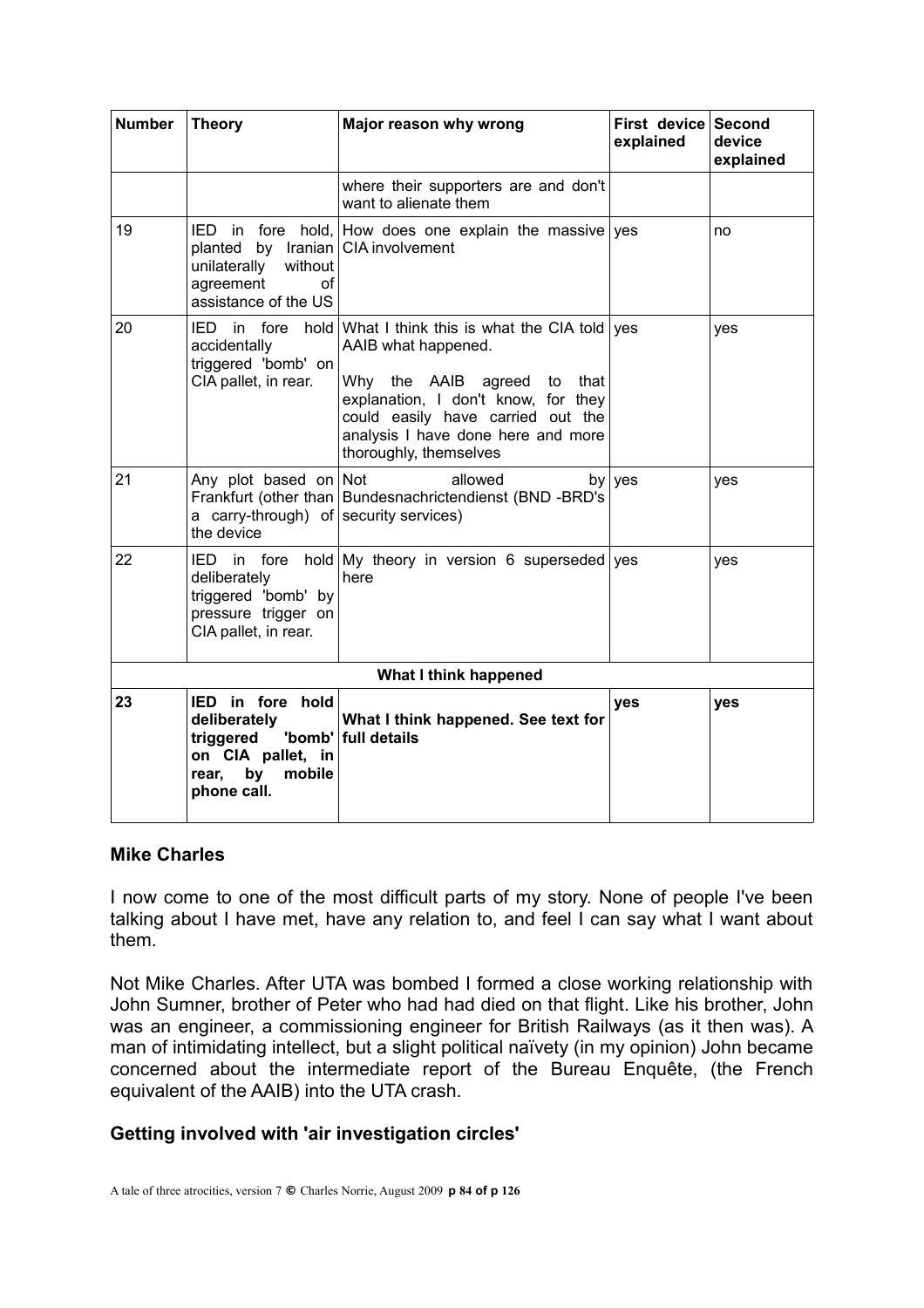| Number | Theory | Major reason why wrong | First device explained | Second device explained |
|---|---|---|---|---|
| | | where their supporters are and don't want to alienate them | | |
| 19 | IED in fore hold, planted by Iranian unilaterally without agreement of assistance of the US | How does one explain the massive CIA involvement | yes | no |
| 20 | IED in fore hold accidentally triggered 'bomb' on CIA pallet, in rear. | What I think this is what the CIA told AAIB what happened.<br><br>Why the AAIB agreed to that explanation, I don't know, for they could easily have carried out the analysis I have done here and more thoroughly, themselves | yes | yes |
| 21 | Any plot based on Frankfurt (other than a carry-through) of the device | Not allowed by Bundesnachrictendienst (BND -BRD's security services) | yes | yes |
| 22 | IED in fore hold deliberately triggered 'bomb' by pressure trigger on CIA pallet, in rear. | My theory in version 6 superseded here | yes | yes |
| **What I think happened** | | | | |
| **23** | **IED in fore hold deliberately triggered 'bomb' on CIA pallet, in rear, by mobile phone call.** | **What I think happened. See text for full details** | **yes** | **yes** |

## Mike Charles

I now come to one of the most difficult parts of my story. None of people I've been talking about I have met, have any relation to, and feel I can say what I want about them.

Not Mike Charles. After UTA was bombed I formed a close working relationship with John Sumner, brother of Peter who had had died on that flight. Like his brother, John was an engineer, a commissioning engineer for British Railways (as it then was). A man of intimidating intellect, but a slight political naïvety (in my opinion) John became concerned about the intermediate report of the Bureau Enquête, (the French equivalent of the AAIB) into the UTA crash.

## Getting involved with 'air investigation circles'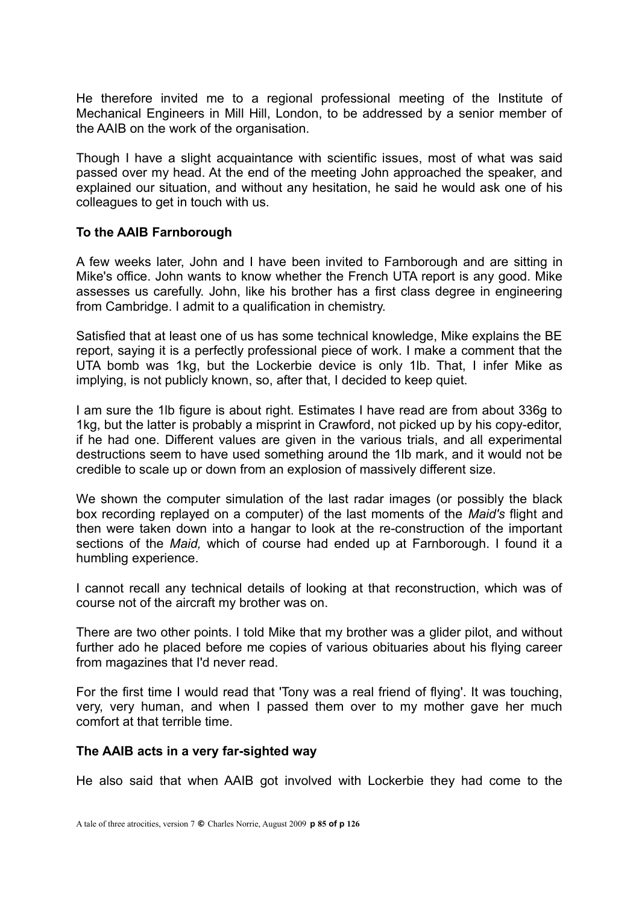He therefore invited me to a regional professional meeting of the Institute of Mechanical Engineers in Mill Hill, London, to be addressed by a senior member of the AAIB on the work of the organisation.

Though I have a slight acquaintance with scientific issues, most of what was said passed over my head. At the end of the meeting John approached the speaker, and explained our situation, and without any hesitation, he said he would ask one of his colleagues to get in touch with us.

### To the AAIB Farnborough

A few weeks later, John and I have been invited to Farnborough and are sitting in Mike's office. John wants to know whether the French UTA report is any good. Mike assesses us carefully. John, like his brother has a first class degree in engineering from Cambridge. I admit to a qualification in chemistry.

Satisfied that at least one of us has some technical knowledge, Mike explains the BE report, saying it is a perfectly professional piece of work. I make a comment that the UTA bomb was 1kg, but the Lockerbie device is only 1lb. That, I infer Mike as implying, is not publicly known, so, after that, I decided to keep quiet.

I am sure the 1lb figure is about right. Estimates I have read are from about 336g to 1kg, but the latter is probably a misprint in Crawford, not picked up by his copy-editor, if he had one. Different values are given in the various trials, and all experimental destructions seem to have used something around the 1lb mark, and it would not be credible to scale up or down from an explosion of massively different size.

We shown the computer simulation of the last radar images (or possibly the black box recording replayed on a computer) of the last moments of the *Maid's* flight and then were taken down into a hangar to look at the re-construction of the important sections of the *Maid,* which of course had ended up at Farnborough. I found it a humbling experience.

I cannot recall any technical details of looking at that reconstruction, which was of course not of the aircraft my brother was on.

There are two other points. I told Mike that my brother was a glider pilot, and without further ado he placed before me copies of various obituaries about his flying career from magazines that I'd never read.

For the first time I would read that 'Tony was a real friend of flying'. It was touching, very, very human, and when I passed them over to my mother gave her much comfort at that terrible time.

### The AAIB acts in a very far-sighted way

He also said that when AAIB got involved with Lockerbie they had come to the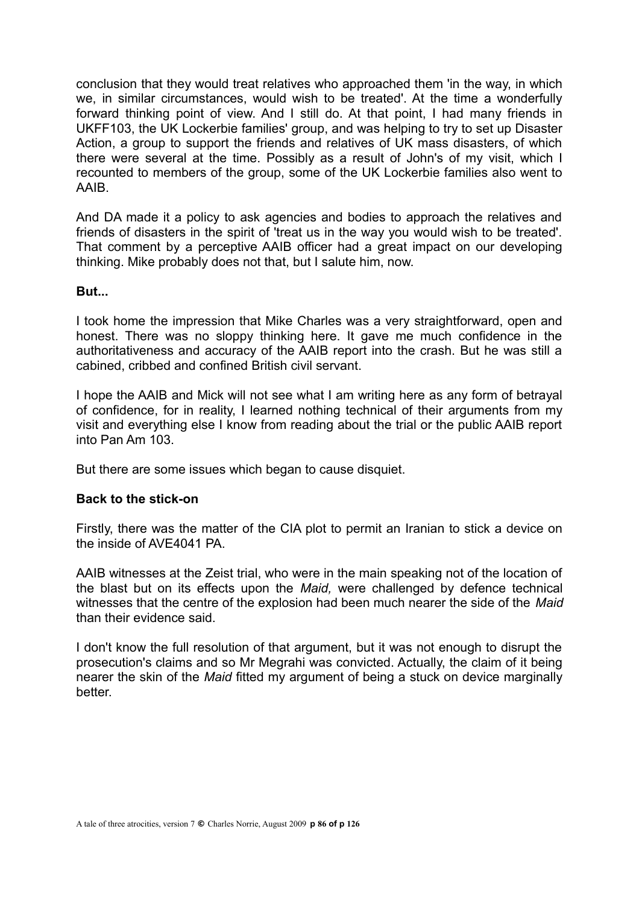conclusion that they would treat relatives who approached them 'in the way, in which we, in similar circumstances, would wish to be treated'. At the time a wonderfully forward thinking point of view. And I still do. At that point, I had many friends in UKFF103, the UK Lockerbie families' group, and was helping to try to set up Disaster Action, a group to support the friends and relatives of UK mass disasters, of which there were several at the time. Possibly as a result of John's of my visit, which I recounted to members of the group, some of the UK Lockerbie families also went to AAIB.

And DA made it a policy to ask agencies and bodies to approach the relatives and friends of disasters in the spirit of 'treat us in the way you would wish to be treated'. That comment by a perceptive AAIB officer had a great impact on our developing thinking. Mike probably does not that, but I salute him, now.

**But...**

I took home the impression that Mike Charles was a very straightforward, open and honest. There was no sloppy thinking here. It gave me much confidence in the authoritativeness and accuracy of the AAIB report into the crash. But he was still a cabined, cribbed and confined British civil servant.

I hope the AAIB and Mick will not see what I am writing here as any form of betrayal of confidence, for in reality, I learned nothing technical of their arguments from my visit and everything else I know from reading about the trial or the public AAIB report into Pan Am 103.

But there are some issues which began to cause disquiet.

**Back to the stick-on**

Firstly, there was the matter of the CIA plot to permit an Iranian to stick a device on the inside of AVE4041 PA.

AAIB witnesses at the Zeist trial, who were in the main speaking not of the location of the blast but on its effects upon the *Maid,* were challenged by defence technical witnesses that the centre of the explosion had been much nearer the side of the *Maid* than their evidence said.

I don't know the full resolution of that argument, but it was not enough to disrupt the prosecution's claims and so Mr Megrahi was convicted. Actually, the claim of it being nearer the skin of the *Maid* fitted my argument of being a stuck on device marginally better.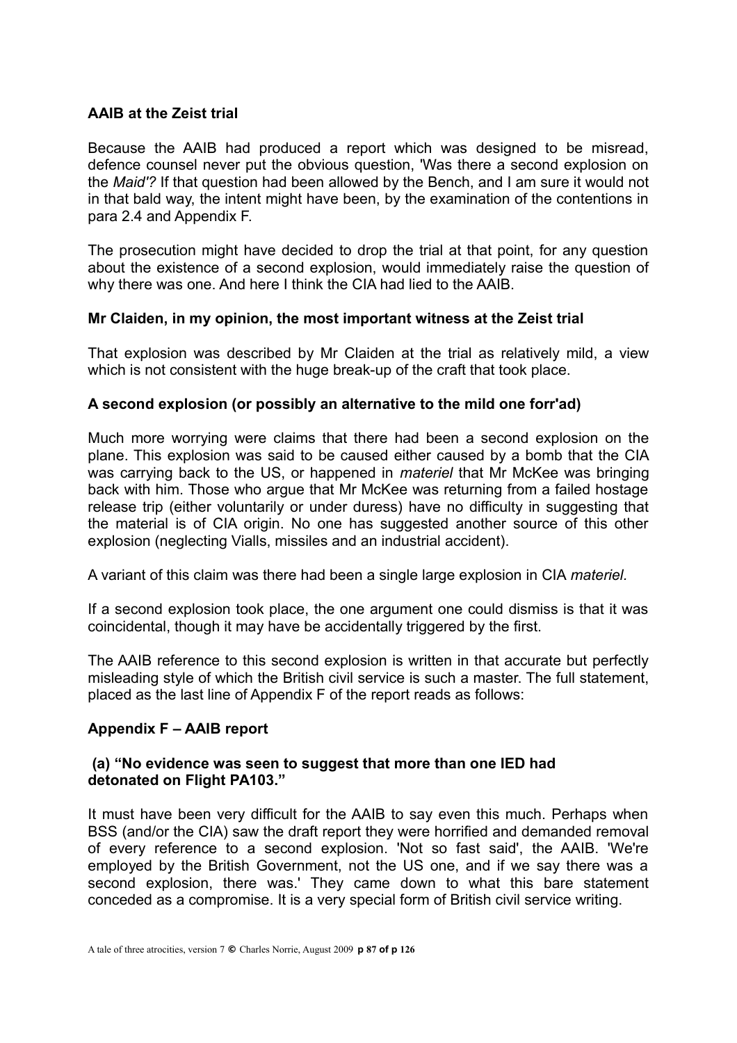**AAIB at the Zeist trial**

Because the AAIB had produced a report which was designed to be misread, defence counsel never put the obvious question, 'Was there a second explosion on the *Maid'?* If that question had been allowed by the Bench, and I am sure it would not in that bald way, the intent might have been, by the examination of the contentions in para 2.4 and Appendix F.

The prosecution might have decided to drop the trial at that point, for any question about the existence of a second explosion, would immediately raise the question of why there was one. And here I think the CIA had lied to the AAIB.

**Mr Claiden, in my opinion, the most important witness at the Zeist trial**

That explosion was described by Mr Claiden at the trial as relatively mild, a view which is not consistent with the huge break-up of the craft that took place.

**A second explosion (or possibly an alternative to the mild one forr'ad)**

Much more worrying were claims that there had been a second explosion on the plane. This explosion was said to be caused either caused by a bomb that the CIA was carrying back to the US, or happened in *materiel* that Mr McKee was bringing back with him. Those who argue that Mr McKee was returning from a failed hostage release trip (either voluntarily or under duress) have no difficulty in suggesting that the material is of CIA origin. No one has suggested another source of this other explosion (neglecting Vialls, missiles and an industrial accident).

A variant of this claim was there had been a single large explosion in CIA *materiel*.

If a second explosion took place, the one argument one could dismiss is that it was coincidental, though it may have be accidentally triggered by the first.

The AAIB reference to this second explosion is written in that accurate but perfectly misleading style of which the British civil service is such a master. The full statement, placed as the last line of Appendix F of the report reads as follows:

**Appendix F – AAIB report**

**(a) "No evidence was seen to suggest that more than one IED had detonated on Flight PA103."**

It must have been very difficult for the AAIB to say even this much. Perhaps when BSS (and/or the CIA) saw the draft report they were horrified and demanded removal of every reference to a second explosion. 'Not so fast said', the AAIB. 'We're employed by the British Government, not the US one, and if we say there was a second explosion, there was.' They came down to what this bare statement conceded as a compromise. It is a very special form of British civil service writing.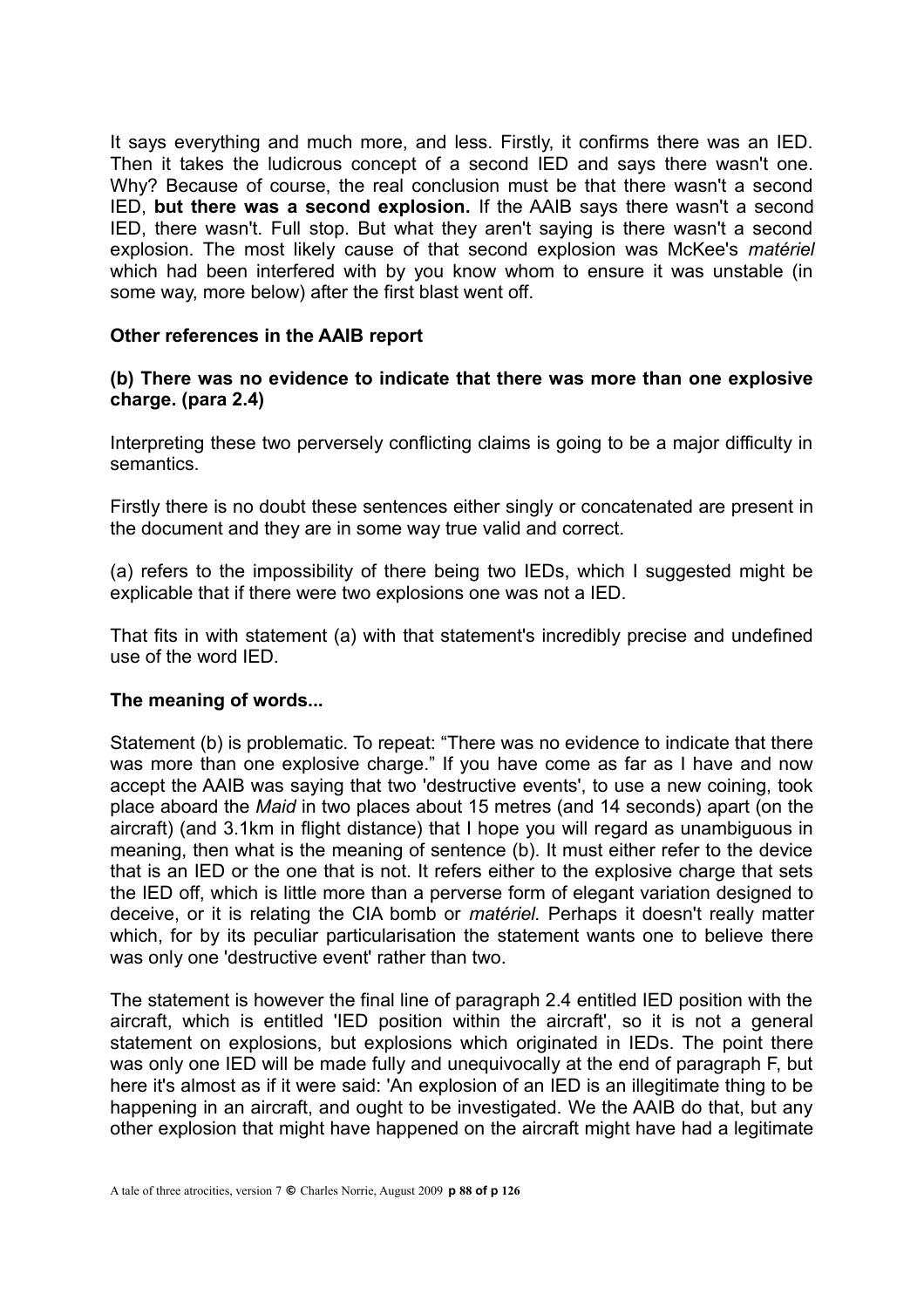It says everything and much more, and less. Firstly, it confirms there was an IED. Then it takes the ludicrous concept of a second IED and says there wasn't one. Why? Because of course, the real conclusion must be that there wasn't a second IED, **but there was a second explosion.** If the AAIB says there wasn't a second IED, there wasn't. Full stop. But what they aren't saying is there wasn't a second explosion. The most likely cause of that second explosion was McKee's *matériel* which had been interfered with by you know whom to ensure it was unstable (in some way, more below) after the first blast went off.

### Other references in the AAIB report

**(b) There was no evidence to indicate that there was more than one explosive charge. (para 2.4)**

Interpreting these two perversely conflicting claims is going to be a major difficulty in semantics.

Firstly there is no doubt these sentences either singly or concatenated are present in the document and they are in some way true valid and correct.

(a) refers to the impossibility of there being two IEDs, which I suggested might be explicable that if there were two explosions one was not a IED.

That fits in with statement (a) with that statement's incredibly precise and undefined use of the word IED.

### The meaning of words...

Statement (b) is problematic. To repeat: "There was no evidence to indicate that there was more than one explosive charge." If you have come as far as I have and now accept the AAIB was saying that two 'destructive events', to use a new coining, took place aboard the *Maid* in two places about 15 metres (and 14 seconds) apart (on the aircraft) (and 3.1km in flight distance) that I hope you will regard as unambiguous in meaning, then what is the meaning of sentence (b). It must either refer to the device that is an IED or the one that is not. It refers either to the explosive charge that sets the IED off, which is little more than a perverse form of elegant variation designed to deceive, or it is relating the CIA bomb or *matériel.* Perhaps it doesn't really matter which, for by its peculiar particularisation the statement wants one to believe there was only one 'destructive event' rather than two.

The statement is however the final line of paragraph 2.4 entitled IED position with the aircraft, which is entitled 'IED position within the aircraft', so it is not a general statement on explosions, but explosions which originated in IEDs. The point there was only one IED will be made fully and unequivocally at the end of paragraph F, but here it's almost as if it were said: 'An explosion of an IED is an illegitimate thing to be happening in an aircraft, and ought to be investigated. We the AAIB do that, but any other explosion that might have happened on the aircraft might have had a legitimate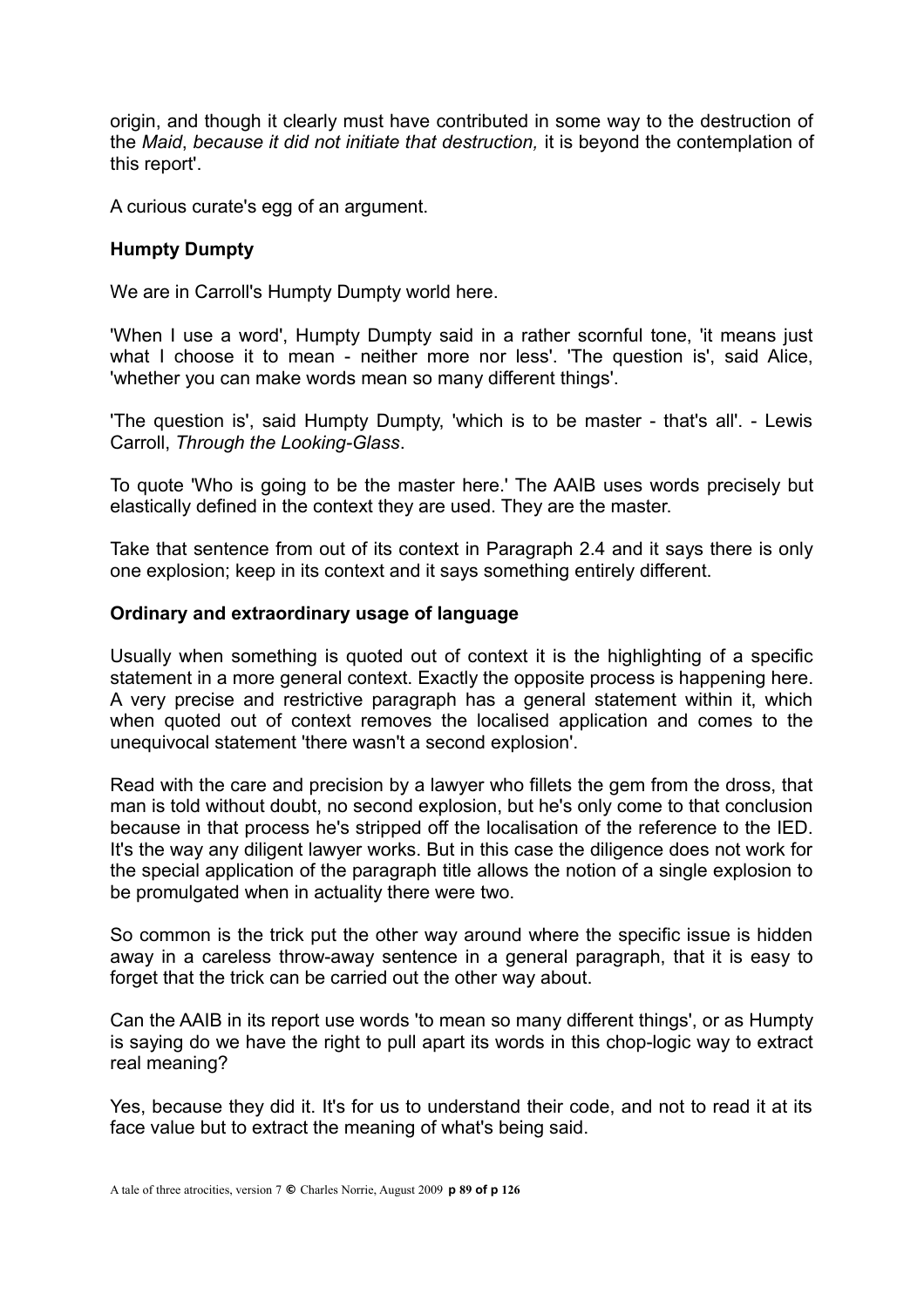origin, and though it clearly must have contributed in some way to the destruction of the *Maid*, *because it did not initiate that destruction,* it is beyond the contemplation of this report'.

A curious curate's egg of an argument.

**Humpty Dumpty**

We are in Carroll's Humpty Dumpty world here.

'When I use a word', Humpty Dumpty said in a rather scornful tone, 'it means just what I choose it to mean - neither more nor less'. 'The question is', said Alice, 'whether you can make words mean so many different things'.

'The question is', said Humpty Dumpty, 'which is to be master - that's all'. - Lewis Carroll, *Through the Looking-Glass*.

To quote 'Who is going to be the master here.' The AAIB uses words precisely but elastically defined in the context they are used. They are the master.

Take that sentence from out of its context in Paragraph 2.4 and it says there is only one explosion; keep in its context and it says something entirely different.

**Ordinary and extraordinary usage of language**

Usually when something is quoted out of context it is the highlighting of a specific statement in a more general context. Exactly the opposite process is happening here. A very precise and restrictive paragraph has a general statement within it, which when quoted out of context removes the localised application and comes to the unequivocal statement 'there wasn't a second explosion'.

Read with the care and precision by a lawyer who fillets the gem from the dross, that man is told without doubt, no second explosion, but he's only come to that conclusion because in that process he's stripped off the localisation of the reference to the IED. It's the way any diligent lawyer works. But in this case the diligence does not work for the special application of the paragraph title allows the notion of a single explosion to be promulgated when in actuality there were two.

So common is the trick put the other way around where the specific issue is hidden away in a careless throw-away sentence in a general paragraph, that it is easy to forget that the trick can be carried out the other way about.

Can the AAIB in its report use words 'to mean so many different things', or as Humpty is saying do we have the right to pull apart its words in this chop-logic way to extract real meaning?

Yes, because they did it. It's for us to understand their code, and not to read it at its face value but to extract the meaning of what's being said.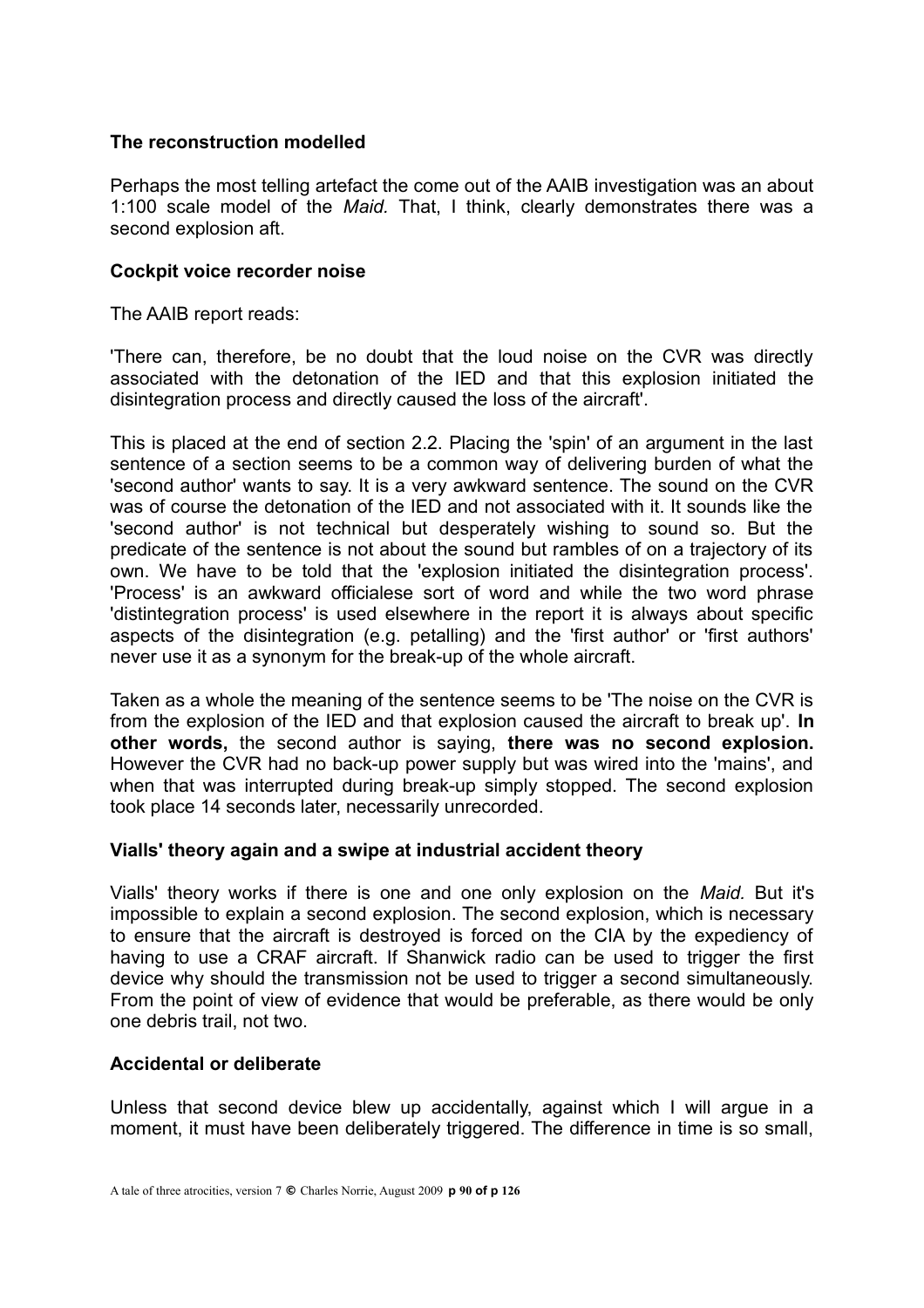**The reconstruction modelled**

Perhaps the most telling artefact the come out of the AAIB investigation was an about 1:100 scale model of the *Maid.* That, I think, clearly demonstrates there was a second explosion aft.

**Cockpit voice recorder noise**

The AAIB report reads:

'There can, therefore, be no doubt that the loud noise on the CVR was directly associated with the detonation of the IED and that this explosion initiated the disintegration process and directly caused the loss of the aircraft'.

This is placed at the end of section 2.2. Placing the 'spin' of an argument in the last sentence of a section seems to be a common way of delivering burden of what the 'second author' wants to say. It is a very awkward sentence. The sound on the CVR was of course the detonation of the IED and not associated with it. It sounds like the 'second author' is not technical but desperately wishing to sound so. But the predicate of the sentence is not about the sound but rambles of on a trajectory of its own. We have to be told that the 'explosion initiated the disintegration process'. 'Process' is an awkward officialese sort of word and while the two word phrase 'distintegration process' is used elsewhere in the report it is always about specific aspects of the disintegration (e.g. petalling) and the 'first author' or 'first authors' never use it as a synonym for the break-up of the whole aircraft.

Taken as a whole the meaning of the sentence seems to be 'The noise on the CVR is from the explosion of the IED and that explosion caused the aircraft to break up'. **In other words,** the second author is saying, **there was no second explosion.** However the CVR had no back-up power supply but was wired into the 'mains', and when that was interrupted during break-up simply stopped. The second explosion took place 14 seconds later, necessarily unrecorded.

**Vialls' theory again and a swipe at industrial accident theory**

Vialls' theory works if there is one and one only explosion on the *Maid.* But it's impossible to explain a second explosion. The second explosion, which is necessary to ensure that the aircraft is destroyed is forced on the CIA by the expediency of having to use a CRAF aircraft. If Shanwick radio can be used to trigger the first device why should the transmission not be used to trigger a second simultaneously. From the point of view of evidence that would be preferable, as there would be only one debris trail, not two.

**Accidental or deliberate**

Unless that second device blew up accidentally, against which I will argue in a moment, it must have been deliberately triggered. The difference in time is so small,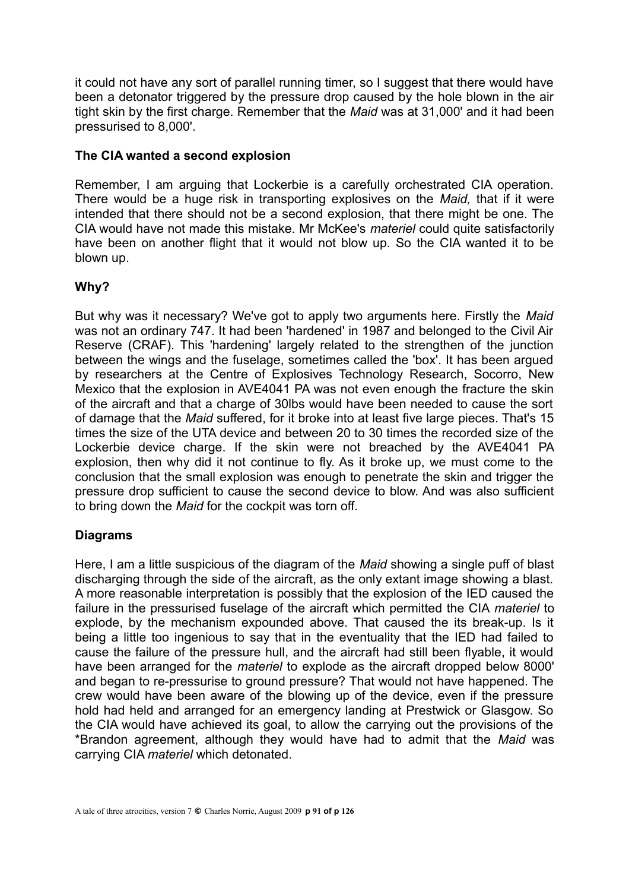it could not have any sort of parallel running timer, so I suggest that there would have been a detonator triggered by the pressure drop caused by the hole blown in the air tight skin by the first charge. Remember that the *Maid* was at 31,000' and it had been pressurised to 8,000'.

### The CIA wanted a second explosion

Remember, I am arguing that Lockerbie is a carefully orchestrated CIA operation. There would be a huge risk in transporting explosives on the *Maid,* that if it were intended that there should not be a second explosion, that there might be one. The CIA would have not made this mistake. Mr McKee's *materiel* could quite satisfactorily have been on another flight that it would not blow up. So the CIA wanted it to be blown up.

### Why?

But why was it necessary? We've got to apply two arguments here. Firstly the *Maid* was not an ordinary 747. It had been 'hardened' in 1987 and belonged to the Civil Air Reserve (CRAF). This 'hardening' largely related to the strengthen of the junction between the wings and the fuselage, sometimes called the 'box'. It has been argued by researchers at the Centre of Explosives Technology Research, Socorro, New Mexico that the explosion in AVE4041 PA was not even enough the fracture the skin of the aircraft and that a charge of 30lbs would have been needed to cause the sort of damage that the *Maid* suffered, for it broke into at least five large pieces. That's 15 times the size of the UTA device and between 20 to 30 times the recorded size of the Lockerbie device charge. If the skin were not breached by the AVE4041 PA explosion, then why did it not continue to fly. As it broke up, we must come to the conclusion that the small explosion was enough to penetrate the skin and trigger the pressure drop sufficient to cause the second device to blow. And was also sufficient to bring down the *Maid* for the cockpit was torn off.

### Diagrams

Here, I am a little suspicious of the diagram of the *Maid* showing a single puff of blast discharging through the side of the aircraft, as the only extant image showing a blast. A more reasonable interpretation is possibly that the explosion of the IED caused the failure in the pressurised fuselage of the aircraft which permitted the CIA *materiel* to explode, by the mechanism expounded above. That caused the its break-up. Is it being a little too ingenious to say that in the eventuality that the IED had failed to cause the failure of the pressure hull, and the aircraft had still been flyable, it would have been arranged for the *materiel* to explode as the aircraft dropped below 8000' and began to re-pressurise to ground pressure? That would not have happened. The crew would have been aware of the blowing up of the device, even if the pressure hold had held and arranged for an emergency landing at Prestwick or Glasgow. So the CIA would have achieved its goal, to allow the carrying out the provisions of the *Brandon agreement, although they would have had to admit that the *Maid* was carrying CIA *materiel* which detonated.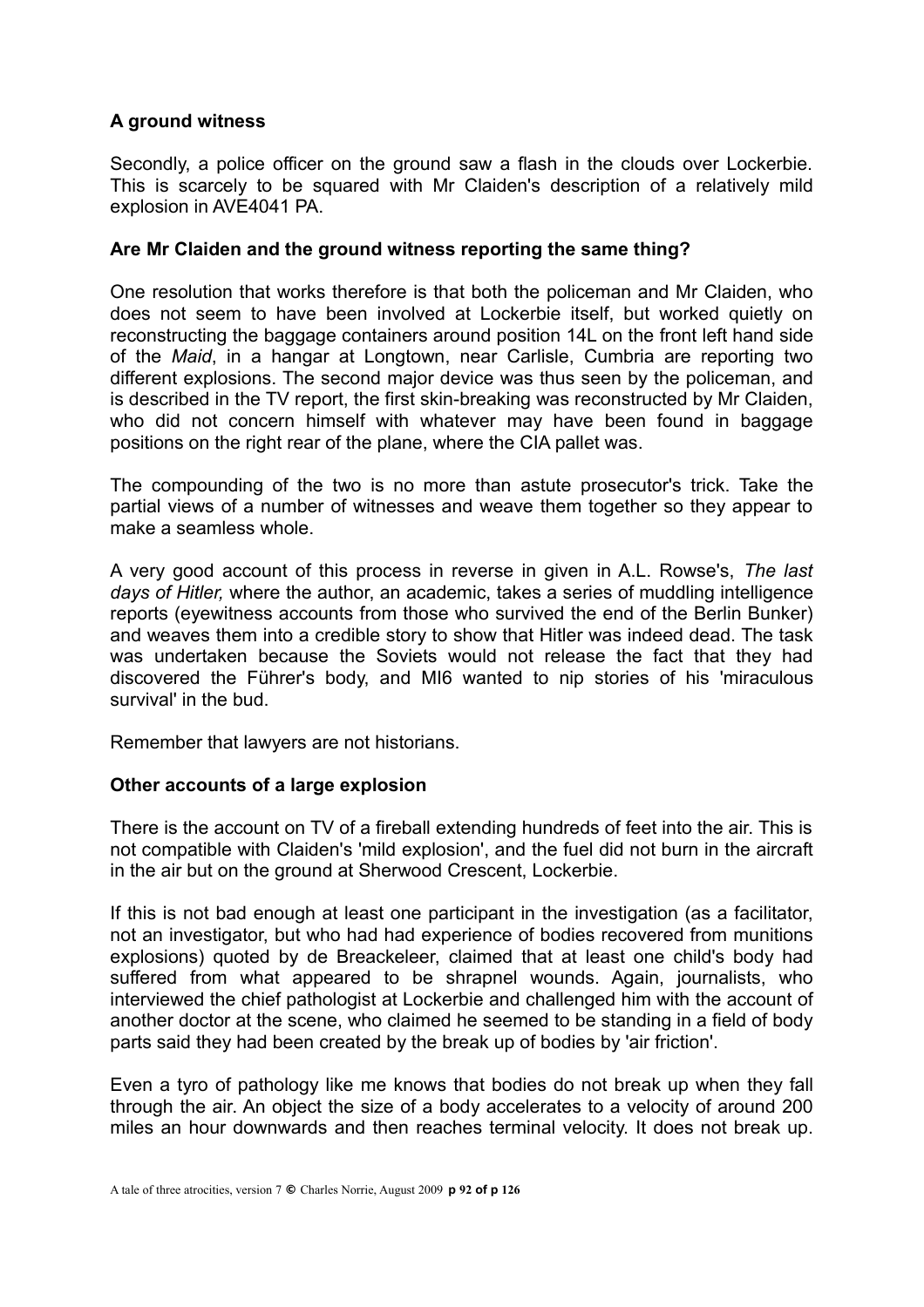## A ground witness

Secondly, a police officer on the ground saw a flash in the clouds over Lockerbie. This is scarcely to be squared with Mr Claiden's description of a relatively mild explosion in AVE4041 PA.

## Are Mr Claiden and the ground witness reporting the same thing?

One resolution that works therefore is that both the policeman and Mr Claiden, who does not seem to have been involved at Lockerbie itself, but worked quietly on reconstructing the baggage containers around position 14L on the front left hand side of the *Maid*, in a hangar at Longtown, near Carlisle, Cumbria are reporting two different explosions. The second major device was thus seen by the policeman, and is described in the TV report, the first skin-breaking was reconstructed by Mr Claiden, who did not concern himself with whatever may have been found in baggage positions on the right rear of the plane, where the CIA pallet was.

The compounding of the two is no more than astute prosecutor's trick. Take the partial views of a number of witnesses and weave them together so they appear to make a seamless whole.

A very good account of this process in reverse in given in A.L. Rowse's, *The last days of Hitler,* where the author, an academic, takes a series of muddling intelligence reports (eyewitness accounts from those who survived the end of the Berlin Bunker) and weaves them into a credible story to show that Hitler was indeed dead. The task was undertaken because the Soviets would not release the fact that they had discovered the Führer's body, and MI6 wanted to nip stories of his 'miraculous survival' in the bud.

Remember that lawyers are not historians.

## Other accounts of a large explosion

There is the account on TV of a fireball extending hundreds of feet into the air. This is not compatible with Claiden's 'mild explosion', and the fuel did not burn in the aircraft in the air but on the ground at Sherwood Crescent, Lockerbie.

If this is not bad enough at least one participant in the investigation (as a facilitator, not an investigator, but who had had experience of bodies recovered from munitions explosions) quoted by de Breackeleer, claimed that at least one child's body had suffered from what appeared to be shrapnel wounds. Again, journalists, who interviewed the chief pathologist at Lockerbie and challenged him with the account of another doctor at the scene, who claimed he seemed to be standing in a field of body parts said they had been created by the break up of bodies by 'air friction'.

Even a tyro of pathology like me knows that bodies do not break up when they fall through the air. An object the size of a body accelerates to a velocity of around 200 miles an hour downwards and then reaches terminal velocity. It does not break up.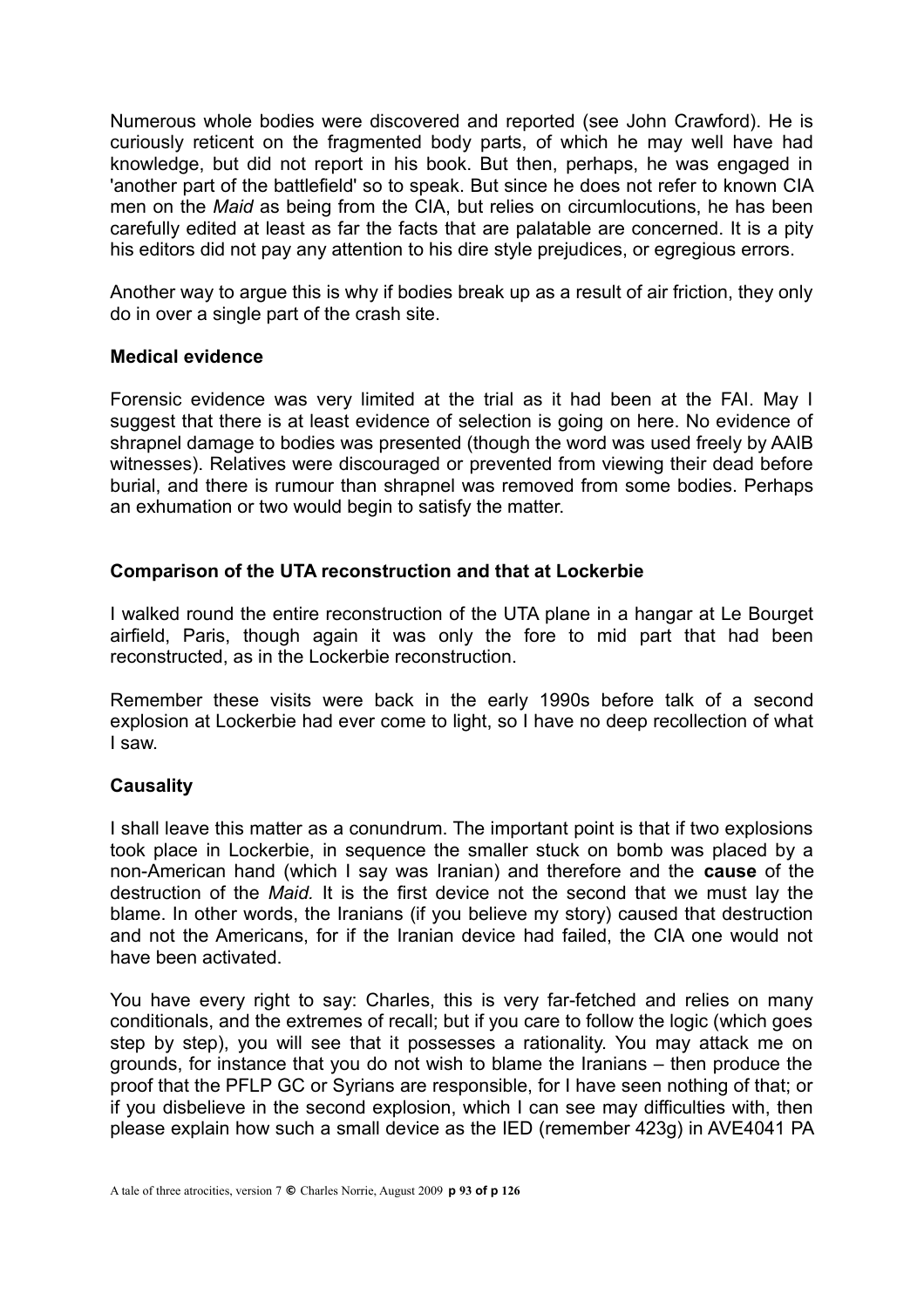Numerous whole bodies were discovered and reported (see John Crawford). He is curiously reticent on the fragmented body parts, of which he may well have had knowledge, but did not report in his book. But then, perhaps, he was engaged in 'another part of the battlefield' so to speak. But since he does not refer to known CIA men on the *Maid* as being from the CIA, but relies on circumlocutions, he has been carefully edited at least as far the facts that are palatable are concerned. It is a pity his editors did not pay any attention to his dire style prejudices, or egregious errors.

Another way to argue this is why if bodies break up as a result of air friction, they only do in over a single part of the crash site.

**Medical evidence**

Forensic evidence was very limited at the trial as it had been at the FAI. May I suggest that there is at least evidence of selection is going on here. No evidence of shrapnel damage to bodies was presented (though the word was used freely by AAIB witnesses). Relatives were discouraged or prevented from viewing their dead before burial, and there is rumour than shrapnel was removed from some bodies. Perhaps an exhumation or two would begin to satisfy the matter.

**Comparison of the UTA reconstruction and that at Lockerbie**

I walked round the entire reconstruction of the UTA plane in a hangar at Le Bourget airfield, Paris, though again it was only the fore to mid part that had been reconstructed, as in the Lockerbie reconstruction.

Remember these visits were back in the early 1990s before talk of a second explosion at Lockerbie had ever come to light, so I have no deep recollection of what I saw.

**Causality**

I shall leave this matter as a conundrum. The important point is that if two explosions took place in Lockerbie, in sequence the smaller stuck on bomb was placed by a non-American hand (which I say was Iranian) and therefore and the **cause** of the destruction of the *Maid.* It is the first device not the second that we must lay the blame. In other words, the Iranians (if you believe my story) caused that destruction and not the Americans, for if the Iranian device had failed, the CIA one would not have been activated.

You have every right to say: Charles, this is very far-fetched and relies on many conditionals, and the extremes of recall; but if you care to follow the logic (which goes step by step), you will see that it possesses a rationality. You may attack me on grounds, for instance that you do not wish to blame the Iranians – then produce the proof that the PFLP GC or Syrians are responsible, for I have seen nothing of that; or if you disbelieve in the second explosion, which I can see may difficulties with, then please explain how such a small device as the IED (remember 423g) in AVE4041 PA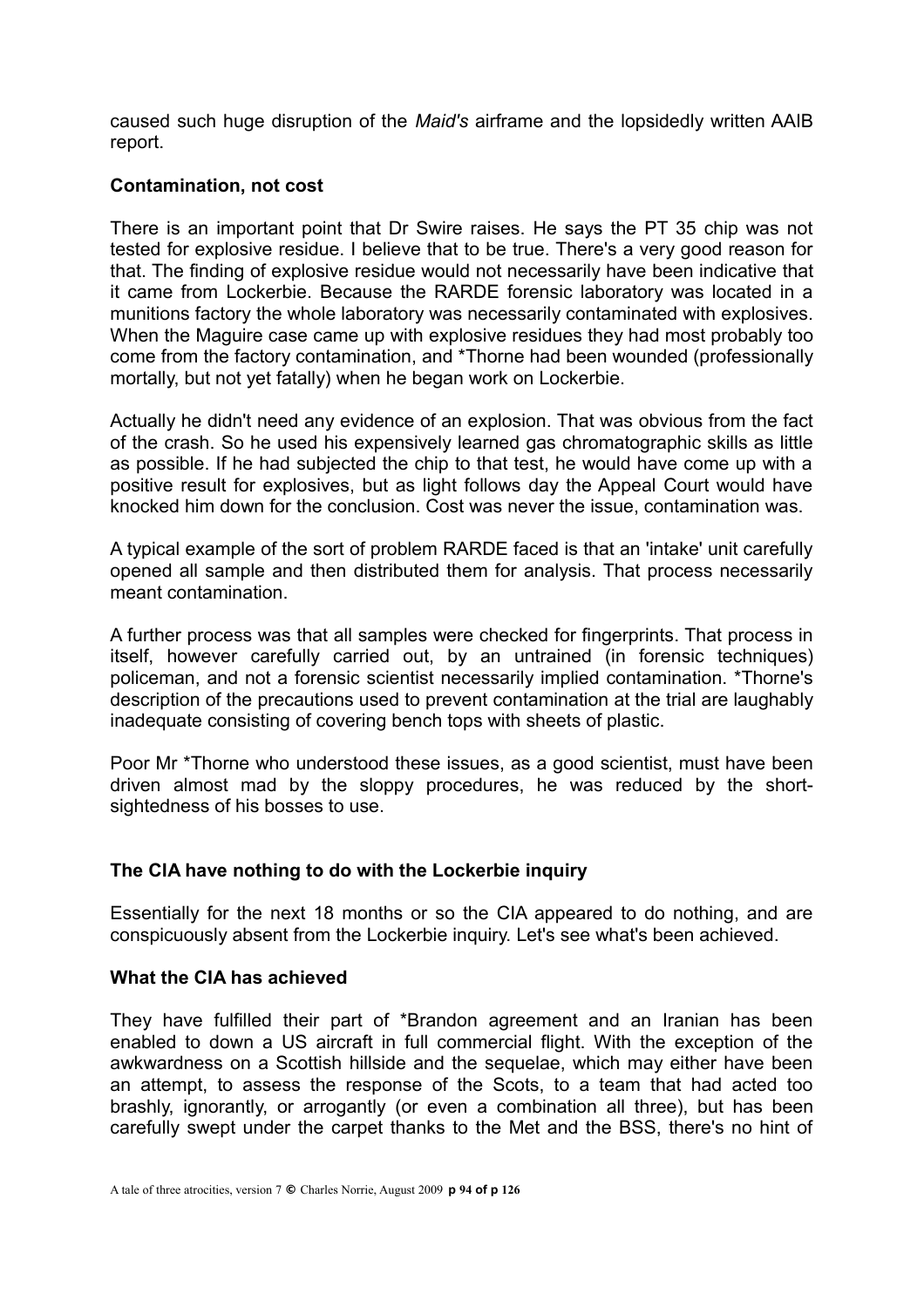caused such huge disruption of the *Maid's* airframe and the lopsidedly written AAIB report.

## Contamination, not cost

There is an important point that Dr Swire raises. He says the PT 35 chip was not tested for explosive residue. I believe that to be true. There's a very good reason for that. The finding of explosive residue would not necessarily have been indicative that it came from Lockerbie. Because the RARDE forensic laboratory was located in a munitions factory the whole laboratory was necessarily contaminated with explosives. When the Maguire case came up with explosive residues they had most probably too come from the factory contamination, and *Thorne had been wounded (professionally mortally, but not yet fatally) when he began work on Lockerbie.

Actually he didn't need any evidence of an explosion. That was obvious from the fact of the crash. So he used his expensively learned gas chromatographic skills as little as possible. If he had subjected the chip to that test, he would have come up with a positive result for explosives, but as light follows day the Appeal Court would have knocked him down for the conclusion. Cost was never the issue, contamination was.

A typical example of the sort of problem RARDE faced is that an 'intake' unit carefully opened all sample and then distributed them for analysis. That process necessarily meant contamination.

A further process was that all samples were checked for fingerprints. That process in itself, however carefully carried out, by an untrained (in forensic techniques) policeman, and not a forensic scientist necessarily implied contamination. *Thorne's description of the precautions used to prevent contamination at the trial are laughably inadequate consisting of covering bench tops with sheets of plastic.

Poor Mr *Thorne who understood these issues, as a good scientist, must have been driven almost mad by the sloppy procedures, he was reduced by the short-sightedness of his bosses to use.

## The CIA have nothing to do with the Lockerbie inquiry

Essentially for the next 18 months or so the CIA appeared to do nothing, and are conspicuously absent from the Lockerbie inquiry. Let's see what's been achieved.

## What the CIA has achieved

They have fulfilled their part of *Brandon agreement and an Iranian has been enabled to down a US aircraft in full commercial flight. With the exception of the awkwardness on a Scottish hillside and the sequelae, which may either have been an attempt, to assess the response of the Scots, to a team that had acted too brashly, ignorantly, or arrogantly (or even a combination all three), but has been carefully swept under the carpet thanks to the Met and the BSS, there's no hint of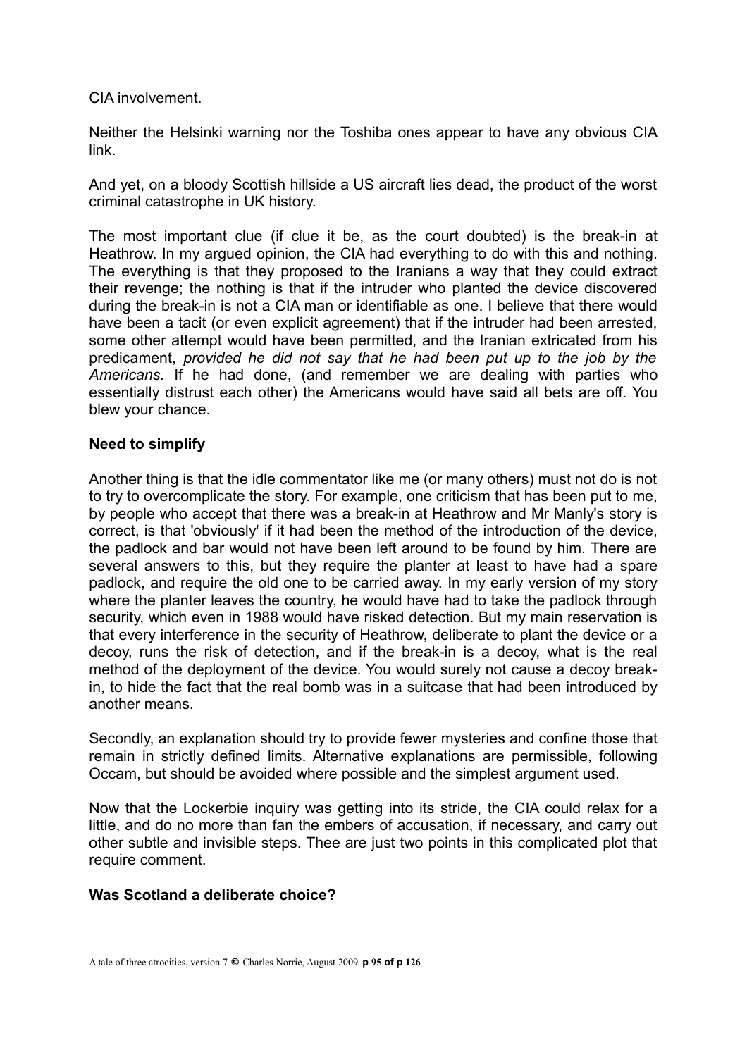CIA involvement.

Neither the Helsinki warning nor the Toshiba ones appear to have any obvious CIA link.

And yet, on a bloody Scottish hillside a US aircraft lies dead, the product of the worst criminal catastrophe in UK history.

The most important clue (if clue it be, as the court doubted) is the break-in at Heathrow. In my argued opinion, the CIA had everything to do with this and nothing. The everything is that they proposed to the Iranians a way that they could extract their revenge; the nothing is that if the intruder who planted the device discovered during the break-in is not a CIA man or identifiable as one. I believe that there would have been a tacit (or even explicit agreement) that if the intruder had been arrested, some other attempt would have been permitted, and the Iranian extricated from his predicament, *provided he did not say that he had been put up to the job by the Americans.* If he had done, (and remember we are dealing with parties who essentially distrust each other) the Americans would have said all bets are off. You blew your chance.

**Need to simplify**

Another thing is that the idle commentator like me (or many others) must not do is not to try to overcomplicate the story. For example, one criticism that has been put to me, by people who accept that there was a break-in at Heathrow and Mr Manly's story is correct, is that 'obviously' if it had been the method of the introduction of the device, the padlock and bar would not have been left around to be found by him. There are several answers to this, but they require the planter at least to have had a spare padlock, and require the old one to be carried away. In my early version of my story where the planter leaves the country, he would have had to take the padlock through security, which even in 1988 would have risked detection. But my main reservation is that every interference in the security of Heathrow, deliberate to plant the device or a decoy, runs the risk of detection, and if the break-in is a decoy, what is the real method of the deployment of the device. You would surely not cause a decoy break-in, to hide the fact that the real bomb was in a suitcase that had been introduced by another means.

Secondly, an explanation should try to provide fewer mysteries and confine those that remain in strictly defined limits. Alternative explanations are permissible, following Occam, but should be avoided where possible and the simplest argument used.

Now that the Lockerbie inquiry was getting into its stride, the CIA could relax for a little, and do no more than fan the embers of accusation, if necessary, and carry out other subtle and invisible steps. Thee are just two points in this complicated plot that require comment.

**Was Scotland a deliberate choice?**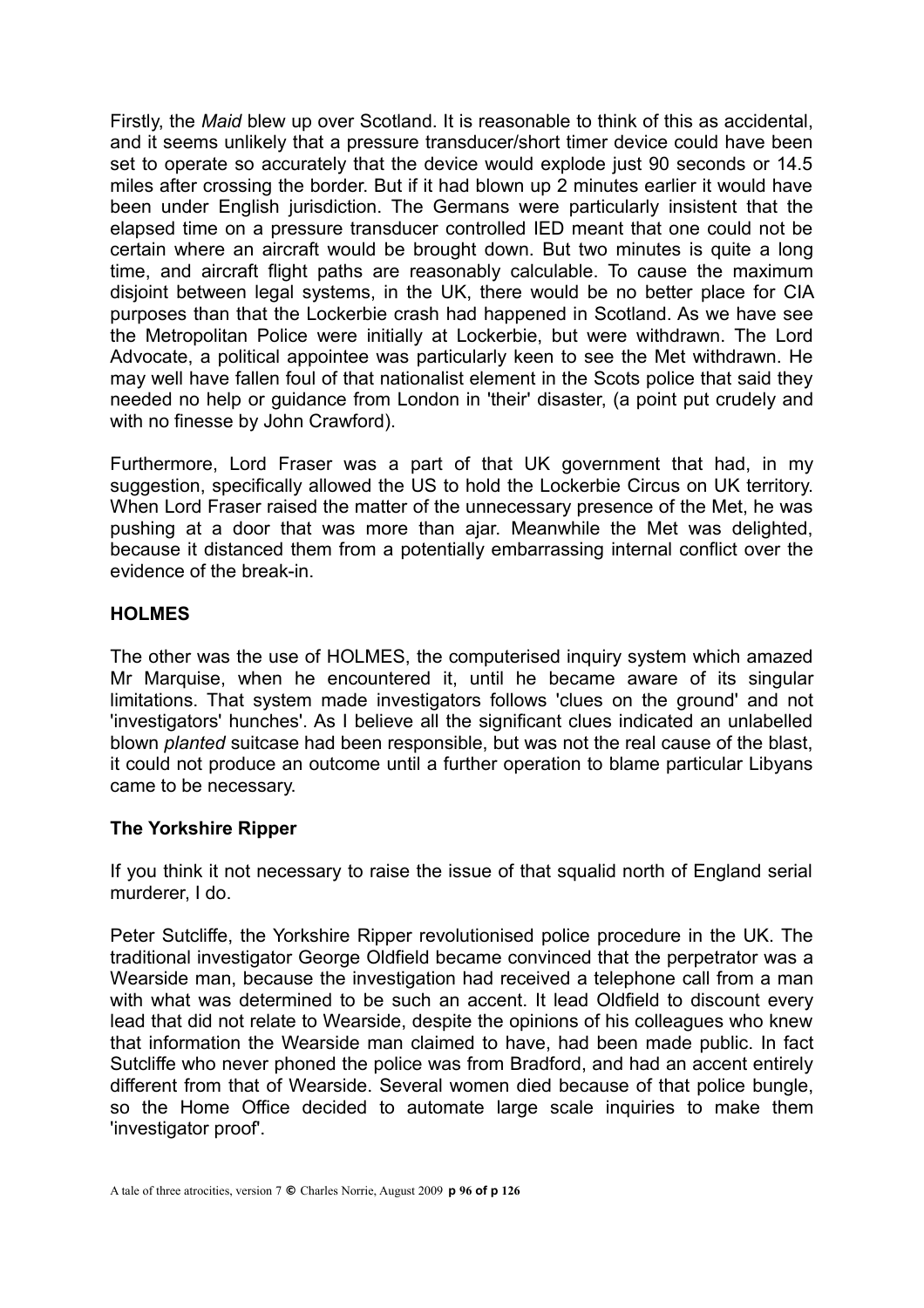Firstly, the *Maid* blew up over Scotland. It is reasonable to think of this as accidental, and it seems unlikely that a pressure transducer/short timer device could have been set to operate so accurately that the device would explode just 90 seconds or 14.5 miles after crossing the border. But if it had blown up 2 minutes earlier it would have been under English jurisdiction. The Germans were particularly insistent that the elapsed time on a pressure transducer controlled IED meant that one could not be certain where an aircraft would be brought down. But two minutes is quite a long time, and aircraft flight paths are reasonably calculable. To cause the maximum disjoint between legal systems, in the UK, there would be no better place for CIA purposes than that the Lockerbie crash had happened in Scotland. As we have see the Metropolitan Police were initially at Lockerbie, but were withdrawn. The Lord Advocate, a political appointee was particularly keen to see the Met withdrawn. He may well have fallen foul of that nationalist element in the Scots police that said they needed no help or guidance from London in 'their' disaster, (a point put crudely and with no finesse by John Crawford).

Furthermore, Lord Fraser was a part of that UK government that had, in my suggestion, specifically allowed the US to hold the Lockerbie Circus on UK territory. When Lord Fraser raised the matter of the unnecessary presence of the Met, he was pushing at a door that was more than ajar. Meanwhile the Met was delighted, because it distanced them from a potentially embarrassing internal conflict over the evidence of the break-in.

**HOLMES**

The other was the use of HOLMES, the computerised inquiry system which amazed Mr Marquise, when he encountered it, until he became aware of its singular limitations. That system made investigators follows 'clues on the ground' and not 'investigators' hunches'. As I believe all the significant clues indicated an unlabelled blown *planted* suitcase had been responsible, but was not the real cause of the blast, it could not produce an outcome until a further operation to blame particular Libyans came to be necessary.

**The Yorkshire Ripper**

If you think it not necessary to raise the issue of that squalid north of England serial murderer, I do.

Peter Sutcliffe, the Yorkshire Ripper revolutionised police procedure in the UK. The traditional investigator George Oldfield became convinced that the perpetrator was a Wearside man, because the investigation had received a telephone call from a man with what was determined to be such an accent. It lead Oldfield to discount every lead that did not relate to Wearside, despite the opinions of his colleagues who knew that information the Wearside man claimed to have, had been made public. In fact Sutcliffe who never phoned the police was from Bradford, and had an accent entirely different from that of Wearside. Several women died because of that police bungle, so the Home Office decided to automate large scale inquiries to make them 'investigator proof'.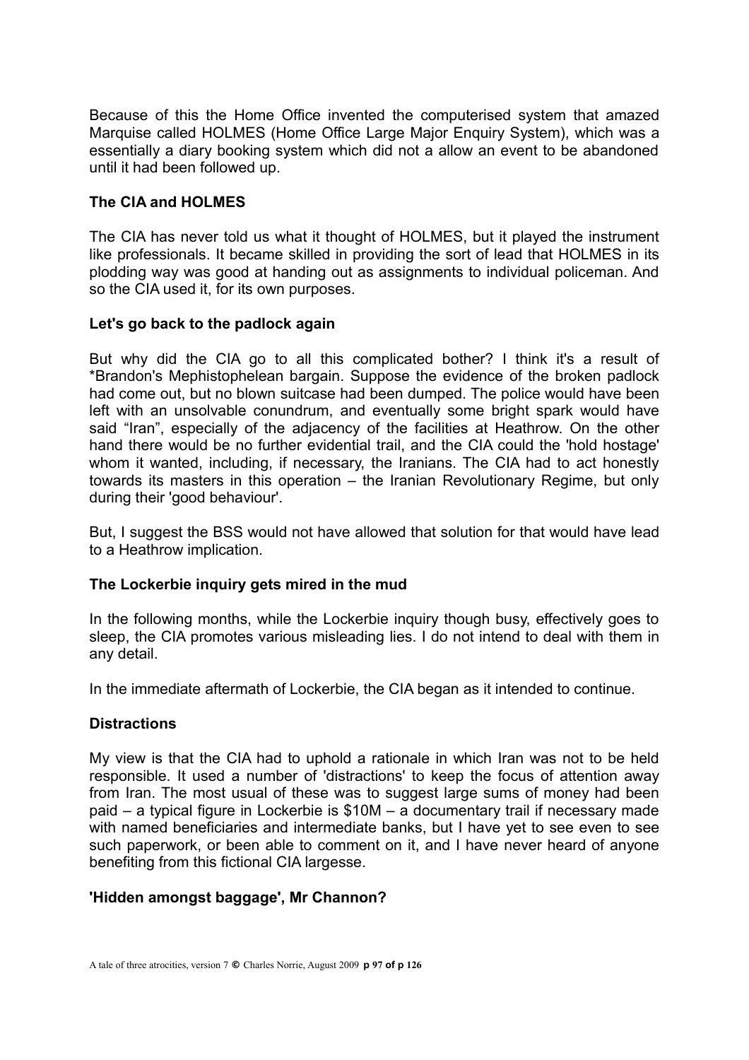Because of this the Home Office invented the computerised system that amazed Marquise called HOLMES (Home Office Large Major Enquiry System), which was a essentially a diary booking system which did not a allow an event to be abandoned until it had been followed up.

**The CIA and HOLMES**

The CIA has never told us what it thought of HOLMES, but it played the instrument like professionals. It became skilled in providing the sort of lead that HOLMES in its plodding way was good at handing out as assignments to individual policeman. And so the CIA used it, for its own purposes.

**Let's go back to the padlock again**

But why did the CIA go to all this complicated bother? I think it's a result of *Brandon's Mephistophelean bargain. Suppose the evidence of the broken padlock had come out, but no blown suitcase had been dumped. The police would have been left with an unsolvable conundrum, and eventually some bright spark would have said "Iran", especially of the adjacency of the facilities at Heathrow. On the other hand there would be no further evidential trail, and the CIA could the 'hold hostage' whom it wanted, including, if necessary, the Iranians. The CIA had to act honestly towards its masters in this operation – the Iranian Revolutionary Regime, but only during their 'good behaviour'.

But, I suggest the BSS would not have allowed that solution for that would have lead to a Heathrow implication.

**The Lockerbie inquiry gets mired in the mud**

In the following months, while the Lockerbie inquiry though busy, effectively goes to sleep, the CIA promotes various misleading lies. I do not intend to deal with them in any detail.

In the immediate aftermath of Lockerbie, the CIA began as it intended to continue.

**Distractions**

My view is that the CIA had to uphold a rationale in which Iran was not to be held responsible. It used a number of 'distractions' to keep the focus of attention away from Iran. The most usual of these was to suggest large sums of money had been paid – a typical figure in Lockerbie is $10M – a documentary trail if necessary made with named beneficiaries and intermediate banks, but I have yet to see even to see such paperwork, or been able to comment on it, and I have never heard of anyone benefiting from this fictional CIA largesse.

**'Hidden amongst baggage', Mr Channon?**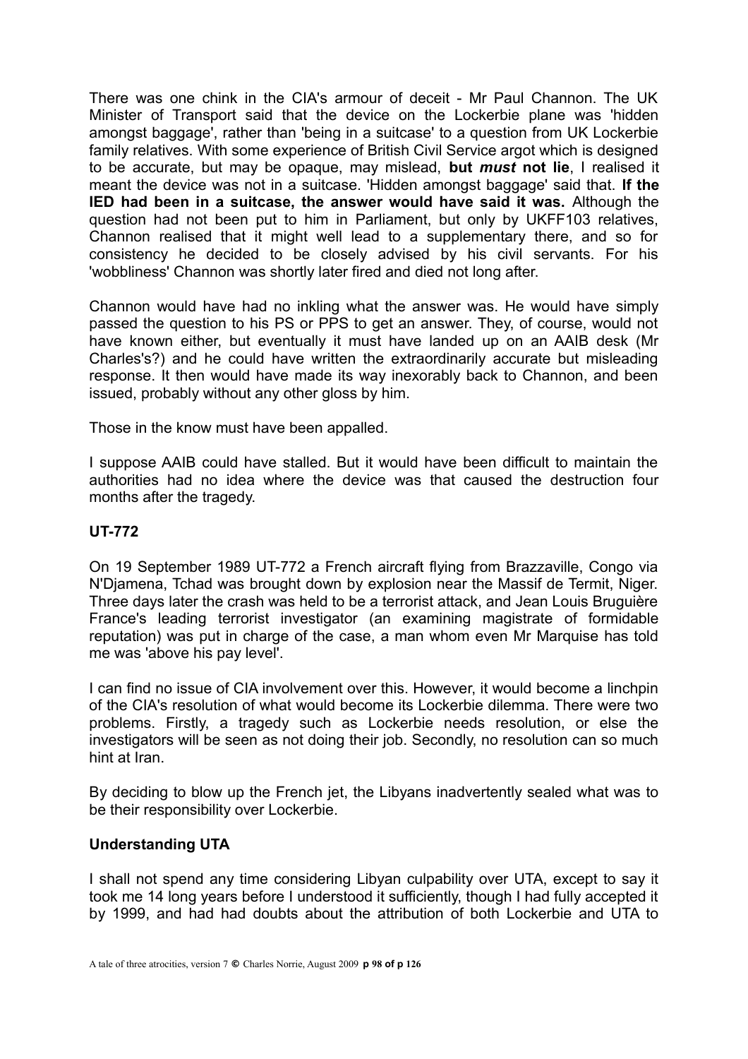There was one chink in the CIA's armour of deceit - Mr Paul Channon. The UK Minister of Transport said that the device on the Lockerbie plane was 'hidden amongst baggage', rather than 'being in a suitcase' to a question from UK Lockerbie family relatives. With some experience of British Civil Service argot which is designed to be accurate, but may be opaque, may mislead, **but *must* not lie**, I realised it meant the device was not in a suitcase. 'Hidden amongst baggage' said that. **If the IED had been in a suitcase, the answer would have said it was.** Although the question had not been put to him in Parliament, but only by UKFF103 relatives, Channon realised that it might well lead to a supplementary there, and so for consistency he decided to be closely advised by his civil servants. For his 'wobbliness' Channon was shortly later fired and died not long after.

Channon would have had no inkling what the answer was. He would have simply passed the question to his PS or PPS to get an answer. They, of course, would not have known either, but eventually it must have landed up on an AAIB desk (Mr Charles's?) and he could have written the extraordinarily accurate but misleading response. It then would have made its way inexorably back to Channon, and been issued, probably without any other gloss by him.

Those in the know must have been appalled.

I suppose AAIB could have stalled. But it would have been difficult to maintain the authorities had no idea where the device was that caused the destruction four months after the tragedy.

### UT-772

On 19 September 1989 UT-772 a French aircraft flying from Brazzaville, Congo via N'Djamena, Tchad was brought down by explosion near the Massif de Termit, Niger. Three days later the crash was held to be a terrorist attack, and Jean Louis Bruguière France's leading terrorist investigator (an examining magistrate of formidable reputation) was put in charge of the case, a man whom even Mr Marquise has told me was 'above his pay level'.

I can find no issue of CIA involvement over this. However, it would become a linchpin of the CIA's resolution of what would become its Lockerbie dilemma. There were two problems. Firstly, a tragedy such as Lockerbie needs resolution, or else the investigators will be seen as not doing their job. Secondly, no resolution can so much hint at Iran.

By deciding to blow up the French jet, the Libyans inadvertently sealed what was to be their responsibility over Lockerbie.

### Understanding UTA

I shall not spend any time considering Libyan culpability over UTA, except to say it took me 14 long years before I understood it sufficiently, though I had fully accepted it by 1999, and had had doubts about the attribution of both Lockerbie and UTA to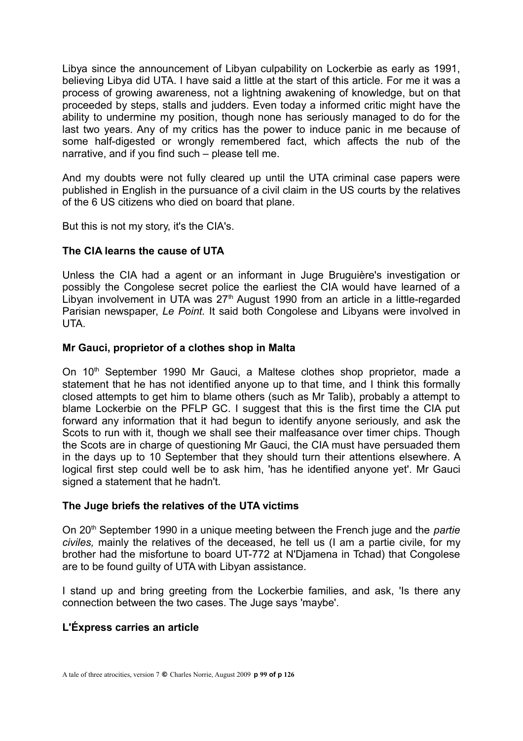Libya since the announcement of Libyan culpability on Lockerbie as early as 1991, believing Libya did UTA. I have said a little at the start of this article. For me it was a process of growing awareness, not a lightning awakening of knowledge, but on that proceeded by steps, stalls and judders. Even today a informed critic might have the ability to undermine my position, though none has seriously managed to do for the last two years. Any of my critics has the power to induce panic in me because of some half-digested or wrongly remembered fact, which affects the nub of the narrative, and if you find such – please tell me.

And my doubts were not fully cleared up until the UTA criminal case papers were published in English in the pursuance of a civil claim in the US courts by the relatives of the 6 US citizens who died on board that plane.

But this is not my story, it's the CIA's.

**The CIA learns the cause of UTA**

Unless the CIA had a agent or an informant in Juge Bruguière's investigation or possibly the Congolese secret police the earliest the CIA would have learned of a Libyan involvement in UTA was 27th August 1990 from an article in a little-regarded Parisian newspaper, *Le Point*. It said both Congolese and Libyans were involved in UTA.

**Mr Gauci, proprietor of a clothes shop in Malta**

On 10th September 1990 Mr Gauci, a Maltese clothes shop proprietor, made a statement that he has not identified anyone up to that time, and I think this formally closed attempts to get him to blame others (such as Mr Talib), probably a attempt to blame Lockerbie on the PFLP GC. I suggest that this is the first time the CIA put forward any information that it had begun to identify anyone seriously, and ask the Scots to run with it, though we shall see their malfeasance over timer chips. Though the Scots are in charge of questioning Mr Gauci, the CIA must have persuaded them in the days up to 10 September that they should turn their attentions elsewhere. A logical first step could well be to ask him, 'has he identified anyone yet'. Mr Gauci signed a statement that he hadn't.

**The Juge briefs the relatives of the UTA victims**

On 20th September 1990 in a unique meeting between the French juge and the *partie civiles,* mainly the relatives of the deceased, he tell us (I am a partie civile, for my brother had the misfortune to board UT-772 at N'Djamena in Tchad) that Congolese are to be found guilty of UTA with Libyan assistance.

I stand up and bring greeting from the Lockerbie families, and ask, 'Is there any connection between the two cases. The Juge says 'maybe'.

**L'Éxpress carries an article**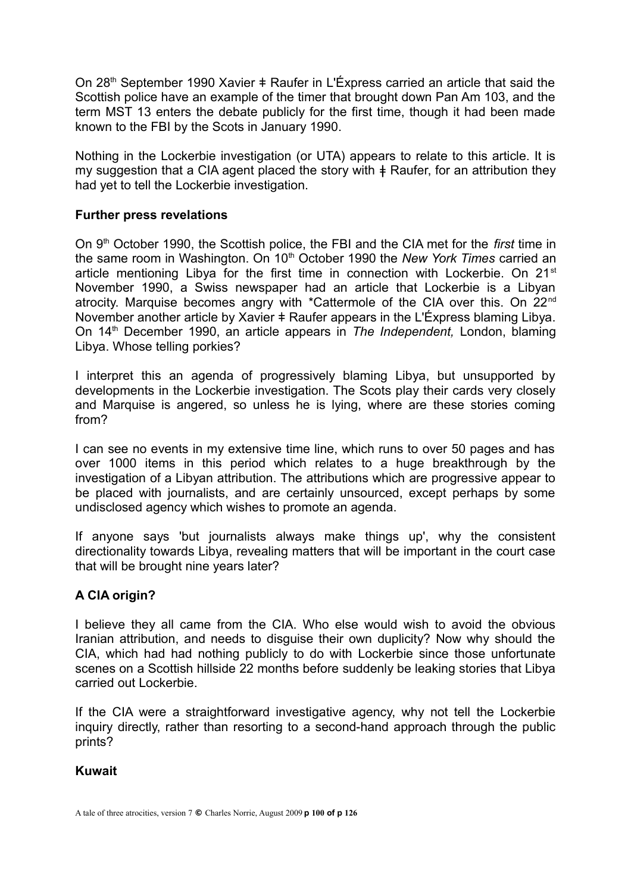On 28th September 1990 Xavier ǂ Raufer in L'Éxpress carried an article that said the Scottish police have an example of the timer that brought down Pan Am 103, and the term MST 13 enters the debate publicly for the first time, though it had been made known to the FBI by the Scots in January 1990.

Nothing in the Lockerbie investigation (or UTA) appears to relate to this article. It is my suggestion that a CIA agent placed the story with ǂ Raufer, for an attribution they had yet to tell the Lockerbie investigation.

**Further press revelations**

On 9th October 1990, the Scottish police, the FBI and the CIA met for the *first* time in the same room in Washington. On 10th October 1990 the *New York Times* carried an article mentioning Libya for the first time in connection with Lockerbie. On 21st November 1990, a Swiss newspaper had an article that Lockerbie is a Libyan atrocity. Marquise becomes angry with *Cattermole of the CIA over this. On 22nd November another article by Xavier ǂ Raufer appears in the L'Éxpress blaming Libya. On 14th December 1990, an article appears in *The Independent,* London, blaming Libya. Whose telling porkies?

I interpret this an agenda of progressively blaming Libya, but unsupported by developments in the Lockerbie investigation. The Scots play their cards very closely and Marquise is angered, so unless he is lying, where are these stories coming from?

I can see no events in my extensive time line, which runs to over 50 pages and has over 1000 items in this period which relates to a huge breakthrough by the investigation of a Libyan attribution. The attributions which are progressive appear to be placed with journalists, and are certainly unsourced, except perhaps by some undisclosed agency which wishes to promote an agenda.

If anyone says 'but journalists always make things up', why the consistent directionality towards Libya, revealing matters that will be important in the court case that will be brought nine years later?

**A CIA origin?**

I believe they all came from the CIA. Who else would wish to avoid the obvious Iranian attribution, and needs to disguise their own duplicity? Now why should the CIA, which had had nothing publicly to do with Lockerbie since those unfortunate scenes on a Scottish hillside 22 months before suddenly be leaking stories that Libya carried out Lockerbie.

If the CIA were a straightforward investigative agency, why not tell the Lockerbie inquiry directly, rather than resorting to a second-hand approach through the public prints?

**Kuwait**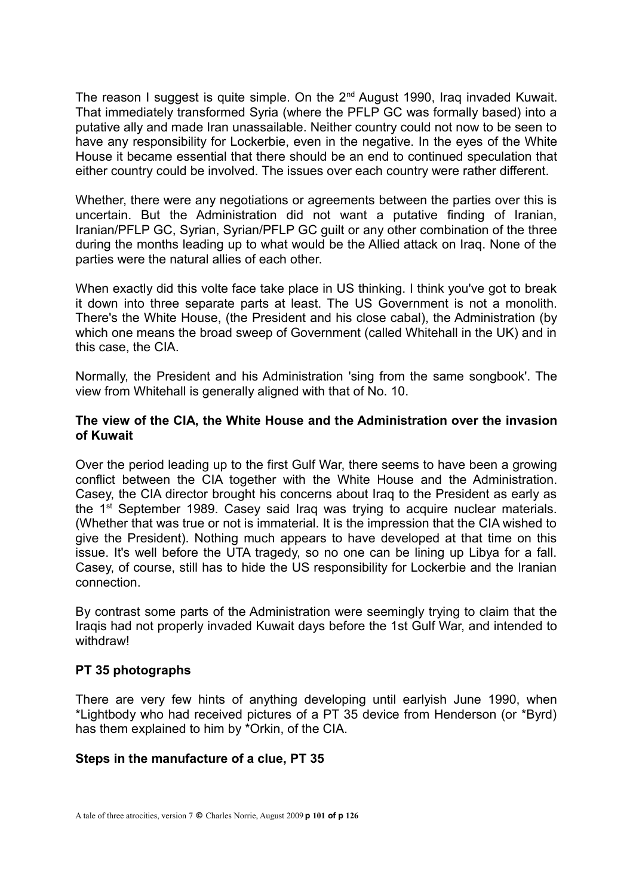The reason I suggest is quite simple. On the 2nd August 1990, Iraq invaded Kuwait. That immediately transformed Syria (where the PFLP GC was formally based) into a putative ally and made Iran unassailable. Neither country could not now to be seen to have any responsibility for Lockerbie, even in the negative. In the eyes of the White House it became essential that there should be an end to continued speculation that either country could be involved. The issues over each country were rather different.

Whether, there were any negotiations or agreements between the parties over this is uncertain. But the Administration did not want a putative finding of Iranian, Iranian/PFLP GC, Syrian, Syrian/PFLP GC guilt or any other combination of the three during the months leading up to what would be the Allied attack on Iraq. None of the parties were the natural allies of each other.

When exactly did this volte face take place in US thinking. I think you've got to break it down into three separate parts at least. The US Government is not a monolith. There's the White House, (the President and his close cabal), the Administration (by which one means the broad sweep of Government (called Whitehall in the UK) and in this case, the CIA.

Normally, the President and his Administration 'sing from the same songbook'. The view from Whitehall is generally aligned with that of No. 10.

**The view of the CIA, the White House and the Administration over the invasion of Kuwait**

Over the period leading up to the first Gulf War, there seems to have been a growing conflict between the CIA together with the White House and the Administration. Casey, the CIA director brought his concerns about Iraq to the President as early as the 1st September 1989. Casey said Iraq was trying to acquire nuclear materials. (Whether that was true or not is immaterial. It is the impression that the CIA wished to give the President). Nothing much appears to have developed at that time on this issue. It's well before the UTA tragedy, so no one can be lining up Libya for a fall. Casey, of course, still has to hide the US responsibility for Lockerbie and the Iranian connection.

By contrast some parts of the Administration were seemingly trying to claim that the Iraqis had not properly invaded Kuwait days before the 1st Gulf War, and intended to withdraw!

**PT 35 photographs**

There are very few hints of anything developing until earlyish June 1990, when *Lightbody who had received pictures of a PT 35 device from Henderson (or *Byrd) has them explained to him by *Orkin, of the CIA.

**Steps in the manufacture of a clue, PT 35**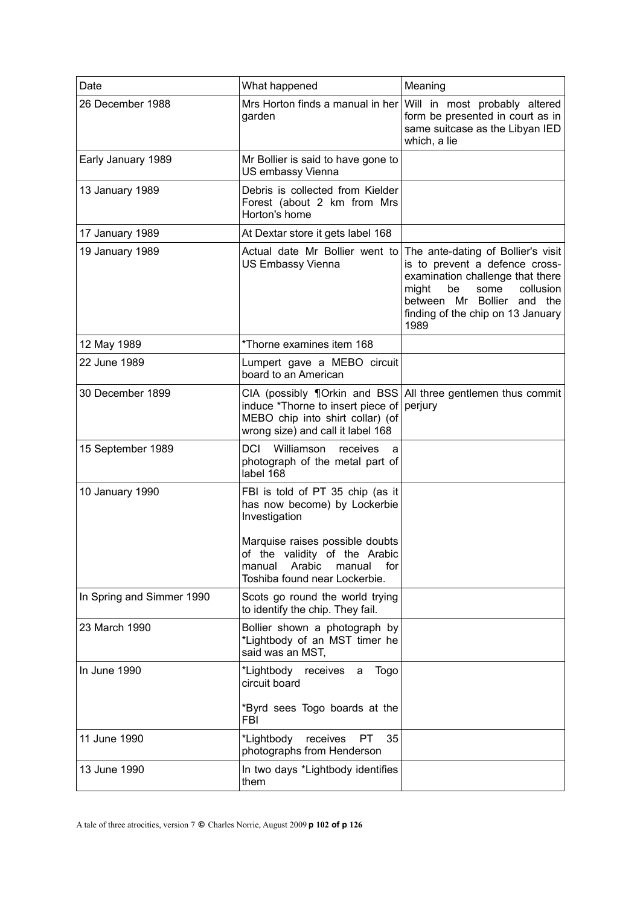| Date | What happened | Meaning |
|---|---|---|
| 26 December 1988 | Mrs Horton finds a manual in her garden | Will in most probably altered form be presented in court as in same suitcase as the Libyan IED which, a lie |
| Early January 1989 | Mr Bollier is said to have gone to US embassy Vienna | |
| 13 January 1989 | Debris is collected from Kielder Forest (about 2 km from Mrs Horton's home | |
| 17 January 1989 | At Dextar store it gets label 168 | |
| 19 January 1989 | Actual date Mr Bollier went to US Embassy Vienna | The ante-dating of Bollier's visit is to prevent a defence cross-examination challenge that there might be some collusion between Mr Bollier and the finding of the chip on 13 January 1989 |
| 12 May 1989 | *Thorne examines item 168 | |
| 22 June 1989 | Lumpert gave a MEBO circuit board to an American | |
| 30 December 1899 | CIA (possibly ¶Orkin and BSS induce *Thorne to insert piece of MEBO chip into shirt collar) (of wrong size) and call it label 168 | All three gentlemen thus commit perjury |
| 15 September 1989 | DCI Williamson receives a photograph of the metal part of label 168 | |
| 10 January 1990 | FBI is told of PT 35 chip (as it has now become) by Lockerbie Investigation<br><br>Marquise raises possible doubts of the validity of the Arabic manual Arabic manual for Toshiba found near Lockerbie. | |
| In Spring and Simmer 1990 | Scots go round the world trying to identify the chip. They fail. | |
| 23 March 1990 | Bollier shown a photograph by *Lightbody of an MST timer he said was an MST, | |
| In June 1990 | *Lightbody receives a Togo circuit board<br><br>*Byrd sees Togo boards at the FBI | |
| 11 June 1990 | *Lightbody receives PT 35 photographs from Henderson | |
| 13 June 1990 | In two days *Lightbody identifies them | |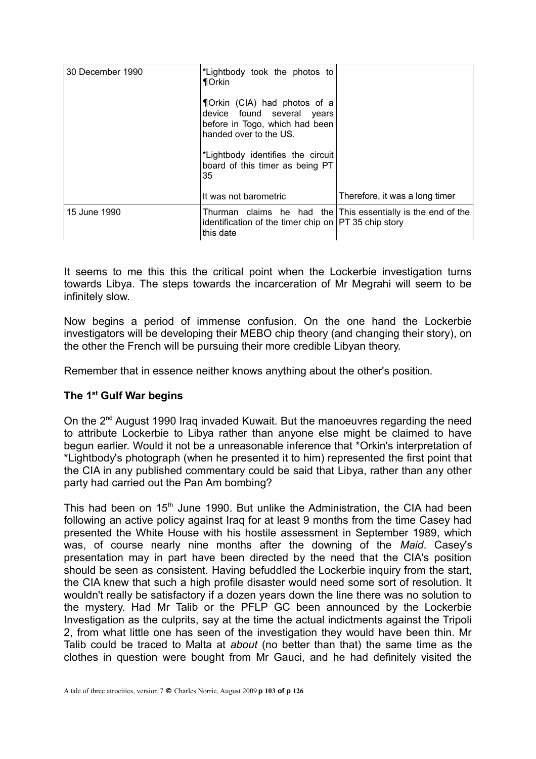| | | |
|---|---|---|
| 30 December 1990 | *Lightbody took the photos to ¶Orkin<br><br>¶Orkin (CIA) had photos of a device found several years before in Togo, which had been handed over to the US.<br><br>*Lightbody identifies the circuit board of this timer as being PT 35<br><br>It was not barometric | <br><br><br><br><br><br><br><br><br><br>Therefore, it was a long timer |
| 15 June 1990 | Thurman claims he had the identification of the timer chip on this date | This essentially is the end of the PT 35 chip story |

It seems to me this this the critical point when the Lockerbie investigation turns towards Libya. The steps towards the incarceration of Mr Megrahi will seem to be infinitely slow.

Now begins a period of immense confusion. On the one hand the Lockerbie investigators will be developing their MEBO chip theory (and changing their story), on the other the French will be pursuing their more credible Libyan theory.

Remember that in essence neither knows anything about the other's position.

**The 1st Gulf War begins**

On the 2nd August 1990 Iraq invaded Kuwait. But the manoeuvres regarding the need to attribute Lockerbie to Libya rather than anyone else might be claimed to have begun earlier. Would it not be a unreasonable inference that *Orkin's interpretation of *Lightbody's photograph (when he presented it to him) represented the first point that the CIA in any published commentary could be said that Libya, rather than any other party had carried out the Pan Am bombing?

This had been on 15th June 1990. But unlike the Administration, the CIA had been following an active policy against Iraq for at least 9 months from the time Casey had presented the White House with his hostile assessment in September 1989, which was, of course nearly nine months after the downing of the *Maid*. Casey's presentation may in part have been directed by the need that the CIA's position should be seen as consistent. Having befuddled the Lockerbie inquiry from the start, the CIA knew that such a high profile disaster would need some sort of resolution. It wouldn't really be satisfactory if a dozen years down the line there was no solution to the mystery. Had Mr Talib or the PFLP GC been announced by the Lockerbie Investigation as the culprits, say at the time the actual indictments against the Tripoli 2, from what little one has seen of the investigation they would have been thin. Mr Talib could be traced to Malta at *about* (no better than that) the same time as the clothes in question were bought from Mr Gauci, and he had definitely visited the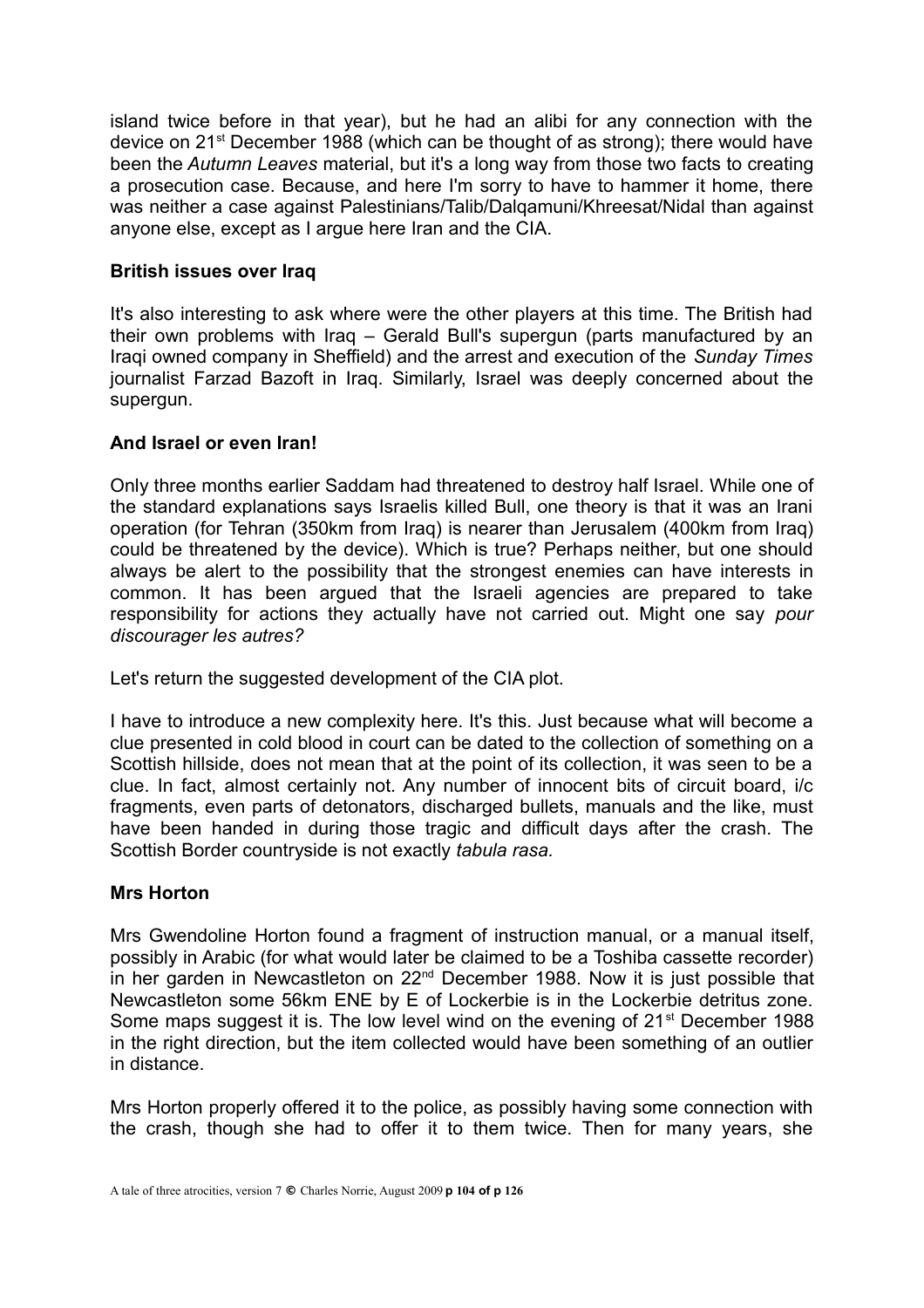island twice before in that year), but he had an alibi for any connection with the device on 21st December 1988 (which can be thought of as strong); there would have been the *Autumn Leaves* material, but it's a long way from those two facts to creating a prosecution case. Because, and here I'm sorry to have to hammer it home, there was neither a case against Palestinians/Talib/Dalqamuni/Khreesat/Nidal than against anyone else, except as I argue here Iran and the CIA.

**British issues over Iraq**

It's also interesting to ask where were the other players at this time. The British had their own problems with Iraq – Gerald Bull's supergun (parts manufactured by an Iraqi owned company in Sheffield) and the arrest and execution of the *Sunday Times* journalist Farzad Bazoft in Iraq. Similarly, Israel was deeply concerned about the supergun.

**And Israel or even Iran!**

Only three months earlier Saddam had threatened to destroy half Israel. While one of the standard explanations says Israelis killed Bull, one theory is that it was an Irani operation (for Tehran (350km from Iraq) is nearer than Jerusalem (400km from Iraq) could be threatened by the device). Which is true? Perhaps neither, but one should always be alert to the possibility that the strongest enemies can have interests in common. It has been argued that the Israeli agencies are prepared to take responsibility for actions they actually have not carried out. Might one say *pour discourager les autres?*

Let's return the suggested development of the CIA plot.

I have to introduce a new complexity here. It's this. Just because what will become a clue presented in cold blood in court can be dated to the collection of something on a Scottish hillside, does not mean that at the point of its collection, it was seen to be a clue. In fact, almost certainly not. Any number of innocent bits of circuit board, i/c fragments, even parts of detonators, discharged bullets, manuals and the like, must have been handed in during those tragic and difficult days after the crash. The Scottish Border countryside is not exactly *tabula rasa.*

**Mrs Horton**

Mrs Gwendoline Horton found a fragment of instruction manual, or a manual itself, possibly in Arabic (for what would later be claimed to be a Toshiba cassette recorder) in her garden in Newcastleton on 22nd December 1988. Now it is just possible that Newcastleton some 56km ENE by E of Lockerbie is in the Lockerbie detritus zone. Some maps suggest it is. The low level wind on the evening of 21st December 1988 in the right direction, but the item collected would have been something of an outlier in distance.

Mrs Horton properly offered it to the police, as possibly having some connection with the crash, though she had to offer it to them twice. Then for many years, she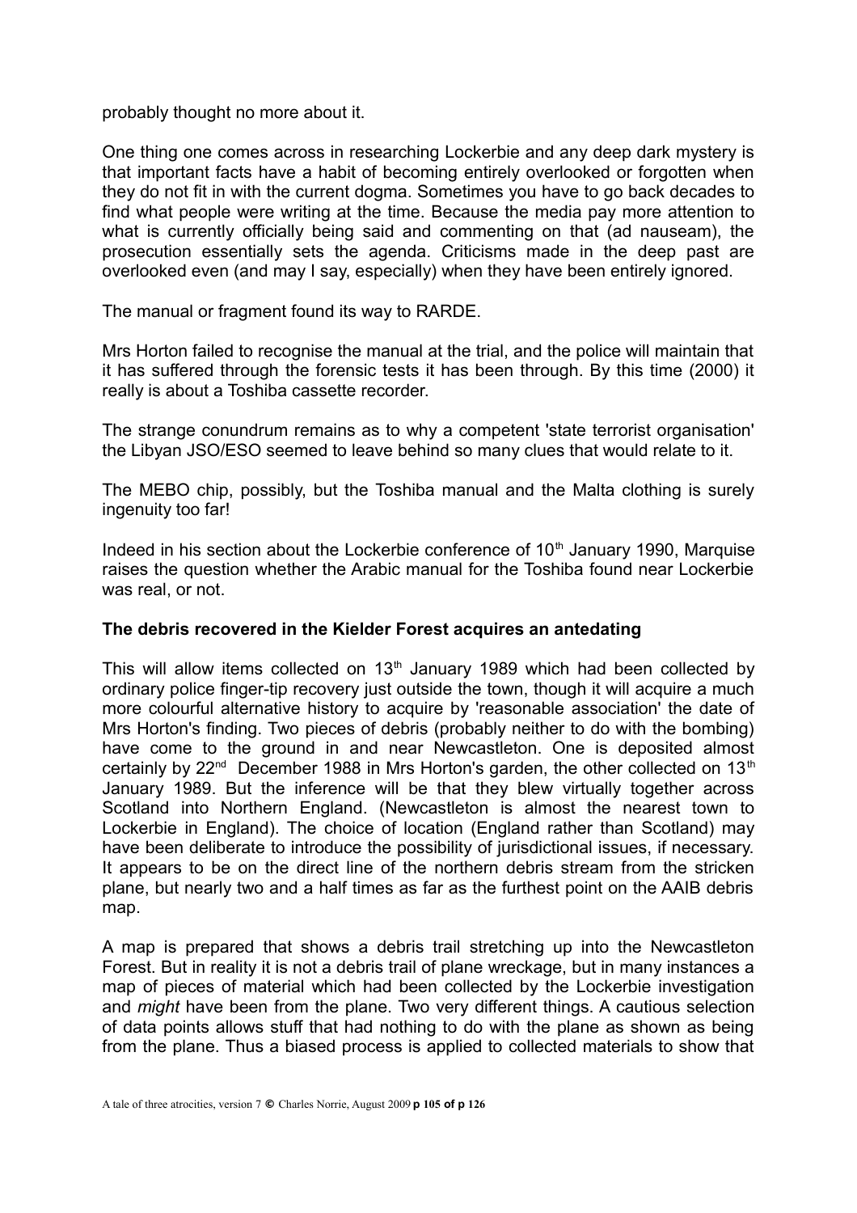probably thought no more about it.

One thing one comes across in researching Lockerbie and any deep dark mystery is that important facts have a habit of becoming entirely overlooked or forgotten when they do not fit in with the current dogma. Sometimes you have to go back decades to find what people were writing at the time. Because the media pay more attention to what is currently officially being said and commenting on that (ad nauseam), the prosecution essentially sets the agenda. Criticisms made in the deep past are overlooked even (and may I say, especially) when they have been entirely ignored.

The manual or fragment found its way to RARDE.

Mrs Horton failed to recognise the manual at the trial, and the police will maintain that it has suffered through the forensic tests it has been through. By this time (2000) it really is about a Toshiba cassette recorder.

The strange conundrum remains as to why a competent 'state terrorist organisation' the Libyan JSO/ESO seemed to leave behind so many clues that would relate to it.

The MEBO chip, possibly, but the Toshiba manual and the Malta clothing is surely ingenuity too far!

Indeed in his section about the Lockerbie conference of 10th January 1990, Marquise raises the question whether the Arabic manual for the Toshiba found near Lockerbie was real, or not.

**The debris recovered in the Kielder Forest acquires an antedating**

This will allow items collected on 13th January 1989 which had been collected by ordinary police finger-tip recovery just outside the town, though it will acquire a much more colourful alternative history to acquire by 'reasonable association' the date of Mrs Horton's finding. Two pieces of debris (probably neither to do with the bombing) have come to the ground in and near Newcastleton. One is deposited almost certainly by 22nd December 1988 in Mrs Horton's garden, the other collected on 13th January 1989. But the inference will be that they blew virtually together across Scotland into Northern England. (Newcastleton is almost the nearest town to Lockerbie in England). The choice of location (England rather than Scotland) may have been deliberate to introduce the possibility of jurisdictional issues, if necessary. It appears to be on the direct line of the northern debris stream from the stricken plane, but nearly two and a half times as far as the furthest point on the AAIB debris map.

A map is prepared that shows a debris trail stretching up into the Newcastleton Forest. But in reality it is not a debris trail of plane wreckage, but in many instances a map of pieces of material which had been collected by the Lockerbie investigation and *might* have been from the plane. Two very different things. A cautious selection of data points allows stuff that had nothing to do with the plane as shown as being from the plane. Thus a biased process is applied to collected materials to show that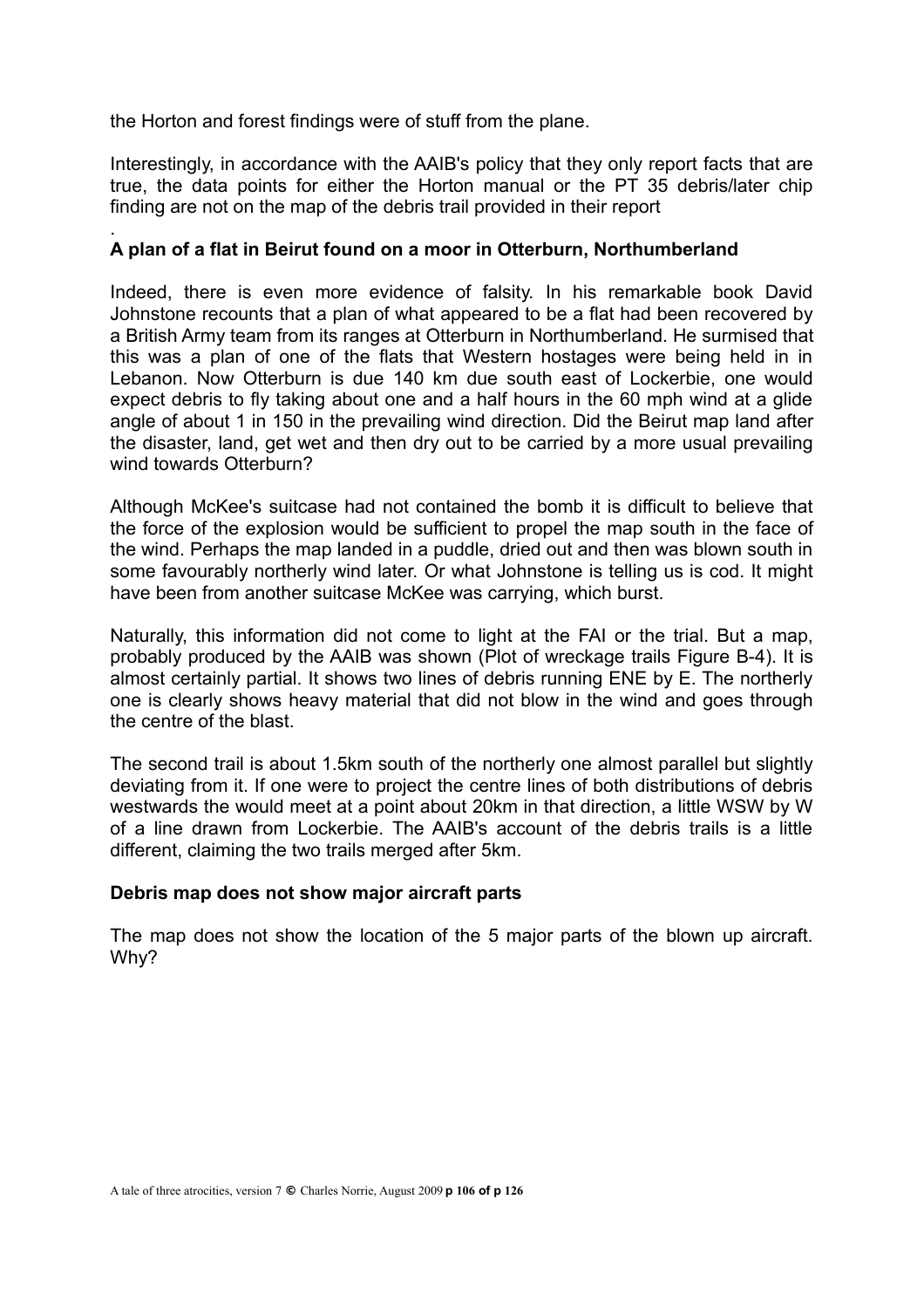the Horton and forest findings were of stuff from the plane.

Interestingly, in accordance with the AAIB's policy that they only report facts that are true, the data points for either the Horton manual or the PT 35 debris/later chip finding are not on the map of the debris trail provided in their report

.

**A plan of a flat in Beirut found on a moor in Otterburn, Northumberland**

Indeed, there is even more evidence of falsity. In his remarkable book David Johnstone recounts that a plan of what appeared to be a flat had been recovered by a British Army team from its ranges at Otterburn in Northumberland. He surmised that this was a plan of one of the flats that Western hostages were being held in in Lebanon. Now Otterburn is due 140 km due south east of Lockerbie, one would expect debris to fly taking about one and a half hours in the 60 mph wind at a glide angle of about 1 in 150 in the prevailing wind direction. Did the Beirut map land after the disaster, land, get wet and then dry out to be carried by a more usual prevailing wind towards Otterburn?

Although McKee's suitcase had not contained the bomb it is difficult to believe that the force of the explosion would be sufficient to propel the map south in the face of the wind. Perhaps the map landed in a puddle, dried out and then was blown south in some favourably northerly wind later. Or what Johnstone is telling us is cod. It might have been from another suitcase McKee was carrying, which burst.

Naturally, this information did not come to light at the FAI or the trial. But a map, probably produced by the AAIB was shown (Plot of wreckage trails Figure B-4). It is almost certainly partial. It shows two lines of debris running ENE by E. The northerly one is clearly shows heavy material that did not blow in the wind and goes through the centre of the blast.

The second trail is about 1.5km south of the northerly one almost parallel but slightly deviating from it. If one were to project the centre lines of both distributions of debris westwards the would meet at a point about 20km in that direction, a little WSW by W of a line drawn from Lockerbie. The AAIB's account of the debris trails is a little different, claiming the two trails merged after 5km.

**Debris map does not show major aircraft parts**

The map does not show the location of the 5 major parts of the blown up aircraft. Why?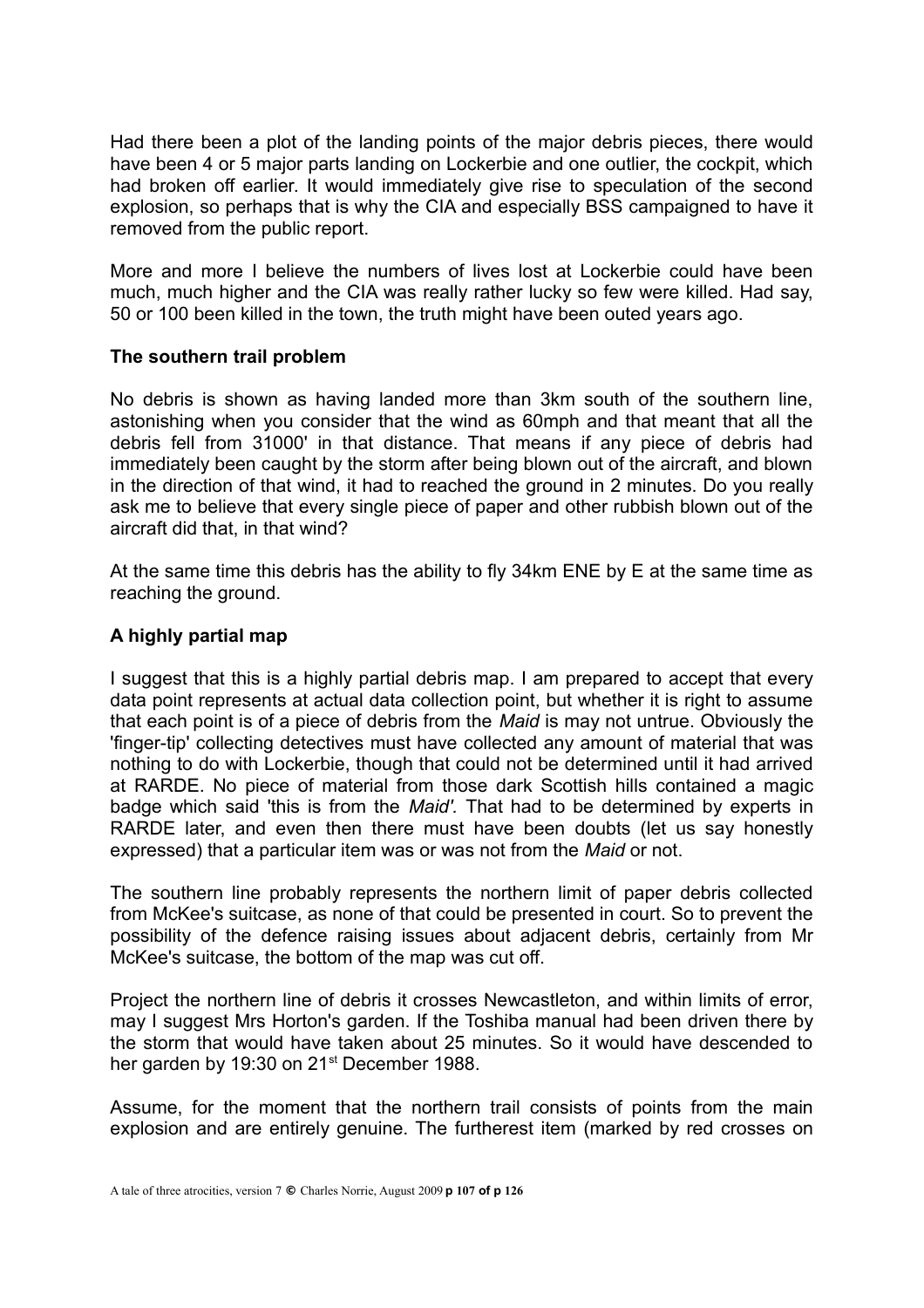Had there been a plot of the landing points of the major debris pieces, there would have been 4 or 5 major parts landing on Lockerbie and one outlier, the cockpit, which had broken off earlier. It would immediately give rise to speculation of the second explosion, so perhaps that is why the CIA and especially BSS campaigned to have it removed from the public report.

More and more I believe the numbers of lives lost at Lockerbie could have been much, much higher and the CIA was really rather lucky so few were killed. Had say, 50 or 100 been killed in the town, the truth might have been outed years ago.

### The southern trail problem

No debris is shown as having landed more than 3km south of the southern line, astonishing when you consider that the wind as 60mph and that meant that all the debris fell from 31000' in that distance. That means if any piece of debris had immediately been caught by the storm after being blown out of the aircraft, and blown in the direction of that wind, it had to reached the ground in 2 minutes. Do you really ask me to believe that every single piece of paper and other rubbish blown out of the aircraft did that, in that wind?

At the same time this debris has the ability to fly 34km ENE by E at the same time as reaching the ground.

### A highly partial map

I suggest that this is a highly partial debris map. I am prepared to accept that every data point represents at actual data collection point, but whether it is right to assume that each point is of a piece of debris from the *Maid* is may not untrue. Obviously the 'finger-tip' collecting detectives must have collected any amount of material that was nothing to do with Lockerbie, though that could not be determined until it had arrived at RARDE. No piece of material from those dark Scottish hills contained a magic badge which said 'this is from the *Maid'.* That had to be determined by experts in RARDE later, and even then there must have been doubts (let us say honestly expressed) that a particular item was or was not from the *Maid* or not.

The southern line probably represents the northern limit of paper debris collected from McKee's suitcase, as none of that could be presented in court. So to prevent the possibility of the defence raising issues about adjacent debris, certainly from Mr McKee's suitcase, the bottom of the map was cut off.

Project the northern line of debris it crosses Newcastleton, and within limits of error, may I suggest Mrs Horton's garden. If the Toshiba manual had been driven there by the storm that would have taken about 25 minutes. So it would have descended to her garden by 19:30 on 21st December 1988.

Assume, for the moment that the northern trail consists of points from the main explosion and are entirely genuine. The furtherest item (marked by red crosses on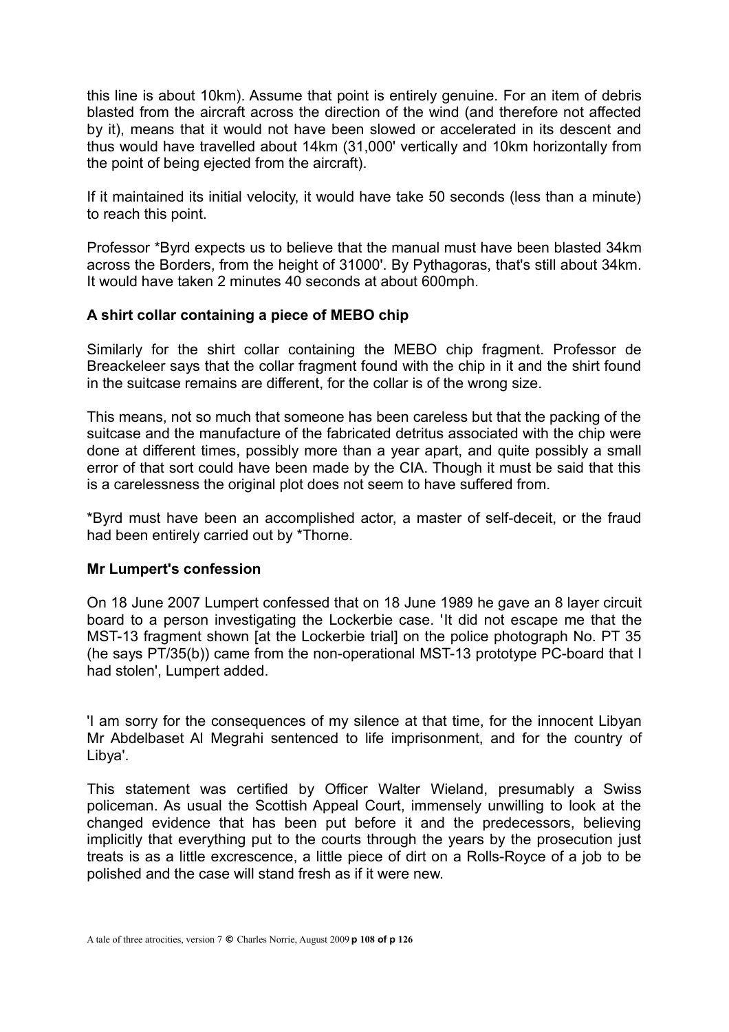this line is about 10km). Assume that point is entirely genuine. For an item of debris blasted from the aircraft across the direction of the wind (and therefore not affected by it), means that it would not have been slowed or accelerated in its descent and thus would have travelled about 14km (31,000' vertically and 10km horizontally from the point of being ejected from the aircraft).

If it maintained its initial velocity, it would have take 50 seconds (less than a minute) to reach this point.

Professor *Byrd expects us to believe that the manual must have been blasted 34km across the Borders, from the height of 31000'. By Pythagoras, that's still about 34km. It would have taken 2 minutes 40 seconds at about 600mph.

### A shirt collar containing a piece of MEBO chip

Similarly for the shirt collar containing the MEBO chip fragment. Professor de Breackeleer says that the collar fragment found with the chip in it and the shirt found in the suitcase remains are different, for the collar is of the wrong size.

This means, not so much that someone has been careless but that the packing of the suitcase and the manufacture of the fabricated detritus associated with the chip were done at different times, possibly more than a year apart, and quite possibly a small error of that sort could have been made by the CIA. Though it must be said that this is a carelessness the original plot does not seem to have suffered from.

*Byrd must have been an accomplished actor, a master of self-deceit, or the fraud had been entirely carried out by *Thorne.

### Mr Lumpert's confession

On 18 June 2007 Lumpert confessed that on 18 June 1989 he gave an 8 layer circuit board to a person investigating the Lockerbie case. 'It did not escape me that the MST-13 fragment shown [at the Lockerbie trial] on the police photograph No. PT 35 (he says PT/35(b)) came from the non-operational MST-13 prototype PC-board that I had stolen', Lumpert added.

'I am sorry for the consequences of my silence at that time, for the innocent Libyan Mr Abdelbaset Al Megrahi sentenced to life imprisonment, and for the country of Libya'.

This statement was certified by Officer Walter Wieland, presumably a Swiss policeman. As usual the Scottish Appeal Court, immensely unwilling to look at the changed evidence that has been put before it and the predecessors, believing implicitly that everything put to the courts through the years by the prosecution just treats is as a little excrescence, a little piece of dirt on a Rolls-Royce of a job to be polished and the case will stand fresh as if it were new.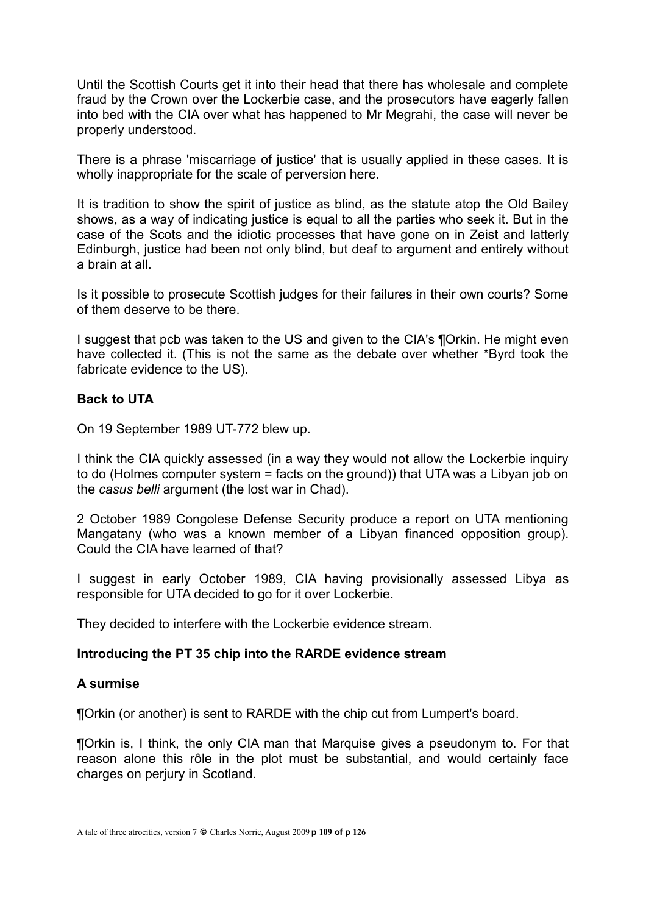Until the Scottish Courts get it into their head that there has wholesale and complete fraud by the Crown over the Lockerbie case, and the prosecutors have eagerly fallen into bed with the CIA over what has happened to Mr Megrahi, the case will never be properly understood.

There is a phrase 'miscarriage of justice' that is usually applied in these cases. It is wholly inappropriate for the scale of perversion here.

It is tradition to show the spirit of justice as blind, as the statute atop the Old Bailey shows, as a way of indicating justice is equal to all the parties who seek it. But in the case of the Scots and the idiotic processes that have gone on in Zeist and latterly Edinburgh, justice had been not only blind, but deaf to argument and entirely without a brain at all.

Is it possible to prosecute Scottish judges for their failures in their own courts? Some of them deserve to be there.

I suggest that pcb was taken to the US and given to the CIA's ¶Orkin. He might even have collected it. (This is not the same as the debate over whether *Byrd took the fabricate evidence to the US).

**Back to UTA**

On 19 September 1989 UT-772 blew up.

I think the CIA quickly assessed (in a way they would not allow the Lockerbie inquiry to do (Holmes computer system = facts on the ground)) that UTA was a Libyan job on the *casus belli* argument (the lost war in Chad).

2 October 1989 Congolese Defense Security produce a report on UTA mentioning Mangatany (who was a known member of a Libyan financed opposition group). Could the CIA have learned of that?

I suggest in early October 1989, CIA having provisionally assessed Libya as responsible for UTA decided to go for it over Lockerbie.

They decided to interfere with the Lockerbie evidence stream.

**Introducing the PT 35 chip into the RARDE evidence stream**

**A surmise**

¶Orkin (or another) is sent to RARDE with the chip cut from Lumpert's board.

¶Orkin is, I think, the only CIA man that Marquise gives a pseudonym to. For that reason alone this rôle in the plot must be substantial, and would certainly face charges on perjury in Scotland.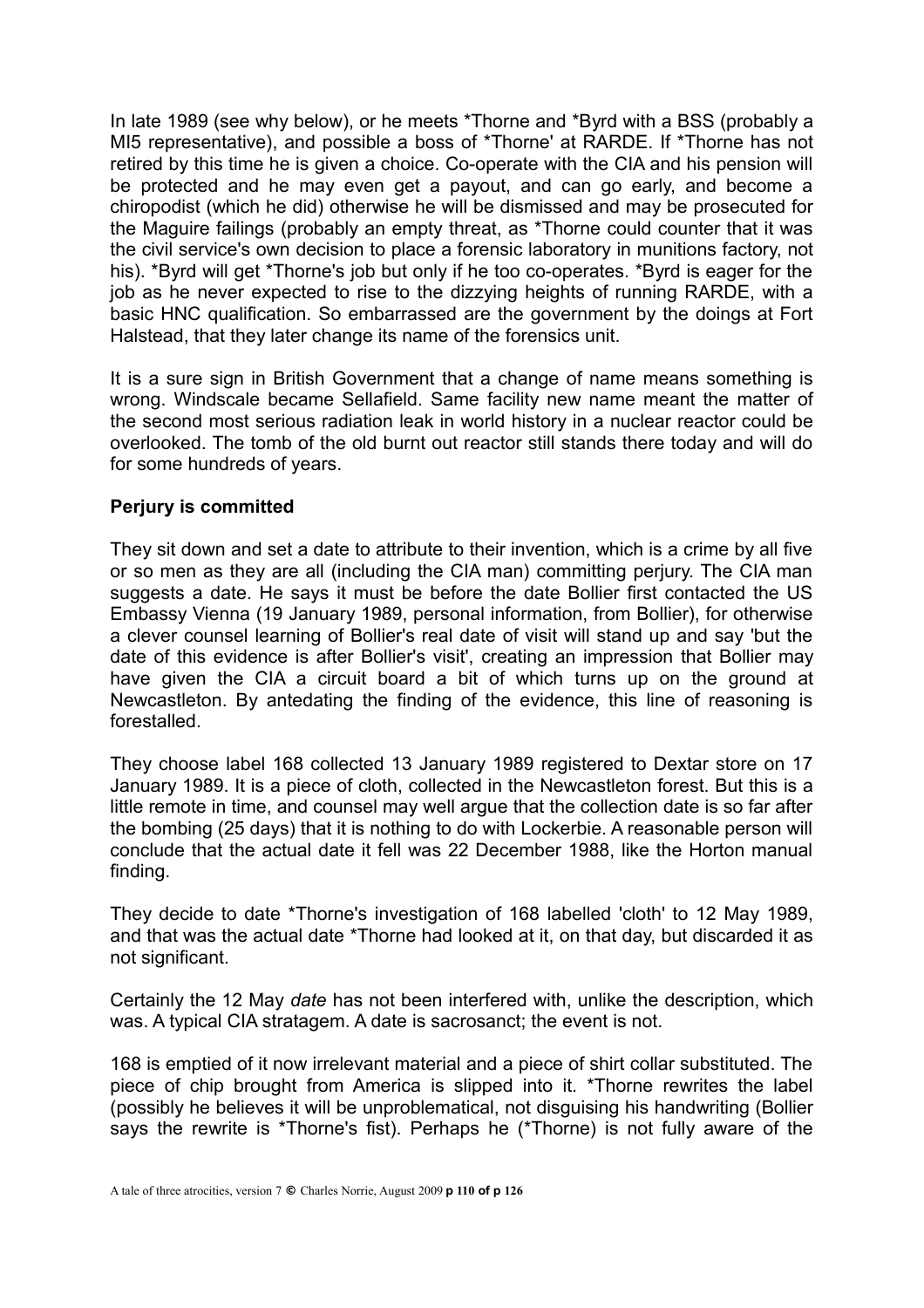In late 1989 (see why below), or he meets *Thorne and *Byrd with a BSS (probably a MI5 representative), and possible a boss of *Thorne' at RARDE. If *Thorne has not retired by this time he is given a choice. Co-operate with the CIA and his pension will be protected and he may even get a payout, and can go early, and become a chiropodist (which he did) otherwise he will be dismissed and may be prosecuted for the Maguire failings (probably an empty threat, as *Thorne could counter that it was the civil service's own decision to place a forensic laboratory in munitions factory, not his). *Byrd will get *Thorne's job but only if he too co-operates. *Byrd is eager for the job as he never expected to rise to the dizzying heights of running RARDE, with a basic HNC qualification. So embarrassed are the government by the doings at Fort Halstead, that they later change its name of the forensics unit.

It is a sure sign in British Government that a change of name means something is wrong. Windscale became Sellafield. Same facility new name meant the matter of the second most serious radiation leak in world history in a nuclear reactor could be overlooked. The tomb of the old burnt out reactor still stands there today and will do for some hundreds of years.

**Perjury is committed**

They sit down and set a date to attribute to their invention, which is a crime by all five or so men as they are all (including the CIA man) committing perjury. The CIA man suggests a date. He says it must be before the date Bollier first contacted the US Embassy Vienna (19 January 1989, personal information, from Bollier), for otherwise a clever counsel learning of Bollier's real date of visit will stand up and say 'but the date of this evidence is after Bollier's visit', creating an impression that Bollier may have given the CIA a circuit board a bit of which turns up on the ground at Newcastleton. By antedating the finding of the evidence, this line of reasoning is forestalled.

They choose label 168 collected 13 January 1989 registered to Dextar store on 17 January 1989. It is a piece of cloth, collected in the Newcastleton forest. But this is a little remote in time, and counsel may well argue that the collection date is so far after the bombing (25 days) that it is nothing to do with Lockerbie. A reasonable person will conclude that the actual date it fell was 22 December 1988, like the Horton manual finding.

They decide to date *Thorne's investigation of 168 labelled 'cloth' to 12 May 1989, and that was the actual date *Thorne had looked at it, on that day, but discarded it as not significant.

Certainly the 12 May *date* has not been interfered with, unlike the description, which was. A typical CIA stratagem. A date is sacrosanct; the event is not.

168 is emptied of it now irrelevant material and a piece of shirt collar substituted. The piece of chip brought from America is slipped into it. *Thorne rewrites the label (possibly he believes it will be unproblematical, not disguising his handwriting (Bollier says the rewrite is *Thorne's fist). Perhaps he (*Thorne) is not fully aware of the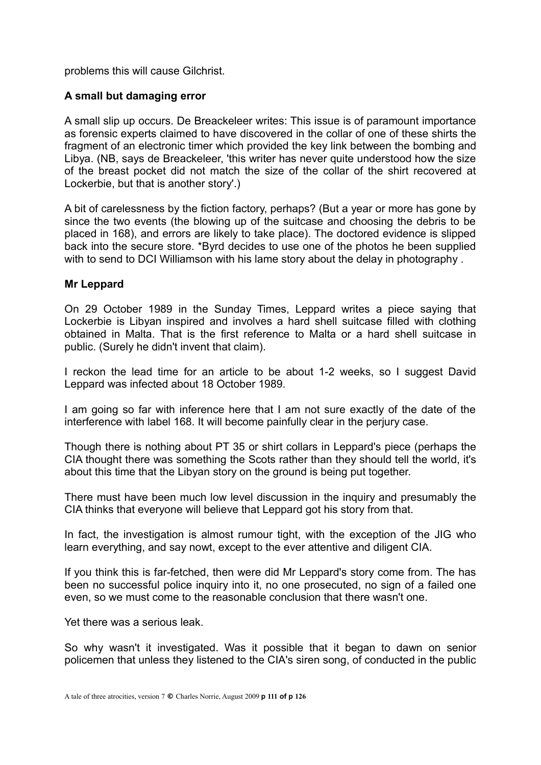problems this will cause Gilchrist.

**A small but damaging error**

A small slip up occurs. De Breackeleer writes: This issue is of paramount importance as forensic experts claimed to have discovered in the collar of one of these shirts the fragment of an electronic timer which provided the key link between the bombing and Libya. (NB, says de Breackeleer, 'this writer has never quite understood how the size of the breast pocket did not match the size of the collar of the shirt recovered at Lockerbie, but that is another story'.)

A bit of carelessness by the fiction factory, perhaps? (But a year or more has gone by since the two events (the blowing up of the suitcase and choosing the debris to be placed in 168), and errors are likely to take place). The doctored evidence is slipped back into the secure store. *Byrd decides to use one of the photos he been supplied with to send to DCI Williamson with his lame story about the delay in photography .

**Mr Leppard**

On 29 October 1989 in the Sunday Times, Leppard writes a piece saying that Lockerbie is Libyan inspired and involves a hard shell suitcase filled with clothing obtained in Malta. That is the first reference to Malta or a hard shell suitcase in public. (Surely he didn't invent that claim).

I reckon the lead time for an article to be about 1-2 weeks, so I suggest David Leppard was infected about 18 October 1989.

I am going so far with inference here that I am not sure exactly of the date of the interference with label 168. It will become painfully clear in the perjury case.

Though there is nothing about PT 35 or shirt collars in Leppard's piece (perhaps the CIA thought there was something the Scots rather than they should tell the world, it's about this time that the Libyan story on the ground is being put together.

There must have been much low level discussion in the inquiry and presumably the CIA thinks that everyone will believe that Leppard got his story from that.

In fact, the investigation is almost rumour tight, with the exception of the JIG who learn everything, and say nowt, except to the ever attentive and diligent CIA.

If you think this is far-fetched, then were did Mr Leppard's story come from. The has been no successful police inquiry into it, no one prosecuted, no sign of a failed one even, so we must come to the reasonable conclusion that there wasn't one.

Yet there was a serious leak.

So why wasn't it investigated. Was it possible that it began to dawn on senior policemen that unless they listened to the CIA's siren song, of conducted in the public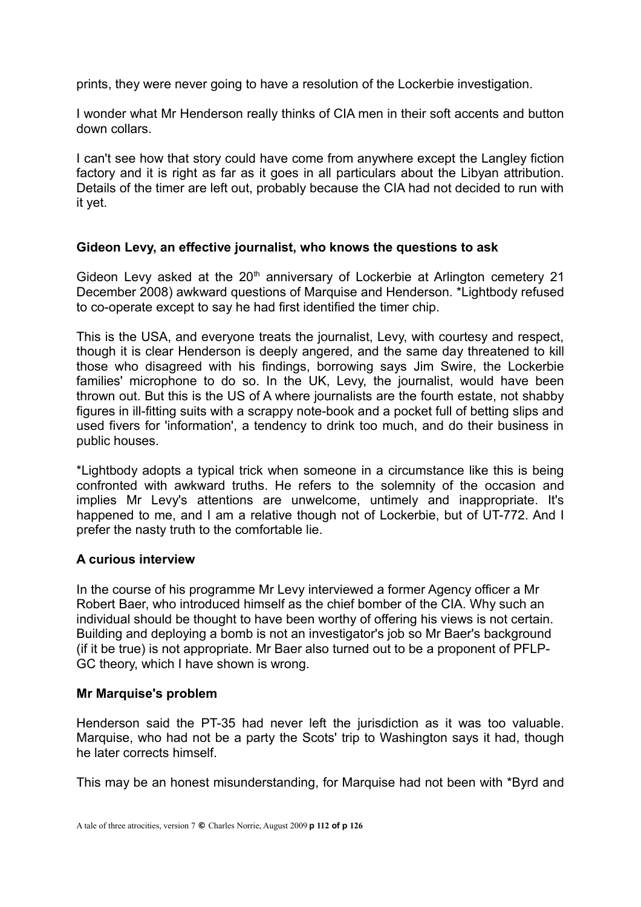prints, they were never going to have a resolution of the Lockerbie investigation.

I wonder what Mr Henderson really thinks of CIA men in their soft accents and button down collars.

I can't see how that story could have come from anywhere except the Langley fiction factory and it is right as far as it goes in all particulars about the Libyan attribution. Details of the timer are left out, probably because the CIA had not decided to run with it yet.

### Gideon Levy, an effective journalist, who knows the questions to ask

Gideon Levy asked at the 20th anniversary of Lockerbie at Arlington cemetery 21 December 2008) awkward questions of Marquise and Henderson. *Lightbody refused to co-operate except to say he had first identified the timer chip.

This is the USA, and everyone treats the journalist, Levy, with courtesy and respect, though it is clear Henderson is deeply angered, and the same day threatened to kill those who disagreed with his findings, borrowing says Jim Swire, the Lockerbie families' microphone to do so. In the UK, Levy, the journalist, would have been thrown out. But this is the US of A where journalists are the fourth estate, not shabby figures in ill-fitting suits with a scrappy note-book and a pocket full of betting slips and used fivers for 'information', a tendency to drink too much, and do their business in public houses.

*Lightbody adopts a typical trick when someone in a circumstance like this is being confronted with awkward truths. He refers to the solemnity of the occasion and implies Mr Levy's attentions are unwelcome, untimely and inappropriate. It's happened to me, and I am a relative though not of Lockerbie, but of UT-772. And I prefer the nasty truth to the comfortable lie.

### A curious interview

In the course of his programme Mr Levy interviewed a former Agency officer a Mr Robert Baer, who introduced himself as the chief bomber of the CIA. Why such an individual should be thought to have been worthy of offering his views is not certain. Building and deploying a bomb is not an investigator's job so Mr Baer's background (if it be true) is not appropriate. Mr Baer also turned out to be a proponent of PFLP-GC theory, which I have shown is wrong.

### Mr Marquise's problem

Henderson said the PT-35 had never left the jurisdiction as it was too valuable. Marquise, who had not be a party the Scots' trip to Washington says it had, though he later corrects himself.

This may be an honest misunderstanding, for Marquise had not been with *Byrd and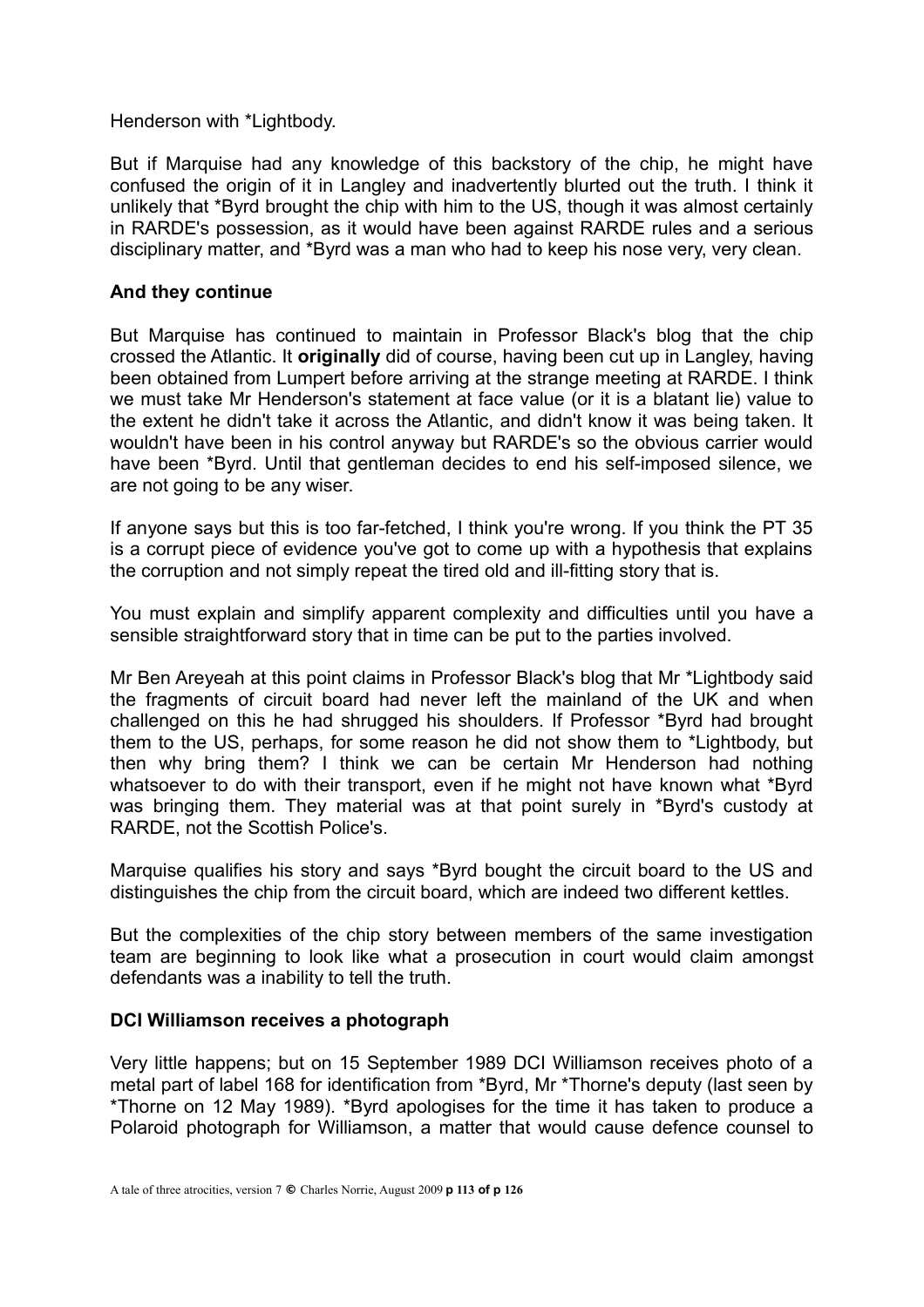Henderson with *Lightbody.

But if Marquise had any knowledge of this backstory of the chip, he might have confused the origin of it in Langley and inadvertently blurted out the truth. I think it unlikely that *Byrd brought the chip with him to the US, though it was almost certainly in RARDE's possession, as it would have been against RARDE rules and a serious disciplinary matter, and *Byrd was a man who had to keep his nose very, very clean.

**And they continue**

But Marquise has continued to maintain in Professor Black's blog that the chip crossed the Atlantic. It **originally** did of course, having been cut up in Langley, having been obtained from Lumpert before arriving at the strange meeting at RARDE. I think we must take Mr Henderson's statement at face value (or it is a blatant lie) value to the extent he didn't take it across the Atlantic, and didn't know it was being taken. It wouldn't have been in his control anyway but RARDE's so the obvious carrier would have been *Byrd. Until that gentleman decides to end his self-imposed silence, we are not going to be any wiser.

If anyone says but this is too far-fetched, I think you're wrong. If you think the PT 35 is a corrupt piece of evidence you've got to come up with a hypothesis that explains the corruption and not simply repeat the tired old and ill-fitting story that is.

You must explain and simplify apparent complexity and difficulties until you have a sensible straightforward story that in time can be put to the parties involved.

Mr Ben Areyeah at this point claims in Professor Black's blog that Mr *Lightbody said the fragments of circuit board had never left the mainland of the UK and when challenged on this he had shrugged his shoulders. If Professor *Byrd had brought them to the US, perhaps, for some reason he did not show them to *Lightbody, but then why bring them? I think we can be certain Mr Henderson had nothing whatsoever to do with their transport, even if he might not have known what *Byrd was bringing them. They material was at that point surely in *Byrd's custody at RARDE, not the Scottish Police's.

Marquise qualifies his story and says *Byrd bought the circuit board to the US and distinguishes the chip from the circuit board, which are indeed two different kettles.

But the complexities of the chip story between members of the same investigation team are beginning to look like what a prosecution in court would claim amongst defendants was a inability to tell the truth.

**DCI Williamson receives a photograph**

Very little happens; but on 15 September 1989 DCI Williamson receives photo of a metal part of label 168 for identification from *Byrd, Mr *Thorne's deputy (last seen by *Thorne on 12 May 1989). *Byrd apologises for the time it has taken to produce a Polaroid photograph for Williamson, a matter that would cause defence counsel to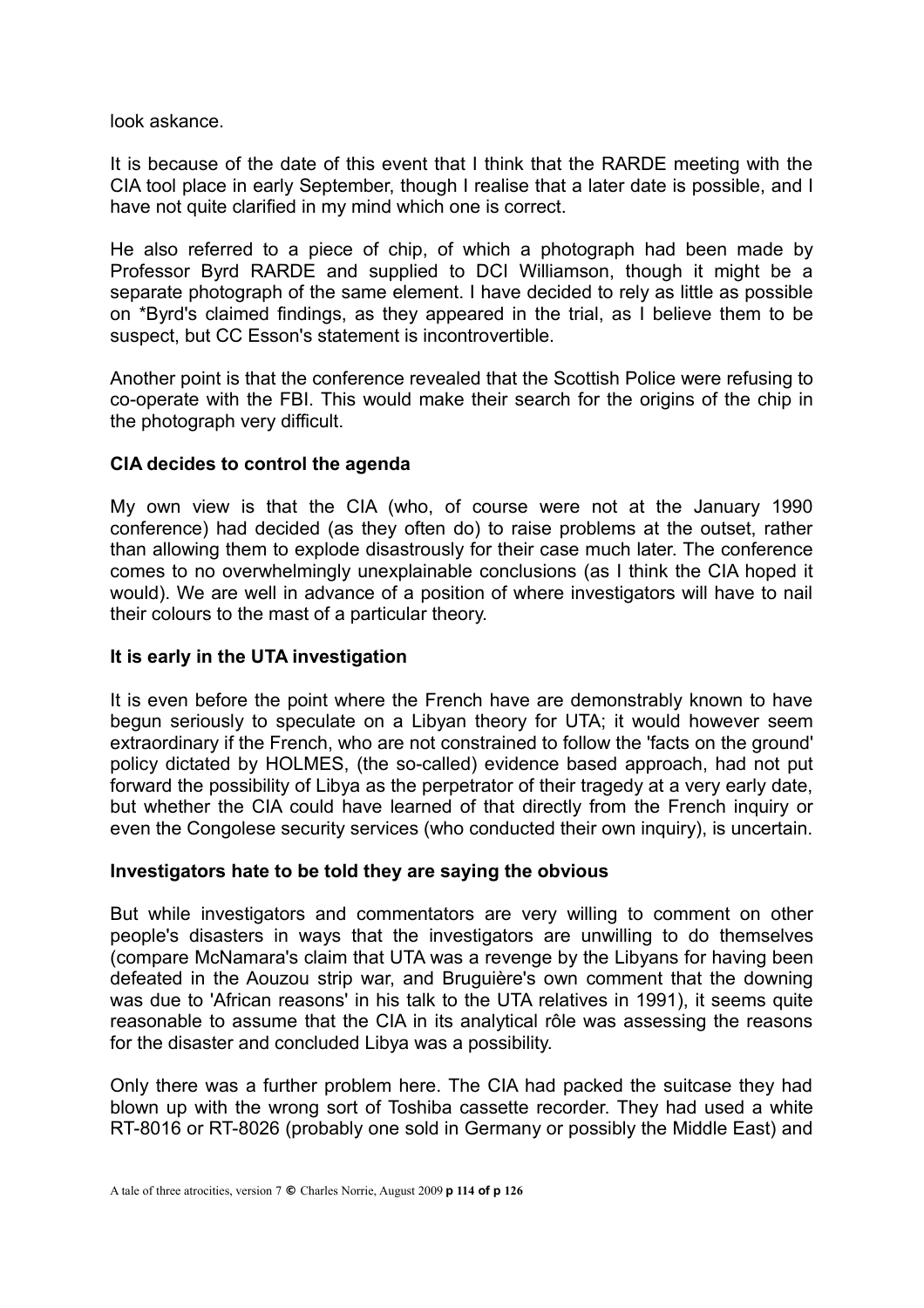look askance.

It is because of the date of this event that I think that the RARDE meeting with the CIA tool place in early September, though I realise that a later date is possible, and I have not quite clarified in my mind which one is correct.

He also referred to a piece of chip, of which a photograph had been made by Professor Byrd RARDE and supplied to DCI Williamson, though it might be a separate photograph of the same element. I have decided to rely as little as possible on *Byrd's claimed findings, as they appeared in the trial, as I believe them to be suspect, but CC Esson's statement is incontrovertible.

Another point is that the conference revealed that the Scottish Police were refusing to co-operate with the FBI. This would make their search for the origins of the chip in the photograph very difficult.

### CIA decides to control the agenda

My own view is that the CIA (who, of course were not at the January 1990 conference) had decided (as they often do) to raise problems at the outset, rather than allowing them to explode disastrously for their case much later. The conference comes to no overwhelmingly unexplainable conclusions (as I think the CIA hoped it would). We are well in advance of a position of where investigators will have to nail their colours to the mast of a particular theory.

### It is early in the UTA investigation

It is even before the point where the French have are demonstrably known to have begun seriously to speculate on a Libyan theory for UTA; it would however seem extraordinary if the French, who are not constrained to follow the 'facts on the ground' policy dictated by HOLMES, (the so-called) evidence based approach, had not put forward the possibility of Libya as the perpetrator of their tragedy at a very early date, but whether the CIA could have learned of that directly from the French inquiry or even the Congolese security services (who conducted their own inquiry), is uncertain.

### Investigators hate to be told they are saying the obvious

But while investigators and commentators are very willing to comment on other people's disasters in ways that the investigators are unwilling to do themselves (compare McNamara's claim that UTA was a revenge by the Libyans for having been defeated in the Aouzou strip war, and Bruguière's own comment that the downing was due to 'African reasons' in his talk to the UTA relatives in 1991), it seems quite reasonable to assume that the CIA in its analytical rôle was assessing the reasons for the disaster and concluded Libya was a possibility.

Only there was a further problem here. The CIA had packed the suitcase they had blown up with the wrong sort of Toshiba cassette recorder. They had used a white RT-8016 or RT-8026 (probably one sold in Germany or possibly the Middle East) and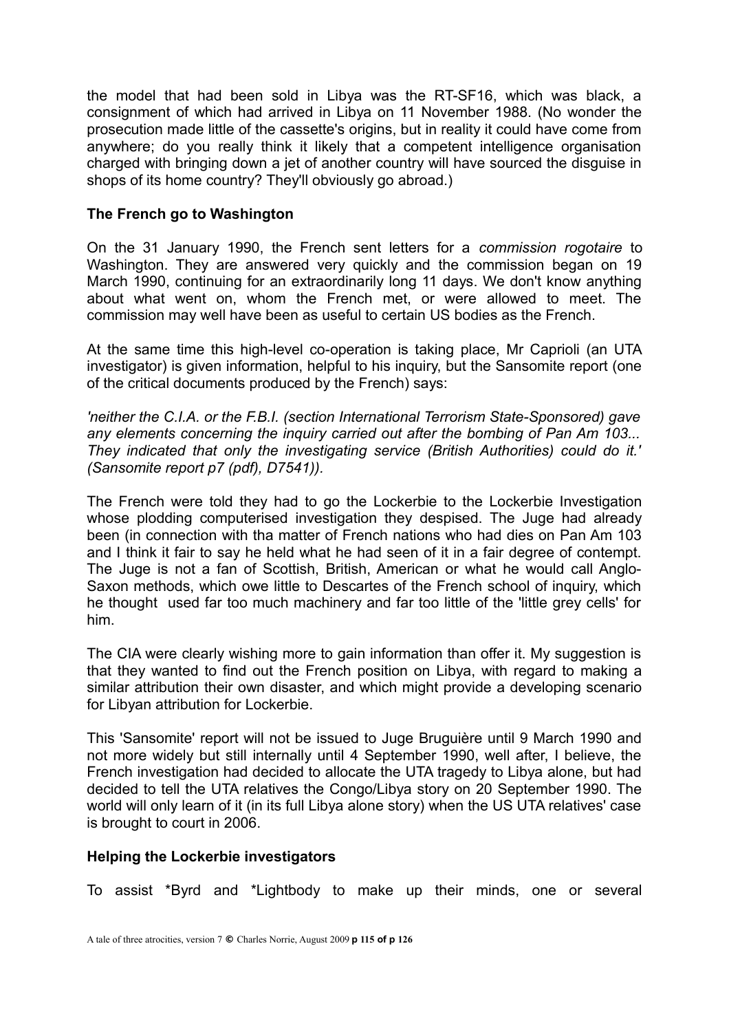the model that had been sold in Libya was the RT-SF16, which was black, a consignment of which had arrived in Libya on 11 November 1988. (No wonder the prosecution made little of the cassette's origins, but in reality it could have come from anywhere; do you really think it likely that a competent intelligence organisation charged with bringing down a jet of another country will have sourced the disguise in shops of its home country? They'll obviously go abroad.)

### The French go to Washington

On the 31 January 1990, the French sent letters for a *commission rogotaire* to Washington. They are answered very quickly and the commission began on 19 March 1990, continuing for an extraordinarily long 11 days. We don't know anything about what went on, whom the French met, or were allowed to meet. The commission may well have been as useful to certain US bodies as the French.

At the same time this high-level co-operation is taking place, Mr Caprioli (an UTA investigator) is given information, helpful to his inquiry, but the Sansomite report (one of the critical documents produced by the French) says:

*'neither the C.I.A. or the F.B.I. (section International Terrorism State-Sponsored) gave any elements concerning the inquiry carried out after the bombing of Pan Am 103... They indicated that only the investigating service (British Authorities) could do it.' (Sansomite report p7 (pdf), D7541)).*

The French were told they had to go the Lockerbie to the Lockerbie Investigation whose plodding computerised investigation they despised. The Juge had already been (in connection with tha matter of French nations who had dies on Pan Am 103 and I think it fair to say he held what he had seen of it in a fair degree of contempt. The Juge is not a fan of Scottish, British, American or what he would call Anglo-Saxon methods, which owe little to Descartes of the French school of inquiry, which he thought used far too much machinery and far too little of the 'little grey cells' for him.

The CIA were clearly wishing more to gain information than offer it. My suggestion is that they wanted to find out the French position on Libya, with regard to making a similar attribution their own disaster, and which might provide a developing scenario for Libyan attribution for Lockerbie.

This 'Sansomite' report will not be issued to Juge Bruguière until 9 March 1990 and not more widely but still internally until 4 September 1990, well after, I believe, the French investigation had decided to allocate the UTA tragedy to Libya alone, but had decided to tell the UTA relatives the Congo/Libya story on 20 September 1990. The world will only learn of it (in its full Libya alone story) when the US UTA relatives' case is brought to court in 2006.

### Helping the Lockerbie investigators

To assist *Byrd and *Lightbody to make up their minds, one or several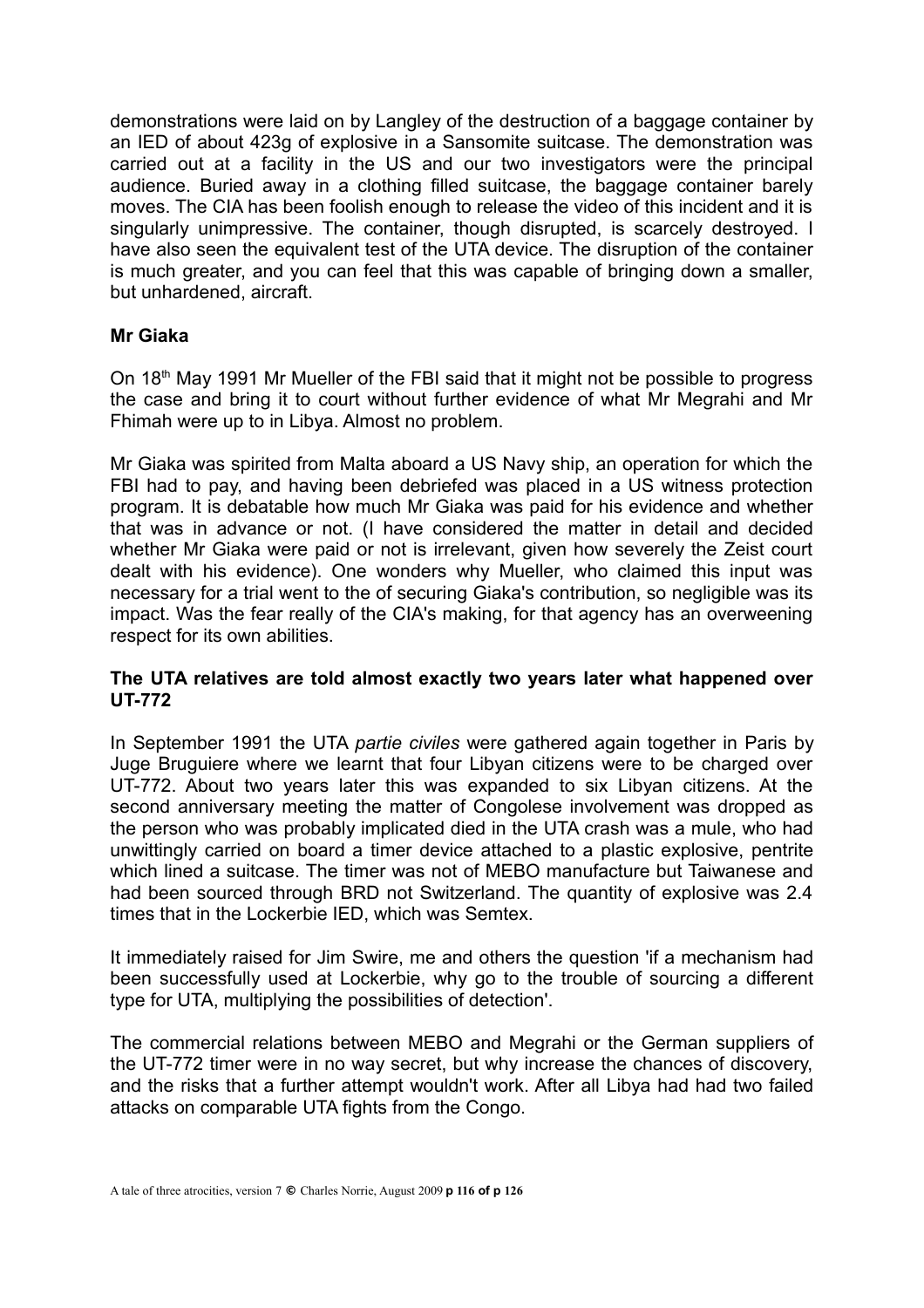demonstrations were laid on by Langley of the destruction of a baggage container by an IED of about 423g of explosive in a Sansomite suitcase. The demonstration was carried out at a facility in the US and our two investigators were the principal audience. Buried away in a clothing filled suitcase, the baggage container barely moves. The CIA has been foolish enough to release the video of this incident and it is singularly unimpressive. The container, though disrupted, is scarcely destroyed. I have also seen the equivalent test of the UTA device. The disruption of the container is much greater, and you can feel that this was capable of bringing down a smaller, but unhardened, aircraft.

**Mr Giaka**

On 18th May 1991 Mr Mueller of the FBI said that it might not be possible to progress the case and bring it to court without further evidence of what Mr Megrahi and Mr Fhimah were up to in Libya. Almost no problem.

Mr Giaka was spirited from Malta aboard a US Navy ship, an operation for which the FBI had to pay, and having been debriefed was placed in a US witness protection program. It is debatable how much Mr Giaka was paid for his evidence and whether that was in advance or not. (I have considered the matter in detail and decided whether Mr Giaka were paid or not is irrelevant, given how severely the Zeist court dealt with his evidence). One wonders why Mueller, who claimed this input was necessary for a trial went to the of securing Giaka's contribution, so negligible was its impact. Was the fear really of the CIA's making, for that agency has an overweening respect for its own abilities.

**The UTA relatives are told almost exactly two years later what happened over UT-772**

In September 1991 the UTA *partie civiles* were gathered again together in Paris by Juge Bruguiere where we learnt that four Libyan citizens were to be charged over UT-772. About two years later this was expanded to six Libyan citizens. At the second anniversary meeting the matter of Congolese involvement was dropped as the person who was probably implicated died in the UTA crash was a mule, who had unwittingly carried on board a timer device attached to a plastic explosive, pentrite which lined a suitcase. The timer was not of MEBO manufacture but Taiwanese and had been sourced through BRD not Switzerland. The quantity of explosive was 2.4 times that in the Lockerbie IED, which was Semtex.

It immediately raised for Jim Swire, me and others the question 'if a mechanism had been successfully used at Lockerbie, why go to the trouble of sourcing a different type for UTA, multiplying the possibilities of detection'.

The commercial relations between MEBO and Megrahi or the German suppliers of the UT-772 timer were in no way secret, but why increase the chances of discovery, and the risks that a further attempt wouldn't work. After all Libya had had two failed attacks on comparable UTA fights from the Congo.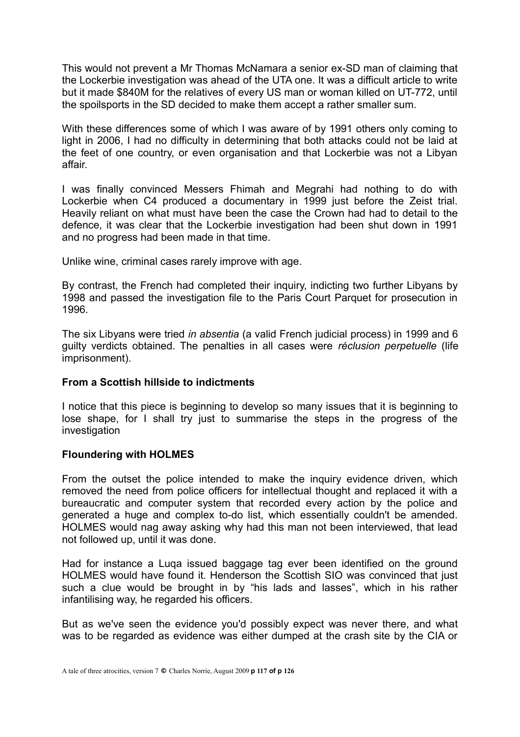This would not prevent a Mr Thomas McNamara a senior ex-SD man of claiming that the Lockerbie investigation was ahead of the UTA one. It was a difficult article to write but it made $840M for the relatives of every US man or woman killed on UT-772, until the spoilsports in the SD decided to make them accept a rather smaller sum.

With these differences some of which I was aware of by 1991 others only coming to light in 2006, I had no difficulty in determining that both attacks could not be laid at the feet of one country, or even organisation and that Lockerbie was not a Libyan affair.

I was finally convinced Messers Fhimah and Megrahi had nothing to do with Lockerbie when C4 produced a documentary in 1999 just before the Zeist trial. Heavily reliant on what must have been the case the Crown had had to detail to the defence, it was clear that the Lockerbie investigation had been shut down in 1991 and no progress had been made in that time.

Unlike wine, criminal cases rarely improve with age.

By contrast, the French had completed their inquiry, indicting two further Libyans by 1998 and passed the investigation file to the Paris Court Parquet for prosecution in 1996.

The six Libyans were tried *in absentia* (a valid French judicial process) in 1999 and 6 guilty verdicts obtained. The penalties in all cases were *réclusion perpetuelle* (life imprisonment).

**From a Scottish hillside to indictments**

I notice that this piece is beginning to develop so many issues that it is beginning to lose shape, for I shall try just to summarise the steps in the progress of the investigation

**Floundering with HOLMES**

From the outset the police intended to make the inquiry evidence driven, which removed the need from police officers for intellectual thought and replaced it with a bureaucratic and computer system that recorded every action by the police and generated a huge and complex to-do list, which essentially couldn't be amended. HOLMES would nag away asking why had this man not been interviewed, that lead not followed up, until it was done.

Had for instance a Luqa issued baggage tag ever been identified on the ground HOLMES would have found it. Henderson the Scottish SIO was convinced that just such a clue would be brought in by "his lads and lasses", which in his rather infantilising way, he regarded his officers.

But as we've seen the evidence you'd possibly expect was never there, and what was to be regarded as evidence was either dumped at the crash site by the CIA or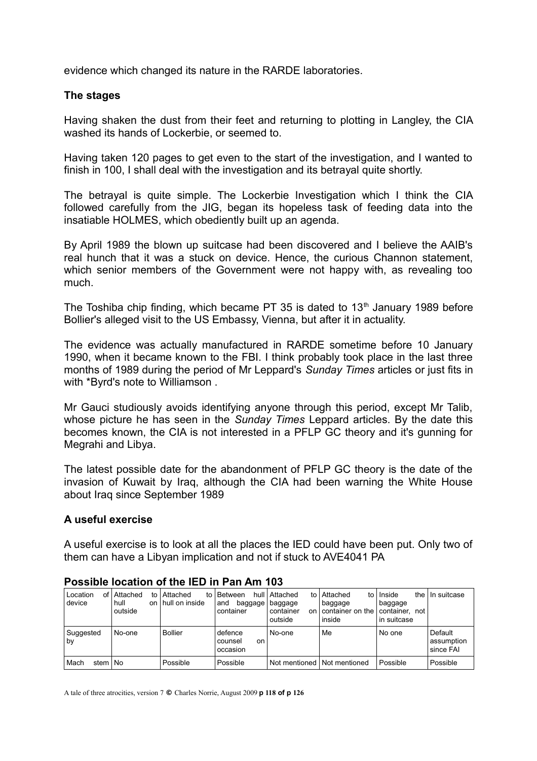evidence which changed its nature in the RARDE laboratories.

### The stages

Having shaken the dust from their feet and returning to plotting in Langley, the CIA washed its hands of Lockerbie, or seemed to.

Having taken 120 pages to get even to the start of the investigation, and I wanted to finish in 100, I shall deal with the investigation and its betrayal quite shortly.

The betrayal is quite simple. The Lockerbie Investigation which I think the CIA followed carefully from the JIG, began its hopeless task of feeding data into the insatiable HOLMES, which obediently built up an agenda.

By April 1989 the blown up suitcase had been discovered and I believe the AAIB's real hunch that it was a stuck on device. Hence, the curious Channon statement, which senior members of the Government were not happy with, as revealing too much.

The Toshiba chip finding, which became PT 35 is dated to 13th January 1989 before Bollier's alleged visit to the US Embassy, Vienna, but after it in actuality.

The evidence was actually manufactured in RARDE sometime before 10 January 1990, when it became known to the FBI. I think probably took place in the last three months of 1989 during the period of Mr Leppard's *Sunday Times* articles or just fits in with *Byrd's note to Williamson .

Mr Gauci studiously avoids identifying anyone through this period, except Mr Talib, whose picture he has seen in the *Sunday Times* Leppard articles. By the date this becomes known, the CIA is not interested in a PFLP GC theory and it's gunning for Megrahi and Libya.

The latest possible date for the abandonment of PFLP GC theory is the date of the invasion of Kuwait by Iraq, although the CIA had been warning the White House about Iraq since September 1989

### A useful exercise

A useful exercise is to look at all the places the IED could have been put. Only two of them can have a Libyan implication and not if stuck to AVE4041 PA

### Possible location of the IED in Pan Am 103

| Location of device | Attached to hull on outside | Attached to hull on inside | Between hull and baggage container | Attached to baggage container on outside | Attached to baggage container on the inside | Inside the baggage container, not in suitcase | In suitcase |
|---|---|---|---|---|---|---|---|
| Suggested by | No-one | Bollier | defence counsel on occasion | No-one | Me | No one | Default assumption since FAI |
| Mach stem | No | Possible | Possible | Not mentioned | Not mentioned | Possible | Possible |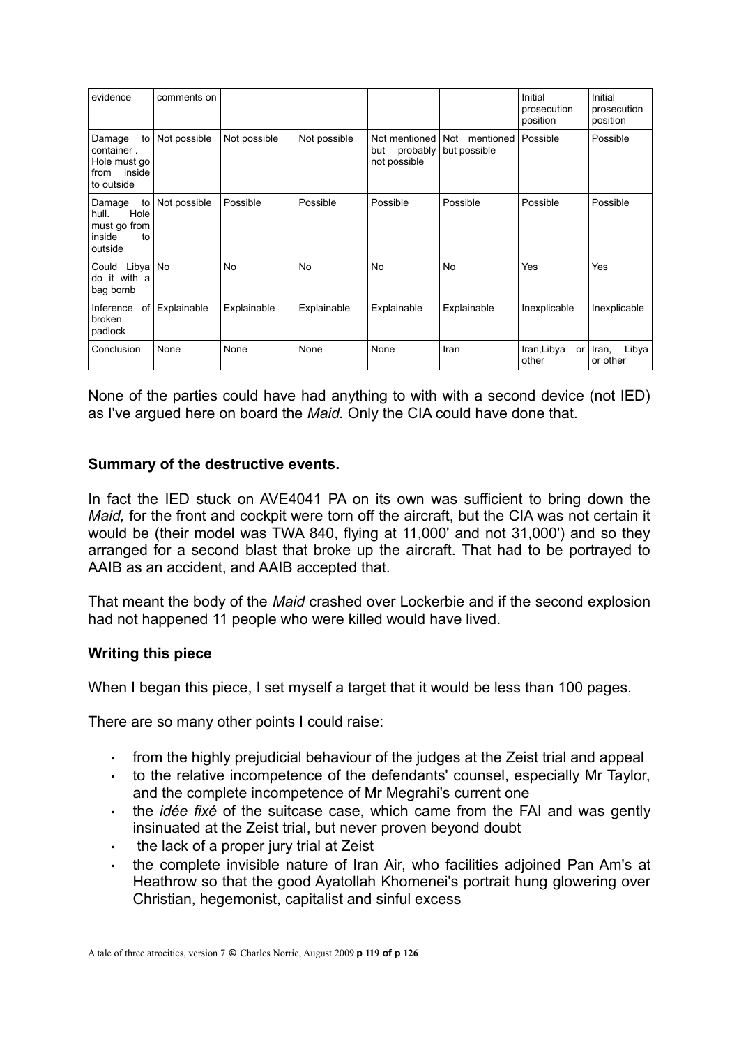| evidence | comments on | | | | | Initial prosecution position | Initial prosecution position |
|---|---|---|---|---|---|---|---|
| Damage to container . Hole must go from inside to outside | Not possible | Not possible | Not possible | Not mentioned but probably not possible | Not mentioned but possible | Possible | Possible |
| Damage to hull. Hole must go from inside to outside | Not possible | Possible | Possible | Possible | Possible | Possible | Possible |
| Could Libya do it with a bag bomb | No | No | No | No | No | Yes | Yes |
| Inference of broken padlock | Explainable | Explainable | Explainable | Explainable | Explainable | Inexplicable | Inexplicable |
| Conclusion | None | None | None | None | Iran | Iran,Libya or other | Iran, Libya or other |

None of the parties could have had anything to with with a second device (not IED) as I've argued here on board the *Maid.* Only the CIA could have done that.

**Summary of the destructive events.**

In fact the IED stuck on AVE4041 PA on its own was sufficient to bring down the *Maid,* for the front and cockpit were torn off the aircraft, but the CIA was not certain it would be (their model was TWA 840, flying at 11,000' and not 31,000') and so they arranged for a second blast that broke up the aircraft. That had to be portrayed to AAIB as an accident, and AAIB accepted that.

That meant the body of the *Maid* crashed over Lockerbie and if the second explosion had not happened 11 people who were killed would have lived.

**Writing this piece**

When I began this piece, I set myself a target that it would be less than 100 pages.

There are so many other points I could raise:

- from the highly prejudicial behaviour of the judges at the Zeist trial and appeal
- to the relative incompetence of the defendants' counsel, especially Mr Taylor, and the complete incompetence of Mr Megrahi's current one
- the *idée fixé* of the suitcase case, which came from the FAI and was gently insinuated at the Zeist trial, but never proven beyond doubt
- the lack of a proper jury trial at Zeist
- the complete invisible nature of Iran Air, who facilities adjoined Pan Am's at Heathrow so that the good Ayatollah Khomenei's portrait hung glowering over Christian, hegemonist, capitalist and sinful excess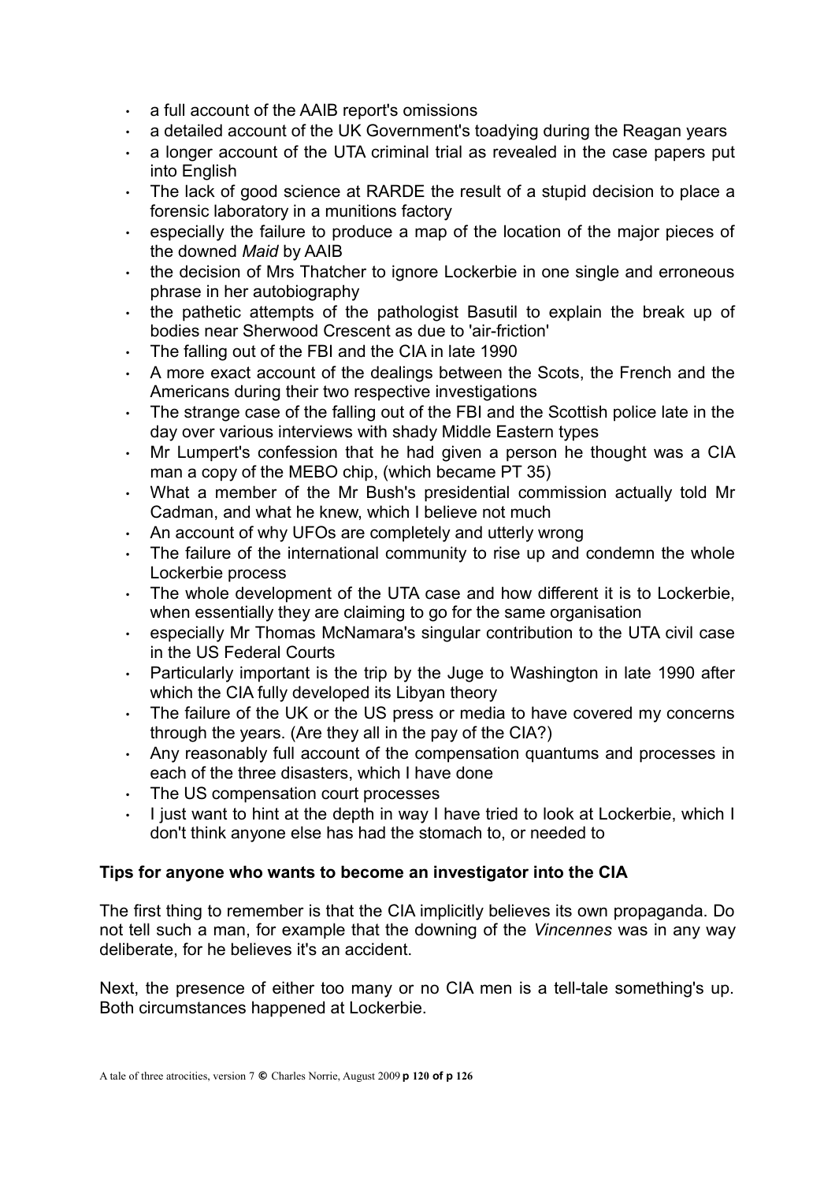- a full account of the AAIB report's omissions
- a detailed account of the UK Government's toadying during the Reagan years
- a longer account of the UTA criminal trial as revealed in the case papers put into English
- The lack of good science at RARDE the result of a stupid decision to place a forensic laboratory in a munitions factory
- especially the failure to produce a map of the location of the major pieces of the downed *Maid* by AAIB
- the decision of Mrs Thatcher to ignore Lockerbie in one single and erroneous phrase in her autobiography
- the pathetic attempts of the pathologist Basutil to explain the break up of bodies near Sherwood Crescent as due to 'air-friction'
- The falling out of the FBI and the CIA in late 1990
- A more exact account of the dealings between the Scots, the French and the Americans during their two respective investigations
- The strange case of the falling out of the FBI and the Scottish police late in the day over various interviews with shady Middle Eastern types
- Mr Lumpert's confession that he had given a person he thought was a CIA man a copy of the MEBO chip, (which became PT 35)
- What a member of the Mr Bush's presidential commission actually told Mr Cadman, and what he knew, which I believe not much
- An account of why UFOs are completely and utterly wrong
- The failure of the international community to rise up and condemn the whole Lockerbie process
- The whole development of the UTA case and how different it is to Lockerbie, when essentially they are claiming to go for the same organisation
- especially Mr Thomas McNamara's singular contribution to the UTA civil case in the US Federal Courts
- Particularly important is the trip by the Juge to Washington in late 1990 after which the CIA fully developed its Libyan theory
- The failure of the UK or the US press or media to have covered my concerns through the years. (Are they all in the pay of the CIA?)
- Any reasonably full account of the compensation quantums and processes in each of the three disasters, which I have done
- The US compensation court processes
- I just want to hint at the depth in way I have tried to look at Lockerbie, which I don't think anyone else has had the stomach to, or needed to

**Tips for anyone who wants to become an investigator into the CIA**

The first thing to remember is that the CIA implicitly believes its own propaganda. Do not tell such a man, for example that the downing of the *Vincennes* was in any way deliberate, for he believes it's an accident.

Next, the presence of either too many or no CIA men is a tell-tale something's up. Both circumstances happened at Lockerbie.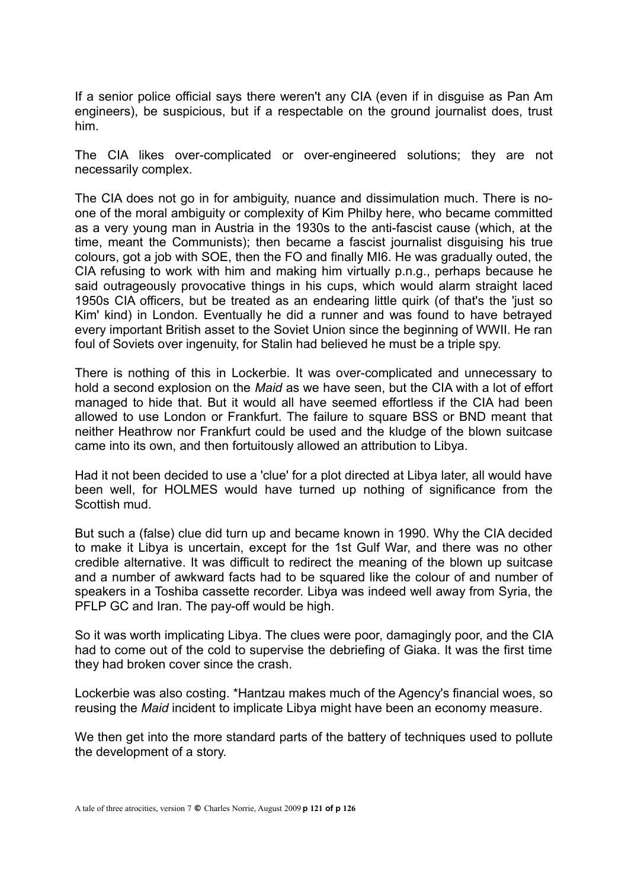If a senior police official says there weren't any CIA (even if in disguise as Pan Am engineers), be suspicious, but if a respectable on the ground journalist does, trust him.

The CIA likes over-complicated or over-engineered solutions; they are not necessarily complex.

The CIA does not go in for ambiguity, nuance and dissimulation much. There is no-one of the moral ambiguity or complexity of Kim Philby here, who became committed as a very young man in Austria in the 1930s to the anti-fascist cause (which, at the time, meant the Communists); then became a fascist journalist disguising his true colours, got a job with SOE, then the FO and finally MI6. He was gradually outed, the CIA refusing to work with him and making him virtually p.n.g., perhaps because he said outrageously provocative things in his cups, which would alarm straight laced 1950s CIA officers, but be treated as an endearing little quirk (of that's the 'just so Kim' kind) in London. Eventually he did a runner and was found to have betrayed every important British asset to the Soviet Union since the beginning of WWII. He ran foul of Soviets over ingenuity, for Stalin had believed he must be a triple spy.

There is nothing of this in Lockerbie. It was over-complicated and unnecessary to hold a second explosion on the *Maid* as we have seen, but the CIA with a lot of effort managed to hide that. But it would all have seemed effortless if the CIA had been allowed to use London or Frankfurt. The failure to square BSS or BND meant that neither Heathrow nor Frankfurt could be used and the kludge of the blown suitcase came into its own, and then fortuitously allowed an attribution to Libya.

Had it not been decided to use a 'clue' for a plot directed at Libya later, all would have been well, for HOLMES would have turned up nothing of significance from the Scottish mud.

But such a (false) clue did turn up and became known in 1990. Why the CIA decided to make it Libya is uncertain, except for the 1st Gulf War, and there was no other credible alternative. It was difficult to redirect the meaning of the blown up suitcase and a number of awkward facts had to be squared like the colour of and number of speakers in a Toshiba cassette recorder. Libya was indeed well away from Syria, the PFLP GC and Iran. The pay-off would be high.

So it was worth implicating Libya. The clues were poor, damagingly poor, and the CIA had to come out of the cold to supervise the debriefing of Giaka. It was the first time they had broken cover since the crash.

Lockerbie was also costing. *Hantzau makes much of the Agency's financial woes, so reusing the *Maid* incident to implicate Libya might have been an economy measure.

We then get into the more standard parts of the battery of techniques used to pollute the development of a story.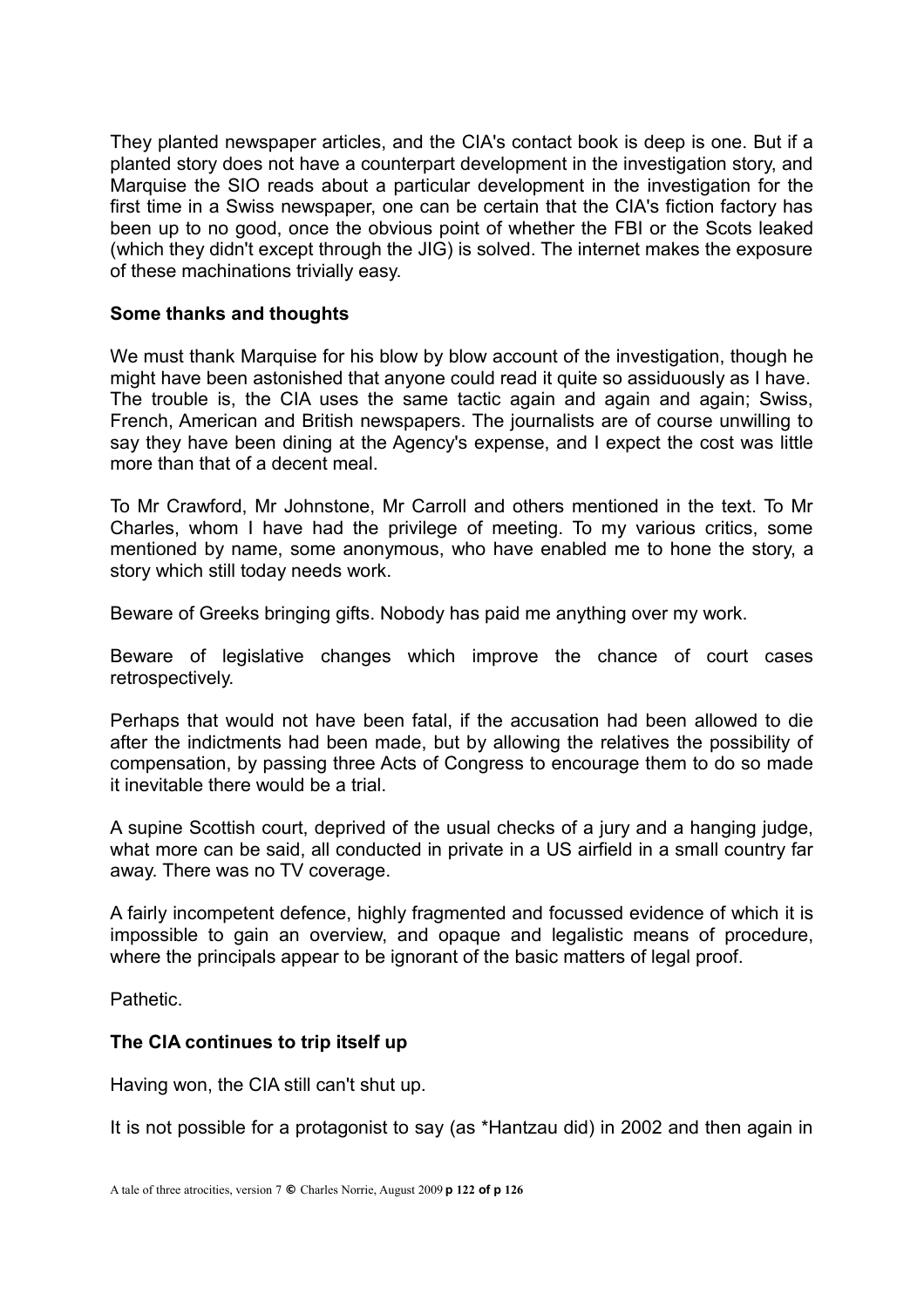They planted newspaper articles, and the CIA's contact book is deep is one. But if a planted story does not have a counterpart development in the investigation story, and Marquise the SIO reads about a particular development in the investigation for the first time in a Swiss newspaper, one can be certain that the CIA's fiction factory has been up to no good, once the obvious point of whether the FBI or the Scots leaked (which they didn't except through the JIG) is solved. The internet makes the exposure of these machinations trivially easy.

**Some thanks and thoughts**

We must thank Marquise for his blow by blow account of the investigation, though he might have been astonished that anyone could read it quite so assiduously as I have. The trouble is, the CIA uses the same tactic again and again and again; Swiss, French, American and British newspapers. The journalists are of course unwilling to say they have been dining at the Agency's expense, and I expect the cost was little more than that of a decent meal.

To Mr Crawford, Mr Johnstone, Mr Carroll and others mentioned in the text. To Mr Charles, whom I have had the privilege of meeting. To my various critics, some mentioned by name, some anonymous, who have enabled me to hone the story, a story which still today needs work.

Beware of Greeks bringing gifts. Nobody has paid me anything over my work.

Beware of legislative changes which improve the chance of court cases retrospectively.

Perhaps that would not have been fatal, if the accusation had been allowed to die after the indictments had been made, but by allowing the relatives the possibility of compensation, by passing three Acts of Congress to encourage them to do so made it inevitable there would be a trial.

A supine Scottish court, deprived of the usual checks of a jury and a hanging judge, what more can be said, all conducted in private in a US airfield in a small country far away. There was no TV coverage.

A fairly incompetent defence, highly fragmented and focussed evidence of which it is impossible to gain an overview, and opaque and legalistic means of procedure, where the principals appear to be ignorant of the basic matters of legal proof.

Pathetic.

**The CIA continues to trip itself up**

Having won, the CIA still can't shut up.

It is not possible for a protagonist to say (as *Hantzau did) in 2002 and then again in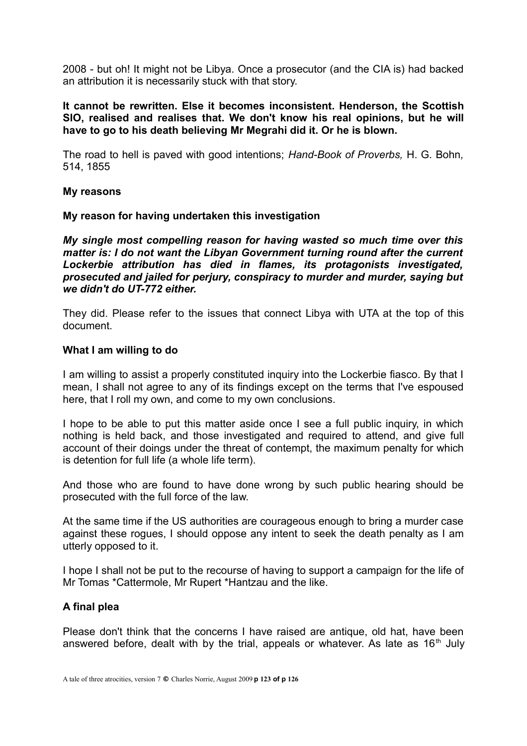2008 - but oh! It might not be Libya. Once a prosecutor (and the CIA is) had backed an attribution it is necessarily stuck with that story.

**It cannot be rewritten. Else it becomes inconsistent. Henderson, the Scottish SIO, realised and realises that. We don't know his real opinions, but he will have to go to his death believing Mr Megrahi did it. Or he is blown.**

The road to hell is paved with good intentions; *Hand-Book of Proverbs,* H. G. Bohn*,* 514, 1855

**My reasons**

**My reason for having undertaken this investigation**

***My single most compelling reason for having wasted so much time over this matter is: I do not want the Libyan Government turning round after the current Lockerbie attribution has died in flames, its protagonists investigated, prosecuted and jailed for perjury, conspiracy to murder and murder, saying but we didn't do UT-772 either.***

They did. Please refer to the issues that connect Libya with UTA at the top of this document.

**What I am willing to do**

I am willing to assist a properly constituted inquiry into the Lockerbie fiasco. By that I mean, I shall not agree to any of its findings except on the terms that I've espoused here, that I roll my own, and come to my own conclusions.

I hope to be able to put this matter aside once I see a full public inquiry, in which nothing is held back, and those investigated and required to attend, and give full account of their doings under the threat of contempt, the maximum penalty for which is detention for full life (a whole life term).

And those who are found to have done wrong by such public hearing should be prosecuted with the full force of the law.

At the same time if the US authorities are courageous enough to bring a murder case against these rogues, I should oppose any intent to seek the death penalty as I am utterly opposed to it.

I hope I shall not be put to the recourse of having to support a campaign for the life of Mr Tomas *Cattermole, Mr Rupert *Hantzau and the like.

## A final plea

Please don't think that the concerns I have raised are antique, old hat, have been answered before, dealt with by the trial, appeals or whatever. As late as 16th July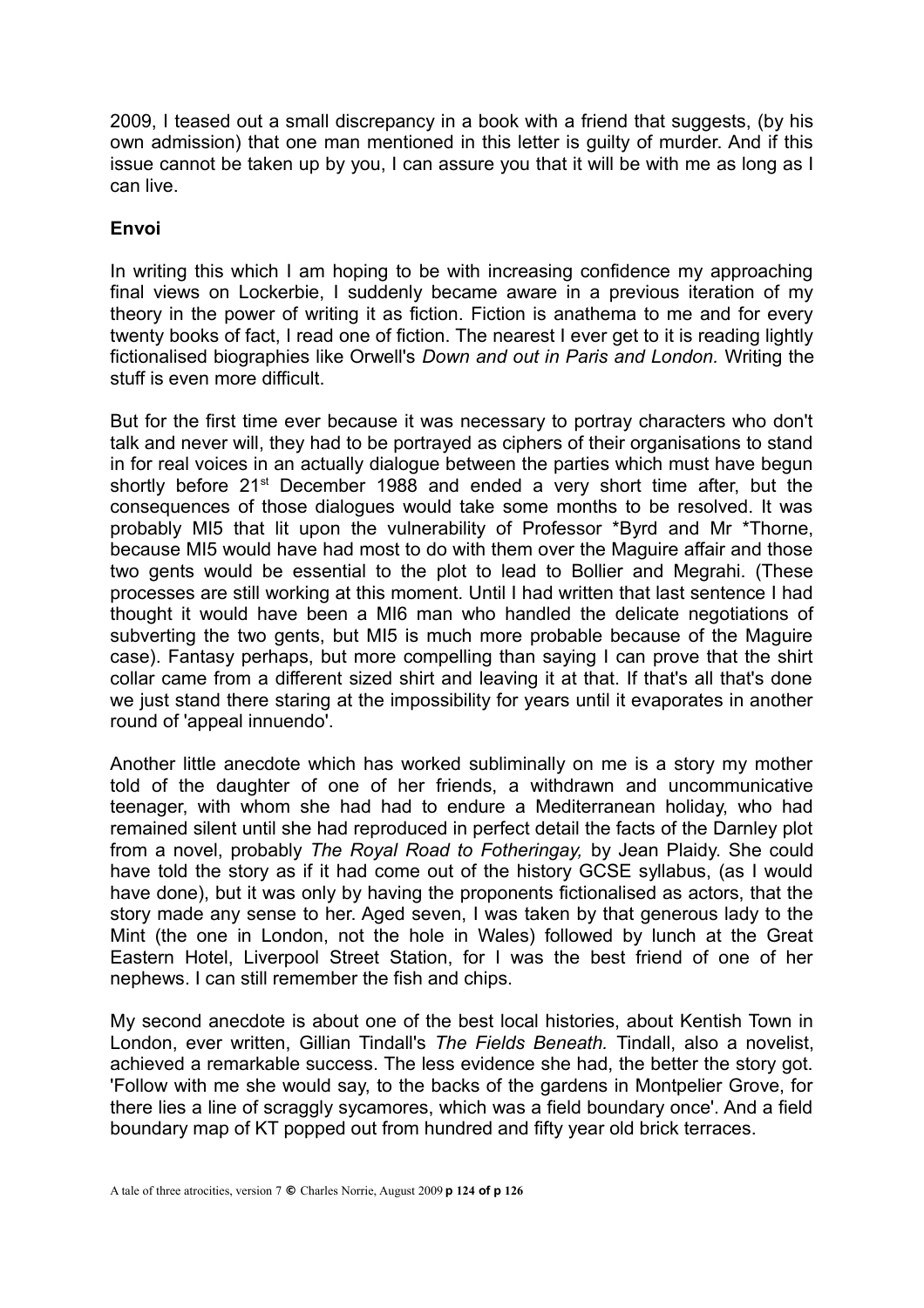2009, I teased out a small discrepancy in a book with a friend that suggests, (by his own admission) that one man mentioned in this letter is guilty of murder. And if this issue cannot be taken up by you, I can assure you that it will be with me as long as I can live.

## Envoi

In writing this which I am hoping to be with increasing confidence my approaching final views on Lockerbie, I suddenly became aware in a previous iteration of my theory in the power of writing it as fiction. Fiction is anathema to me and for every twenty books of fact, I read one of fiction. The nearest I ever get to it is reading lightly fictionalised biographies like Orwell's *Down and out in Paris and London.* Writing the stuff is even more difficult.

But for the first time ever because it was necessary to portray characters who don't talk and never will, they had to be portrayed as ciphers of their organisations to stand in for real voices in an actually dialogue between the parties which must have begun shortly before 21st December 1988 and ended a very short time after, but the consequences of those dialogues would take some months to be resolved. It was probably MI5 that lit upon the vulnerability of Professor *Byrd and Mr *Thorne, because MI5 would have had most to do with them over the Maguire affair and those two gents would be essential to the plot to lead to Bollier and Megrahi. (These processes are still working at this moment. Until I had written that last sentence I had thought it would have been a MI6 man who handled the delicate negotiations of subverting the two gents, but MI5 is much more probable because of the Maguire case). Fantasy perhaps, but more compelling than saying I can prove that the shirt collar came from a different sized shirt and leaving it at that. If that's all that's done we just stand there staring at the impossibility for years until it evaporates in another round of 'appeal innuendo'.

Another little anecdote which has worked subliminally on me is a story my mother told of the daughter of one of her friends, a withdrawn and uncommunicative teenager, with whom she had had to endure a Mediterranean holiday, who had remained silent until she had reproduced in perfect detail the facts of the Darnley plot from a novel, probably *The Royal Road to Fotheringay,* by Jean Plaidy. She could have told the story as if it had come out of the history GCSE syllabus, (as I would have done), but it was only by having the proponents fictionalised as actors, that the story made any sense to her. Aged seven, I was taken by that generous lady to the Mint (the one in London, not the hole in Wales) followed by lunch at the Great Eastern Hotel, Liverpool Street Station, for I was the best friend of one of her nephews. I can still remember the fish and chips.

My second anecdote is about one of the best local histories, about Kentish Town in London, ever written, Gillian Tindall's *The Fields Beneath.* Tindall, also a novelist, achieved a remarkable success. The less evidence she had, the better the story got. 'Follow with me she would say, to the backs of the gardens in Montpelier Grove, for there lies a line of scraggly sycamores, which was a field boundary once'. And a field boundary map of KT popped out from hundred and fifty year old brick terraces.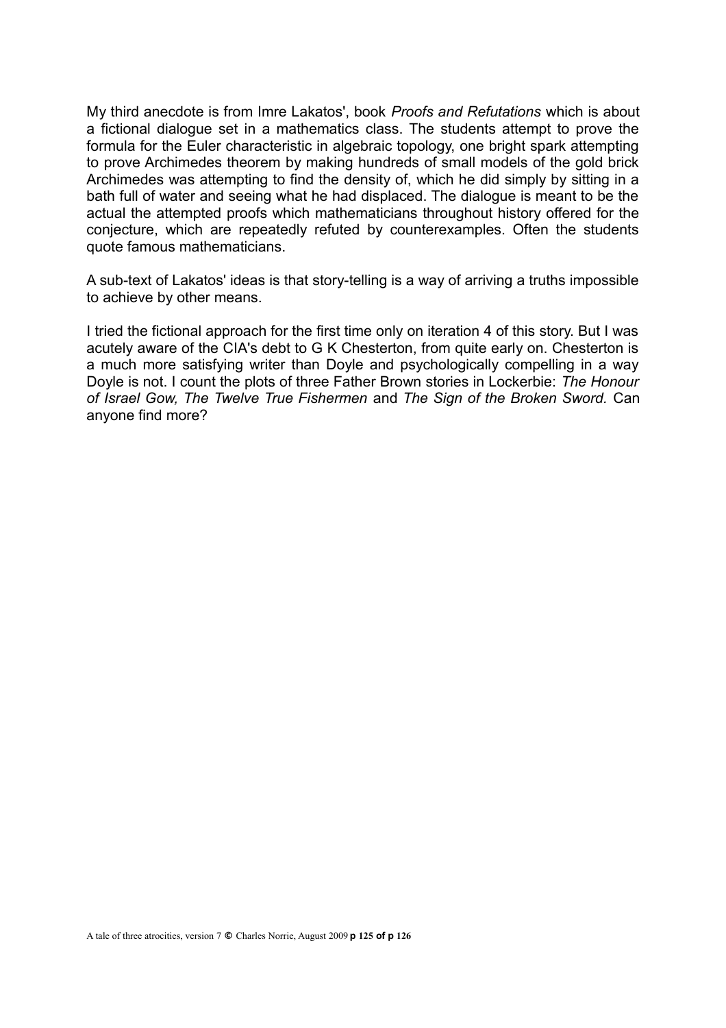My third anecdote is from Imre Lakatos', book *Proofs and Refutations* which is about a fictional dialogue set in a mathematics class. The students attempt to prove the formula for the Euler characteristic in algebraic topology, one bright spark attempting to prove Archimedes theorem by making hundreds of small models of the gold brick Archimedes was attempting to find the density of, which he did simply by sitting in a bath full of water and seeing what he had displaced. The dialogue is meant to be the actual the attempted proofs which mathematicians throughout history offered for the conjecture, which are repeatedly refuted by counterexamples. Often the students quote famous mathematicians.

A sub-text of Lakatos' ideas is that story-telling is a way of arriving a truths impossible to achieve by other means.

I tried the fictional approach for the first time only on iteration 4 of this story. But I was acutely aware of the CIA's debt to G K Chesterton, from quite early on. Chesterton is a much more satisfying writer than Doyle and psychologically compelling in a way Doyle is not. I count the plots of three Father Brown stories in Lockerbie: *The Honour of Israel Gow, The Twelve True Fishermen* and *The Sign of the Broken Sword.* Can anyone find more?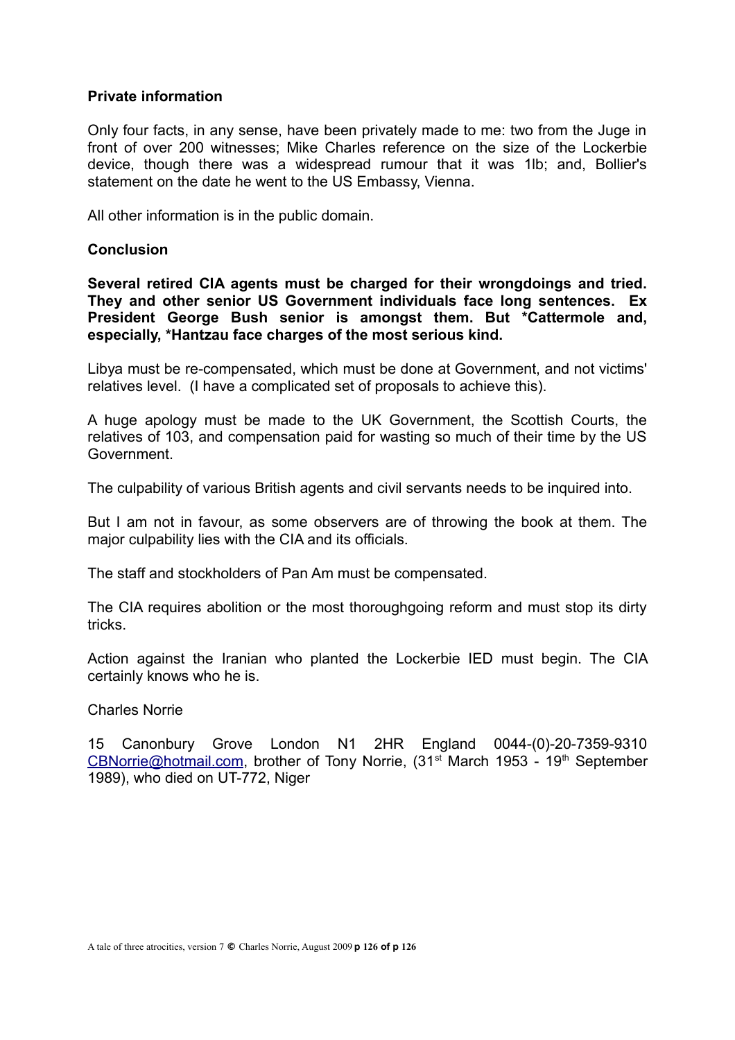**Private information**

Only four facts, in any sense, have been privately made to me: two from the Juge in front of over 200 witnesses; Mike Charles reference on the size of the Lockerbie device, though there was a widespread rumour that it was 1lb; and, Bollier's statement on the date he went to the US Embassy, Vienna.

All other information is in the public domain.

**Conclusion**

**Several retired CIA agents must be charged for their wrongdoings and tried. They and other senior US Government individuals face long sentences. Ex President George Bush senior is amongst them. But *Cattermole and, especially, *Hantzau face charges of the most serious kind.**

Libya must be re-compensated, which must be done at Government, and not victims' relatives level. (I have a complicated set of proposals to achieve this).

A huge apology must be made to the UK Government, the Scottish Courts, the relatives of 103, and compensation paid for wasting so much of their time by the US Government.

The culpability of various British agents and civil servants needs to be inquired into.

But I am not in favour, as some observers are of throwing the book at them. The major culpability lies with the CIA and its officials.

The staff and stockholders of Pan Am must be compensated.

The CIA requires abolition or the most thoroughgoing reform and must stop its dirty tricks.

Action against the Iranian who planted the Lockerbie IED must begin. The CIA certainly knows who he is.

Charles Norrie

15 Canonbury Grove London N1 2HR England 0044-(0)-20-7359-9310 CBNorrie@hotmail.com, brother of Tony Norrie, (31st March 1953 - 19th September 1989), who died on UT-772, Niger